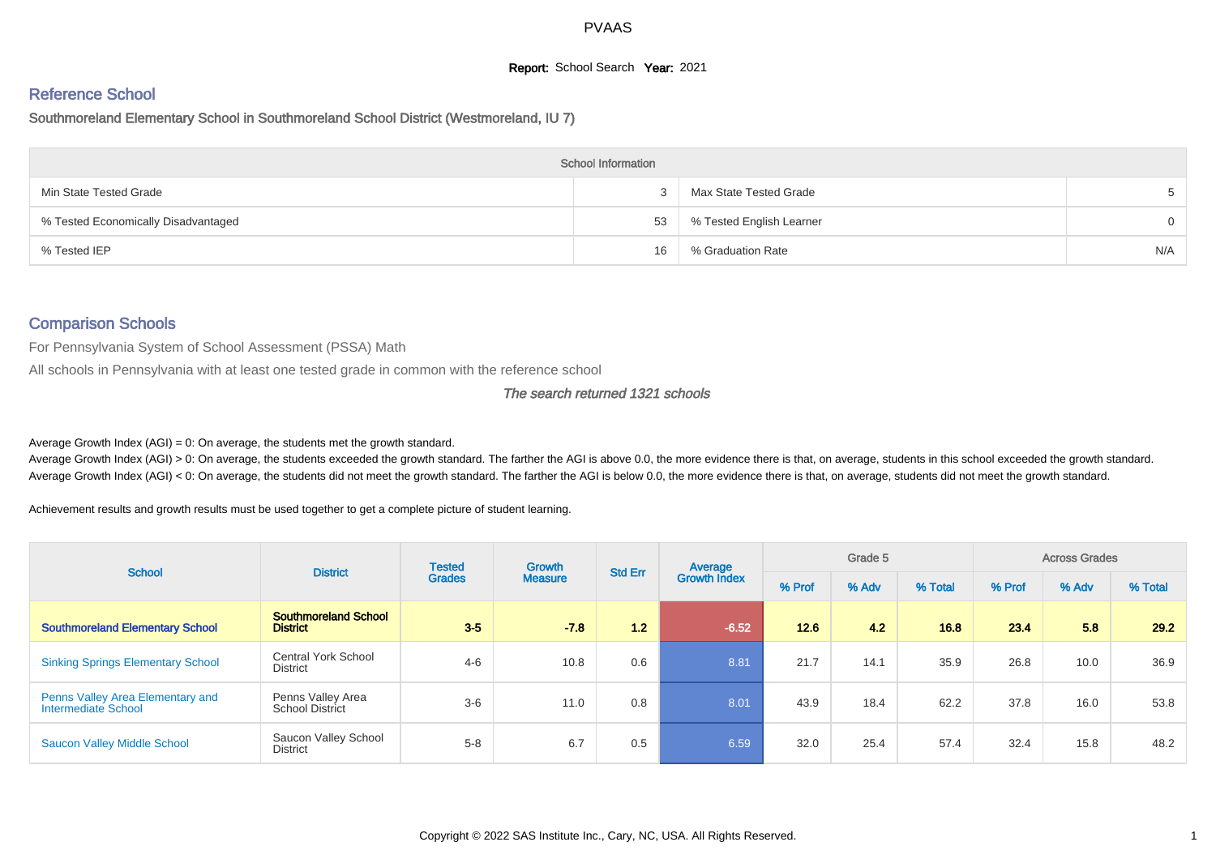# PVAAS

**Report:** School Search **Year:** 2021

## Reference School

### Southmoreland Elementary School in Southmoreland School District (Westmoreland, IU 7)

| School Information | | | |
|---|---|---|---|
| Min State Tested Grade | 3 | Max State Tested Grade | 5 |
| % Tested Economically Disadvantaged | 53 | % Tested English Learner | 0 |
| % Tested IEP | 16 | % Graduation Rate | N/A |

## Comparison Schools

For Pennsylvania System of School Assessment (PSSA) Math

All schools in Pennsylvania with at least one tested grade in common with the reference school

*The search returned 1321 schools*

Average Growth Index (AGI) = 0: On average, the students met the growth standard.
Average Growth Index (AGI) > 0: On average, the students exceeded the growth standard. The farther the AGI is above 0.0, the more evidence there is that, on average, students in this school exceeded the growth standard.
Average Growth Index (AGI) < 0: On average, the students did not meet the growth standard. The farther the AGI is below 0.0, the more evidence there is that, on average, students did not meet the growth standard.

Achievement results and growth results must be used together to get a complete picture of student learning.

| School | District | Tested Grades | Growth Measure | Std Err | Average Growth Index | Grade 5 | | | Across Grades | | |
|---|---|---|---|---|---|---|---|---|---|---|---|
| | | | | | | % Prof | % Adv | % Total | % Prof | % Adv | % Total |
| **Southmoreland Elementary School** | **Southmoreland School District** | **3-5** | **-7.8** | **1.2** | **-6.52** | **12.6** | **4.2** | **16.8** | **23.4** | **5.8** | **29.2** |
| Sinking Springs Elementary School | Central York School District | 4-6 | 10.8 | 0.6 | 8.81 | 21.7 | 14.1 | 35.9 | 26.8 | 10.0 | 36.9 |
| Penns Valley Area Elementary and Intermediate School | Penns Valley Area School District | 3-6 | 11.0 | 0.8 | 8.01 | 43.9 | 18.4 | 62.2 | 37.8 | 16.0 | 53.8 |
| Saucon Valley Middle School | Saucon Valley School District | 5-8 | 6.7 | 0.5 | 6.59 | 32.0 | 25.4 | 57.4 | 32.4 | 15.8 | 48.2 |

Copyright © 2022 SAS Institute Inc., Cary, NC, USA. All Rights Reserved.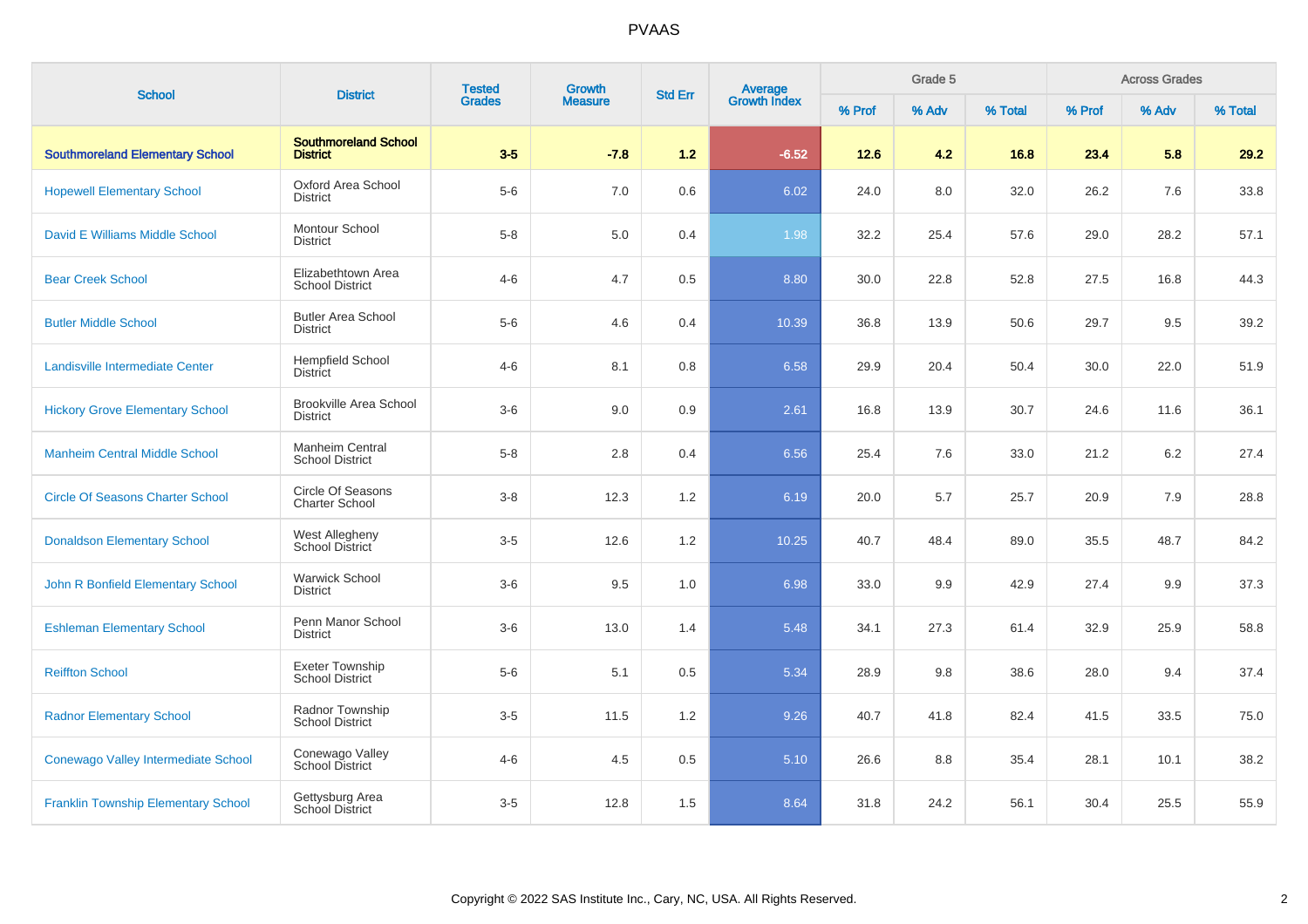# PVAAS

| School | District | Tested Grades | Growth Measure | Std Err | Average Growth Index | Grade 5 | | | Across Grades | | |
|---|---|---|---|---|---|---|---|---|---|---|---|
| | | | | | | % Prof | % Adv | % Total | % Prof | % Adv | % Total |
| **Southmoreland Elementary School** | **Southmoreland School District** | **3-5** | **-7.8** | **1.2** | **-6.52** | **12.6** | **4.2** | **16.8** | **23.4** | **5.8** | **29.2** |
| Hopewell Elementary School | Oxford Area School District | 5-6 | 7.0 | 0.6 | 6.02 | 24.0 | 8.0 | 32.0 | 26.2 | 7.6 | 33.8 |
| David E Williams Middle School | Montour School District | 5-8 | 5.0 | 0.4 | 1.98 | 32.2 | 25.4 | 57.6 | 29.0 | 28.2 | 57.1 |
| Bear Creek School | Elizabethtown Area School District | 4-6 | 4.7 | 0.5 | 8.80 | 30.0 | 22.8 | 52.8 | 27.5 | 16.8 | 44.3 |
| Butler Middle School | Butler Area School District | 5-6 | 4.6 | 0.4 | 10.39 | 36.8 | 13.9 | 50.6 | 29.7 | 9.5 | 39.2 |
| Landisville Intermediate Center | Hempfield School District | 4-6 | 8.1 | 0.8 | 6.58 | 29.9 | 20.4 | 50.4 | 30.0 | 22.0 | 51.9 |
| Hickory Grove Elementary School | Brookville Area School District | 3-6 | 9.0 | 0.9 | 2.61 | 16.8 | 13.9 | 30.7 | 24.6 | 11.6 | 36.1 |
| Manheim Central Middle School | Manheim Central School District | 5-8 | 2.8 | 0.4 | 6.56 | 25.4 | 7.6 | 33.0 | 21.2 | 6.2 | 27.4 |
| Circle Of Seasons Charter School | Circle Of Seasons Charter School | 3-8 | 12.3 | 1.2 | 6.19 | 20.0 | 5.7 | 25.7 | 20.9 | 7.9 | 28.8 |
| Donaldson Elementary School | West Allegheny School District | 3-5 | 12.6 | 1.2 | 10.25 | 40.7 | 48.4 | 89.0 | 35.5 | 48.7 | 84.2 |
| John R Bonfield Elementary School | Warwick School District | 3-6 | 9.5 | 1.0 | 6.98 | 33.0 | 9.9 | 42.9 | 27.4 | 9.9 | 37.3 |
| Eshleman Elementary School | Penn Manor School District | 3-6 | 13.0 | 1.4 | 5.48 | 34.1 | 27.3 | 61.4 | 32.9 | 25.9 | 58.8 |
| Reiffton School | Exeter Township School District | 5-6 | 5.1 | 0.5 | 5.34 | 28.9 | 9.8 | 38.6 | 28.0 | 9.4 | 37.4 |
| Radnor Elementary School | Radnor Township School District | 3-5 | 11.5 | 1.2 | 9.26 | 40.7 | 41.8 | 82.4 | 41.5 | 33.5 | 75.0 |
| Conewago Valley Intermediate School | Conewago Valley School District | 4-6 | 4.5 | 0.5 | 5.10 | 26.6 | 8.8 | 35.4 | 28.1 | 10.1 | 38.2 |
| Franklin Township Elementary School | Gettysburg Area School District | 3-5 | 12.8 | 1.5 | 8.64 | 31.8 | 24.2 | 56.1 | 30.4 | 25.5 | 55.9 |

Copyright © 2022 SAS Institute Inc., Cary, NC, USA. All Rights Reserved.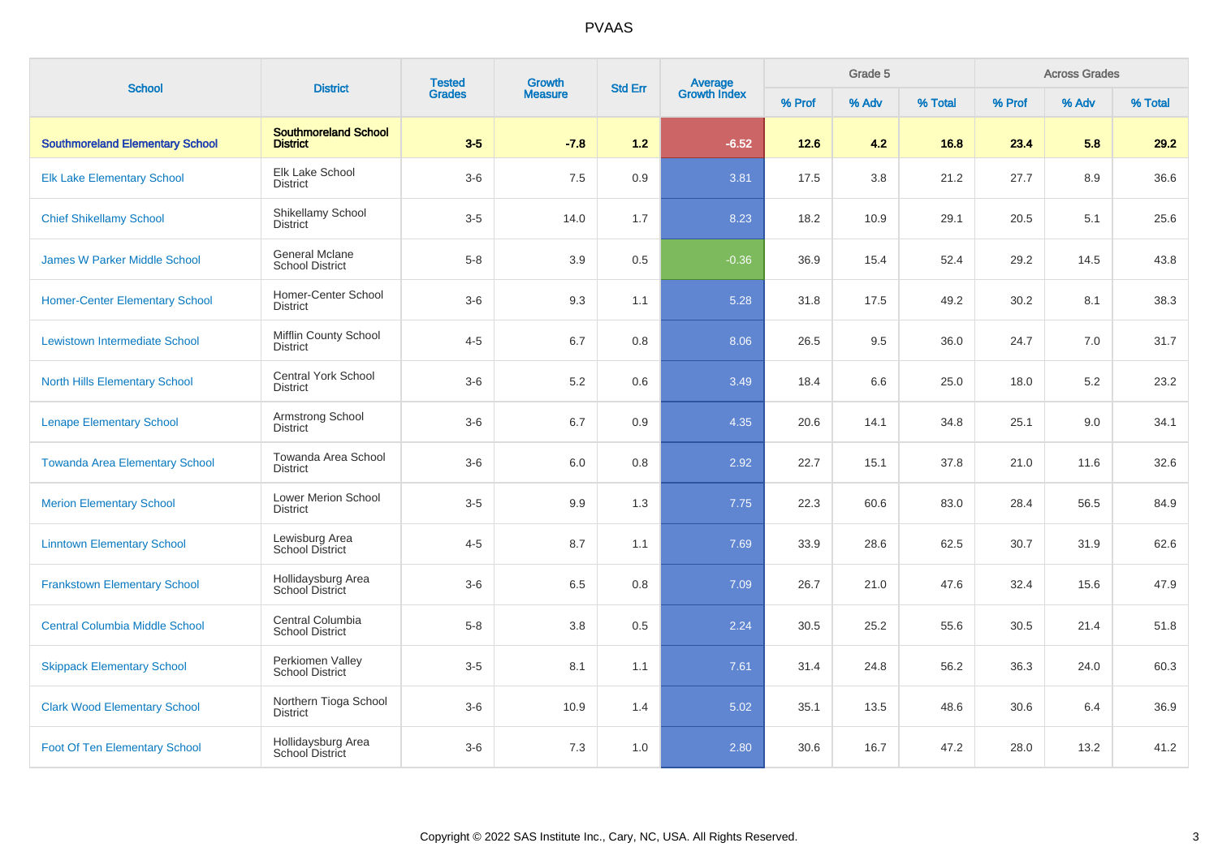| School | District | Tested Grades | Growth Measure | Std Err | Average Growth Index | Grade 5 | | | Across Grades | | |
|---|---|---|---|---|---|---|---|---|---|---|---|
| | | | | | | % Prof | % Adv | % Total | % Prof | % Adv | % Total |
| **Southmoreland Elementary School** | **Southmoreland School District** | **3-5** | **-7.8** | **1.2** | **-6.52** | **12.6** | **4.2** | **16.8** | **23.4** | **5.8** | **29.2** |
| Elk Lake Elementary School | Elk Lake School District | 3-6 | 7.5 | 0.9 | 3.81 | 17.5 | 3.8 | 21.2 | 27.7 | 8.9 | 36.6 |
| Chief Shikellamy School | Shikellamy School District | 3-5 | 14.0 | 1.7 | 8.23 | 18.2 | 10.9 | 29.1 | 20.5 | 5.1 | 25.6 |
| James W Parker Middle School | General Mclane School District | 5-8 | 3.9 | 0.5 | -0.36 | 36.9 | 15.4 | 52.4 | 29.2 | 14.5 | 43.8 |
| Homer-Center Elementary School | Homer-Center School District | 3-6 | 9.3 | 1.1 | 5.28 | 31.8 | 17.5 | 49.2 | 30.2 | 8.1 | 38.3 |
| Lewistown Intermediate School | Mifflin County School District | 4-5 | 6.7 | 0.8 | 8.06 | 26.5 | 9.5 | 36.0 | 24.7 | 7.0 | 31.7 |
| North Hills Elementary School | Central York School District | 3-6 | 5.2 | 0.6 | 3.49 | 18.4 | 6.6 | 25.0 | 18.0 | 5.2 | 23.2 |
| Lenape Elementary School | Armstrong School District | 3-6 | 6.7 | 0.9 | 4.35 | 20.6 | 14.1 | 34.8 | 25.1 | 9.0 | 34.1 |
| Towanda Area Elementary School | Towanda Area School District | 3-6 | 6.0 | 0.8 | 2.92 | 22.7 | 15.1 | 37.8 | 21.0 | 11.6 | 32.6 |
| Merion Elementary School | Lower Merion School District | 3-5 | 9.9 | 1.3 | 7.75 | 22.3 | 60.6 | 83.0 | 28.4 | 56.5 | 84.9 |
| Linntown Elementary School | Lewisburg Area School District | 4-5 | 8.7 | 1.1 | 7.69 | 33.9 | 28.6 | 62.5 | 30.7 | 31.9 | 62.6 |
| Frankstown Elementary School | Hollidaysburg Area School District | 3-6 | 6.5 | 0.8 | 7.09 | 26.7 | 21.0 | 47.6 | 32.4 | 15.6 | 47.9 |
| Central Columbia Middle School | Central Columbia School District | 5-8 | 3.8 | 0.5 | 2.24 | 30.5 | 25.2 | 55.6 | 30.5 | 21.4 | 51.8 |
| Skippack Elementary School | Perkiomen Valley School District | 3-5 | 8.1 | 1.1 | 7.61 | 31.4 | 24.8 | 56.2 | 36.3 | 24.0 | 60.3 |
| Clark Wood Elementary School | Northern Tioga School District | 3-6 | 10.9 | 1.4 | 5.02 | 35.1 | 13.5 | 48.6 | 30.6 | 6.4 | 36.9 |
| Foot Of Ten Elementary School | Hollidaysburg Area School District | 3-6 | 7.3 | 1.0 | 2.80 | 30.6 | 16.7 | 47.2 | 28.0 | 13.2 | 41.2 |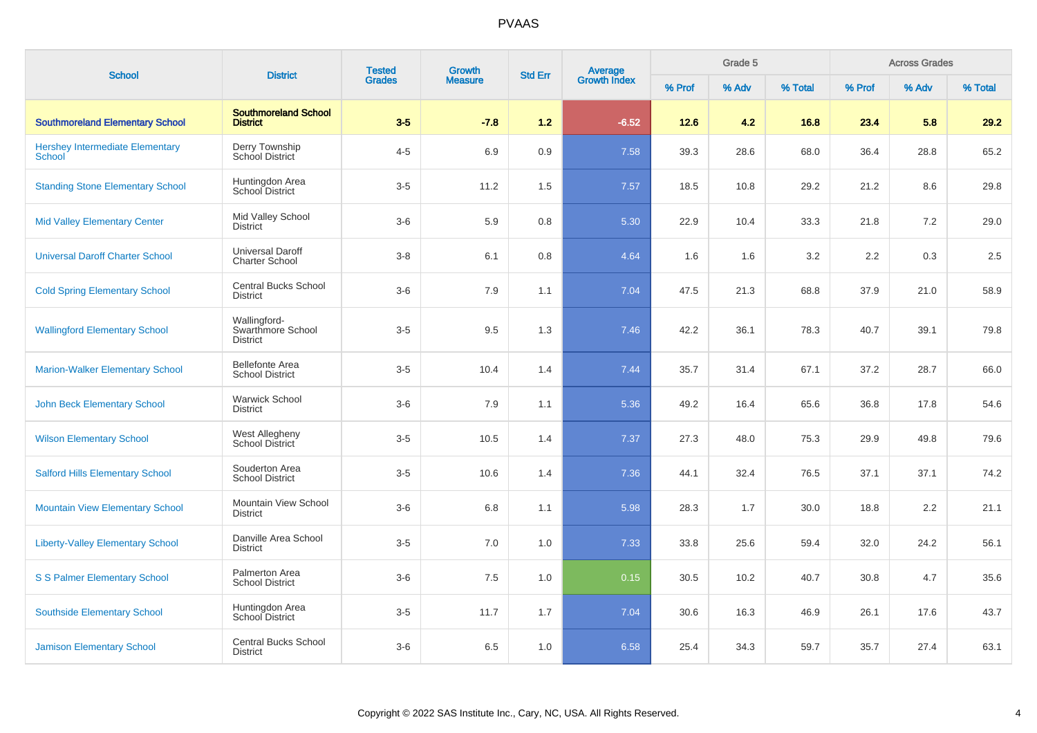# PVAAS

| School | District | Tested Grades | Growth Measure | Std Err | Average Growth Index | Grade 5 | | | Across Grades | | |
|---|---|---|---|---|---|---|---|---|---|---|---|
| | | | | | | % Prof | % Adv | % Total | % Prof | % Adv | % Total |
| **Southmoreland Elementary School** | **Southmoreland School District** | **3-5** | **-7.8** | **1.2** | **-6.52** | **12.6** | **4.2** | **16.8** | **23.4** | **5.8** | **29.2** |
| Hershey Intermediate Elementary School | Derry Township School District | 4-5 | 6.9 | 0.9 | 7.58 | 39.3 | 28.6 | 68.0 | 36.4 | 28.8 | 65.2 |
| Standing Stone Elementary School | Huntingdon Area School District | 3-5 | 11.2 | 1.5 | 7.57 | 18.5 | 10.8 | 29.2 | 21.2 | 8.6 | 29.8 |
| Mid Valley Elementary Center | Mid Valley School District | 3-6 | 5.9 | 0.8 | 5.30 | 22.9 | 10.4 | 33.3 | 21.8 | 7.2 | 29.0 |
| Universal Daroff Charter School | Universal Daroff Charter School | 3-8 | 6.1 | 0.8 | 4.64 | 1.6 | 1.6 | 3.2 | 2.2 | 0.3 | 2.5 |
| Cold Spring Elementary School | Central Bucks School District | 3-6 | 7.9 | 1.1 | 7.04 | 47.5 | 21.3 | 68.8 | 37.9 | 21.0 | 58.9 |
| Wallingford Elementary School | Wallingford-Swarthmore School District | 3-5 | 9.5 | 1.3 | 7.46 | 42.2 | 36.1 | 78.3 | 40.7 | 39.1 | 79.8 |
| Marion-Walker Elementary School | Bellefonte Area School District | 3-5 | 10.4 | 1.4 | 7.44 | 35.7 | 31.4 | 67.1 | 37.2 | 28.7 | 66.0 |
| John Beck Elementary School | Warwick School District | 3-6 | 7.9 | 1.1 | 5.36 | 49.2 | 16.4 | 65.6 | 36.8 | 17.8 | 54.6 |
| Wilson Elementary School | West Allegheny School District | 3-5 | 10.5 | 1.4 | 7.37 | 27.3 | 48.0 | 75.3 | 29.9 | 49.8 | 79.6 |
| Salford Hills Elementary School | Souderton Area School District | 3-5 | 10.6 | 1.4 | 7.36 | 44.1 | 32.4 | 76.5 | 37.1 | 37.1 | 74.2 |
| Mountain View Elementary School | Mountain View School District | 3-6 | 6.8 | 1.1 | 5.98 | 28.3 | 1.7 | 30.0 | 18.8 | 2.2 | 21.1 |
| Liberty-Valley Elementary School | Danville Area School District | 3-5 | 7.0 | 1.0 | 7.33 | 33.8 | 25.6 | 59.4 | 32.0 | 24.2 | 56.1 |
| S S Palmer Elementary School | Palmerton Area School District | 3-6 | 7.5 | 1.0 | 0.15 | 30.5 | 10.2 | 40.7 | 30.8 | 4.7 | 35.6 |
| Southside Elementary School | Huntingdon Area School District | 3-5 | 11.7 | 1.7 | 7.04 | 30.6 | 16.3 | 46.9 | 26.1 | 17.6 | 43.7 |
| Jamison Elementary School | Central Bucks School District | 3-6 | 6.5 | 1.0 | 6.58 | 25.4 | 34.3 | 59.7 | 35.7 | 27.4 | 63.1 |

Copyright © 2022 SAS Institute Inc., Cary, NC, USA. All Rights Reserved.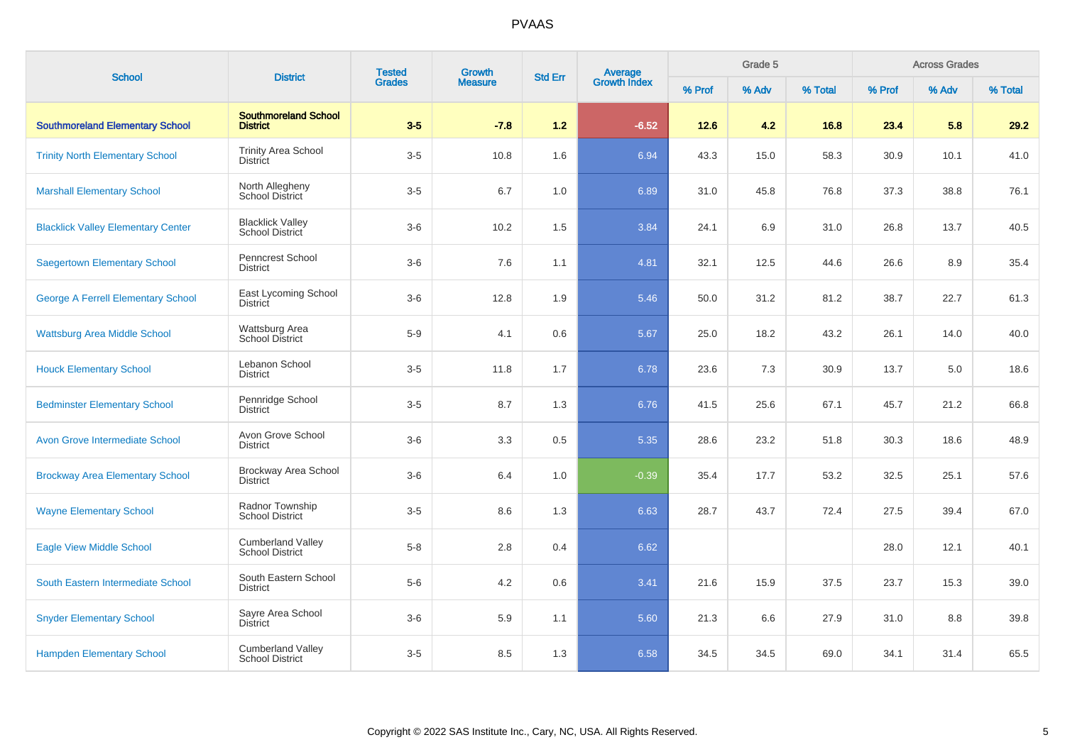# PVAAS

| School | District | Tested Grades | Growth Measure | Std Err | Average Growth Index | Grade 5 | | | Across Grades | | |
|---|---|---|---|---|---|---|---|---|---|---|---|
| | | | | | | % Prof | % Adv | % Total | % Prof | % Adv | % Total |
| **Southmoreland Elementary School** | **Southmoreland School District** | **3-5** | **-7.8** | **1.2** | **-6.52** | **12.6** | **4.2** | **16.8** | **23.4** | **5.8** | **29.2** |
| Trinity North Elementary School | Trinity Area School District | 3-5 | 10.8 | 1.6 | 6.94 | 43.3 | 15.0 | 58.3 | 30.9 | 10.1 | 41.0 |
| Marshall Elementary School | North Allegheny School District | 3-5 | 6.7 | 1.0 | 6.89 | 31.0 | 45.8 | 76.8 | 37.3 | 38.8 | 76.1 |
| Blacklick Valley Elementary Center | Blacklick Valley School District | 3-6 | 10.2 | 1.5 | 3.84 | 24.1 | 6.9 | 31.0 | 26.8 | 13.7 | 40.5 |
| Saegertown Elementary School | Penncrest School District | 3-6 | 7.6 | 1.1 | 4.81 | 32.1 | 12.5 | 44.6 | 26.6 | 8.9 | 35.4 |
| George A Ferrell Elementary School | East Lycoming School District | 3-6 | 12.8 | 1.9 | 5.46 | 50.0 | 31.2 | 81.2 | 38.7 | 22.7 | 61.3 |
| Wattsburg Area Middle School | Wattsburg Area School District | 5-9 | 4.1 | 0.6 | 5.67 | 25.0 | 18.2 | 43.2 | 26.1 | 14.0 | 40.0 |
| Houck Elementary School | Lebanon School District | 3-5 | 11.8 | 1.7 | 6.78 | 23.6 | 7.3 | 30.9 | 13.7 | 5.0 | 18.6 |
| Bedminster Elementary School | Pennridge School District | 3-5 | 8.7 | 1.3 | 6.76 | 41.5 | 25.6 | 67.1 | 45.7 | 21.2 | 66.8 |
| Avon Grove Intermediate School | Avon Grove School District | 3-6 | 3.3 | 0.5 | 5.35 | 28.6 | 23.2 | 51.8 | 30.3 | 18.6 | 48.9 |
| Brockway Area Elementary School | Brockway Area School District | 3-6 | 6.4 | 1.0 | -0.39 | 35.4 | 17.7 | 53.2 | 32.5 | 25.1 | 57.6 |
| Wayne Elementary School | Radnor Township School District | 3-5 | 8.6 | 1.3 | 6.63 | 28.7 | 43.7 | 72.4 | 27.5 | 39.4 | 67.0 |
| Eagle View Middle School | Cumberland Valley School District | 5-8 | 2.8 | 0.4 | 6.62 | | | | 28.0 | 12.1 | 40.1 |
| South Eastern Intermediate School | South Eastern School District | 5-6 | 4.2 | 0.6 | 3.41 | 21.6 | 15.9 | 37.5 | 23.7 | 15.3 | 39.0 |
| Snyder Elementary School | Sayre Area School District | 3-6 | 5.9 | 1.1 | 5.60 | 21.3 | 6.6 | 27.9 | 31.0 | 8.8 | 39.8 |
| Hampden Elementary School | Cumberland Valley School District | 3-5 | 8.5 | 1.3 | 6.58 | 34.5 | 34.5 | 69.0 | 34.1 | 31.4 | 65.5 |

Copyright © 2022 SAS Institute Inc., Cary, NC, USA. All Rights Reserved.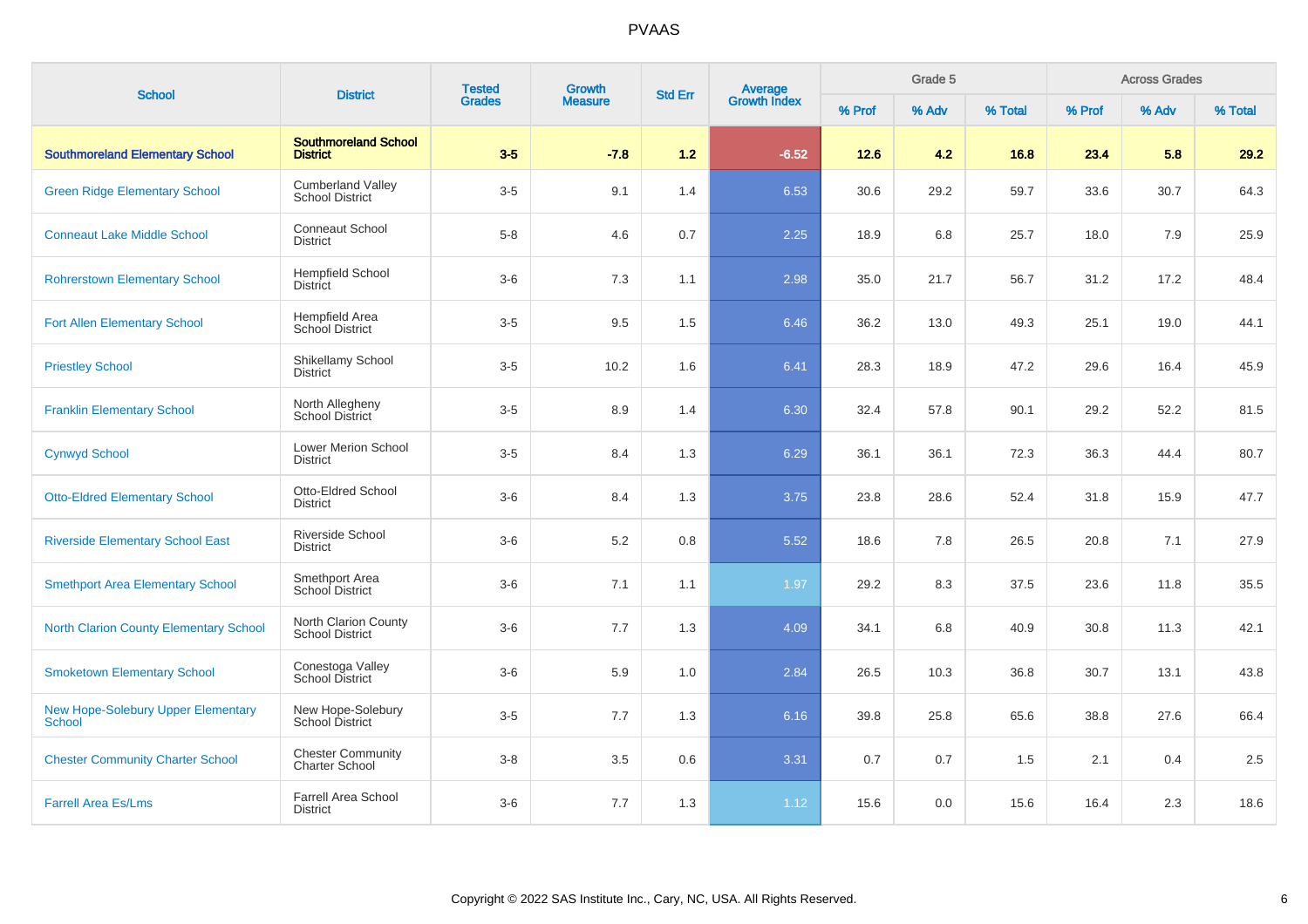PVAAS

| School | District | Tested Grades | Growth Measure | Std Err | Average Growth Index | Grade 5 | | | Across Grades | | |
|---|---|---|---|---|---|---|---|---|---|---|---|
| | | | | | | % Prof | % Adv | % Total | % Prof | % Adv | % Total |
| **Southmoreland Elementary School** | **Southmoreland School District** | **3-5** | **-7.8** | **1.2** | **-6.52** | **12.6** | **4.2** | **16.8** | **23.4** | **5.8** | **29.2** |
| Green Ridge Elementary School | Cumberland Valley School District | 3-5 | 9.1 | 1.4 | 6.53 | 30.6 | 29.2 | 59.7 | 33.6 | 30.7 | 64.3 |
| Conneaut Lake Middle School | Conneaut School District | 5-8 | 4.6 | 0.7 | 2.25 | 18.9 | 6.8 | 25.7 | 18.0 | 7.9 | 25.9 |
| Rohrerstown Elementary School | Hempfield School District | 3-6 | 7.3 | 1.1 | 2.98 | 35.0 | 21.7 | 56.7 | 31.2 | 17.2 | 48.4 |
| Fort Allen Elementary School | Hempfield Area School District | 3-5 | 9.5 | 1.5 | 6.46 | 36.2 | 13.0 | 49.3 | 25.1 | 19.0 | 44.1 |
| Priestley School | Shikellamy School District | 3-5 | 10.2 | 1.6 | 6.41 | 28.3 | 18.9 | 47.2 | 29.6 | 16.4 | 45.9 |
| Franklin Elementary School | North Allegheny School District | 3-5 | 8.9 | 1.4 | 6.30 | 32.4 | 57.8 | 90.1 | 29.2 | 52.2 | 81.5 |
| Cynwyd School | Lower Merion School District | 3-5 | 8.4 | 1.3 | 6.29 | 36.1 | 36.1 | 72.3 | 36.3 | 44.4 | 80.7 |
| Otto-Eldred Elementary School | Otto-Eldred School District | 3-6 | 8.4 | 1.3 | 3.75 | 23.8 | 28.6 | 52.4 | 31.8 | 15.9 | 47.7 |
| Riverside Elementary School East | Riverside School District | 3-6 | 5.2 | 0.8 | 5.52 | 18.6 | 7.8 | 26.5 | 20.8 | 7.1 | 27.9 |
| Smethport Area Elementary School | Smethport Area School District | 3-6 | 7.1 | 1.1 | 1.97 | 29.2 | 8.3 | 37.5 | 23.6 | 11.8 | 35.5 |
| North Clarion County Elementary School | North Clarion County School District | 3-6 | 7.7 | 1.3 | 4.09 | 34.1 | 6.8 | 40.9 | 30.8 | 11.3 | 42.1 |
| Smoketown Elementary School | Conestoga Valley School District | 3-6 | 5.9 | 1.0 | 2.84 | 26.5 | 10.3 | 36.8 | 30.7 | 13.1 | 43.8 |
| New Hope-Solebury Upper Elementary School | New Hope-Solebury School District | 3-5 | 7.7 | 1.3 | 6.16 | 39.8 | 25.8 | 65.6 | 38.8 | 27.6 | 66.4 |
| Chester Community Charter School | Chester Community Charter School | 3-8 | 3.5 | 0.6 | 3.31 | 0.7 | 0.7 | 1.5 | 2.1 | 0.4 | 2.5 |
| Farrell Area Es/Lms | Farrell Area School District | 3-6 | 7.7 | 1.3 | 1.12 | 15.6 | 0.0 | 15.6 | 16.4 | 2.3 | 18.6 |

Copyright © 2022 SAS Institute Inc., Cary, NC, USA. All Rights Reserved.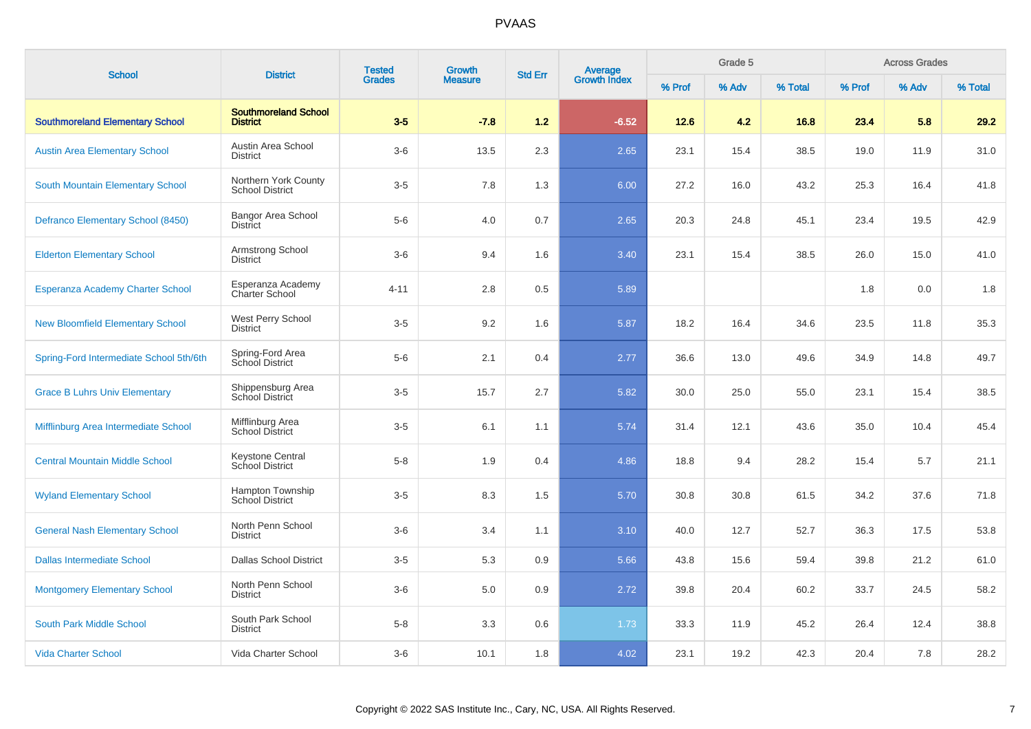# PVAAS

| School | District | Tested Grades | Growth Measure | Std Err | Average Growth Index | Grade 5 | | | Across Grades | | |
|---|---|---|---|---|---|---|---|---|---|---|---|
| | | | | | | % Prof | % Adv | % Total | % Prof | % Adv | % Total |
| **Southmoreland Elementary School** | **Southmoreland School District** | **3-5** | **-7.8** | **1.2** | **-6.52** | **12.6** | **4.2** | **16.8** | **23.4** | **5.8** | **29.2** |
| Austin Area Elementary School | Austin Area School District | 3-6 | 13.5 | 2.3 | 2.65 | 23.1 | 15.4 | 38.5 | 19.0 | 11.9 | 31.0 |
| South Mountain Elementary School | Northern York County School District | 3-5 | 7.8 | 1.3 | 6.00 | 27.2 | 16.0 | 43.2 | 25.3 | 16.4 | 41.8 |
| Defranco Elementary School (8450) | Bangor Area School District | 5-6 | 4.0 | 0.7 | 2.65 | 20.3 | 24.8 | 45.1 | 23.4 | 19.5 | 42.9 |
| Elderton Elementary School | Armstrong School District | 3-6 | 9.4 | 1.6 | 3.40 | 23.1 | 15.4 | 38.5 | 26.0 | 15.0 | 41.0 |
| Esperanza Academy Charter School | Esperanza Academy Charter School | 4-11 | 2.8 | 0.5 | 5.89 | | | | 1.8 | 0.0 | 1.8 |
| New Bloomfield Elementary School | West Perry School District | 3-5 | 9.2 | 1.6 | 5.87 | 18.2 | 16.4 | 34.6 | 23.5 | 11.8 | 35.3 |
| Spring-Ford Intermediate School 5th/6th | Spring-Ford Area School District | 5-6 | 2.1 | 0.4 | 2.77 | 36.6 | 13.0 | 49.6 | 34.9 | 14.8 | 49.7 |
| Grace B Luhrs Univ Elementary | Shippensburg Area School District | 3-5 | 15.7 | 2.7 | 5.82 | 30.0 | 25.0 | 55.0 | 23.1 | 15.4 | 38.5 |
| Mifflinburg Area Intermediate School | Mifflinburg Area School District | 3-5 | 6.1 | 1.1 | 5.74 | 31.4 | 12.1 | 43.6 | 35.0 | 10.4 | 45.4 |
| Central Mountain Middle School | Keystone Central School District | 5-8 | 1.9 | 0.4 | 4.86 | 18.8 | 9.4 | 28.2 | 15.4 | 5.7 | 21.1 |
| Wyland Elementary School | Hampton Township School District | 3-5 | 8.3 | 1.5 | 5.70 | 30.8 | 30.8 | 61.5 | 34.2 | 37.6 | 71.8 |
| General Nash Elementary School | North Penn School District | 3-6 | 3.4 | 1.1 | 3.10 | 40.0 | 12.7 | 52.7 | 36.3 | 17.5 | 53.8 |
| Dallas Intermediate School | Dallas School District | 3-5 | 5.3 | 0.9 | 5.66 | 43.8 | 15.6 | 59.4 | 39.8 | 21.2 | 61.0 |
| Montgomery Elementary School | North Penn School District | 3-6 | 5.0 | 0.9 | 2.72 | 39.8 | 20.4 | 60.2 | 33.7 | 24.5 | 58.2 |
| South Park Middle School | South Park School District | 5-8 | 3.3 | 0.6 | 1.73 | 33.3 | 11.9 | 45.2 | 26.4 | 12.4 | 38.8 |
| Vida Charter School | Vida Charter School | 3-6 | 10.1 | 1.8 | 4.02 | 23.1 | 19.2 | 42.3 | 20.4 | 7.8 | 28.2 |

Copyright © 2022 SAS Institute Inc., Cary, NC, USA. All Rights Reserved.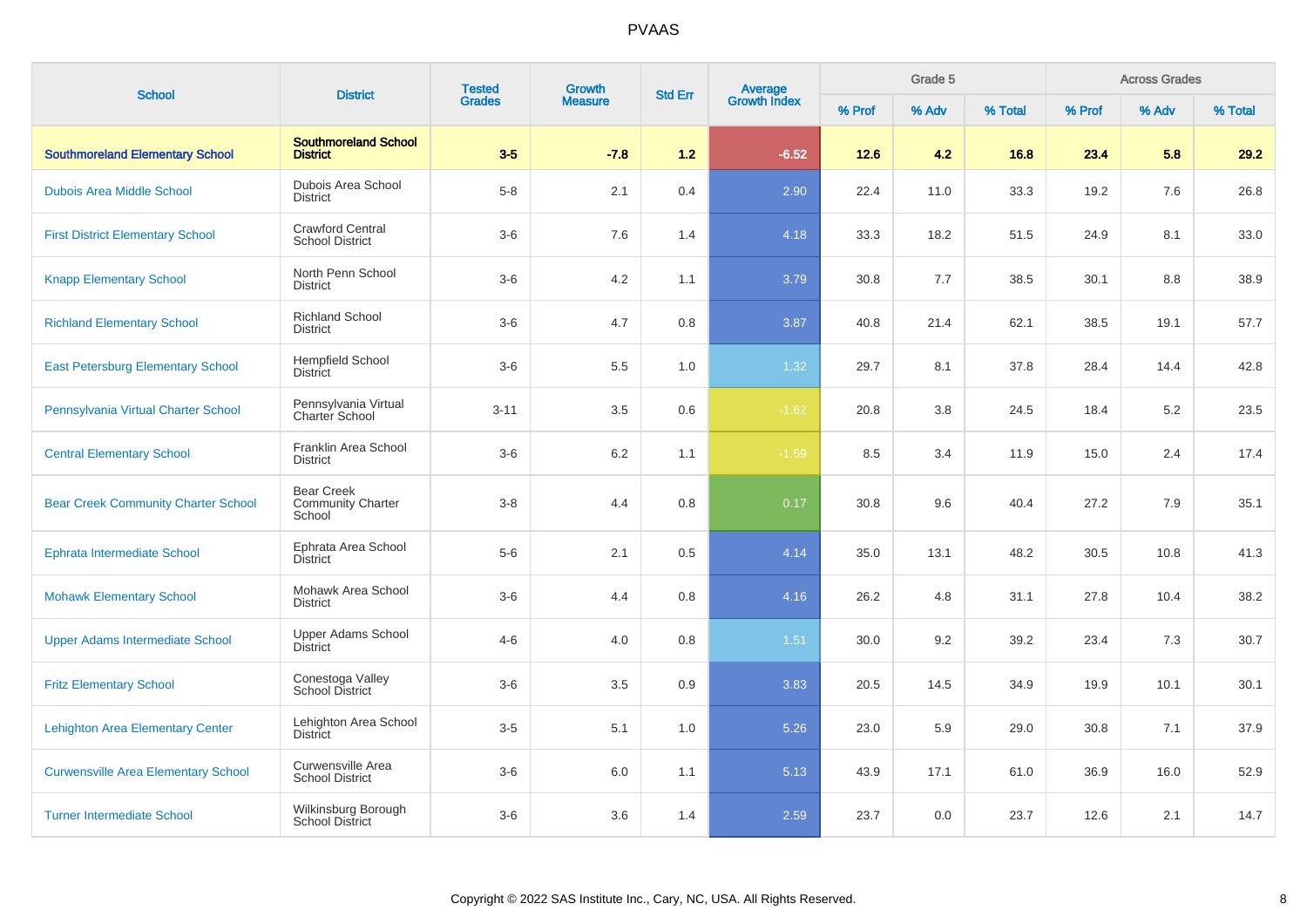# PVAAS

| School | District | Tested Grades | Growth Measure | Std Err | Average Growth Index | Grade 5 | | | Across Grades | | |
|---|---|---|---|---|---|---|---|---|---|---|---|
| | | | | | | % Prof | % Adv | % Total | % Prof | % Adv | % Total |
| **Southmoreland Elementary School** | **Southmoreland School District** | **3-5** | **-7.8** | **1.2** | **-6.52** | **12.6** | **4.2** | **16.8** | **23.4** | **5.8** | **29.2** |
| Dubois Area Middle School | Dubois Area School District | 5-8 | 2.1 | 0.4 | 2.90 | 22.4 | 11.0 | 33.3 | 19.2 | 7.6 | 26.8 |
| First District Elementary School | Crawford Central School District | 3-6 | 7.6 | 1.4 | 4.18 | 33.3 | 18.2 | 51.5 | 24.9 | 8.1 | 33.0 |
| Knapp Elementary School | North Penn School District | 3-6 | 4.2 | 1.1 | 3.79 | 30.8 | 7.7 | 38.5 | 30.1 | 8.8 | 38.9 |
| Richland Elementary School | Richland School District | 3-6 | 4.7 | 0.8 | 3.87 | 40.8 | 21.4 | 62.1 | 38.5 | 19.1 | 57.7 |
| East Petersburg Elementary School | Hempfield School District | 3-6 | 5.5 | 1.0 | 1.32 | 29.7 | 8.1 | 37.8 | 28.4 | 14.4 | 42.8 |
| Pennsylvania Virtual Charter School | Pennsylvania Virtual Charter School | 3-11 | 3.5 | 0.6 | -1.62 | 20.8 | 3.8 | 24.5 | 18.4 | 5.2 | 23.5 |
| Central Elementary School | Franklin Area School District | 3-6 | 6.2 | 1.1 | -1.59 | 8.5 | 3.4 | 11.9 | 15.0 | 2.4 | 17.4 |
| Bear Creek Community Charter School | Bear Creek Community Charter School | 3-8 | 4.4 | 0.8 | 0.17 | 30.8 | 9.6 | 40.4 | 27.2 | 7.9 | 35.1 |
| Ephrata Intermediate School | Ephrata Area School District | 5-6 | 2.1 | 0.5 | 4.14 | 35.0 | 13.1 | 48.2 | 30.5 | 10.8 | 41.3 |
| Mohawk Elementary School | Mohawk Area School District | 3-6 | 4.4 | 0.8 | 4.16 | 26.2 | 4.8 | 31.1 | 27.8 | 10.4 | 38.2 |
| Upper Adams Intermediate School | Upper Adams School District | 4-6 | 4.0 | 0.8 | 1.51 | 30.0 | 9.2 | 39.2 | 23.4 | 7.3 | 30.7 |
| Fritz Elementary School | Conestoga Valley School District | 3-6 | 3.5 | 0.9 | 3.83 | 20.5 | 14.5 | 34.9 | 19.9 | 10.1 | 30.1 |
| Lehighton Area Elementary Center | Lehighton Area School District | 3-5 | 5.1 | 1.0 | 5.26 | 23.0 | 5.9 | 29.0 | 30.8 | 7.1 | 37.9 |
| Curwensville Area Elementary School | Curwensville Area School District | 3-6 | 6.0 | 1.1 | 5.13 | 43.9 | 17.1 | 61.0 | 36.9 | 16.0 | 52.9 |
| Turner Intermediate School | Wilkinsburg Borough School District | 3-6 | 3.6 | 1.4 | 2.59 | 23.7 | 0.0 | 23.7 | 12.6 | 2.1 | 14.7 |

Copyright © 2022 SAS Institute Inc., Cary, NC, USA. All Rights Reserved.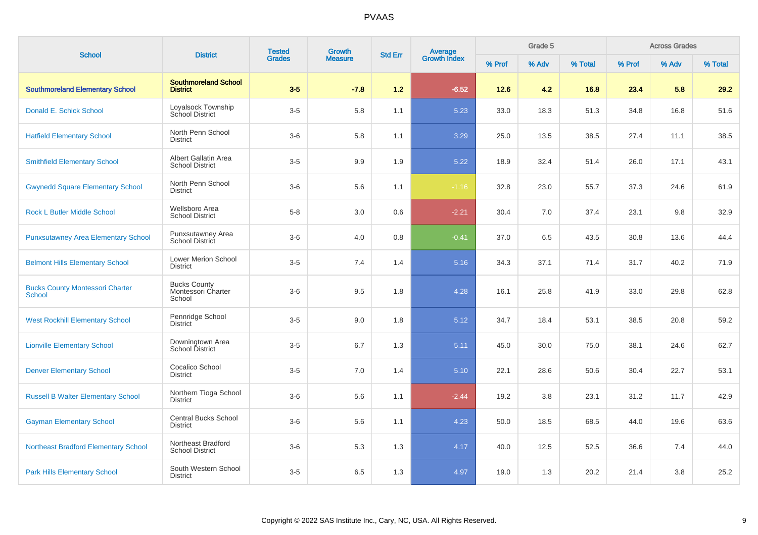| School | District | Tested Grades | Growth Measure | Std Err | Average Growth Index | Grade 5 | | | Across Grades | | |
|---|---|---|---|---|---|---|---|---|---|---|---|
| | | | | | | % Prof | % Adv | % Total | % Prof | % Adv | % Total |
| **Southmoreland Elementary School** | **Southmoreland School District** | **3-5** | **-7.8** | **1.2** | **-6.52** | **12.6** | **4.2** | **16.8** | **23.4** | **5.8** | **29.2** |
| Donald E. Schick School | Loyalsock Township School District | 3-5 | 5.8 | 1.1 | 5.23 | 33.0 | 18.3 | 51.3 | 34.8 | 16.8 | 51.6 |
| Hatfield Elementary School | North Penn School District | 3-6 | 5.8 | 1.1 | 3.29 | 25.0 | 13.5 | 38.5 | 27.4 | 11.1 | 38.5 |
| Smithfield Elementary School | Albert Gallatin Area School District | 3-5 | 9.9 | 1.9 | 5.22 | 18.9 | 32.4 | 51.4 | 26.0 | 17.1 | 43.1 |
| Gwynedd Square Elementary School | North Penn School District | 3-6 | 5.6 | 1.1 | -1.16 | 32.8 | 23.0 | 55.7 | 37.3 | 24.6 | 61.9 |
| Rock L Butler Middle School | Wellsboro Area School District | 5-8 | 3.0 | 0.6 | -2.21 | 30.4 | 7.0 | 37.4 | 23.1 | 9.8 | 32.9 |
| Punxsutawney Area Elementary School | Punxsutawney Area School District | 3-6 | 4.0 | 0.8 | -0.41 | 37.0 | 6.5 | 43.5 | 30.8 | 13.6 | 44.4 |
| Belmont Hills Elementary School | Lower Merion School District | 3-5 | 7.4 | 1.4 | 5.16 | 34.3 | 37.1 | 71.4 | 31.7 | 40.2 | 71.9 |
| Bucks County Montessori Charter School | Bucks County Montessori Charter School | 3-6 | 9.5 | 1.8 | 4.28 | 16.1 | 25.8 | 41.9 | 33.0 | 29.8 | 62.8 |
| West Rockhill Elementary School | Pennridge School District | 3-5 | 9.0 | 1.8 | 5.12 | 34.7 | 18.4 | 53.1 | 38.5 | 20.8 | 59.2 |
| Lionville Elementary School | Downingtown Area School District | 3-5 | 6.7 | 1.3 | 5.11 | 45.0 | 30.0 | 75.0 | 38.1 | 24.6 | 62.7 |
| Denver Elementary School | Cocalico School District | 3-5 | 7.0 | 1.4 | 5.10 | 22.1 | 28.6 | 50.6 | 30.4 | 22.7 | 53.1 |
| Russell B Walter Elementary School | Northern Tioga School District | 3-6 | 5.6 | 1.1 | -2.44 | 19.2 | 3.8 | 23.1 | 31.2 | 11.7 | 42.9 |
| Gayman Elementary School | Central Bucks School District | 3-6 | 5.6 | 1.1 | 4.23 | 50.0 | 18.5 | 68.5 | 44.0 | 19.6 | 63.6 |
| Northeast Bradford Elementary School | Northeast Bradford School District | 3-6 | 5.3 | 1.3 | 4.17 | 40.0 | 12.5 | 52.5 | 36.6 | 7.4 | 44.0 |
| Park Hills Elementary School | South Western School District | 3-5 | 6.5 | 1.3 | 4.97 | 19.0 | 1.3 | 20.2 | 21.4 | 3.8 | 25.2 |

Copyright © 2022 SAS Institute Inc., Cary, NC, USA. All Rights Reserved.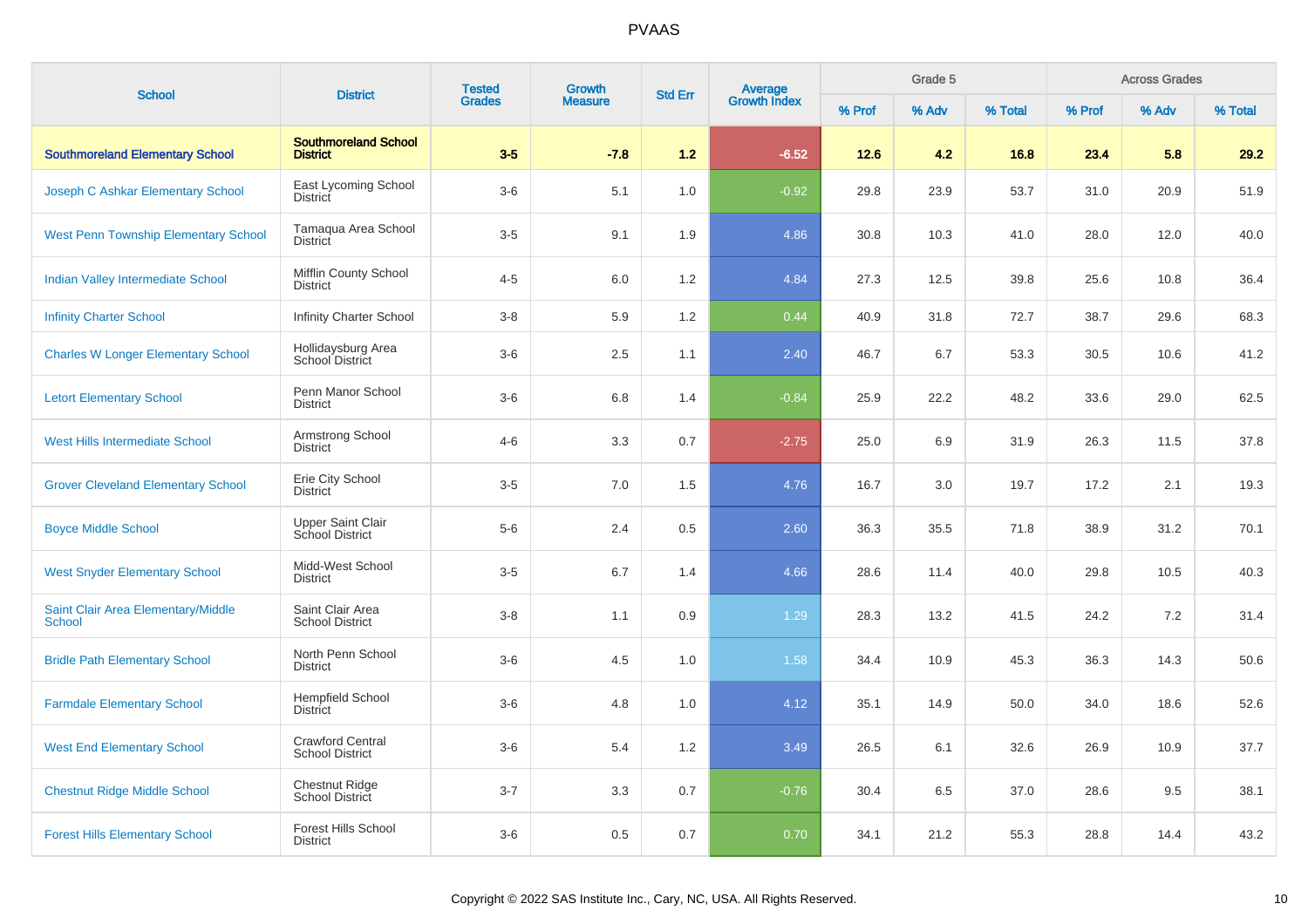# PVAAS

| School | District | Tested Grades | Growth Measure | Std Err | Average Growth Index | Grade 5 | | | Across Grades | | |
|---|---|---|---|---|---|---|---|---|---|---|---|
| | | | | | | % Prof | % Adv | % Total | % Prof | % Adv | % Total |
| **Southmoreland Elementary School** | **Southmoreland School District** | **3-5** | **-7.8** | **1.2** | **-6.52** | **12.6** | **4.2** | **16.8** | **23.4** | **5.8** | **29.2** |
| Joseph C Ashkar Elementary School | East Lycoming School District | 3-6 | 5.1 | 1.0 | -0.92 | 29.8 | 23.9 | 53.7 | 31.0 | 20.9 | 51.9 |
| West Penn Township Elementary School | Tamaqua Area School District | 3-5 | 9.1 | 1.9 | 4.86 | 30.8 | 10.3 | 41.0 | 28.0 | 12.0 | 40.0 |
| Indian Valley Intermediate School | Mifflin County School District | 4-5 | 6.0 | 1.2 | 4.84 | 27.3 | 12.5 | 39.8 | 25.6 | 10.8 | 36.4 |
| Infinity Charter School | Infinity Charter School | 3-8 | 5.9 | 1.2 | 0.44 | 40.9 | 31.8 | 72.7 | 38.7 | 29.6 | 68.3 |
| Charles W Longer Elementary School | Hollidaysburg Area School District | 3-6 | 2.5 | 1.1 | 2.40 | 46.7 | 6.7 | 53.3 | 30.5 | 10.6 | 41.2 |
| Letort Elementary School | Penn Manor School District | 3-6 | 6.8 | 1.4 | -0.84 | 25.9 | 22.2 | 48.2 | 33.6 | 29.0 | 62.5 |
| West Hills Intermediate School | Armstrong School District | 4-6 | 3.3 | 0.7 | -2.75 | 25.0 | 6.9 | 31.9 | 26.3 | 11.5 | 37.8 |
| Grover Cleveland Elementary School | Erie City School District | 3-5 | 7.0 | 1.5 | 4.76 | 16.7 | 3.0 | 19.7 | 17.2 | 2.1 | 19.3 |
| Boyce Middle School | Upper Saint Clair School District | 5-6 | 2.4 | 0.5 | 2.60 | 36.3 | 35.5 | 71.8 | 38.9 | 31.2 | 70.1 |
| West Snyder Elementary School | Midd-West School District | 3-5 | 6.7 | 1.4 | 4.66 | 28.6 | 11.4 | 40.0 | 29.8 | 10.5 | 40.3 |
| Saint Clair Area Elementary/Middle School | Saint Clair Area School District | 3-8 | 1.1 | 0.9 | 1.29 | 28.3 | 13.2 | 41.5 | 24.2 | 7.2 | 31.4 |
| Bridle Path Elementary School | North Penn School District | 3-6 | 4.5 | 1.0 | 1.58 | 34.4 | 10.9 | 45.3 | 36.3 | 14.3 | 50.6 |
| Farmdale Elementary School | Hempfield School District | 3-6 | 4.8 | 1.0 | 4.12 | 35.1 | 14.9 | 50.0 | 34.0 | 18.6 | 52.6 |
| West End Elementary School | Crawford Central School District | 3-6 | 5.4 | 1.2 | 3.49 | 26.5 | 6.1 | 32.6 | 26.9 | 10.9 | 37.7 |
| Chestnut Ridge Middle School | Chestnut Ridge School District | 3-7 | 3.3 | 0.7 | -0.76 | 30.4 | 6.5 | 37.0 | 28.6 | 9.5 | 38.1 |
| Forest Hills Elementary School | Forest Hills School District | 3-6 | 0.5 | 0.7 | 0.70 | 34.1 | 21.2 | 55.3 | 28.8 | 14.4 | 43.2 |

Copyright © 2022 SAS Institute Inc., Cary, NC, USA. All Rights Reserved.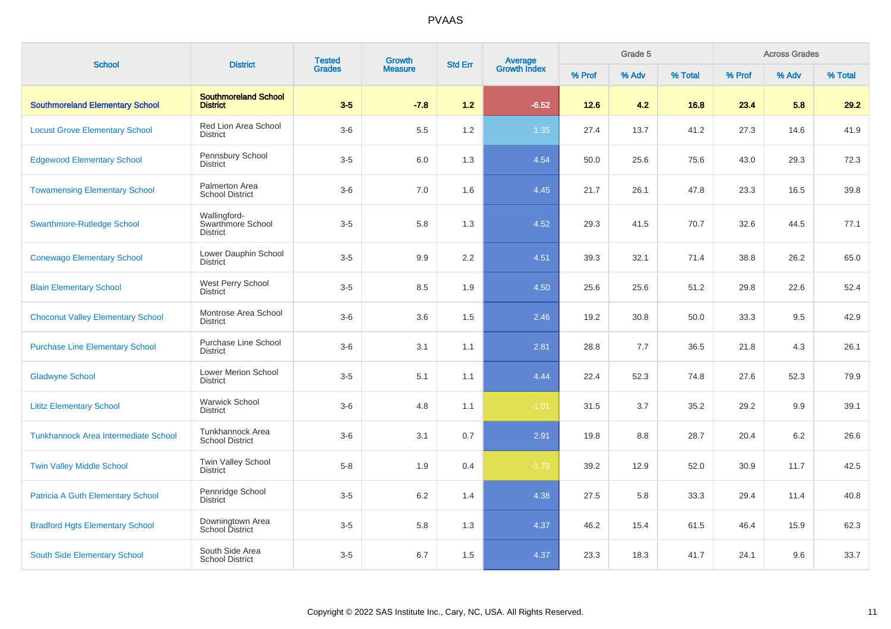# PVAAS

| School | District | Tested Grades | Growth Measure | Std Err | Average Growth Index | Grade 5 | | | Across Grades | | |
|---|---|---|---|---|---|---|---|---|---|---|---|
| | | | | | | % Prof | % Adv | % Total | % Prof | % Adv | % Total |
| **Southmoreland Elementary School** | **Southmoreland School District** | **3-5** | **-7.8** | **1.2** | **-6.52** | **12.6** | **4.2** | **16.8** | **23.4** | **5.8** | **29.2** |
| Locust Grove Elementary School | Red Lion Area School District | 3-6 | 5.5 | 1.2 | 1.35 | 27.4 | 13.7 | 41.2 | 27.3 | 14.6 | 41.9 |
| Edgewood Elementary School | Pennsbury School District | 3-5 | 6.0 | 1.3 | 4.54 | 50.0 | 25.6 | 75.6 | 43.0 | 29.3 | 72.3 |
| Towamensing Elementary School | Palmerton Area School District | 3-6 | 7.0 | 1.6 | 4.45 | 21.7 | 26.1 | 47.8 | 23.3 | 16.5 | 39.8 |
| Swarthmore-Rutledge School | Wallingford-Swarthmore School District | 3-5 | 5.8 | 1.3 | 4.52 | 29.3 | 41.5 | 70.7 | 32.6 | 44.5 | 77.1 |
| Conewago Elementary School | Lower Dauphin School District | 3-5 | 9.9 | 2.2 | 4.51 | 39.3 | 32.1 | 71.4 | 38.8 | 26.2 | 65.0 |
| Blain Elementary School | West Perry School District | 3-5 | 8.5 | 1.9 | 4.50 | 25.6 | 25.6 | 51.2 | 29.8 | 22.6 | 52.4 |
| Choconut Valley Elementary School | Montrose Area School District | 3-6 | 3.6 | 1.5 | 2.46 | 19.2 | 30.8 | 50.0 | 33.3 | 9.5 | 42.9 |
| Purchase Line Elementary School | Purchase Line School District | 3-6 | 3.1 | 1.1 | 2.81 | 28.8 | 7.7 | 36.5 | 21.8 | 4.3 | 26.1 |
| Gladwyne School | Lower Merion School District | 3-5 | 5.1 | 1.1 | 4.44 | 22.4 | 52.3 | 74.8 | 27.6 | 52.3 | 79.9 |
| Lititz Elementary School | Warwick School District | 3-6 | 4.8 | 1.1 | -1.01 | 31.5 | 3.7 | 35.2 | 29.2 | 9.9 | 39.1 |
| Tunkhannock Area Intermediate School | Tunkhannock Area School District | 3-6 | 3.1 | 0.7 | 2.91 | 19.8 | 8.8 | 28.7 | 20.4 | 6.2 | 26.6 |
| Twin Valley Middle School | Twin Valley School District | 5-8 | 1.9 | 0.4 | -1.79 | 39.2 | 12.9 | 52.0 | 30.9 | 11.7 | 42.5 |
| Patricia A Guth Elementary School | Pennridge School District | 3-5 | 6.2 | 1.4 | 4.38 | 27.5 | 5.8 | 33.3 | 29.4 | 11.4 | 40.8 |
| Bradford Hgts Elementary School | Downingtown Area School District | 3-5 | 5.8 | 1.3 | 4.37 | 46.2 | 15.4 | 61.5 | 46.4 | 15.9 | 62.3 |
| South Side Elementary School | South Side Area School District | 3-5 | 6.7 | 1.5 | 4.37 | 23.3 | 18.3 | 41.7 | 24.1 | 9.6 | 33.7 |

Copyright © 2022 SAS Institute Inc., Cary, NC, USA. All Rights Reserved.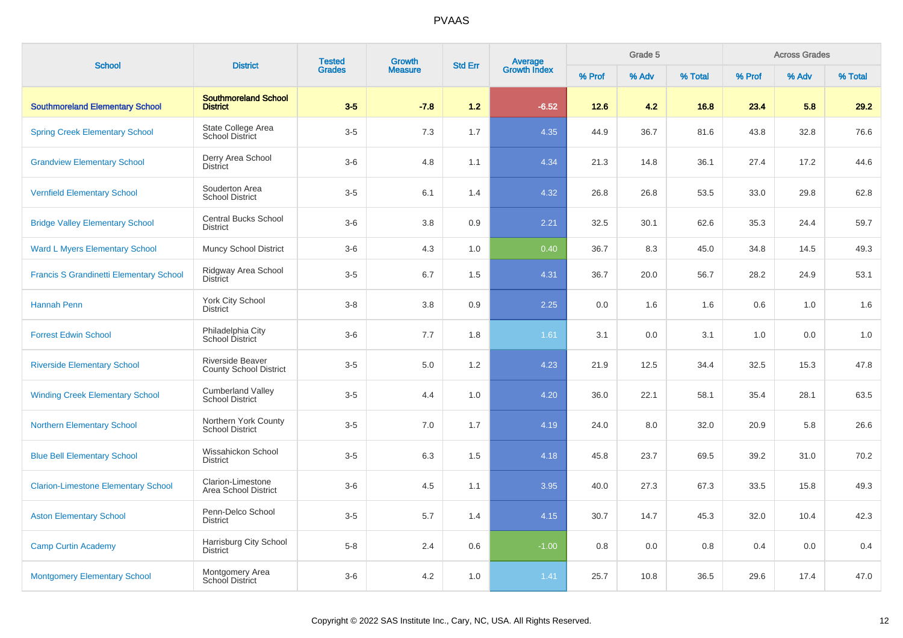# PVAAS

| School | District | Tested Grades | Growth Measure | Std Err | Average Growth Index | Grade 5 | | | Across Grades | | |
|---|---|---|---|---|---|---|---|---|---|---|---|
| | | | | | | % Prof | % Adv | % Total | % Prof | % Adv | % Total |
| **Southmoreland Elementary School** | **Southmoreland School District** | **3-5** | **-7.8** | **1.2** | **-6.52** | **12.6** | **4.2** | **16.8** | **23.4** | **5.8** | **29.2** |
| Spring Creek Elementary School | State College Area School District | 3-5 | 7.3 | 1.7 | 4.35 | 44.9 | 36.7 | 81.6 | 43.8 | 32.8 | 76.6 |
| Grandview Elementary School | Derry Area School District | 3-6 | 4.8 | 1.1 | 4.34 | 21.3 | 14.8 | 36.1 | 27.4 | 17.2 | 44.6 |
| Vernfield Elementary School | Souderton Area School District | 3-5 | 6.1 | 1.4 | 4.32 | 26.8 | 26.8 | 53.5 | 33.0 | 29.8 | 62.8 |
| Bridge Valley Elementary School | Central Bucks School District | 3-6 | 3.8 | 0.9 | 2.21 | 32.5 | 30.1 | 62.6 | 35.3 | 24.4 | 59.7 |
| Ward L Myers Elementary School | Muncy School District | 3-6 | 4.3 | 1.0 | 0.40 | 36.7 | 8.3 | 45.0 | 34.8 | 14.5 | 49.3 |
| Francis S Grandinetti Elementary School | Ridgway Area School District | 3-5 | 6.7 | 1.5 | 4.31 | 36.7 | 20.0 | 56.7 | 28.2 | 24.9 | 53.1 |
| Hannah Penn | York City School District | 3-8 | 3.8 | 0.9 | 2.25 | 0.0 | 1.6 | 1.6 | 0.6 | 1.0 | 1.6 |
| Forrest Edwin School | Philadelphia City School District | 3-6 | 7.7 | 1.8 | 1.61 | 3.1 | 0.0 | 3.1 | 1.0 | 0.0 | 1.0 |
| Riverside Elementary School | Riverside Beaver County School District | 3-5 | 5.0 | 1.2 | 4.23 | 21.9 | 12.5 | 34.4 | 32.5 | 15.3 | 47.8 |
| Winding Creek Elementary School | Cumberland Valley School District | 3-5 | 4.4 | 1.0 | 4.20 | 36.0 | 22.1 | 58.1 | 35.4 | 28.1 | 63.5 |
| Northern Elementary School | Northern York County School District | 3-5 | 7.0 | 1.7 | 4.19 | 24.0 | 8.0 | 32.0 | 20.9 | 5.8 | 26.6 |
| Blue Bell Elementary School | Wissahickon School District | 3-5 | 6.3 | 1.5 | 4.18 | 45.8 | 23.7 | 69.5 | 39.2 | 31.0 | 70.2 |
| Clarion-Limestone Elementary School | Clarion-Limestone Area School District | 3-6 | 4.5 | 1.1 | 3.95 | 40.0 | 27.3 | 67.3 | 33.5 | 15.8 | 49.3 |
| Aston Elementary School | Penn-Delco School District | 3-5 | 5.7 | 1.4 | 4.15 | 30.7 | 14.7 | 45.3 | 32.0 | 10.4 | 42.3 |
| Camp Curtin Academy | Harrisburg City School District | 5-8 | 2.4 | 0.6 | -1.00 | 0.8 | 0.0 | 0.8 | 0.4 | 0.0 | 0.4 |
| Montgomery Elementary School | Montgomery Area School District | 3-6 | 4.2 | 1.0 | 1.41 | 25.7 | 10.8 | 36.5 | 29.6 | 17.4 | 47.0 |

Copyright © 2022 SAS Institute Inc., Cary, NC, USA. All Rights Reserved.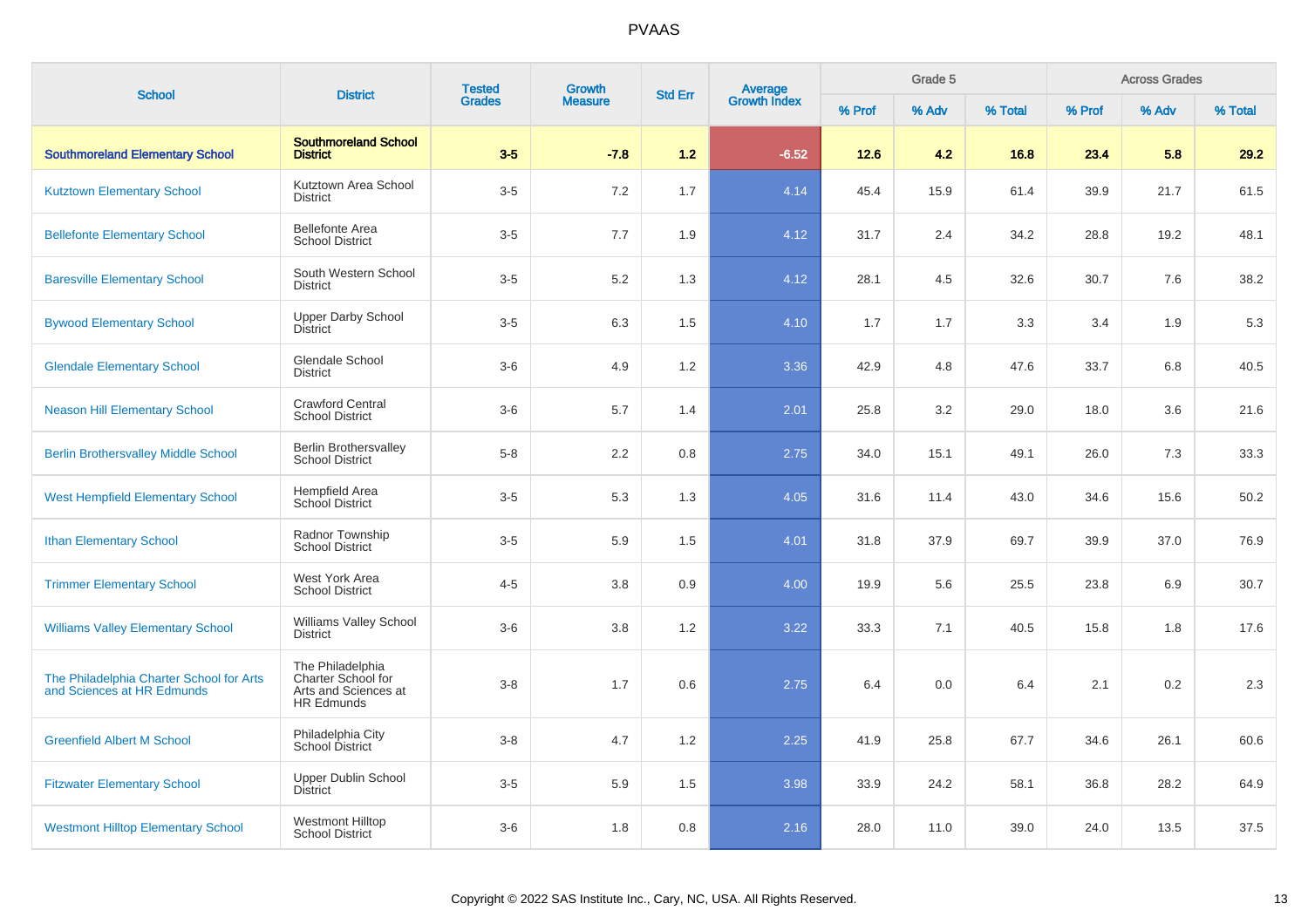PVAAS

| School | District | Tested Grades | Growth Measure | Std Err | Average Growth Index | Grade 5 | | | Across Grades | | |
|---|---|---|---|---|---|---|---|---|---|---|---|
| | | | | | | % Prof | % Adv | % Total | % Prof | % Adv | % Total |
| **Southmoreland Elementary School** | **Southmoreland School District** | **3-5** | **-7.8** | **1.2** | **-6.52** | **12.6** | **4.2** | **16.8** | **23.4** | **5.8** | **29.2** |
| Kutztown Elementary School | Kutztown Area School District | 3-5 | 7.2 | 1.7 | 4.14 | 45.4 | 15.9 | 61.4 | 39.9 | 21.7 | 61.5 |
| Bellefonte Elementary School | Bellefonte Area School District | 3-5 | 7.7 | 1.9 | 4.12 | 31.7 | 2.4 | 34.2 | 28.8 | 19.2 | 48.1 |
| Baresville Elementary School | South Western School District | 3-5 | 5.2 | 1.3 | 4.12 | 28.1 | 4.5 | 32.6 | 30.7 | 7.6 | 38.2 |
| Bywood Elementary School | Upper Darby School District | 3-5 | 6.3 | 1.5 | 4.10 | 1.7 | 1.7 | 3.3 | 3.4 | 1.9 | 5.3 |
| Glendale Elementary School | Glendale School District | 3-6 | 4.9 | 1.2 | 3.36 | 42.9 | 4.8 | 47.6 | 33.7 | 6.8 | 40.5 |
| Neason Hill Elementary School | Crawford Central School District | 3-6 | 5.7 | 1.4 | 2.01 | 25.8 | 3.2 | 29.0 | 18.0 | 3.6 | 21.6 |
| Berlin Brothersvalley Middle School | Berlin Brothersvalley School District | 5-8 | 2.2 | 0.8 | 2.75 | 34.0 | 15.1 | 49.1 | 26.0 | 7.3 | 33.3 |
| West Hempfield Elementary School | Hempfield Area School District | 3-5 | 5.3 | 1.3 | 4.05 | 31.6 | 11.4 | 43.0 | 34.6 | 15.6 | 50.2 |
| Ithan Elementary School | Radnor Township School District | 3-5 | 5.9 | 1.5 | 4.01 | 31.8 | 37.9 | 69.7 | 39.9 | 37.0 | 76.9 |
| Trimmer Elementary School | West York Area School District | 4-5 | 3.8 | 0.9 | 4.00 | 19.9 | 5.6 | 25.5 | 23.8 | 6.9 | 30.7 |
| Williams Valley Elementary School | Williams Valley School District | 3-6 | 3.8 | 1.2 | 3.22 | 33.3 | 7.1 | 40.5 | 15.8 | 1.8 | 17.6 |
| The Philadelphia Charter School for Arts and Sciences at HR Edmunds | The Philadelphia Charter School for Arts and Sciences at HR Edmunds | 3-8 | 1.7 | 0.6 | 2.75 | 6.4 | 0.0 | 6.4 | 2.1 | 0.2 | 2.3 |
| Greenfield Albert M School | Philadelphia City School District | 3-8 | 4.7 | 1.2 | 2.25 | 41.9 | 25.8 | 67.7 | 34.6 | 26.1 | 60.6 |
| Fitzwater Elementary School | Upper Dublin School District | 3-5 | 5.9 | 1.5 | 3.98 | 33.9 | 24.2 | 58.1 | 36.8 | 28.2 | 64.9 |
| Westmont Hilltop Elementary School | Westmont Hilltop School District | 3-6 | 1.8 | 0.8 | 2.16 | 28.0 | 11.0 | 39.0 | 24.0 | 13.5 | 37.5 |

Copyright © 2022 SAS Institute Inc., Cary, NC, USA. All Rights Reserved.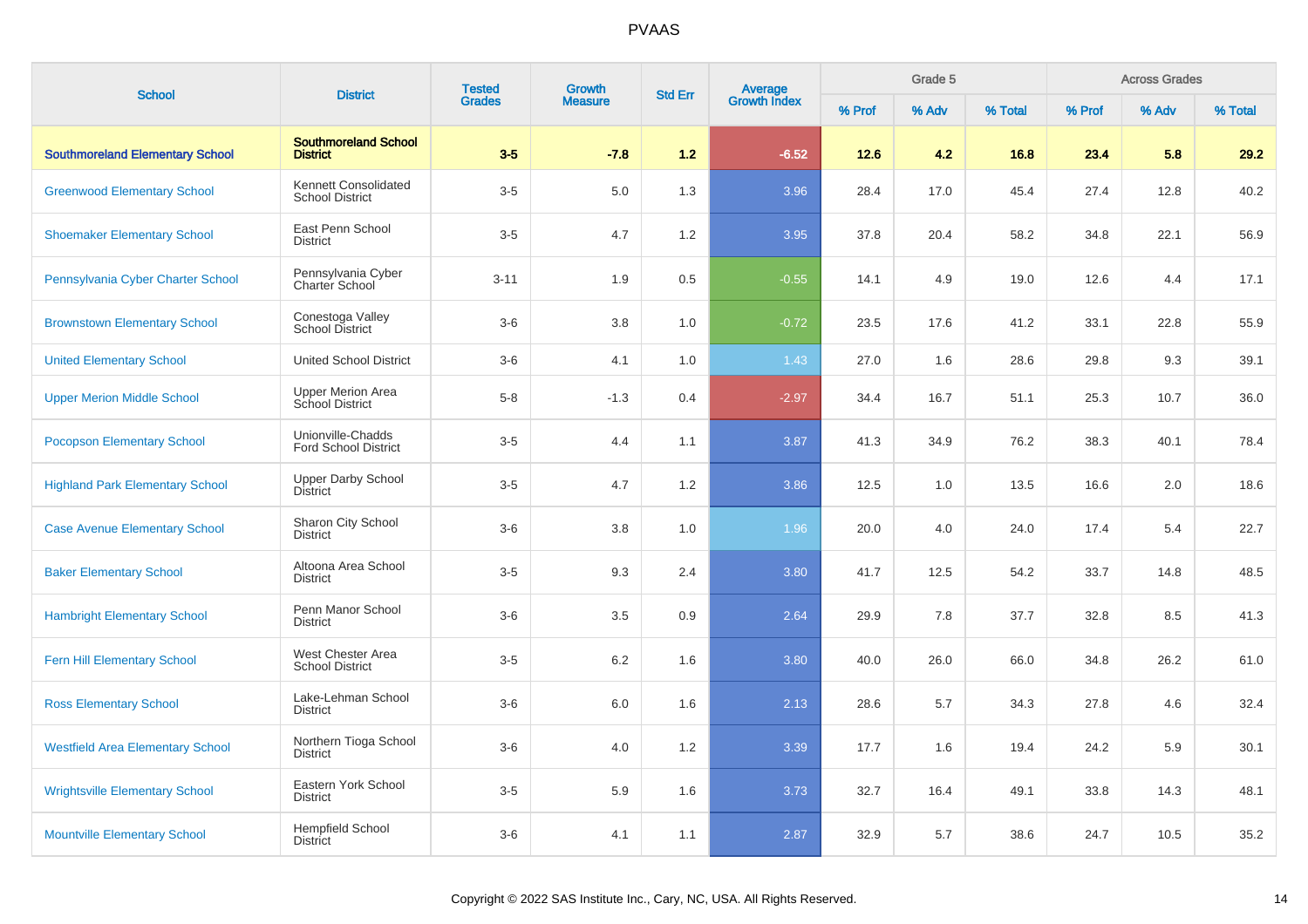PVAAS

| School | District | Tested Grades | Growth Measure | Std Err | Average Growth Index | Grade 5 | | | Across Grades | | |
|---|---|---|---|---|---|---|---|---|---|---|---|
| | | | | | | % Prof | % Adv | % Total | % Prof | % Adv | % Total |
| **Southmoreland Elementary School** | **Southmoreland School District** | **3-5** | **-7.8** | **1.2** | **-6.52** | **12.6** | **4.2** | **16.8** | **23.4** | **5.8** | **29.2** |
| Greenwood Elementary School | Kennett Consolidated School District | 3-5 | 5.0 | 1.3 | 3.96 | 28.4 | 17.0 | 45.4 | 27.4 | 12.8 | 40.2 |
| Shoemaker Elementary School | East Penn School District | 3-5 | 4.7 | 1.2 | 3.95 | 37.8 | 20.4 | 58.2 | 34.8 | 22.1 | 56.9 |
| Pennsylvania Cyber Charter School | Pennsylvania Cyber Charter School | 3-11 | 1.9 | 0.5 | -0.55 | 14.1 | 4.9 | 19.0 | 12.6 | 4.4 | 17.1 |
| Brownstown Elementary School | Conestoga Valley School District | 3-6 | 3.8 | 1.0 | -0.72 | 23.5 | 17.6 | 41.2 | 33.1 | 22.8 | 55.9 |
| United Elementary School | United School District | 3-6 | 4.1 | 1.0 | 1.43 | 27.0 | 1.6 | 28.6 | 29.8 | 9.3 | 39.1 |
| Upper Merion Middle School | Upper Merion Area School District | 5-8 | -1.3 | 0.4 | -2.97 | 34.4 | 16.7 | 51.1 | 25.3 | 10.7 | 36.0 |
| Pocopson Elementary School | Unionville-Chadds Ford School District | 3-5 | 4.4 | 1.1 | 3.87 | 41.3 | 34.9 | 76.2 | 38.3 | 40.1 | 78.4 |
| Highland Park Elementary School | Upper Darby School District | 3-5 | 4.7 | 1.2 | 3.86 | 12.5 | 1.0 | 13.5 | 16.6 | 2.0 | 18.6 |
| Case Avenue Elementary School | Sharon City School District | 3-6 | 3.8 | 1.0 | 1.96 | 20.0 | 4.0 | 24.0 | 17.4 | 5.4 | 22.7 |
| Baker Elementary School | Altoona Area School District | 3-5 | 9.3 | 2.4 | 3.80 | 41.7 | 12.5 | 54.2 | 33.7 | 14.8 | 48.5 |
| Hambright Elementary School | Penn Manor School District | 3-6 | 3.5 | 0.9 | 2.64 | 29.9 | 7.8 | 37.7 | 32.8 | 8.5 | 41.3 |
| Fern Hill Elementary School | West Chester Area School District | 3-5 | 6.2 | 1.6 | 3.80 | 40.0 | 26.0 | 66.0 | 34.8 | 26.2 | 61.0 |
| Ross Elementary School | Lake-Lehman School District | 3-6 | 6.0 | 1.6 | 2.13 | 28.6 | 5.7 | 34.3 | 27.8 | 4.6 | 32.4 |
| Westfield Area Elementary School | Northern Tioga School District | 3-6 | 4.0 | 1.2 | 3.39 | 17.7 | 1.6 | 19.4 | 24.2 | 5.9 | 30.1 |
| Wrightsville Elementary School | Eastern York School District | 3-5 | 5.9 | 1.6 | 3.73 | 32.7 | 16.4 | 49.1 | 33.8 | 14.3 | 48.1 |
| Mountville Elementary School | Hempfield School District | 3-6 | 4.1 | 1.1 | 2.87 | 32.9 | 5.7 | 38.6 | 24.7 | 10.5 | 35.2 |

Copyright © 2022 SAS Institute Inc., Cary, NC, USA. All Rights Reserved.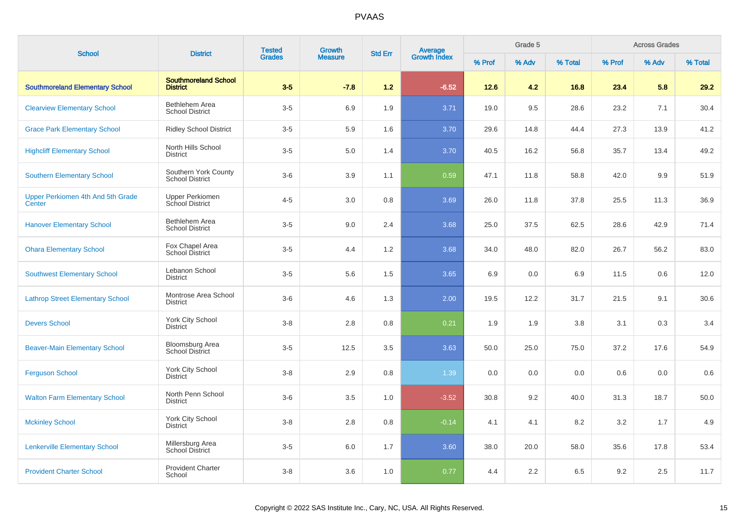# PVAAS

| School | District | Tested Grades | Growth Measure | Std Err | Average Growth Index | Grade 5 | | | Across Grades | | |
|---|---|---|---|---|---|---|---|---|---|---|---|
| | | | | | | % Prof | % Adv | % Total | % Prof | % Adv | % Total |
| **Southmoreland Elementary School** | **Southmoreland School District** | **3-5** | **-7.8** | **1.2** | **-6.52** | **12.6** | **4.2** | **16.8** | **23.4** | **5.8** | **29.2** |
| Clearview Elementary School | Bethlehem Area School District | 3-5 | 6.9 | 1.9 | 3.71 | 19.0 | 9.5 | 28.6 | 23.2 | 7.1 | 30.4 |
| Grace Park Elementary School | Ridley School District | 3-5 | 5.9 | 1.6 | 3.70 | 29.6 | 14.8 | 44.4 | 27.3 | 13.9 | 41.2 |
| Highcliff Elementary School | North Hills School District | 3-5 | 5.0 | 1.4 | 3.70 | 40.5 | 16.2 | 56.8 | 35.7 | 13.4 | 49.2 |
| Southern Elementary School | Southern York County School District | 3-6 | 3.9 | 1.1 | 0.59 | 47.1 | 11.8 | 58.8 | 42.0 | 9.9 | 51.9 |
| Upper Perkiomen 4th And 5th Grade Center | Upper Perkiomen School District | 4-5 | 3.0 | 0.8 | 3.69 | 26.0 | 11.8 | 37.8 | 25.5 | 11.3 | 36.9 |
| Hanover Elementary School | Bethlehem Area School District | 3-5 | 9.0 | 2.4 | 3.68 | 25.0 | 37.5 | 62.5 | 28.6 | 42.9 | 71.4 |
| Ohara Elementary School | Fox Chapel Area School District | 3-5 | 4.4 | 1.2 | 3.68 | 34.0 | 48.0 | 82.0 | 26.7 | 56.2 | 83.0 |
| Southwest Elementary School | Lebanon School District | 3-5 | 5.6 | 1.5 | 3.65 | 6.9 | 0.0 | 6.9 | 11.5 | 0.6 | 12.0 |
| Lathrop Street Elementary School | Montrose Area School District | 3-6 | 4.6 | 1.3 | 2.00 | 19.5 | 12.2 | 31.7 | 21.5 | 9.1 | 30.6 |
| Devers School | York City School District | 3-8 | 2.8 | 0.8 | 0.21 | 1.9 | 1.9 | 3.8 | 3.1 | 0.3 | 3.4 |
| Beaver-Main Elementary School | Bloomsburg Area School District | 3-5 | 12.5 | 3.5 | 3.63 | 50.0 | 25.0 | 75.0 | 37.2 | 17.6 | 54.9 |
| Ferguson School | York City School District | 3-8 | 2.9 | 0.8 | 1.39 | 0.0 | 0.0 | 0.0 | 0.6 | 0.0 | 0.6 |
| Walton Farm Elementary School | North Penn School District | 3-6 | 3.5 | 1.0 | -3.52 | 30.8 | 9.2 | 40.0 | 31.3 | 18.7 | 50.0 |
| Mckinley School | York City School District | 3-8 | 2.8 | 0.8 | -0.14 | 4.1 | 4.1 | 8.2 | 3.2 | 1.7 | 4.9 |
| Lenkerville Elementary School | Millersburg Area School District | 3-5 | 6.0 | 1.7 | 3.60 | 38.0 | 20.0 | 58.0 | 35.6 | 17.8 | 53.4 |
| Provident Charter School | Provident Charter School | 3-8 | 3.6 | 1.0 | 0.77 | 4.4 | 2.2 | 6.5 | 9.2 | 2.5 | 11.7 |

Copyright © 2022 SAS Institute Inc., Cary, NC, USA. All Rights Reserved.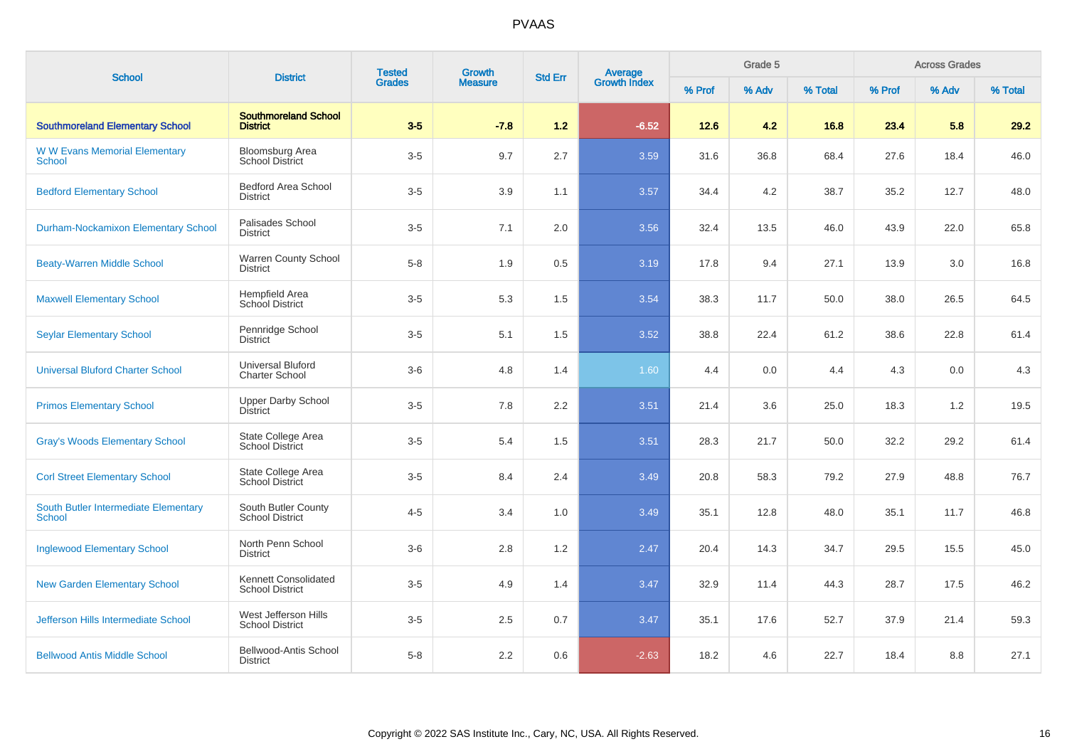# PVAAS

| School | District | Tested Grades | Growth Measure | Std Err | Average Growth Index | Grade 5 | | | Across Grades | | |
|---|---|---|---|---|---|---|---|---|---|---|---|
| | | | | | | % Prof | % Adv | % Total | % Prof | % Adv | % Total |
| **Southmoreland Elementary School** | **Southmoreland School District** | **3-5** | **-7.8** | **1.2** | **-6.52** | **12.6** | **4.2** | **16.8** | **23.4** | **5.8** | **29.2** |
| W W Evans Memorial Elementary School | Bloomsburg Area School District | 3-5 | 9.7 | 2.7 | 3.59 | 31.6 | 36.8 | 68.4 | 27.6 | 18.4 | 46.0 |
| Bedford Elementary School | Bedford Area School District | 3-5 | 3.9 | 1.1 | 3.57 | 34.4 | 4.2 | 38.7 | 35.2 | 12.7 | 48.0 |
| Durham-Nockamixon Elementary School | Palisades School District | 3-5 | 7.1 | 2.0 | 3.56 | 32.4 | 13.5 | 46.0 | 43.9 | 22.0 | 65.8 |
| Beaty-Warren Middle School | Warren County School District | 5-8 | 1.9 | 0.5 | 3.19 | 17.8 | 9.4 | 27.1 | 13.9 | 3.0 | 16.8 |
| Maxwell Elementary School | Hempfield Area School District | 3-5 | 5.3 | 1.5 | 3.54 | 38.3 | 11.7 | 50.0 | 38.0 | 26.5 | 64.5 |
| Seylar Elementary School | Pennridge School District | 3-5 | 5.1 | 1.5 | 3.52 | 38.8 | 22.4 | 61.2 | 38.6 | 22.8 | 61.4 |
| Universal Bluford Charter School | Universal Bluford Charter School | 3-6 | 4.8 | 1.4 | 1.60 | 4.4 | 0.0 | 4.4 | 4.3 | 0.0 | 4.3 |
| Primos Elementary School | Upper Darby School District | 3-5 | 7.8 | 2.2 | 3.51 | 21.4 | 3.6 | 25.0 | 18.3 | 1.2 | 19.5 |
| Gray's Woods Elementary School | State College Area School District | 3-5 | 5.4 | 1.5 | 3.51 | 28.3 | 21.7 | 50.0 | 32.2 | 29.2 | 61.4 |
| Corl Street Elementary School | State College Area School District | 3-5 | 8.4 | 2.4 | 3.49 | 20.8 | 58.3 | 79.2 | 27.9 | 48.8 | 76.7 |
| South Butler Intermediate Elementary School | South Butler County School District | 4-5 | 3.4 | 1.0 | 3.49 | 35.1 | 12.8 | 48.0 | 35.1 | 11.7 | 46.8 |
| Inglewood Elementary School | North Penn School District | 3-6 | 2.8 | 1.2 | 2.47 | 20.4 | 14.3 | 34.7 | 29.5 | 15.5 | 45.0 |
| New Garden Elementary School | Kennett Consolidated School District | 3-5 | 4.9 | 1.4 | 3.47 | 32.9 | 11.4 | 44.3 | 28.7 | 17.5 | 46.2 |
| Jefferson Hills Intermediate School | West Jefferson Hills School District | 3-5 | 2.5 | 0.7 | 3.47 | 35.1 | 17.6 | 52.7 | 37.9 | 21.4 | 59.3 |
| Bellwood Antis Middle School | Bellwood-Antis School District | 5-8 | 2.2 | 0.6 | -2.63 | 18.2 | 4.6 | 22.7 | 18.4 | 8.8 | 27.1 |

Copyright © 2022 SAS Institute Inc., Cary, NC, USA. All Rights Reserved.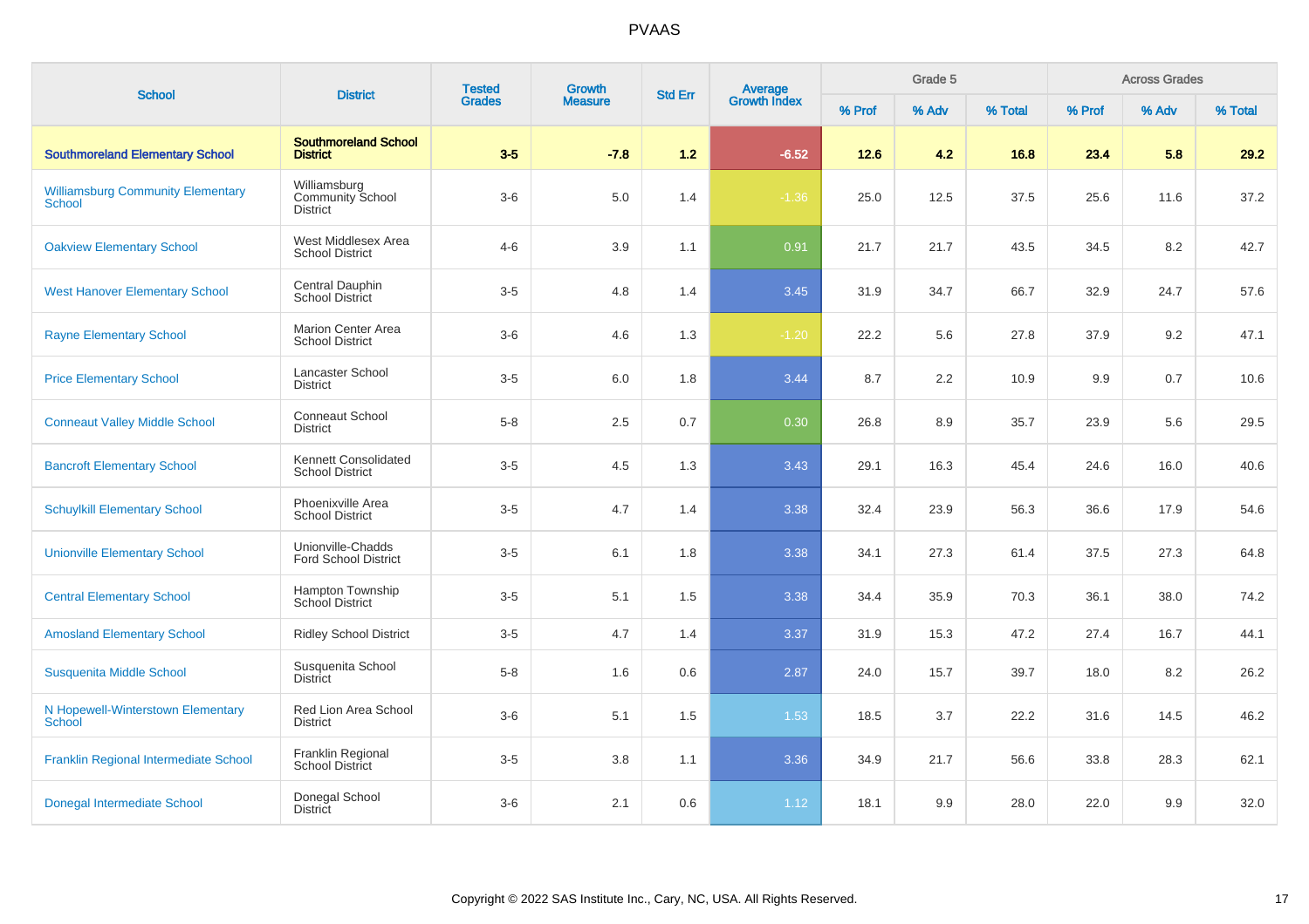# PVAAS

| School | District | Tested Grades | Growth Measure | Std Err | Average Growth Index | Grade 5 | | | Across Grades | | |
|---|---|---|---|---|---|---|---|---|---|---|---|
| | | | | | | % Prof | % Adv | % Total | % Prof | % Adv | % Total |
| **Southmoreland Elementary School** | **Southmoreland School District** | **3-5** | **-7.8** | **1.2** | **-6.52** | **12.6** | **4.2** | **16.8** | **23.4** | **5.8** | **29.2** |
| Williamsburg Community Elementary School | Williamsburg Community School District | 3-6 | 5.0 | 1.4 | -1.36 | 25.0 | 12.5 | 37.5 | 25.6 | 11.6 | 37.2 |
| Oakview Elementary School | West Middlesex Area School District | 4-6 | 3.9 | 1.1 | 0.91 | 21.7 | 21.7 | 43.5 | 34.5 | 8.2 | 42.7 |
| West Hanover Elementary School | Central Dauphin School District | 3-5 | 4.8 | 1.4 | 3.45 | 31.9 | 34.7 | 66.7 | 32.9 | 24.7 | 57.6 |
| Rayne Elementary School | Marion Center Area School District | 3-6 | 4.6 | 1.3 | -1.20 | 22.2 | 5.6 | 27.8 | 37.9 | 9.2 | 47.1 |
| Price Elementary School | Lancaster School District | 3-5 | 6.0 | 1.8 | 3.44 | 8.7 | 2.2 | 10.9 | 9.9 | 0.7 | 10.6 |
| Conneaut Valley Middle School | Conneaut School District | 5-8 | 2.5 | 0.7 | 0.30 | 26.8 | 8.9 | 35.7 | 23.9 | 5.6 | 29.5 |
| Bancroft Elementary School | Kennett Consolidated School District | 3-5 | 4.5 | 1.3 | 3.43 | 29.1 | 16.3 | 45.4 | 24.6 | 16.0 | 40.6 |
| Schuylkill Elementary School | Phoenixville Area School District | 3-5 | 4.7 | 1.4 | 3.38 | 32.4 | 23.9 | 56.3 | 36.6 | 17.9 | 54.6 |
| Unionville Elementary School | Unionville-Chadds Ford School District | 3-5 | 6.1 | 1.8 | 3.38 | 34.1 | 27.3 | 61.4 | 37.5 | 27.3 | 64.8 |
| Central Elementary School | Hampton Township School District | 3-5 | 5.1 | 1.5 | 3.38 | 34.4 | 35.9 | 70.3 | 36.1 | 38.0 | 74.2 |
| Amosland Elementary School | Ridley School District | 3-5 | 4.7 | 1.4 | 3.37 | 31.9 | 15.3 | 47.2 | 27.4 | 16.7 | 44.1 |
| Susquenita Middle School | Susquenita School District | 5-8 | 1.6 | 0.6 | 2.87 | 24.0 | 15.7 | 39.7 | 18.0 | 8.2 | 26.2 |
| N Hopewell-Winterstown Elementary School | Red Lion Area School District | 3-6 | 5.1 | 1.5 | 1.53 | 18.5 | 3.7 | 22.2 | 31.6 | 14.5 | 46.2 |
| Franklin Regional Intermediate School | Franklin Regional School District | 3-5 | 3.8 | 1.1 | 3.36 | 34.9 | 21.7 | 56.6 | 33.8 | 28.3 | 62.1 |
| Donegal Intermediate School | Donegal School District | 3-6 | 2.1 | 0.6 | 1.12 | 18.1 | 9.9 | 28.0 | 22.0 | 9.9 | 32.0 |

Copyright © 2022 SAS Institute Inc., Cary, NC, USA. All Rights Reserved.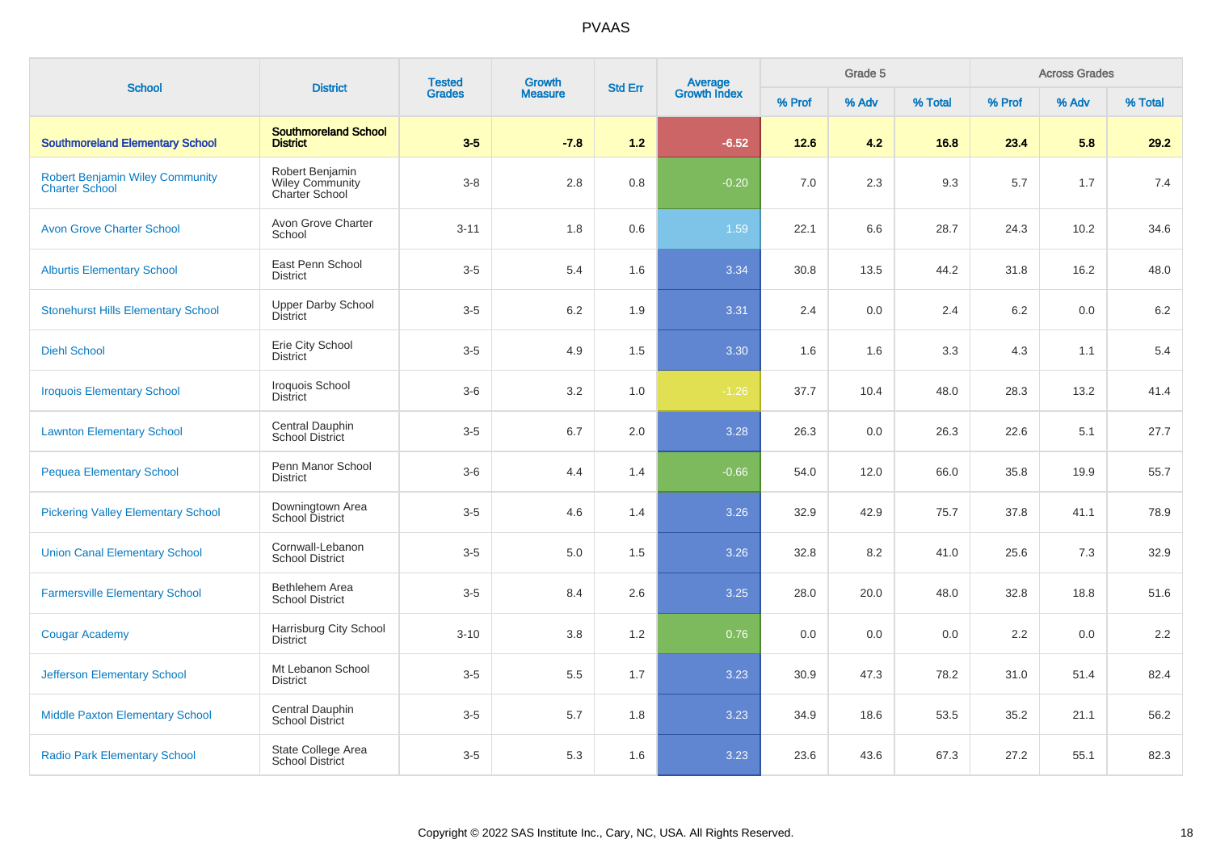# PVAAS

| School | District | Tested Grades | Growth Measure | Std Err | Average Growth Index | Grade 5 | | | Across Grades | | |
|---|---|---|---|---|---|---|---|---|---|---|---|
| | | | | | | % Prof | % Adv | % Total | % Prof | % Adv | % Total |
| **Southmoreland Elementary School** | **Southmoreland School District** | **3-5** | **-7.8** | **1.2** | **-6.52** | **12.6** | **4.2** | **16.8** | **23.4** | **5.8** | **29.2** |
| Robert Benjamin Wiley Community Charter School | Robert Benjamin Wiley Community Charter School | 3-8 | 2.8 | 0.8 | -0.20 | 7.0 | 2.3 | 9.3 | 5.7 | 1.7 | 7.4 |
| Avon Grove Charter School | Avon Grove Charter School | 3-11 | 1.8 | 0.6 | 1.59 | 22.1 | 6.6 | 28.7 | 24.3 | 10.2 | 34.6 |
| Alburtis Elementary School | East Penn School District | 3-5 | 5.4 | 1.6 | 3.34 | 30.8 | 13.5 | 44.2 | 31.8 | 16.2 | 48.0 |
| Stonehurst Hills Elementary School | Upper Darby School District | 3-5 | 6.2 | 1.9 | 3.31 | 2.4 | 0.0 | 2.4 | 6.2 | 0.0 | 6.2 |
| Diehl School | Erie City School District | 3-5 | 4.9 | 1.5 | 3.30 | 1.6 | 1.6 | 3.3 | 4.3 | 1.1 | 5.4 |
| Iroquois Elementary School | Iroquois School District | 3-6 | 3.2 | 1.0 | -1.26 | 37.7 | 10.4 | 48.0 | 28.3 | 13.2 | 41.4 |
| Lawnton Elementary School | Central Dauphin School District | 3-5 | 6.7 | 2.0 | 3.28 | 26.3 | 0.0 | 26.3 | 22.6 | 5.1 | 27.7 |
| Pequea Elementary School | Penn Manor School District | 3-6 | 4.4 | 1.4 | -0.66 | 54.0 | 12.0 | 66.0 | 35.8 | 19.9 | 55.7 |
| Pickering Valley Elementary School | Downingtown Area School District | 3-5 | 4.6 | 1.4 | 3.26 | 32.9 | 42.9 | 75.7 | 37.8 | 41.1 | 78.9 |
| Union Canal Elementary School | Cornwall-Lebanon School District | 3-5 | 5.0 | 1.5 | 3.26 | 32.8 | 8.2 | 41.0 | 25.6 | 7.3 | 32.9 |
| Farmersville Elementary School | Bethlehem Area School District | 3-5 | 8.4 | 2.6 | 3.25 | 28.0 | 20.0 | 48.0 | 32.8 | 18.8 | 51.6 |
| Cougar Academy | Harrisburg City School District | 3-10 | 3.8 | 1.2 | 0.76 | 0.0 | 0.0 | 0.0 | 2.2 | 0.0 | 2.2 |
| Jefferson Elementary School | Mt Lebanon School District | 3-5 | 5.5 | 1.7 | 3.23 | 30.9 | 47.3 | 78.2 | 31.0 | 51.4 | 82.4 |
| Middle Paxton Elementary School | Central Dauphin School District | 3-5 | 5.7 | 1.8 | 3.23 | 34.9 | 18.6 | 53.5 | 35.2 | 21.1 | 56.2 |
| Radio Park Elementary School | State College Area School District | 3-5 | 5.3 | 1.6 | 3.23 | 23.6 | 43.6 | 67.3 | 27.2 | 55.1 | 82.3 |

Copyright © 2022 SAS Institute Inc., Cary, NC, USA. All Rights Reserved.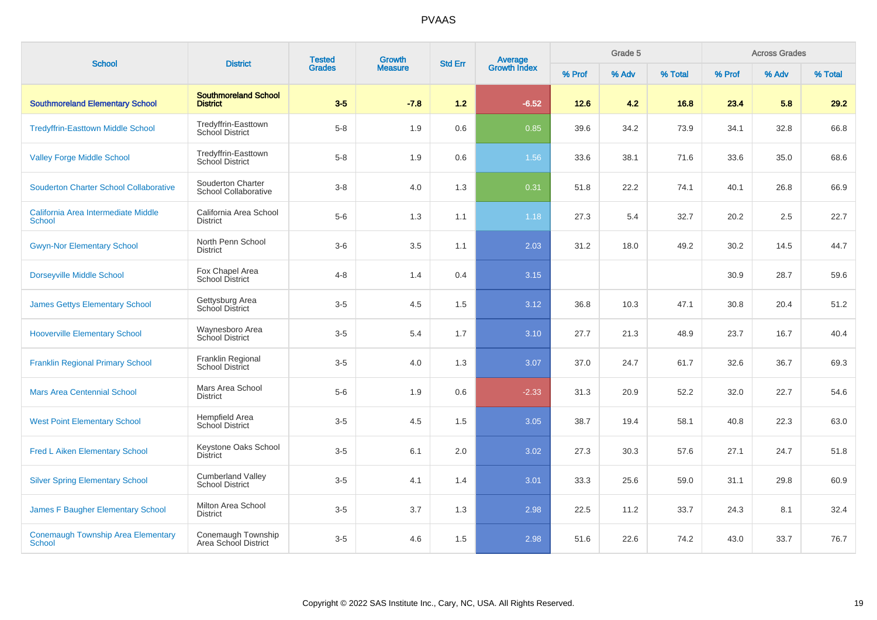# PVAAS

| School | District | Tested Grades | Growth Measure | Std Err | Average Growth Index | Grade 5 | | | Across Grades | | |
|---|---|---|---|---|---|---|---|---|---|---|---|
| | | | | | | % Prof | % Adv | % Total | % Prof | % Adv | % Total |
| **Southmoreland Elementary School** | **Southmoreland School District** | **3-5** | **-7.8** | **1.2** | **-6.52** | **12.6** | **4.2** | **16.8** | **23.4** | **5.8** | **29.2** |
| Tredyffrin-Easttown Middle School | Tredyffrin-Easttown School District | 5-8 | 1.9 | 0.6 | 0.85 | 39.6 | 34.2 | 73.9 | 34.1 | 32.8 | 66.8 |
| Valley Forge Middle School | Tredyffrin-Easttown School District | 5-8 | 1.9 | 0.6 | 1.56 | 33.6 | 38.1 | 71.6 | 33.6 | 35.0 | 68.6 |
| Souderton Charter School Collaborative | Souderton Charter School Collaborative | 3-8 | 4.0 | 1.3 | 0.31 | 51.8 | 22.2 | 74.1 | 40.1 | 26.8 | 66.9 |
| California Area Intermediate Middle School | California Area School District | 5-6 | 1.3 | 1.1 | 1.18 | 27.3 | 5.4 | 32.7 | 20.2 | 2.5 | 22.7 |
| Gwyn-Nor Elementary School | North Penn School District | 3-6 | 3.5 | 1.1 | 2.03 | 31.2 | 18.0 | 49.2 | 30.2 | 14.5 | 44.7 |
| Dorseyville Middle School | Fox Chapel Area School District | 4-8 | 1.4 | 0.4 | 3.15 | | | | 30.9 | 28.7 | 59.6 |
| James Gettys Elementary School | Gettysburg Area School District | 3-5 | 4.5 | 1.5 | 3.12 | 36.8 | 10.3 | 47.1 | 30.8 | 20.4 | 51.2 |
| Hooverville Elementary School | Waynesboro Area School District | 3-5 | 5.4 | 1.7 | 3.10 | 27.7 | 21.3 | 48.9 | 23.7 | 16.7 | 40.4 |
| Franklin Regional Primary School | Franklin Regional School District | 3-5 | 4.0 | 1.3 | 3.07 | 37.0 | 24.7 | 61.7 | 32.6 | 36.7 | 69.3 |
| Mars Area Centennial School | Mars Area School District | 5-6 | 1.9 | 0.6 | -2.33 | 31.3 | 20.9 | 52.2 | 32.0 | 22.7 | 54.6 |
| West Point Elementary School | Hempfield Area School District | 3-5 | 4.5 | 1.5 | 3.05 | 38.7 | 19.4 | 58.1 | 40.8 | 22.3 | 63.0 |
| Fred L Aiken Elementary School | Keystone Oaks School District | 3-5 | 6.1 | 2.0 | 3.02 | 27.3 | 30.3 | 57.6 | 27.1 | 24.7 | 51.8 |
| Silver Spring Elementary School | Cumberland Valley School District | 3-5 | 4.1 | 1.4 | 3.01 | 33.3 | 25.6 | 59.0 | 31.1 | 29.8 | 60.9 |
| James F Baugher Elementary School | Milton Area School District | 3-5 | 3.7 | 1.3 | 2.98 | 22.5 | 11.2 | 33.7 | 24.3 | 8.1 | 32.4 |
| Conemaugh Township Area Elementary School | Conemaugh Township Area School District | 3-5 | 4.6 | 1.5 | 2.98 | 51.6 | 22.6 | 74.2 | 43.0 | 33.7 | 76.7 |

Copyright © 2022 SAS Institute Inc., Cary, NC, USA. All Rights Reserved.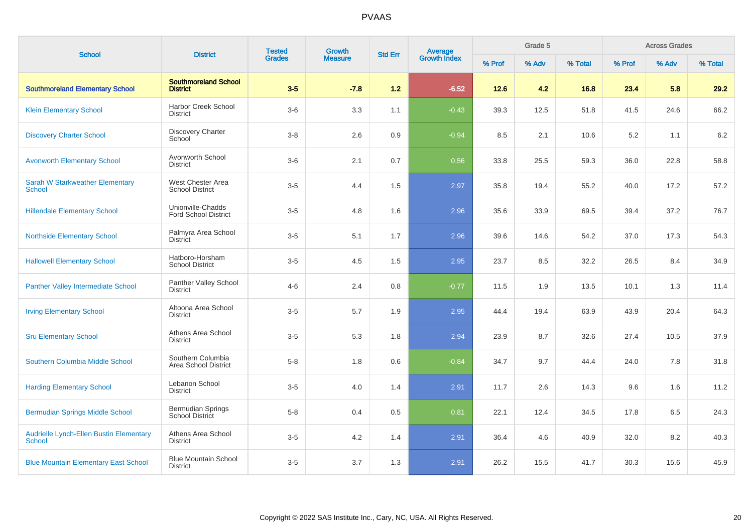PVAAS

| School | District | Tested Grades | Growth Measure | Std Err | Average Growth Index | Grade 5 | | | Across Grades | | |
|---|---|---|---|---|---|---|---|---|---|---|---|
| | | | | | | % Prof | % Adv | % Total | % Prof | % Adv | % Total |
| **Southmoreland Elementary School** | **Southmoreland School District** | **3-5** | **-7.8** | **1.2** | **-6.52** | **12.6** | **4.2** | **16.8** | **23.4** | **5.8** | **29.2** |
| Klein Elementary School | Harbor Creek School District | 3-6 | 3.3 | 1.1 | -0.43 | 39.3 | 12.5 | 51.8 | 41.5 | 24.6 | 66.2 |
| Discovery Charter School | Discovery Charter School | 3-8 | 2.6 | 0.9 | -0.94 | 8.5 | 2.1 | 10.6 | 5.2 | 1.1 | 6.2 |
| Avonworth Elementary School | Avonworth School District | 3-6 | 2.1 | 0.7 | 0.56 | 33.8 | 25.5 | 59.3 | 36.0 | 22.8 | 58.8 |
| Sarah W Starkweather Elementary School | West Chester Area School District | 3-5 | 4.4 | 1.5 | 2.97 | 35.8 | 19.4 | 55.2 | 40.0 | 17.2 | 57.2 |
| Hillendale Elementary School | Unionville-Chadds Ford School District | 3-5 | 4.8 | 1.6 | 2.96 | 35.6 | 33.9 | 69.5 | 39.4 | 37.2 | 76.7 |
| Northside Elementary School | Palmyra Area School District | 3-5 | 5.1 | 1.7 | 2.96 | 39.6 | 14.6 | 54.2 | 37.0 | 17.3 | 54.3 |
| Hallowell Elementary School | Hatboro-Horsham School District | 3-5 | 4.5 | 1.5 | 2.95 | 23.7 | 8.5 | 32.2 | 26.5 | 8.4 | 34.9 |
| Panther Valley Intermediate School | Panther Valley School District | 4-6 | 2.4 | 0.8 | -0.77 | 11.5 | 1.9 | 13.5 | 10.1 | 1.3 | 11.4 |
| Irving Elementary School | Altoona Area School District | 3-5 | 5.7 | 1.9 | 2.95 | 44.4 | 19.4 | 63.9 | 43.9 | 20.4 | 64.3 |
| Sru Elementary School | Athens Area School District | 3-5 | 5.3 | 1.8 | 2.94 | 23.9 | 8.7 | 32.6 | 27.4 | 10.5 | 37.9 |
| Southern Columbia Middle School | Southern Columbia Area School District | 5-8 | 1.8 | 0.6 | -0.84 | 34.7 | 9.7 | 44.4 | 24.0 | 7.8 | 31.8 |
| Harding Elementary School | Lebanon School District | 3-5 | 4.0 | 1.4 | 2.91 | 11.7 | 2.6 | 14.3 | 9.6 | 1.6 | 11.2 |
| Bermudian Springs Middle School | Bermudian Springs School District | 5-8 | 0.4 | 0.5 | 0.81 | 22.1 | 12.4 | 34.5 | 17.8 | 6.5 | 24.3 |
| Audrielle Lynch-Ellen Bustin Elementary School | Athens Area School District | 3-5 | 4.2 | 1.4 | 2.91 | 36.4 | 4.6 | 40.9 | 32.0 | 8.2 | 40.3 |
| Blue Mountain Elementary East School | Blue Mountain School District | 3-5 | 3.7 | 1.3 | 2.91 | 26.2 | 15.5 | 41.7 | 30.3 | 15.6 | 45.9 |

Copyright © 2022 SAS Institute Inc., Cary, NC, USA. All Rights Reserved.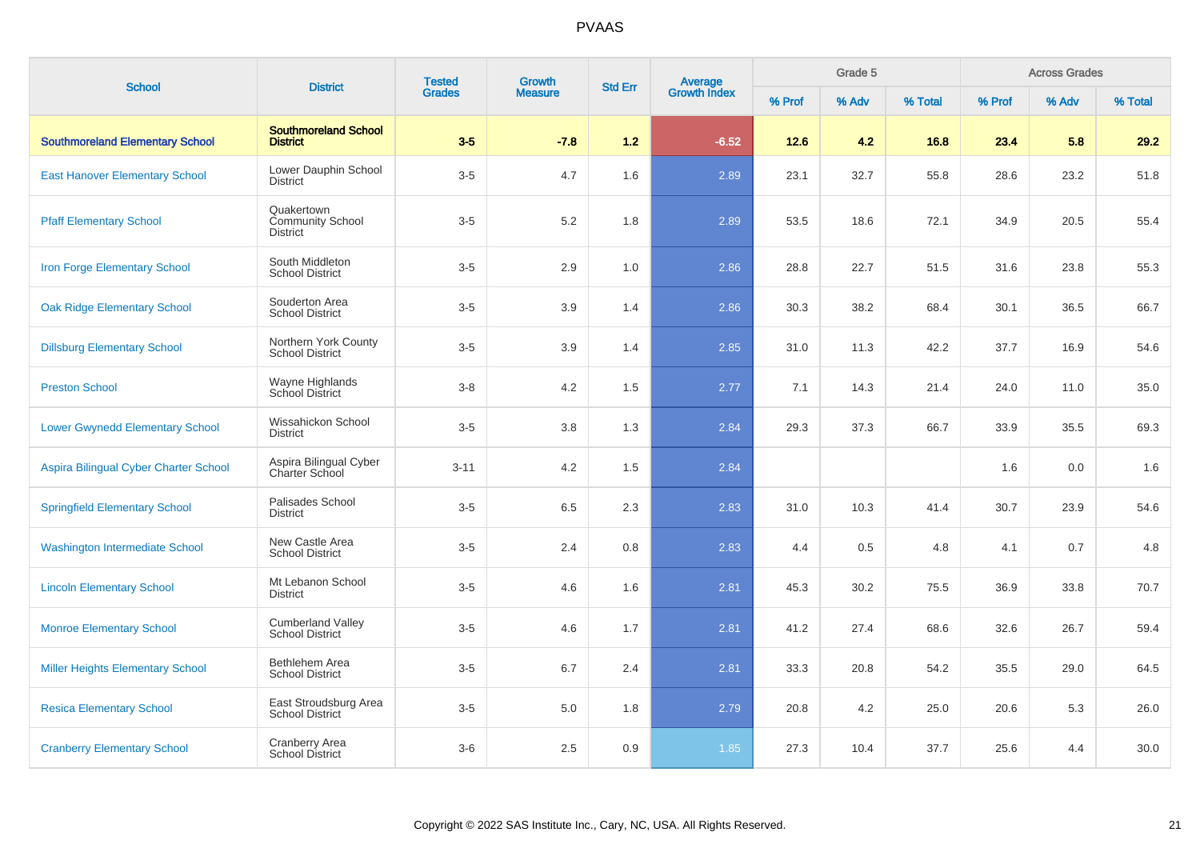# PVAAS

| School | District | Tested Grades | Growth Measure | Std Err | Average Growth Index | Grade 5 | | | Across Grades | | |
|---|---|---|---|---|---|---|---|---|---|---|---|
| | | | | | | % Prof | % Adv | % Total | % Prof | % Adv | % Total |
| **Southmoreland Elementary School** | **Southmoreland School District** | **3-5** | **-7.8** | **1.2** | **-6.52** | **12.6** | **4.2** | **16.8** | **23.4** | **5.8** | **29.2** |
| East Hanover Elementary School | Lower Dauphin School District | 3-5 | 4.7 | 1.6 | 2.89 | 23.1 | 32.7 | 55.8 | 28.6 | 23.2 | 51.8 |
| Pfaff Elementary School | Quakertown Community School District | 3-5 | 5.2 | 1.8 | 2.89 | 53.5 | 18.6 | 72.1 | 34.9 | 20.5 | 55.4 |
| Iron Forge Elementary School | South Middleton School District | 3-5 | 2.9 | 1.0 | 2.86 | 28.8 | 22.7 | 51.5 | 31.6 | 23.8 | 55.3 |
| Oak Ridge Elementary School | Souderton Area School District | 3-5 | 3.9 | 1.4 | 2.86 | 30.3 | 38.2 | 68.4 | 30.1 | 36.5 | 66.7 |
| Dillsburg Elementary School | Northern York County School District | 3-5 | 3.9 | 1.4 | 2.85 | 31.0 | 11.3 | 42.2 | 37.7 | 16.9 | 54.6 |
| Preston School | Wayne Highlands School District | 3-8 | 4.2 | 1.5 | 2.77 | 7.1 | 14.3 | 21.4 | 24.0 | 11.0 | 35.0 |
| Lower Gwynedd Elementary School | Wissahickon School District | 3-5 | 3.8 | 1.3 | 2.84 | 29.3 | 37.3 | 66.7 | 33.9 | 35.5 | 69.3 |
| Aspira Bilingual Cyber Charter School | Aspira Bilingual Cyber Charter School | 3-11 | 4.2 | 1.5 | 2.84 | | | | 1.6 | 0.0 | 1.6 |
| Springfield Elementary School | Palisades School District | 3-5 | 6.5 | 2.3 | 2.83 | 31.0 | 10.3 | 41.4 | 30.7 | 23.9 | 54.6 |
| Washington Intermediate School | New Castle Area School District | 3-5 | 2.4 | 0.8 | 2.83 | 4.4 | 0.5 | 4.8 | 4.1 | 0.7 | 4.8 |
| Lincoln Elementary School | Mt Lebanon School District | 3-5 | 4.6 | 1.6 | 2.81 | 45.3 | 30.2 | 75.5 | 36.9 | 33.8 | 70.7 |
| Monroe Elementary School | Cumberland Valley School District | 3-5 | 4.6 | 1.7 | 2.81 | 41.2 | 27.4 | 68.6 | 32.6 | 26.7 | 59.4 |
| Miller Heights Elementary School | Bethlehem Area School District | 3-5 | 6.7 | 2.4 | 2.81 | 33.3 | 20.8 | 54.2 | 35.5 | 29.0 | 64.5 |
| Resica Elementary School | East Stroudsburg Area School District | 3-5 | 5.0 | 1.8 | 2.79 | 20.8 | 4.2 | 25.0 | 20.6 | 5.3 | 26.0 |
| Cranberry Elementary School | Cranberry Area School District | 3-6 | 2.5 | 0.9 | 1.85 | 27.3 | 10.4 | 37.7 | 25.6 | 4.4 | 30.0 |

Copyright © 2022 SAS Institute Inc., Cary, NC, USA. All Rights Reserved.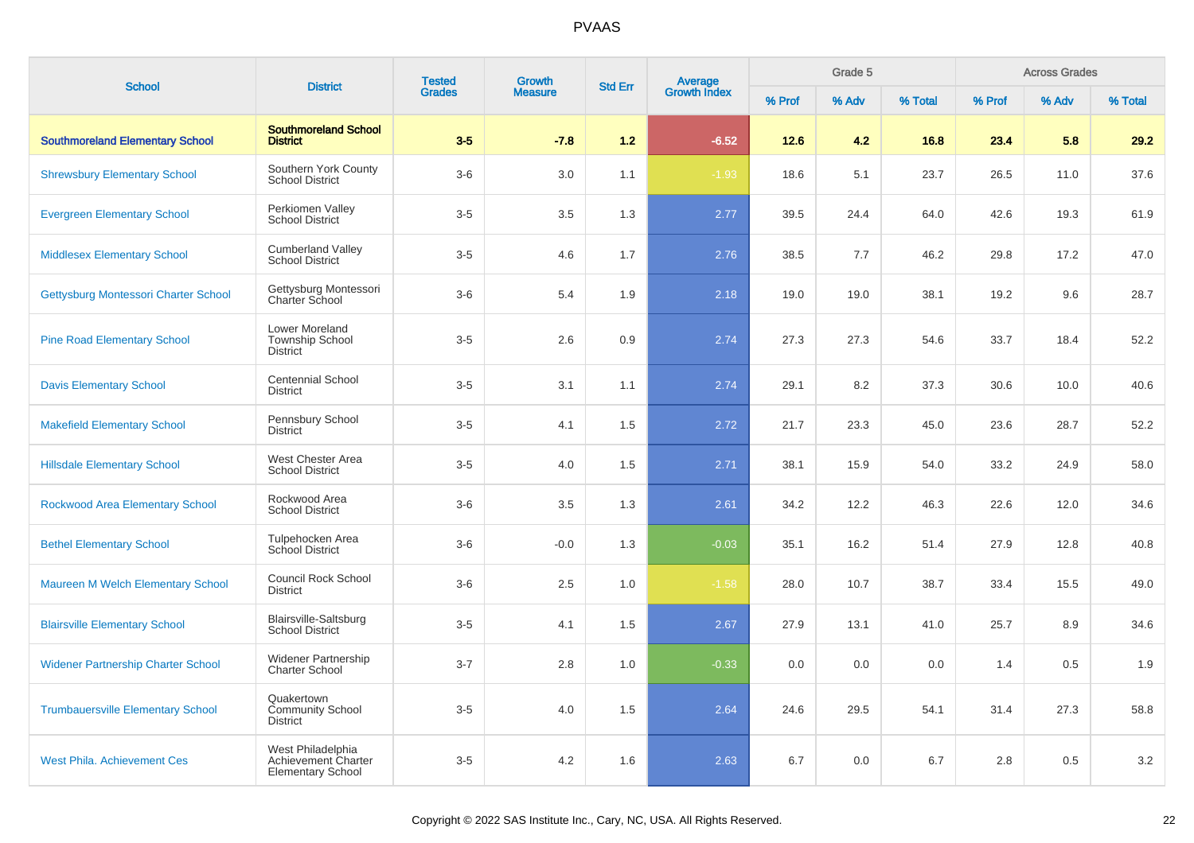| School | District | Tested Grades | Growth Measure | Std Err | Average Growth Index | Grade 5 | | | Across Grades | | |
|---|---|---|---|---|---|---|---|---|---|---|---|
| | | | | | | % Prof | % Adv | % Total | % Prof | % Adv | % Total |
| **Southmoreland Elementary School** | **Southmoreland School District** | **3-5** | **-7.8** | **1.2** | **-6.52** | **12.6** | **4.2** | **16.8** | **23.4** | **5.8** | **29.2** |
| Shrewsbury Elementary School | Southern York County School District | 3-6 | 3.0 | 1.1 | -1.93 | 18.6 | 5.1 | 23.7 | 26.5 | 11.0 | 37.6 |
| Evergreen Elementary School | Perkiomen Valley School District | 3-5 | 3.5 | 1.3 | 2.77 | 39.5 | 24.4 | 64.0 | 42.6 | 19.3 | 61.9 |
| Middlesex Elementary School | Cumberland Valley School District | 3-5 | 4.6 | 1.7 | 2.76 | 38.5 | 7.7 | 46.2 | 29.8 | 17.2 | 47.0 |
| Gettysburg Montessori Charter School | Gettysburg Montessori Charter School | 3-6 | 5.4 | 1.9 | 2.18 | 19.0 | 19.0 | 38.1 | 19.2 | 9.6 | 28.7 |
| Pine Road Elementary School | Lower Moreland Township School District | 3-5 | 2.6 | 0.9 | 2.74 | 27.3 | 27.3 | 54.6 | 33.7 | 18.4 | 52.2 |
| Davis Elementary School | Centennial School District | 3-5 | 3.1 | 1.1 | 2.74 | 29.1 | 8.2 | 37.3 | 30.6 | 10.0 | 40.6 |
| Makefield Elementary School | Pennsbury School District | 3-5 | 4.1 | 1.5 | 2.72 | 21.7 | 23.3 | 45.0 | 23.6 | 28.7 | 52.2 |
| Hillsdale Elementary School | West Chester Area School District | 3-5 | 4.0 | 1.5 | 2.71 | 38.1 | 15.9 | 54.0 | 33.2 | 24.9 | 58.0 |
| Rockwood Area Elementary School | Rockwood Area School District | 3-6 | 3.5 | 1.3 | 2.61 | 34.2 | 12.2 | 46.3 | 22.6 | 12.0 | 34.6 |
| Bethel Elementary School | Tulpehocken Area School District | 3-6 | -0.0 | 1.3 | -0.03 | 35.1 | 16.2 | 51.4 | 27.9 | 12.8 | 40.8 |
| Maureen M Welch Elementary School | Council Rock School District | 3-6 | 2.5 | 1.0 | -1.58 | 28.0 | 10.7 | 38.7 | 33.4 | 15.5 | 49.0 |
| Blairsville Elementary School | Blairsville-Saltsburg School District | 3-5 | 4.1 | 1.5 | 2.67 | 27.9 | 13.1 | 41.0 | 25.7 | 8.9 | 34.6 |
| Widener Partnership Charter School | Widener Partnership Charter School | 3-7 | 2.8 | 1.0 | -0.33 | 0.0 | 0.0 | 0.0 | 1.4 | 0.5 | 1.9 |
| Trumbauersville Elementary School | Quakertown Community School District | 3-5 | 4.0 | 1.5 | 2.64 | 24.6 | 29.5 | 54.1 | 31.4 | 27.3 | 58.8 |
| West Phila. Achievement Ces | West Philadelphia Achievement Charter Elementary School | 3-5 | 4.2 | 1.6 | 2.63 | 6.7 | 0.0 | 6.7 | 2.8 | 0.5 | 3.2 |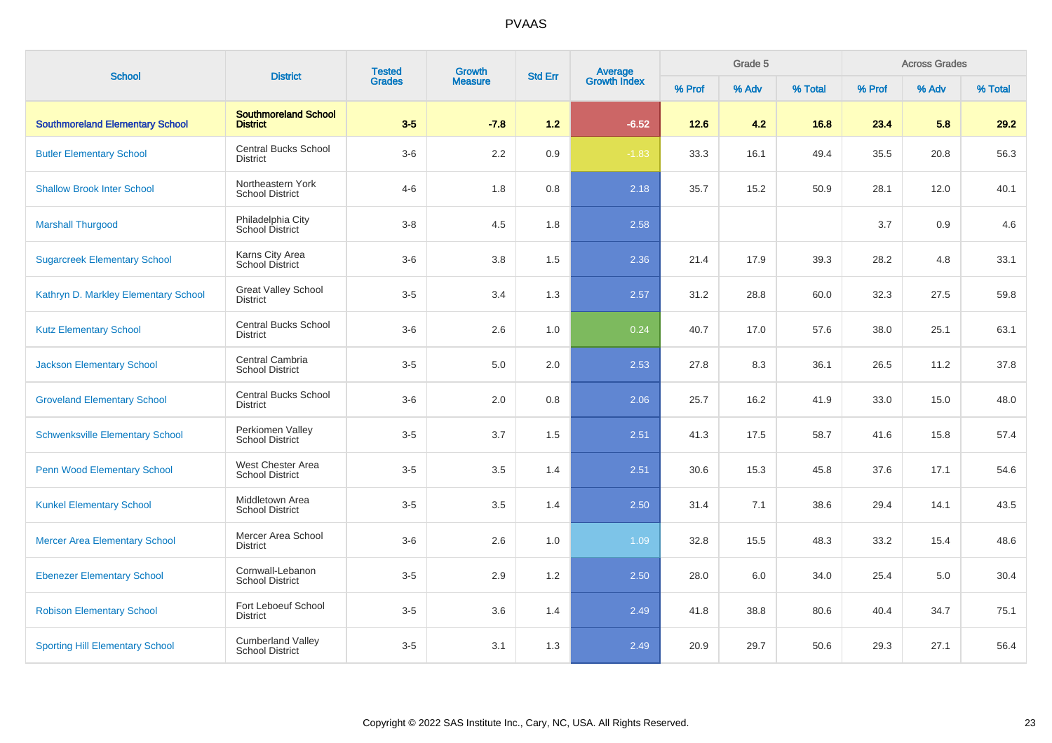# PVAAS

| School | District | Tested Grades | Growth Measure | Std Err | Average Growth Index | Grade 5 | | | Across Grades | | |
|---|---|---|---|---|---|---|---|---|---|---|---|
| | | | | | | % Prof | % Adv | % Total | % Prof | % Adv | % Total |
| **Southmoreland Elementary School** | **Southmoreland School District** | **3-5** | **-7.8** | **1.2** | **-6.52** | **12.6** | **4.2** | **16.8** | **23.4** | **5.8** | **29.2** |
| Butler Elementary School | Central Bucks School District | 3-6 | 2.2 | 0.9 | -1.83 | 33.3 | 16.1 | 49.4 | 35.5 | 20.8 | 56.3 |
| Shallow Brook Inter School | Northeastern York School District | 4-6 | 1.8 | 0.8 | 2.18 | 35.7 | 15.2 | 50.9 | 28.1 | 12.0 | 40.1 |
| Marshall Thurgood | Philadelphia City School District | 3-8 | 4.5 | 1.8 | 2.58 | | | | 3.7 | 0.9 | 4.6 |
| Sugarcreek Elementary School | Karns City Area School District | 3-6 | 3.8 | 1.5 | 2.36 | 21.4 | 17.9 | 39.3 | 28.2 | 4.8 | 33.1 |
| Kathryn D. Markley Elementary School | Great Valley School District | 3-5 | 3.4 | 1.3 | 2.57 | 31.2 | 28.8 | 60.0 | 32.3 | 27.5 | 59.8 |
| Kutz Elementary School | Central Bucks School District | 3-6 | 2.6 | 1.0 | 0.24 | 40.7 | 17.0 | 57.6 | 38.0 | 25.1 | 63.1 |
| Jackson Elementary School | Central Cambria School District | 3-5 | 5.0 | 2.0 | 2.53 | 27.8 | 8.3 | 36.1 | 26.5 | 11.2 | 37.8 |
| Groveland Elementary School | Central Bucks School District | 3-6 | 2.0 | 0.8 | 2.06 | 25.7 | 16.2 | 41.9 | 33.0 | 15.0 | 48.0 |
| Schwenksville Elementary School | Perkiomen Valley School District | 3-5 | 3.7 | 1.5 | 2.51 | 41.3 | 17.5 | 58.7 | 41.6 | 15.8 | 57.4 |
| Penn Wood Elementary School | West Chester Area School District | 3-5 | 3.5 | 1.4 | 2.51 | 30.6 | 15.3 | 45.8 | 37.6 | 17.1 | 54.6 |
| Kunkel Elementary School | Middletown Area School District | 3-5 | 3.5 | 1.4 | 2.50 | 31.4 | 7.1 | 38.6 | 29.4 | 14.1 | 43.5 |
| Mercer Area Elementary School | Mercer Area School District | 3-6 | 2.6 | 1.0 | 1.09 | 32.8 | 15.5 | 48.3 | 33.2 | 15.4 | 48.6 |
| Ebenezer Elementary School | Cornwall-Lebanon School District | 3-5 | 2.9 | 1.2 | 2.50 | 28.0 | 6.0 | 34.0 | 25.4 | 5.0 | 30.4 |
| Robison Elementary School | Fort Leboeuf School District | 3-5 | 3.6 | 1.4 | 2.49 | 41.8 | 38.8 | 80.6 | 40.4 | 34.7 | 75.1 |
| Sporting Hill Elementary School | Cumberland Valley School District | 3-5 | 3.1 | 1.3 | 2.49 | 20.9 | 29.7 | 50.6 | 29.3 | 27.1 | 56.4 |

Copyright © 2022 SAS Institute Inc., Cary, NC, USA. All Rights Reserved.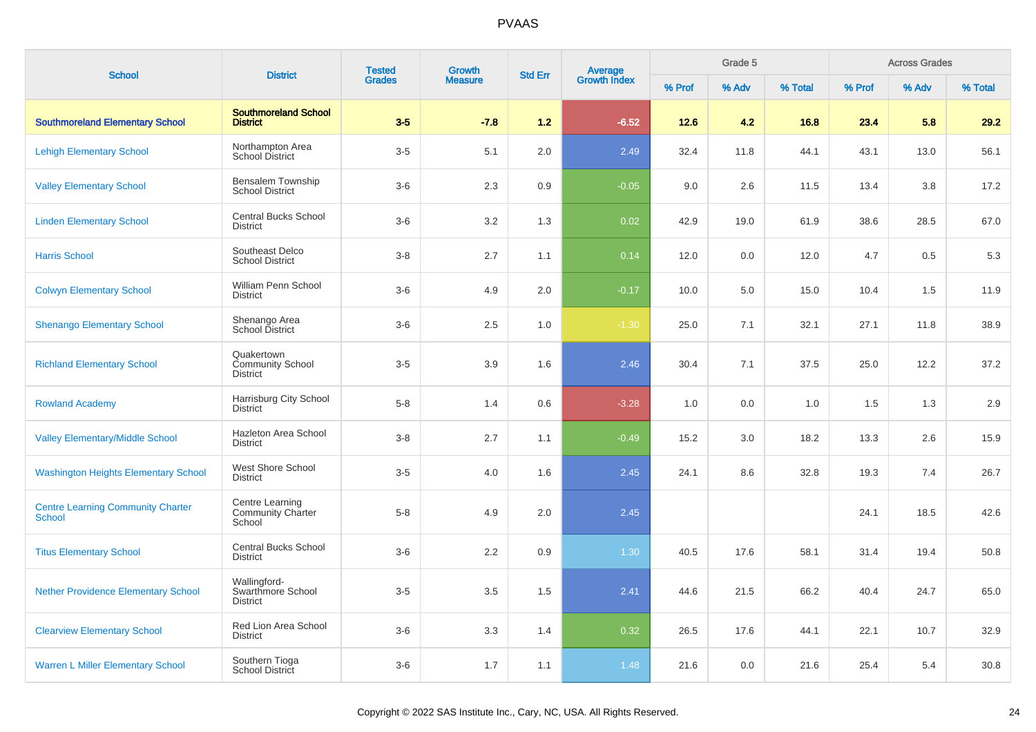# PVAAS

| School | District | Tested Grades | Growth Measure | Std Err | Average Growth Index | Grade 5 | | | Across Grades | | |
|---|---|---|---|---|---|---|---|---|---|---|---|
| | | | | | | % Prof | % Adv | % Total | % Prof | % Adv | % Total |
| **Southmoreland Elementary School** | **Southmoreland School District** | **3-5** | **-7.8** | **1.2** | **-6.52** | **12.6** | **4.2** | **16.8** | **23.4** | **5.8** | **29.2** |
| Lehigh Elementary School | Northampton Area School District | 3-5 | 5.1 | 2.0 | 2.49 | 32.4 | 11.8 | 44.1 | 43.1 | 13.0 | 56.1 |
| Valley Elementary School | Bensalem Township School District | 3-6 | 2.3 | 0.9 | -0.05 | 9.0 | 2.6 | 11.5 | 13.4 | 3.8 | 17.2 |
| Linden Elementary School | Central Bucks School District | 3-6 | 3.2 | 1.3 | 0.02 | 42.9 | 19.0 | 61.9 | 38.6 | 28.5 | 67.0 |
| Harris School | Southeast Delco School District | 3-8 | 2.7 | 1.1 | 0.14 | 12.0 | 0.0 | 12.0 | 4.7 | 0.5 | 5.3 |
| Colwyn Elementary School | William Penn School District | 3-6 | 4.9 | 2.0 | -0.17 | 10.0 | 5.0 | 15.0 | 10.4 | 1.5 | 11.9 |
| Shenango Elementary School | Shenango Area School District | 3-6 | 2.5 | 1.0 | -1.30 | 25.0 | 7.1 | 32.1 | 27.1 | 11.8 | 38.9 |
| Richland Elementary School | Quakertown Community School District | 3-5 | 3.9 | 1.6 | 2.46 | 30.4 | 7.1 | 37.5 | 25.0 | 12.2 | 37.2 |
| Rowland Academy | Harrisburg City School District | 5-8 | 1.4 | 0.6 | -3.28 | 1.0 | 0.0 | 1.0 | 1.5 | 1.3 | 2.9 |
| Valley Elementary/Middle School | Hazleton Area School District | 3-8 | 2.7 | 1.1 | -0.49 | 15.2 | 3.0 | 18.2 | 13.3 | 2.6 | 15.9 |
| Washington Heights Elementary School | West Shore School District | 3-5 | 4.0 | 1.6 | 2.45 | 24.1 | 8.6 | 32.8 | 19.3 | 7.4 | 26.7 |
| Centre Learning Community Charter School | Centre Learning Community Charter School | 5-8 | 4.9 | 2.0 | 2.45 | | | | 24.1 | 18.5 | 42.6 |
| Titus Elementary School | Central Bucks School District | 3-6 | 2.2 | 0.9 | 1.30 | 40.5 | 17.6 | 58.1 | 31.4 | 19.4 | 50.8 |
| Nether Providence Elementary School | Wallingford-Swarthmore School District | 3-5 | 3.5 | 1.5 | 2.41 | 44.6 | 21.5 | 66.2 | 40.4 | 24.7 | 65.0 |
| Clearview Elementary School | Red Lion Area School District | 3-6 | 3.3 | 1.4 | 0.32 | 26.5 | 17.6 | 44.1 | 22.1 | 10.7 | 32.9 |
| Warren L Miller Elementary School | Southern Tioga School District | 3-6 | 1.7 | 1.1 | 1.48 | 21.6 | 0.0 | 21.6 | 25.4 | 5.4 | 30.8 |

Copyright © 2022 SAS Institute Inc., Cary, NC, USA. All Rights Reserved.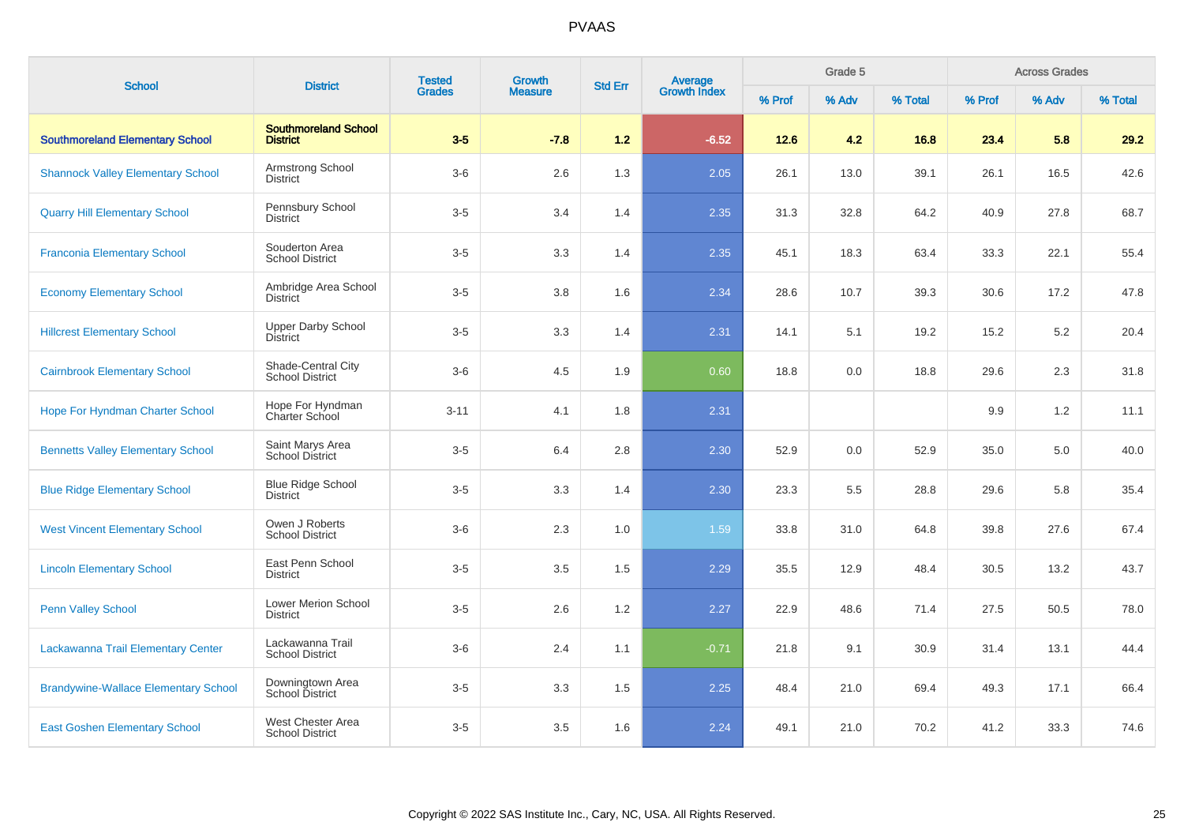# PVAAS

| School | District | Tested Grades | Growth Measure | Std Err | Average Growth Index | Grade 5 | | | Across Grades | | |
|---|---|---|---|---|---|---|---|---|---|---|---|
| | | | | | | % Prof | % Adv | % Total | % Prof | % Adv | % Total |
| **Southmoreland Elementary School** | **Southmoreland School District** | **3-5** | **-7.8** | **1.2** | **-6.52** | **12.6** | **4.2** | **16.8** | **23.4** | **5.8** | **29.2** |
| Shannock Valley Elementary School | Armstrong School District | 3-6 | 2.6 | 1.3 | 2.05 | 26.1 | 13.0 | 39.1 | 26.1 | 16.5 | 42.6 |
| Quarry Hill Elementary School | Pennsbury School District | 3-5 | 3.4 | 1.4 | 2.35 | 31.3 | 32.8 | 64.2 | 40.9 | 27.8 | 68.7 |
| Franconia Elementary School | Souderton Area School District | 3-5 | 3.3 | 1.4 | 2.35 | 45.1 | 18.3 | 63.4 | 33.3 | 22.1 | 55.4 |
| Economy Elementary School | Ambridge Area School District | 3-5 | 3.8 | 1.6 | 2.34 | 28.6 | 10.7 | 39.3 | 30.6 | 17.2 | 47.8 |
| Hillcrest Elementary School | Upper Darby School District | 3-5 | 3.3 | 1.4 | 2.31 | 14.1 | 5.1 | 19.2 | 15.2 | 5.2 | 20.4 |
| Cairnbrook Elementary School | Shade-Central City School District | 3-6 | 4.5 | 1.9 | 0.60 | 18.8 | 0.0 | 18.8 | 29.6 | 2.3 | 31.8 |
| Hope For Hyndman Charter School | Hope For Hyndman Charter School | 3-11 | 4.1 | 1.8 | 2.31 | | | | 9.9 | 1.2 | 11.1 |
| Bennetts Valley Elementary School | Saint Marys Area School District | 3-5 | 6.4 | 2.8 | 2.30 | 52.9 | 0.0 | 52.9 | 35.0 | 5.0 | 40.0 |
| Blue Ridge Elementary School | Blue Ridge School District | 3-5 | 3.3 | 1.4 | 2.30 | 23.3 | 5.5 | 28.8 | 29.6 | 5.8 | 35.4 |
| West Vincent Elementary School | Owen J Roberts School District | 3-6 | 2.3 | 1.0 | 1.59 | 33.8 | 31.0 | 64.8 | 39.8 | 27.6 | 67.4 |
| Lincoln Elementary School | East Penn School District | 3-5 | 3.5 | 1.5 | 2.29 | 35.5 | 12.9 | 48.4 | 30.5 | 13.2 | 43.7 |
| Penn Valley School | Lower Merion School District | 3-5 | 2.6 | 1.2 | 2.27 | 22.9 | 48.6 | 71.4 | 27.5 | 50.5 | 78.0 |
| Lackawanna Trail Elementary Center | Lackawanna Trail School District | 3-6 | 2.4 | 1.1 | -0.71 | 21.8 | 9.1 | 30.9 | 31.4 | 13.1 | 44.4 |
| Brandywine-Wallace Elementary School | Downingtown Area School District | 3-5 | 3.3 | 1.5 | 2.25 | 48.4 | 21.0 | 69.4 | 49.3 | 17.1 | 66.4 |
| East Goshen Elementary School | West Chester Area School District | 3-5 | 3.5 | 1.6 | 2.24 | 49.1 | 21.0 | 70.2 | 41.2 | 33.3 | 74.6 |

Copyright © 2022 SAS Institute Inc., Cary, NC, USA. All Rights Reserved.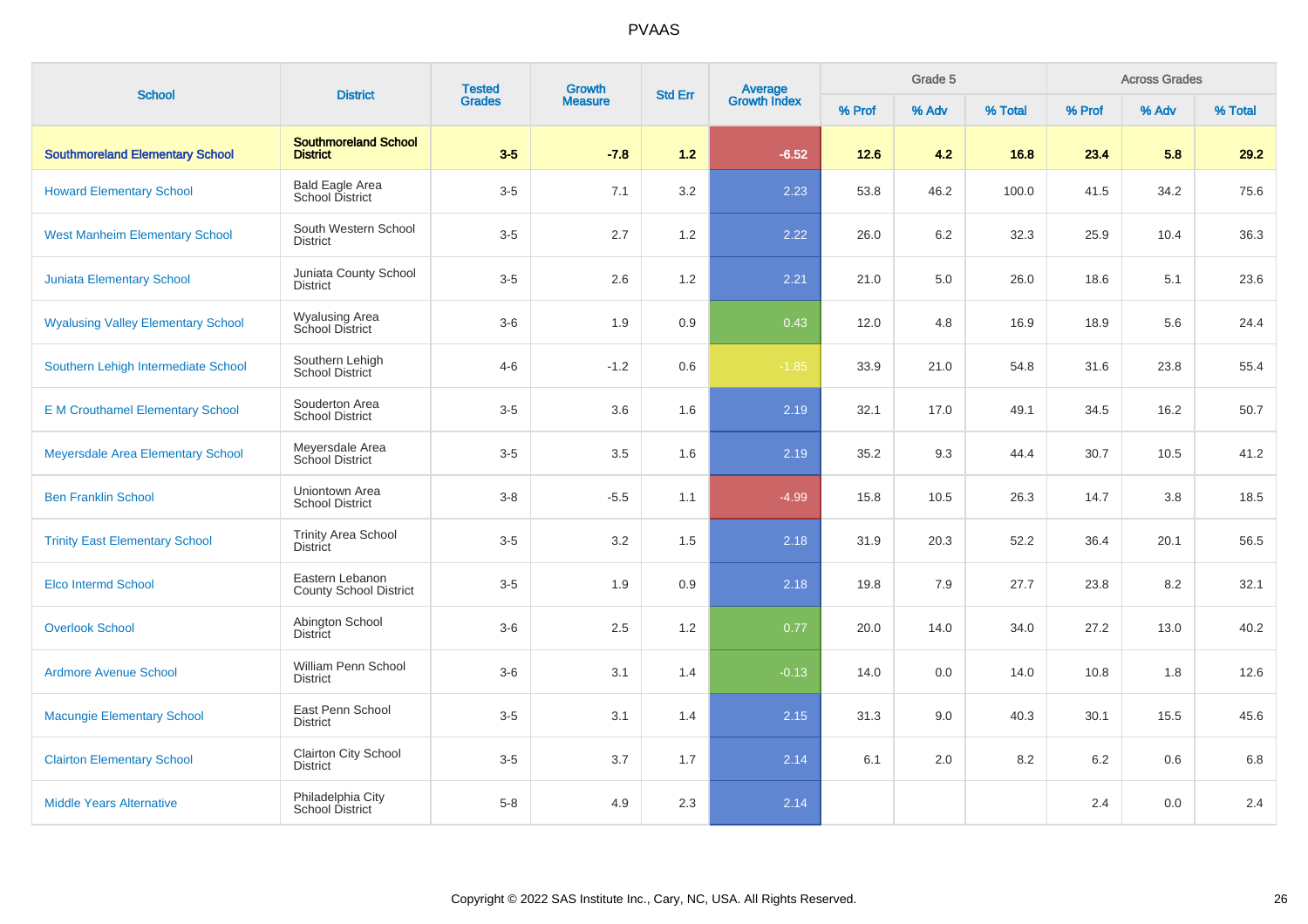PVAAS

| School | District | Tested Grades | Growth Measure | Std Err | Average Growth Index | Grade 5 | | | Across Grades | | |
|---|---|---|---|---|---|---|---|---|---|---|---|
| | | | | | | % Prof | % Adv | % Total | % Prof | % Adv | % Total |
| **Southmoreland Elementary School** | **Southmoreland School District** | **3-5** | **-7.8** | **1.2** | **-6.52** | **12.6** | **4.2** | **16.8** | **23.4** | **5.8** | **29.2** |
| Howard Elementary School | Bald Eagle Area School District | 3-5 | 7.1 | 3.2 | 2.23 | 53.8 | 46.2 | 100.0 | 41.5 | 34.2 | 75.6 |
| West Manheim Elementary School | South Western School District | 3-5 | 2.7 | 1.2 | 2.22 | 26.0 | 6.2 | 32.3 | 25.9 | 10.4 | 36.3 |
| Juniata Elementary School | Juniata County School District | 3-5 | 2.6 | 1.2 | 2.21 | 21.0 | 5.0 | 26.0 | 18.6 | 5.1 | 23.6 |
| Wyalusing Valley Elementary School | Wyalusing Area School District | 3-6 | 1.9 | 0.9 | 0.43 | 12.0 | 4.8 | 16.9 | 18.9 | 5.6 | 24.4 |
| Southern Lehigh Intermediate School | Southern Lehigh School District | 4-6 | -1.2 | 0.6 | -1.85 | 33.9 | 21.0 | 54.8 | 31.6 | 23.8 | 55.4 |
| E M Crouthamel Elementary School | Souderton Area School District | 3-5 | 3.6 | 1.6 | 2.19 | 32.1 | 17.0 | 49.1 | 34.5 | 16.2 | 50.7 |
| Meyersdale Area Elementary School | Meyersdale Area School District | 3-5 | 3.5 | 1.6 | 2.19 | 35.2 | 9.3 | 44.4 | 30.7 | 10.5 | 41.2 |
| Ben Franklin School | Uniontown Area School District | 3-8 | -5.5 | 1.1 | -4.99 | 15.8 | 10.5 | 26.3 | 14.7 | 3.8 | 18.5 |
| Trinity East Elementary School | Trinity Area School District | 3-5 | 3.2 | 1.5 | 2.18 | 31.9 | 20.3 | 52.2 | 36.4 | 20.1 | 56.5 |
| Elco Intermd School | Eastern Lebanon County School District | 3-5 | 1.9 | 0.9 | 2.18 | 19.8 | 7.9 | 27.7 | 23.8 | 8.2 | 32.1 |
| Overlook School | Abington School District | 3-6 | 2.5 | 1.2 | 0.77 | 20.0 | 14.0 | 34.0 | 27.2 | 13.0 | 40.2 |
| Ardmore Avenue School | William Penn School District | 3-6 | 3.1 | 1.4 | -0.13 | 14.0 | 0.0 | 14.0 | 10.8 | 1.8 | 12.6 |
| Macungie Elementary School | East Penn School District | 3-5 | 3.1 | 1.4 | 2.15 | 31.3 | 9.0 | 40.3 | 30.1 | 15.5 | 45.6 |
| Clairton Elementary School | Clairton City School District | 3-5 | 3.7 | 1.7 | 2.14 | 6.1 | 2.0 | 8.2 | 6.2 | 0.6 | 6.8 |
| Middle Years Alternative | Philadelphia City School District | 5-8 | 4.9 | 2.3 | 2.14 | | | | 2.4 | 0.0 | 2.4 |

Copyright © 2022 SAS Institute Inc., Cary, NC, USA. All Rights Reserved.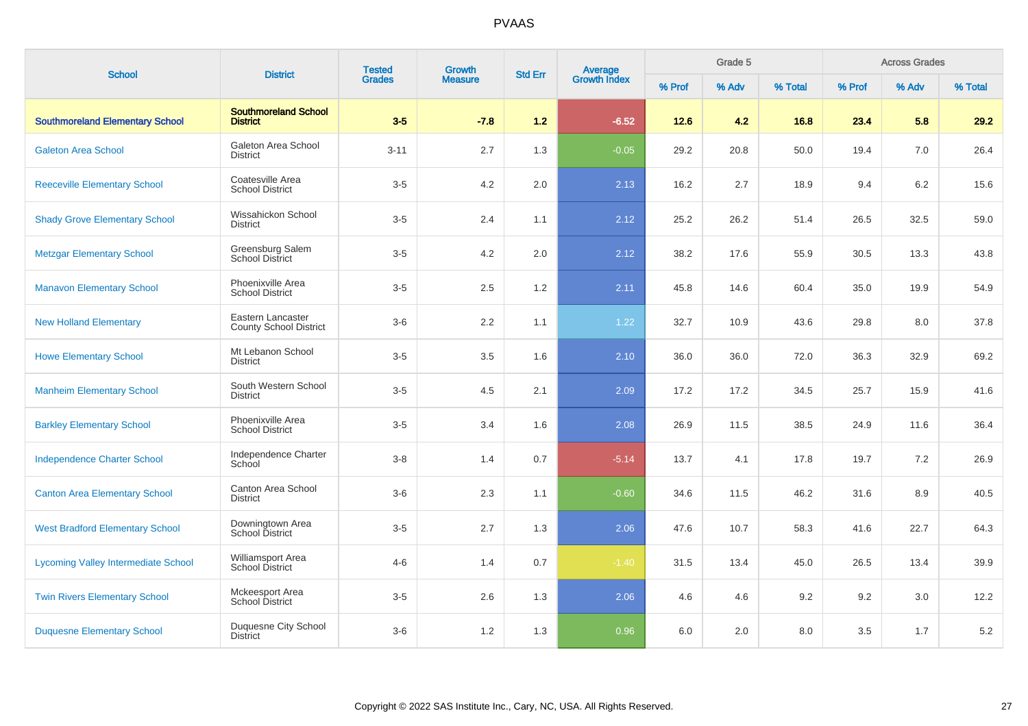# PVAAS

| School | District | Tested Grades | Growth Measure | Std Err | Average Growth Index | Grade 5 | | | Across Grades | | |
|---|---|---|---|---|---|---|---|---|---|---|---|
| | | | | | | % Prof | % Adv | % Total | % Prof | % Adv | % Total |
| **Southmoreland Elementary School** | **Southmoreland School District** | **3-5** | **-7.8** | **1.2** | **-6.52** | **12.6** | **4.2** | **16.8** | **23.4** | **5.8** | **29.2** |
| Galeton Area School | Galeton Area School District | 3-11 | 2.7 | 1.3 | -0.05 | 29.2 | 20.8 | 50.0 | 19.4 | 7.0 | 26.4 |
| Reeceville Elementary School | Coatesville Area School District | 3-5 | 4.2 | 2.0 | 2.13 | 16.2 | 2.7 | 18.9 | 9.4 | 6.2 | 15.6 |
| Shady Grove Elementary School | Wissahickon School District | 3-5 | 2.4 | 1.1 | 2.12 | 25.2 | 26.2 | 51.4 | 26.5 | 32.5 | 59.0 |
| Metzgar Elementary School | Greensburg Salem School District | 3-5 | 4.2 | 2.0 | 2.12 | 38.2 | 17.6 | 55.9 | 30.5 | 13.3 | 43.8 |
| Manavon Elementary School | Phoenixville Area School District | 3-5 | 2.5 | 1.2 | 2.11 | 45.8 | 14.6 | 60.4 | 35.0 | 19.9 | 54.9 |
| New Holland Elementary | Eastern Lancaster County School District | 3-6 | 2.2 | 1.1 | 1.22 | 32.7 | 10.9 | 43.6 | 29.8 | 8.0 | 37.8 |
| Howe Elementary School | Mt Lebanon School District | 3-5 | 3.5 | 1.6 | 2.10 | 36.0 | 36.0 | 72.0 | 36.3 | 32.9 | 69.2 |
| Manheim Elementary School | South Western School District | 3-5 | 4.5 | 2.1 | 2.09 | 17.2 | 17.2 | 34.5 | 25.7 | 15.9 | 41.6 |
| Barkley Elementary School | Phoenixville Area School District | 3-5 | 3.4 | 1.6 | 2.08 | 26.9 | 11.5 | 38.5 | 24.9 | 11.6 | 36.4 |
| Independence Charter School | Independence Charter School | 3-8 | 1.4 | 0.7 | -5.14 | 13.7 | 4.1 | 17.8 | 19.7 | 7.2 | 26.9 |
| Canton Area Elementary School | Canton Area School District | 3-6 | 2.3 | 1.1 | -0.60 | 34.6 | 11.5 | 46.2 | 31.6 | 8.9 | 40.5 |
| West Bradford Elementary School | Downingtown Area School District | 3-5 | 2.7 | 1.3 | 2.06 | 47.6 | 10.7 | 58.3 | 41.6 | 22.7 | 64.3 |
| Lycoming Valley Intermediate School | Williamsport Area School District | 4-6 | 1.4 | 0.7 | -1.40 | 31.5 | 13.4 | 45.0 | 26.5 | 13.4 | 39.9 |
| Twin Rivers Elementary School | Mckeesport Area School District | 3-5 | 2.6 | 1.3 | 2.06 | 4.6 | 4.6 | 9.2 | 9.2 | 3.0 | 12.2 |
| Duquesne Elementary School | Duquesne City School District | 3-6 | 1.2 | 1.3 | 0.96 | 6.0 | 2.0 | 8.0 | 3.5 | 1.7 | 5.2 |

Copyright © 2022 SAS Institute Inc., Cary, NC, USA. All Rights Reserved.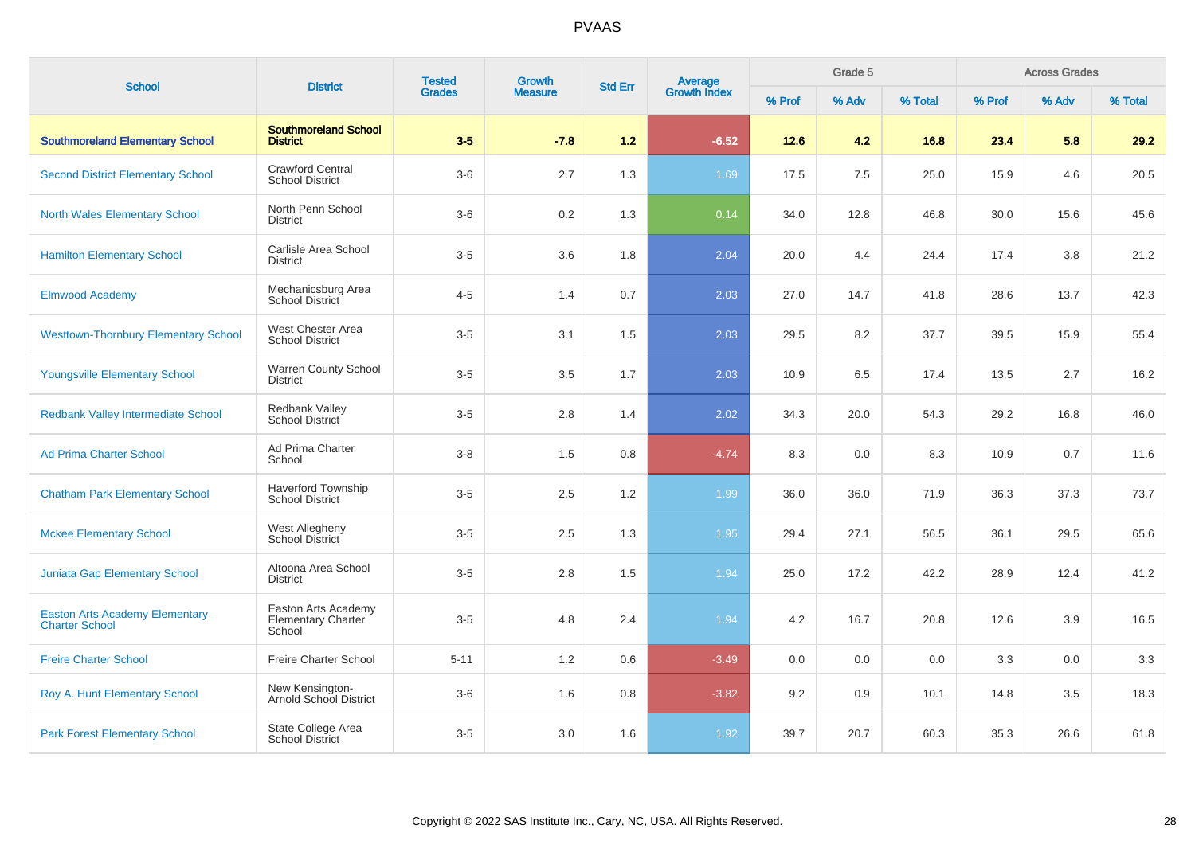# PVAAS

| School | District | Tested Grades | Growth Measure | Std Err | Average Growth Index | Grade 5 | | | Across Grades | | |
|---|---|---|---|---|---|---|---|---|---|---|---|
| | | | | | | % Prof | % Adv | % Total | % Prof | % Adv | % Total |
| **Southmoreland Elementary School** | **Southmoreland School District** | **3-5** | **-7.8** | **1.2** | **-6.52** | **12.6** | **4.2** | **16.8** | **23.4** | **5.8** | **29.2** |
| Second District Elementary School | Crawford Central School District | 3-6 | 2.7 | 1.3 | 1.69 | 17.5 | 7.5 | 25.0 | 15.9 | 4.6 | 20.5 |
| North Wales Elementary School | North Penn School District | 3-6 | 0.2 | 1.3 | 0.14 | 34.0 | 12.8 | 46.8 | 30.0 | 15.6 | 45.6 |
| Hamilton Elementary School | Carlisle Area School District | 3-5 | 3.6 | 1.8 | 2.04 | 20.0 | 4.4 | 24.4 | 17.4 | 3.8 | 21.2 |
| Elmwood Academy | Mechanicsburg Area School District | 4-5 | 1.4 | 0.7 | 2.03 | 27.0 | 14.7 | 41.8 | 28.6 | 13.7 | 42.3 |
| Westtown-Thornbury Elementary School | West Chester Area School District | 3-5 | 3.1 | 1.5 | 2.03 | 29.5 | 8.2 | 37.7 | 39.5 | 15.9 | 55.4 |
| Youngsville Elementary School | Warren County School District | 3-5 | 3.5 | 1.7 | 2.03 | 10.9 | 6.5 | 17.4 | 13.5 | 2.7 | 16.2 |
| Redbank Valley Intermediate School | Redbank Valley School District | 3-5 | 2.8 | 1.4 | 2.02 | 34.3 | 20.0 | 54.3 | 29.2 | 16.8 | 46.0 |
| Ad Prima Charter School | Ad Prima Charter School | 3-8 | 1.5 | 0.8 | -4.74 | 8.3 | 0.0 | 8.3 | 10.9 | 0.7 | 11.6 |
| Chatham Park Elementary School | Haverford Township School District | 3-5 | 2.5 | 1.2 | 1.99 | 36.0 | 36.0 | 71.9 | 36.3 | 37.3 | 73.7 |
| Mckee Elementary School | West Allegheny School District | 3-5 | 2.5 | 1.3 | 1.95 | 29.4 | 27.1 | 56.5 | 36.1 | 29.5 | 65.6 |
| Juniata Gap Elementary School | Altoona Area School District | 3-5 | 2.8 | 1.5 | 1.94 | 25.0 | 17.2 | 42.2 | 28.9 | 12.4 | 41.2 |
| Easton Arts Academy Elementary Charter School | Easton Arts Academy Elementary Charter School | 3-5 | 4.8 | 2.4 | 1.94 | 4.2 | 16.7 | 20.8 | 12.6 | 3.9 | 16.5 |
| Freire Charter School | Freire Charter School | 5-11 | 1.2 | 0.6 | -3.49 | 0.0 | 0.0 | 0.0 | 3.3 | 0.0 | 3.3 |
| Roy A. Hunt Elementary School | New Kensington-Arnold School District | 3-6 | 1.6 | 0.8 | -3.82 | 9.2 | 0.9 | 10.1 | 14.8 | 3.5 | 18.3 |
| Park Forest Elementary School | State College Area School District | 3-5 | 3.0 | 1.6 | 1.92 | 39.7 | 20.7 | 60.3 | 35.3 | 26.6 | 61.8 |

Copyright © 2022 SAS Institute Inc., Cary, NC, USA. All Rights Reserved.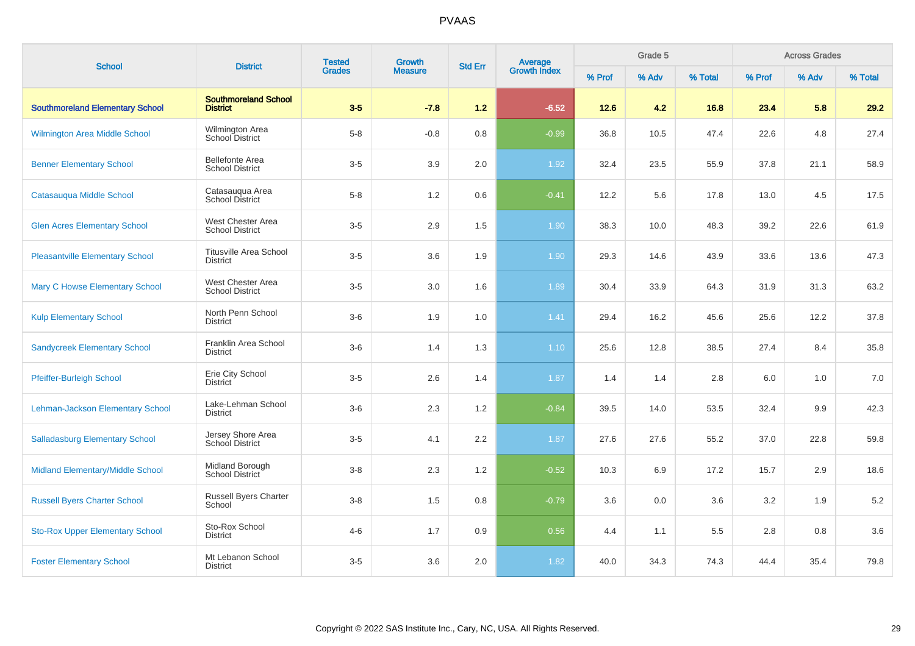# PVAAS

| School | District | Tested Grades | Growth Measure | Std Err | Average Growth Index | Grade 5 | | | Across Grades | | |
|---|---|---|---|---|---|---|---|---|---|---|---|
| | | | | | | % Prof | % Adv | % Total | % Prof | % Adv | % Total |
| **Southmoreland Elementary School** | **Southmoreland School District** | **3-5** | **-7.8** | **1.2** | **-6.52** | **12.6** | **4.2** | **16.8** | **23.4** | **5.8** | **29.2** |
| Wilmington Area Middle School | Wilmington Area School District | 5-8 | -0.8 | 0.8 | -0.99 | 36.8 | 10.5 | 47.4 | 22.6 | 4.8 | 27.4 |
| Benner Elementary School | Bellefonte Area School District | 3-5 | 3.9 | 2.0 | 1.92 | 32.4 | 23.5 | 55.9 | 37.8 | 21.1 | 58.9 |
| Catasauqua Middle School | Catasauqua Area School District | 5-8 | 1.2 | 0.6 | -0.41 | 12.2 | 5.6 | 17.8 | 13.0 | 4.5 | 17.5 |
| Glen Acres Elementary School | West Chester Area School District | 3-5 | 2.9 | 1.5 | 1.90 | 38.3 | 10.0 | 48.3 | 39.2 | 22.6 | 61.9 |
| Pleasantville Elementary School | Titusville Area School District | 3-5 | 3.6 | 1.9 | 1.90 | 29.3 | 14.6 | 43.9 | 33.6 | 13.6 | 47.3 |
| Mary C Howse Elementary School | West Chester Area School District | 3-5 | 3.0 | 1.6 | 1.89 | 30.4 | 33.9 | 64.3 | 31.9 | 31.3 | 63.2 |
| Kulp Elementary School | North Penn School District | 3-6 | 1.9 | 1.0 | 1.41 | 29.4 | 16.2 | 45.6 | 25.6 | 12.2 | 37.8 |
| Sandycreek Elementary School | Franklin Area School District | 3-6 | 1.4 | 1.3 | 1.10 | 25.6 | 12.8 | 38.5 | 27.4 | 8.4 | 35.8 |
| Pfeiffer-Burleigh School | Erie City School District | 3-5 | 2.6 | 1.4 | 1.87 | 1.4 | 1.4 | 2.8 | 6.0 | 1.0 | 7.0 |
| Lehman-Jackson Elementary School | Lake-Lehman School District | 3-6 | 2.3 | 1.2 | -0.84 | 39.5 | 14.0 | 53.5 | 32.4 | 9.9 | 42.3 |
| Salladasburg Elementary School | Jersey Shore Area School District | 3-5 | 4.1 | 2.2 | 1.87 | 27.6 | 27.6 | 55.2 | 37.0 | 22.8 | 59.8 |
| Midland Elementary/Middle School | Midland Borough School District | 3-8 | 2.3 | 1.2 | -0.52 | 10.3 | 6.9 | 17.2 | 15.7 | 2.9 | 18.6 |
| Russell Byers Charter School | Russell Byers Charter School | 3-8 | 1.5 | 0.8 | -0.79 | 3.6 | 0.0 | 3.6 | 3.2 | 1.9 | 5.2 |
| Sto-Rox Upper Elementary School | Sto-Rox School District | 4-6 | 1.7 | 0.9 | 0.56 | 4.4 | 1.1 | 5.5 | 2.8 | 0.8 | 3.6 |
| Foster Elementary School | Mt Lebanon School District | 3-5 | 3.6 | 2.0 | 1.82 | 40.0 | 34.3 | 74.3 | 44.4 | 35.4 | 79.8 |

Copyright © 2022 SAS Institute Inc., Cary, NC, USA. All Rights Reserved.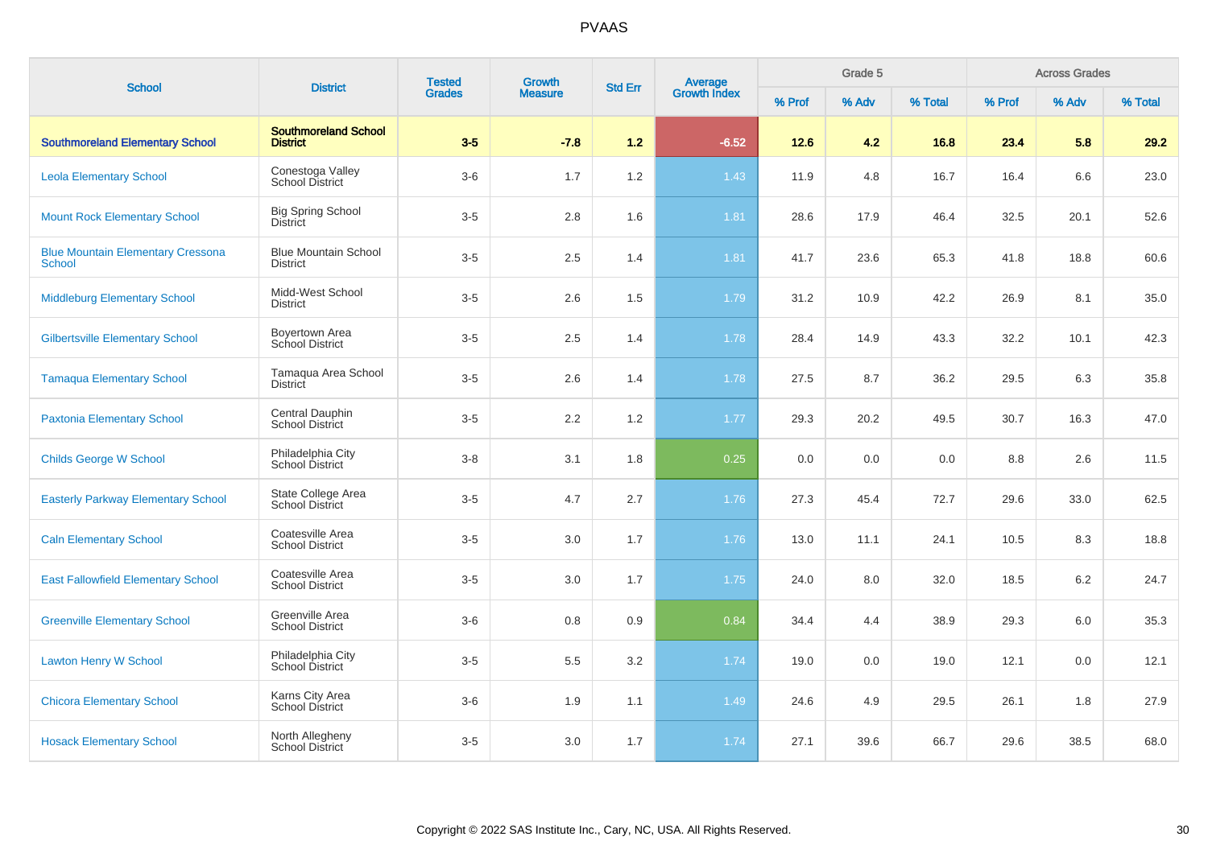PVAAS

| School | District | Tested Grades | Growth Measure | Std Err | Average Growth Index | Grade 5 | | | Across Grades | | |
|---|---|---|---|---|---|---|---|---|---|---|---|
| | | | | | | % Prof | % Adv | % Total | % Prof | % Adv | % Total |
| **Southmoreland Elementary School** | **Southmoreland School District** | **3-5** | **-7.8** | **1.2** | **-6.52** | **12.6** | **4.2** | **16.8** | **23.4** | **5.8** | **29.2** |
| Leola Elementary School | Conestoga Valley School District | 3-6 | 1.7 | 1.2 | 1.43 | 11.9 | 4.8 | 16.7 | 16.4 | 6.6 | 23.0 |
| Mount Rock Elementary School | Big Spring School District | 3-5 | 2.8 | 1.6 | 1.81 | 28.6 | 17.9 | 46.4 | 32.5 | 20.1 | 52.6 |
| Blue Mountain Elementary Cressona School | Blue Mountain School District | 3-5 | 2.5 | 1.4 | 1.81 | 41.7 | 23.6 | 65.3 | 41.8 | 18.8 | 60.6 |
| Middleburg Elementary School | Midd-West School District | 3-5 | 2.6 | 1.5 | 1.79 | 31.2 | 10.9 | 42.2 | 26.9 | 8.1 | 35.0 |
| Gilbertsville Elementary School | Boyertown Area School District | 3-5 | 2.5 | 1.4 | 1.78 | 28.4 | 14.9 | 43.3 | 32.2 | 10.1 | 42.3 |
| Tamaqua Elementary School | Tamaqua Area School District | 3-5 | 2.6 | 1.4 | 1.78 | 27.5 | 8.7 | 36.2 | 29.5 | 6.3 | 35.8 |
| Paxtonia Elementary School | Central Dauphin School District | 3-5 | 2.2 | 1.2 | 1.77 | 29.3 | 20.2 | 49.5 | 30.7 | 16.3 | 47.0 |
| Childs George W School | Philadelphia City School District | 3-8 | 3.1 | 1.8 | 0.25 | 0.0 | 0.0 | 0.0 | 8.8 | 2.6 | 11.5 |
| Easterly Parkway Elementary School | State College Area School District | 3-5 | 4.7 | 2.7 | 1.76 | 27.3 | 45.4 | 72.7 | 29.6 | 33.0 | 62.5 |
| Caln Elementary School | Coatesville Area School District | 3-5 | 3.0 | 1.7 | 1.76 | 13.0 | 11.1 | 24.1 | 10.5 | 8.3 | 18.8 |
| East Fallowfield Elementary School | Coatesville Area School District | 3-5 | 3.0 | 1.7 | 1.75 | 24.0 | 8.0 | 32.0 | 18.5 | 6.2 | 24.7 |
| Greenville Elementary School | Greenville Area School District | 3-6 | 0.8 | 0.9 | 0.84 | 34.4 | 4.4 | 38.9 | 29.3 | 6.0 | 35.3 |
| Lawton Henry W School | Philadelphia City School District | 3-5 | 5.5 | 3.2 | 1.74 | 19.0 | 0.0 | 19.0 | 12.1 | 0.0 | 12.1 |
| Chicora Elementary School | Karns City Area School District | 3-6 | 1.9 | 1.1 | 1.49 | 24.6 | 4.9 | 29.5 | 26.1 | 1.8 | 27.9 |
| Hosack Elementary School | North Allegheny School District | 3-5 | 3.0 | 1.7 | 1.74 | 27.1 | 39.6 | 66.7 | 29.6 | 38.5 | 68.0 |

Copyright © 2022 SAS Institute Inc., Cary, NC, USA. All Rights Reserved.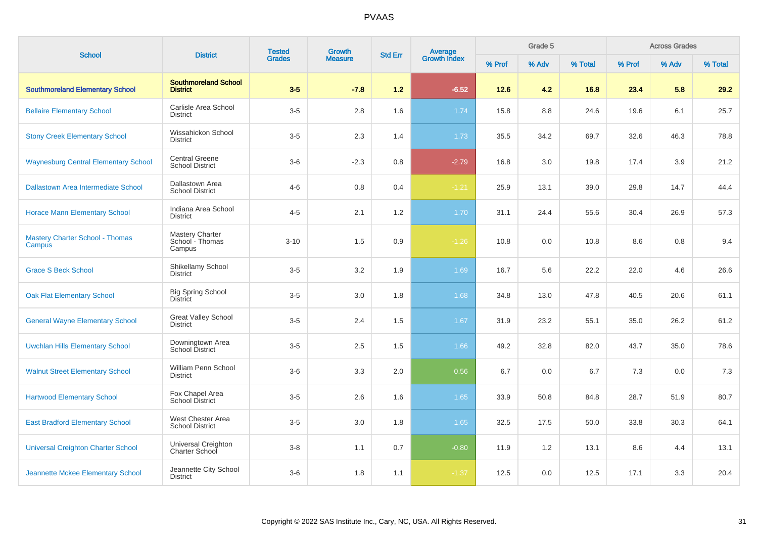PVAAS

| School | District | Tested Grades | Growth Measure | Std Err | Average Growth Index | Grade 5 | | | Across Grades | | |
|---|---|---|---|---|---|---|---|---|---|---|---|
| | | | | | | % Prof | % Adv | % Total | % Prof | % Adv | % Total |
| **Southmoreland Elementary School** | **Southmoreland School District** | **3-5** | **-7.8** | **1.2** | **-6.52** | **12.6** | **4.2** | **16.8** | **23.4** | **5.8** | **29.2** |
| Bellaire Elementary School | Carlisle Area School District | 3-5 | 2.8 | 1.6 | 1.74 | 15.8 | 8.8 | 24.6 | 19.6 | 6.1 | 25.7 |
| Stony Creek Elementary School | Wissahickon School District | 3-5 | 2.3 | 1.4 | 1.73 | 35.5 | 34.2 | 69.7 | 32.6 | 46.3 | 78.8 |
| Waynesburg Central Elementary School | Central Greene School District | 3-6 | -2.3 | 0.8 | -2.79 | 16.8 | 3.0 | 19.8 | 17.4 | 3.9 | 21.2 |
| Dallastown Area Intermediate School | Dallastown Area School District | 4-6 | 0.8 | 0.4 | -1.21 | 25.9 | 13.1 | 39.0 | 29.8 | 14.7 | 44.4 |
| Horace Mann Elementary School | Indiana Area School District | 4-5 | 2.1 | 1.2 | 1.70 | 31.1 | 24.4 | 55.6 | 30.4 | 26.9 | 57.3 |
| Mastery Charter School - Thomas Campus | Mastery Charter School - Thomas Campus | 3-10 | 1.5 | 0.9 | -1.26 | 10.8 | 0.0 | 10.8 | 8.6 | 0.8 | 9.4 |
| Grace S Beck School | Shikellamy School District | 3-5 | 3.2 | 1.9 | 1.69 | 16.7 | 5.6 | 22.2 | 22.0 | 4.6 | 26.6 |
| Oak Flat Elementary School | Big Spring School District | 3-5 | 3.0 | 1.8 | 1.68 | 34.8 | 13.0 | 47.8 | 40.5 | 20.6 | 61.1 |
| General Wayne Elementary School | Great Valley School District | 3-5 | 2.4 | 1.5 | 1.67 | 31.9 | 23.2 | 55.1 | 35.0 | 26.2 | 61.2 |
| Uwchlan Hills Elementary School | Downingtown Area School District | 3-5 | 2.5 | 1.5 | 1.66 | 49.2 | 32.8 | 82.0 | 43.7 | 35.0 | 78.6 |
| Walnut Street Elementary School | William Penn School District | 3-6 | 3.3 | 2.0 | 0.56 | 6.7 | 0.0 | 6.7 | 7.3 | 0.0 | 7.3 |
| Hartwood Elementary School | Fox Chapel Area School District | 3-5 | 2.6 | 1.6 | 1.65 | 33.9 | 50.8 | 84.8 | 28.7 | 51.9 | 80.7 |
| East Bradford Elementary School | West Chester Area School District | 3-5 | 3.0 | 1.8 | 1.65 | 32.5 | 17.5 | 50.0 | 33.8 | 30.3 | 64.1 |
| Universal Creighton Charter School | Universal Creighton Charter School | 3-8 | 1.1 | 0.7 | -0.80 | 11.9 | 1.2 | 13.1 | 8.6 | 4.4 | 13.1 |
| Jeannette Mckee Elementary School | Jeannette City School District | 3-6 | 1.8 | 1.1 | -1.37 | 12.5 | 0.0 | 12.5 | 17.1 | 3.3 | 20.4 |

Copyright © 2022 SAS Institute Inc., Cary, NC, USA. All Rights Reserved.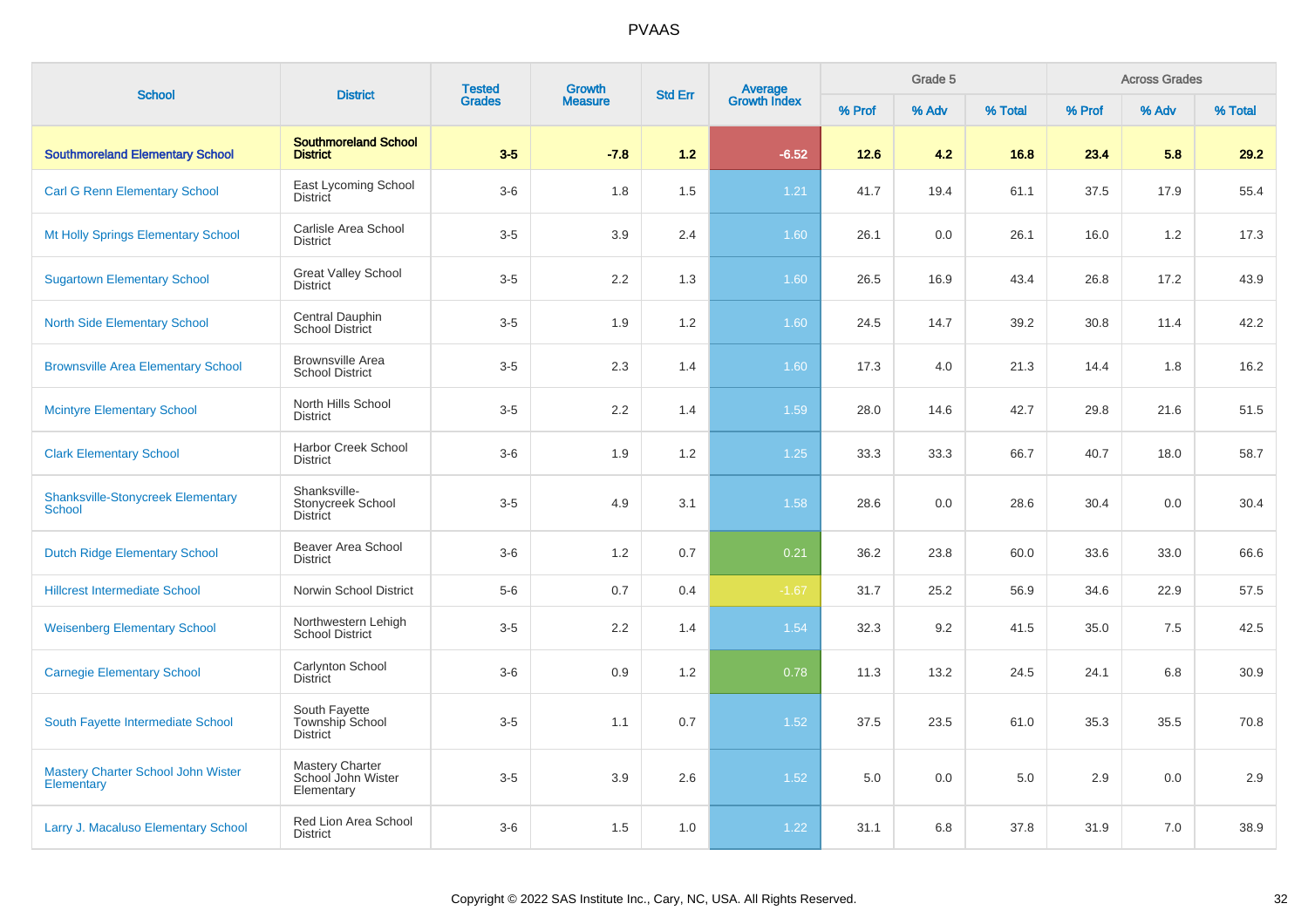# PVAAS

| School | District | Tested Grades | Growth Measure | Std Err | Average Growth Index | Grade 5 | | | Across Grades | | |
|---|---|---|---|---|---|---|---|---|---|---|---|
| | | | | | | % Prof | % Adv | % Total | % Prof | % Adv | % Total |
| **Southmoreland Elementary School** | **Southmoreland School District** | **3-5** | **-7.8** | **1.2** | **-6.52** | **12.6** | **4.2** | **16.8** | **23.4** | **5.8** | **29.2** |
| Carl G Renn Elementary School | East Lycoming School District | 3-6 | 1.8 | 1.5 | 1.21 | 41.7 | 19.4 | 61.1 | 37.5 | 17.9 | 55.4 |
| Mt Holly Springs Elementary School | Carlisle Area School District | 3-5 | 3.9 | 2.4 | 1.60 | 26.1 | 0.0 | 26.1 | 16.0 | 1.2 | 17.3 |
| Sugartown Elementary School | Great Valley School District | 3-5 | 2.2 | 1.3 | 1.60 | 26.5 | 16.9 | 43.4 | 26.8 | 17.2 | 43.9 |
| North Side Elementary School | Central Dauphin School District | 3-5 | 1.9 | 1.2 | 1.60 | 24.5 | 14.7 | 39.2 | 30.8 | 11.4 | 42.2 |
| Brownsville Area Elementary School | Brownsville Area School District | 3-5 | 2.3 | 1.4 | 1.60 | 17.3 | 4.0 | 21.3 | 14.4 | 1.8 | 16.2 |
| Mcintyre Elementary School | North Hills School District | 3-5 | 2.2 | 1.4 | 1.59 | 28.0 | 14.6 | 42.7 | 29.8 | 21.6 | 51.5 |
| Clark Elementary School | Harbor Creek School District | 3-6 | 1.9 | 1.2 | 1.25 | 33.3 | 33.3 | 66.7 | 40.7 | 18.0 | 58.7 |
| Shanksville-Stonycreek Elementary School | Shanksville-Stonycreek School District | 3-5 | 4.9 | 3.1 | 1.58 | 28.6 | 0.0 | 28.6 | 30.4 | 0.0 | 30.4 |
| Dutch Ridge Elementary School | Beaver Area School District | 3-6 | 1.2 | 0.7 | 0.21 | 36.2 | 23.8 | 60.0 | 33.6 | 33.0 | 66.6 |
| Hillcrest Intermediate School | Norwin School District | 5-6 | 0.7 | 0.4 | -1.67 | 31.7 | 25.2 | 56.9 | 34.6 | 22.9 | 57.5 |
| Weisenberg Elementary School | Northwestern Lehigh School District | 3-5 | 2.2 | 1.4 | 1.54 | 32.3 | 9.2 | 41.5 | 35.0 | 7.5 | 42.5 |
| Carnegie Elementary School | Carlynton School District | 3-6 | 0.9 | 1.2 | 0.78 | 11.3 | 13.2 | 24.5 | 24.1 | 6.8 | 30.9 |
| South Fayette Intermediate School | South Fayette Township School District | 3-5 | 1.1 | 0.7 | 1.52 | 37.5 | 23.5 | 61.0 | 35.3 | 35.5 | 70.8 |
| Mastery Charter School John Wister Elementary | Mastery Charter School John Wister Elementary | 3-5 | 3.9 | 2.6 | 1.52 | 5.0 | 0.0 | 5.0 | 2.9 | 0.0 | 2.9 |
| Larry J. Macaluso Elementary School | Red Lion Area School District | 3-6 | 1.5 | 1.0 | 1.22 | 31.1 | 6.8 | 37.8 | 31.9 | 7.0 | 38.9 |

Copyright © 2022 SAS Institute Inc., Cary, NC, USA. All Rights Reserved.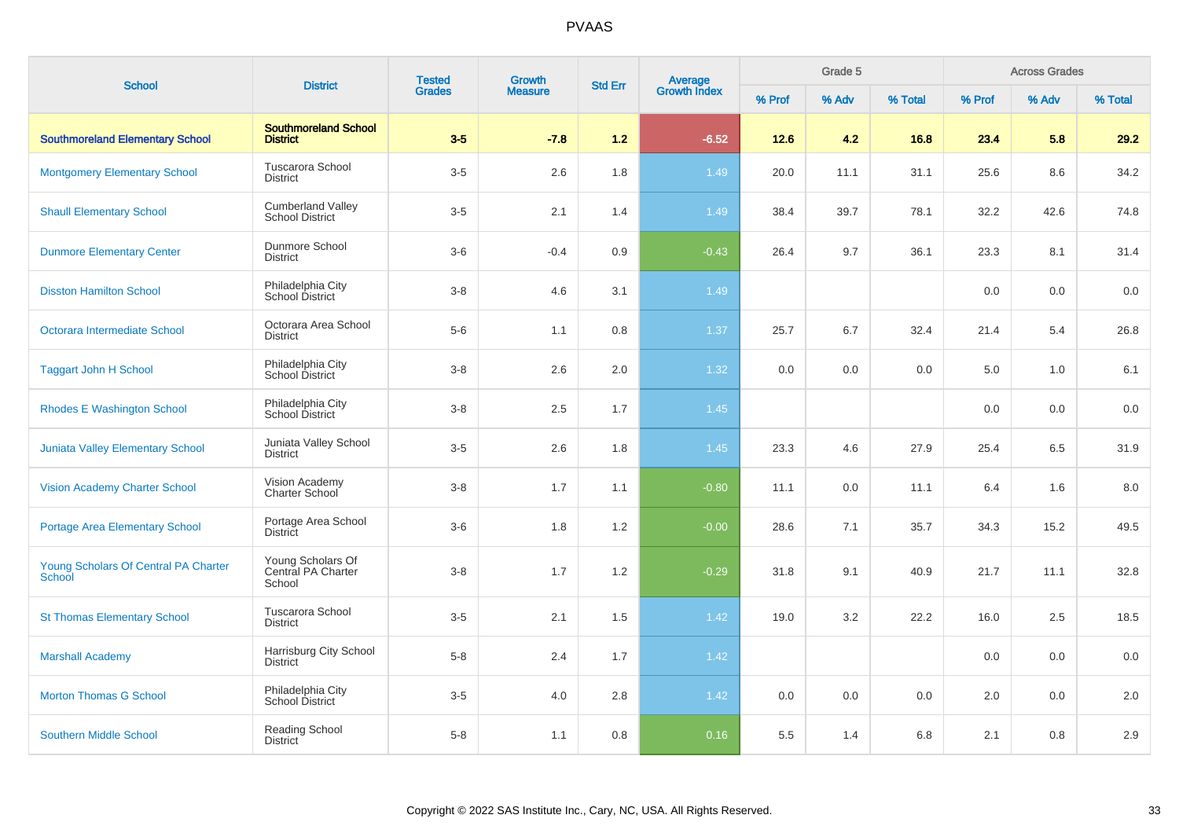PVAAS

| School | District | Tested Grades | Growth Measure | Std Err | Average Growth Index | Grade 5 | | | Across Grades | | |
|---|---|---|---|---|---|---|---|---|---|---|---|
| | | | | | | % Prof | % Adv | % Total | % Prof | % Adv | % Total |
| **Southmoreland Elementary School** | **Southmoreland School District** | **3-5** | **-7.8** | **1.2** | **-6.52** | **12.6** | **4.2** | **16.8** | **23.4** | **5.8** | **29.2** |
| Montgomery Elementary School | Tuscarora School District | 3-5 | 2.6 | 1.8 | 1.49 | 20.0 | 11.1 | 31.1 | 25.6 | 8.6 | 34.2 |
| Shaull Elementary School | Cumberland Valley School District | 3-5 | 2.1 | 1.4 | 1.49 | 38.4 | 39.7 | 78.1 | 32.2 | 42.6 | 74.8 |
| Dunmore Elementary Center | Dunmore School District | 3-6 | -0.4 | 0.9 | -0.43 | 26.4 | 9.7 | 36.1 | 23.3 | 8.1 | 31.4 |
| Disston Hamilton School | Philadelphia City School District | 3-8 | 4.6 | 3.1 | 1.49 | | | | 0.0 | 0.0 | 0.0 |
| Octorara Intermediate School | Octorara Area School District | 5-6 | 1.1 | 0.8 | 1.37 | 25.7 | 6.7 | 32.4 | 21.4 | 5.4 | 26.8 |
| Taggart John H School | Philadelphia City School District | 3-8 | 2.6 | 2.0 | 1.32 | 0.0 | 0.0 | 0.0 | 5.0 | 1.0 | 6.1 |
| Rhodes E Washington School | Philadelphia City School District | 3-8 | 2.5 | 1.7 | 1.45 | | | | 0.0 | 0.0 | 0.0 |
| Juniata Valley Elementary School | Juniata Valley School District | 3-5 | 2.6 | 1.8 | 1.45 | 23.3 | 4.6 | 27.9 | 25.4 | 6.5 | 31.9 |
| Vision Academy Charter School | Vision Academy Charter School | 3-8 | 1.7 | 1.1 | -0.80 | 11.1 | 0.0 | 11.1 | 6.4 | 1.6 | 8.0 |
| Portage Area Elementary School | Portage Area School District | 3-6 | 1.8 | 1.2 | -0.00 | 28.6 | 7.1 | 35.7 | 34.3 | 15.2 | 49.5 |
| Young Scholars Of Central PA Charter School | Young Scholars Of Central PA Charter School | 3-8 | 1.7 | 1.2 | -0.29 | 31.8 | 9.1 | 40.9 | 21.7 | 11.1 | 32.8 |
| St Thomas Elementary School | Tuscarora School District | 3-5 | 2.1 | 1.5 | 1.42 | 19.0 | 3.2 | 22.2 | 16.0 | 2.5 | 18.5 |
| Marshall Academy | Harrisburg City School District | 5-8 | 2.4 | 1.7 | 1.42 | | | | 0.0 | 0.0 | 0.0 |
| Morton Thomas G School | Philadelphia City School District | 3-5 | 4.0 | 2.8 | 1.42 | 0.0 | 0.0 | 0.0 | 2.0 | 0.0 | 2.0 |
| Southern Middle School | Reading School District | 5-8 | 1.1 | 0.8 | 0.16 | 5.5 | 1.4 | 6.8 | 2.1 | 0.8 | 2.9 |

Copyright © 2022 SAS Institute Inc., Cary, NC, USA. All Rights Reserved.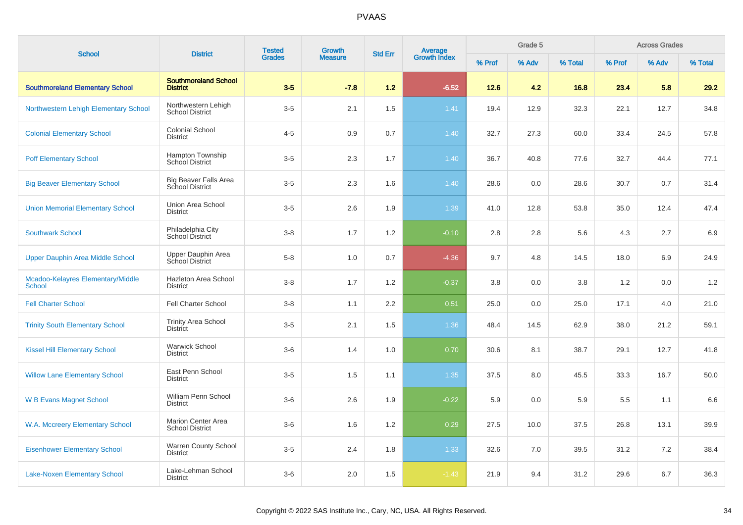# PVAAS

| School | District | Tested Grades | Growth Measure | Std Err | Average Growth Index | Grade 5 | | | Across Grades | | |
|---|---|---|---|---|---|---|---|---|---|---|---|
| | | | | | | % Prof | % Adv | % Total | % Prof | % Adv | % Total |
| **Southmoreland Elementary School** | **Southmoreland School District** | **3-5** | **-7.8** | **1.2** | **-6.52** | **12.6** | **4.2** | **16.8** | **23.4** | **5.8** | **29.2** |
| Northwestern Lehigh Elementary School | Northwestern Lehigh School District | 3-5 | 2.1 | 1.5 | 1.41 | 19.4 | 12.9 | 32.3 | 22.1 | 12.7 | 34.8 |
| Colonial Elementary School | Colonial School District | 4-5 | 0.9 | 0.7 | 1.40 | 32.7 | 27.3 | 60.0 | 33.4 | 24.5 | 57.8 |
| Poff Elementary School | Hampton Township School District | 3-5 | 2.3 | 1.7 | 1.40 | 36.7 | 40.8 | 77.6 | 32.7 | 44.4 | 77.1 |
| Big Beaver Elementary School | Big Beaver Falls Area School District | 3-5 | 2.3 | 1.6 | 1.40 | 28.6 | 0.0 | 28.6 | 30.7 | 0.7 | 31.4 |
| Union Memorial Elementary School | Union Area School District | 3-5 | 2.6 | 1.9 | 1.39 | 41.0 | 12.8 | 53.8 | 35.0 | 12.4 | 47.4 |
| Southwark School | Philadelphia City School District | 3-8 | 1.7 | 1.2 | -0.10 | 2.8 | 2.8 | 5.6 | 4.3 | 2.7 | 6.9 |
| Upper Dauphin Area Middle School | Upper Dauphin Area School District | 5-8 | 1.0 | 0.7 | -4.36 | 9.7 | 4.8 | 14.5 | 18.0 | 6.9 | 24.9 |
| Mcadoo-Kelayres Elementary/Middle School | Hazleton Area School District | 3-8 | 1.7 | 1.2 | -0.37 | 3.8 | 0.0 | 3.8 | 1.2 | 0.0 | 1.2 |
| Fell Charter School | Fell Charter School | 3-8 | 1.1 | 2.2 | 0.51 | 25.0 | 0.0 | 25.0 | 17.1 | 4.0 | 21.0 |
| Trinity South Elementary School | Trinity Area School District | 3-5 | 2.1 | 1.5 | 1.36 | 48.4 | 14.5 | 62.9 | 38.0 | 21.2 | 59.1 |
| Kissel Hill Elementary School | Warwick School District | 3-6 | 1.4 | 1.0 | 0.70 | 30.6 | 8.1 | 38.7 | 29.1 | 12.7 | 41.8 |
| Willow Lane Elementary School | East Penn School District | 3-5 | 1.5 | 1.1 | 1.35 | 37.5 | 8.0 | 45.5 | 33.3 | 16.7 | 50.0 |
| W B Evans Magnet School | William Penn School District | 3-6 | 2.6 | 1.9 | -0.22 | 5.9 | 0.0 | 5.9 | 5.5 | 1.1 | 6.6 |
| W.A. Mccreery Elementary School | Marion Center Area School District | 3-6 | 1.6 | 1.2 | 0.29 | 27.5 | 10.0 | 37.5 | 26.8 | 13.1 | 39.9 |
| Eisenhower Elementary School | Warren County School District | 3-5 | 2.4 | 1.8 | 1.33 | 32.6 | 7.0 | 39.5 | 31.2 | 7.2 | 38.4 |
| Lake-Noxen Elementary School | Lake-Lehman School District | 3-6 | 2.0 | 1.5 | -1.43 | 21.9 | 9.4 | 31.2 | 29.6 | 6.7 | 36.3 |

Copyright © 2022 SAS Institute Inc., Cary, NC, USA. All Rights Reserved.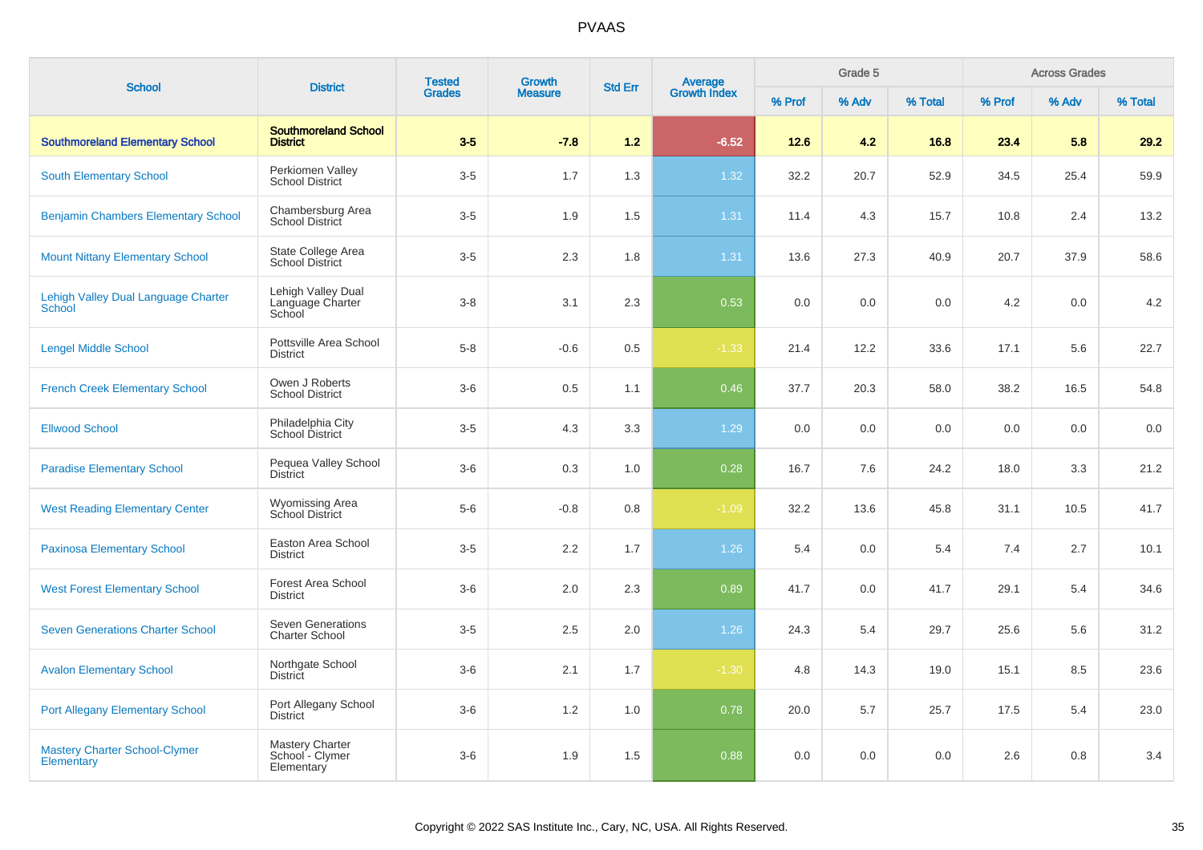# PVAAS

| School | District | Tested Grades | Growth Measure | Std Err | Average Growth Index | Grade 5 | | | Across Grades | | |
|---|---|---|---|---|---|---|---|---|---|---|---|
| | | | | | | % Prof | % Adv | % Total | % Prof | % Adv | % Total |
| **Southmoreland Elementary School** | **Southmoreland School District** | **3-5** | **-7.8** | **1.2** | **-6.52** | **12.6** | **4.2** | **16.8** | **23.4** | **5.8** | **29.2** |
| South Elementary School | Perkiomen Valley School District | 3-5 | 1.7 | 1.3 | 1.32 | 32.2 | 20.7 | 52.9 | 34.5 | 25.4 | 59.9 |
| Benjamin Chambers Elementary School | Chambersburg Area School District | 3-5 | 1.9 | 1.5 | 1.31 | 11.4 | 4.3 | 15.7 | 10.8 | 2.4 | 13.2 |
| Mount Nittany Elementary School | State College Area School District | 3-5 | 2.3 | 1.8 | 1.31 | 13.6 | 27.3 | 40.9 | 20.7 | 37.9 | 58.6 |
| Lehigh Valley Dual Language Charter School | Lehigh Valley Dual Language Charter School | 3-8 | 3.1 | 2.3 | 0.53 | 0.0 | 0.0 | 0.0 | 4.2 | 0.0 | 4.2 |
| Lengel Middle School | Pottsville Area School District | 5-8 | -0.6 | 0.5 | -1.33 | 21.4 | 12.2 | 33.6 | 17.1 | 5.6 | 22.7 |
| French Creek Elementary School | Owen J Roberts School District | 3-6 | 0.5 | 1.1 | 0.46 | 37.7 | 20.3 | 58.0 | 38.2 | 16.5 | 54.8 |
| Ellwood School | Philadelphia City School District | 3-5 | 4.3 | 3.3 | 1.29 | 0.0 | 0.0 | 0.0 | 0.0 | 0.0 | 0.0 |
| Paradise Elementary School | Pequea Valley School District | 3-6 | 0.3 | 1.0 | 0.28 | 16.7 | 7.6 | 24.2 | 18.0 | 3.3 | 21.2 |
| West Reading Elementary Center | Wyomissing Area School District | 5-6 | -0.8 | 0.8 | -1.09 | 32.2 | 13.6 | 45.8 | 31.1 | 10.5 | 41.7 |
| Paxinosa Elementary School | Easton Area School District | 3-5 | 2.2 | 1.7 | 1.26 | 5.4 | 0.0 | 5.4 | 7.4 | 2.7 | 10.1 |
| West Forest Elementary School | Forest Area School District | 3-6 | 2.0 | 2.3 | 0.89 | 41.7 | 0.0 | 41.7 | 29.1 | 5.4 | 34.6 |
| Seven Generations Charter School | Seven Generations Charter School | 3-5 | 2.5 | 2.0 | 1.26 | 24.3 | 5.4 | 29.7 | 25.6 | 5.6 | 31.2 |
| Avalon Elementary School | Northgate School District | 3-6 | 2.1 | 1.7 | -1.30 | 4.8 | 14.3 | 19.0 | 15.1 | 8.5 | 23.6 |
| Port Allegany Elementary School | Port Allegany School District | 3-6 | 1.2 | 1.0 | 0.78 | 20.0 | 5.7 | 25.7 | 17.5 | 5.4 | 23.0 |
| Mastery Charter School-Clymer Elementary | Mastery Charter School - Clymer Elementary | 3-6 | 1.9 | 1.5 | 0.88 | 0.0 | 0.0 | 0.0 | 2.6 | 0.8 | 3.4 |

Copyright © 2022 SAS Institute Inc., Cary, NC, USA. All Rights Reserved.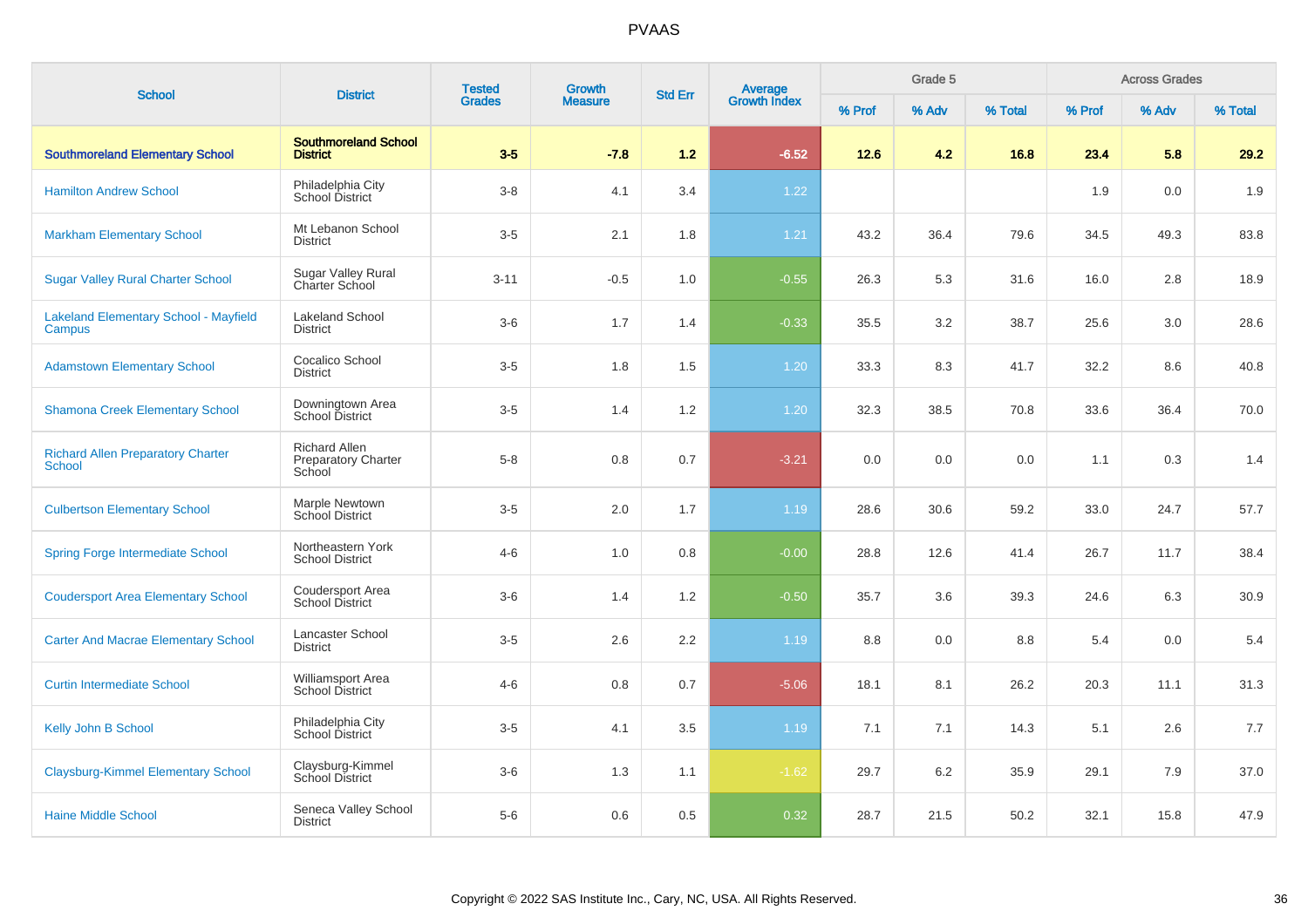# PVAAS

| School | District | Tested Grades | Growth Measure | Std Err | Average Growth Index | Grade 5 | | | Across Grades | | |
|---|---|---|---|---|---|---|---|---|---|---|---|
| | | | | | | % Prof | % Adv | % Total | % Prof | % Adv | % Total |
| **Southmoreland Elementary School** | **Southmoreland School District** | **3-5** | **-7.8** | **1.2** | **-6.52** | **12.6** | **4.2** | **16.8** | **23.4** | **5.8** | **29.2** |
| Hamilton Andrew School | Philadelphia City School District | 3-8 | 4.1 | 3.4 | 1.22 | | | | 1.9 | 0.0 | 1.9 |
| Markham Elementary School | Mt Lebanon School District | 3-5 | 2.1 | 1.8 | 1.21 | 43.2 | 36.4 | 79.6 | 34.5 | 49.3 | 83.8 |
| Sugar Valley Rural Charter School | Sugar Valley Rural Charter School | 3-11 | -0.5 | 1.0 | -0.55 | 26.3 | 5.3 | 31.6 | 16.0 | 2.8 | 18.9 |
| Lakeland Elementary School - Mayfield Campus | Lakeland School District | 3-6 | 1.7 | 1.4 | -0.33 | 35.5 | 3.2 | 38.7 | 25.6 | 3.0 | 28.6 |
| Adamstown Elementary School | Cocalico School District | 3-5 | 1.8 | 1.5 | 1.20 | 33.3 | 8.3 | 41.7 | 32.2 | 8.6 | 40.8 |
| Shamona Creek Elementary School | Downingtown Area School District | 3-5 | 1.4 | 1.2 | 1.20 | 32.3 | 38.5 | 70.8 | 33.6 | 36.4 | 70.0 |
| Richard Allen Preparatory Charter School | Richard Allen Preparatory Charter School | 5-8 | 0.8 | 0.7 | -3.21 | 0.0 | 0.0 | 0.0 | 1.1 | 0.3 | 1.4 |
| Culbertson Elementary School | Marple Newtown School District | 3-5 | 2.0 | 1.7 | 1.19 | 28.6 | 30.6 | 59.2 | 33.0 | 24.7 | 57.7 |
| Spring Forge Intermediate School | Northeastern York School District | 4-6 | 1.0 | 0.8 | -0.00 | 28.8 | 12.6 | 41.4 | 26.7 | 11.7 | 38.4 |
| Coudersport Area Elementary School | Coudersport Area School District | 3-6 | 1.4 | 1.2 | -0.50 | 35.7 | 3.6 | 39.3 | 24.6 | 6.3 | 30.9 |
| Carter And Macrae Elementary School | Lancaster School District | 3-5 | 2.6 | 2.2 | 1.19 | 8.8 | 0.0 | 8.8 | 5.4 | 0.0 | 5.4 |
| Curtin Intermediate School | Williamsport Area School District | 4-6 | 0.8 | 0.7 | -5.06 | 18.1 | 8.1 | 26.2 | 20.3 | 11.1 | 31.3 |
| Kelly John B School | Philadelphia City School District | 3-5 | 4.1 | 3.5 | 1.19 | 7.1 | 7.1 | 14.3 | 5.1 | 2.6 | 7.7 |
| Claysburg-Kimmel Elementary School | Claysburg-Kimmel School District | 3-6 | 1.3 | 1.1 | -1.62 | 29.7 | 6.2 | 35.9 | 29.1 | 7.9 | 37.0 |
| Haine Middle School | Seneca Valley School District | 5-6 | 0.6 | 0.5 | 0.32 | 28.7 | 21.5 | 50.2 | 32.1 | 15.8 | 47.9 |

Copyright © 2022 SAS Institute Inc., Cary, NC, USA. All Rights Reserved.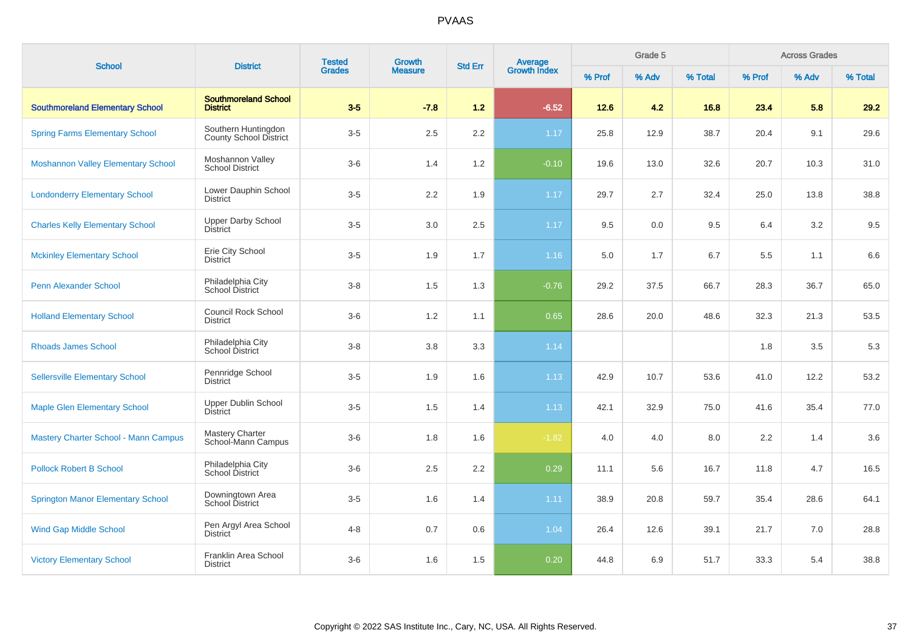# PVAAS

| School | District | Tested Grades | Growth Measure | Std Err | Average Growth Index | Grade 5 | | | Across Grades | | |
|---|---|---|---|---|---|---|---|---|---|---|---|
| | | | | | | % Prof | % Adv | % Total | % Prof | % Adv | % Total |
| **Southmoreland Elementary School** | **Southmoreland School District** | **3-5** | **-7.8** | **1.2** | **-6.52** | **12.6** | **4.2** | **16.8** | **23.4** | **5.8** | **29.2** |
| Spring Farms Elementary School | Southern Huntingdon County School District | 3-5 | 2.5 | 2.2 | 1.17 | 25.8 | 12.9 | 38.7 | 20.4 | 9.1 | 29.6 |
| Moshannon Valley Elementary School | Moshannon Valley School District | 3-6 | 1.4 | 1.2 | -0.10 | 19.6 | 13.0 | 32.6 | 20.7 | 10.3 | 31.0 |
| Londonderry Elementary School | Lower Dauphin School District | 3-5 | 2.2 | 1.9 | 1.17 | 29.7 | 2.7 | 32.4 | 25.0 | 13.8 | 38.8 |
| Charles Kelly Elementary School | Upper Darby School District | 3-5 | 3.0 | 2.5 | 1.17 | 9.5 | 0.0 | 9.5 | 6.4 | 3.2 | 9.5 |
| Mckinley Elementary School | Erie City School District | 3-5 | 1.9 | 1.7 | 1.16 | 5.0 | 1.7 | 6.7 | 5.5 | 1.1 | 6.6 |
| Penn Alexander School | Philadelphia City School District | 3-8 | 1.5 | 1.3 | -0.76 | 29.2 | 37.5 | 66.7 | 28.3 | 36.7 | 65.0 |
| Holland Elementary School | Council Rock School District | 3-6 | 1.2 | 1.1 | 0.65 | 28.6 | 20.0 | 48.6 | 32.3 | 21.3 | 53.5 |
| Rhoads James School | Philadelphia City School District | 3-8 | 3.8 | 3.3 | 1.14 | | | | 1.8 | 3.5 | 5.3 |
| Sellersville Elementary School | Pennridge School District | 3-5 | 1.9 | 1.6 | 1.13 | 42.9 | 10.7 | 53.6 | 41.0 | 12.2 | 53.2 |
| Maple Glen Elementary School | Upper Dublin School District | 3-5 | 1.5 | 1.4 | 1.13 | 42.1 | 32.9 | 75.0 | 41.6 | 35.4 | 77.0 |
| Mastery Charter School - Mann Campus | Mastery Charter School-Mann Campus | 3-6 | 1.8 | 1.6 | -1.82 | 4.0 | 4.0 | 8.0 | 2.2 | 1.4 | 3.6 |
| Pollock Robert B School | Philadelphia City School District | 3-6 | 2.5 | 2.2 | 0.29 | 11.1 | 5.6 | 16.7 | 11.8 | 4.7 | 16.5 |
| Springton Manor Elementary School | Downingtown Area School District | 3-5 | 1.6 | 1.4 | 1.11 | 38.9 | 20.8 | 59.7 | 35.4 | 28.6 | 64.1 |
| Wind Gap Middle School | Pen Argyl Area School District | 4-8 | 0.7 | 0.6 | 1.04 | 26.4 | 12.6 | 39.1 | 21.7 | 7.0 | 28.8 |
| Victory Elementary School | Franklin Area School District | 3-6 | 1.6 | 1.5 | 0.20 | 44.8 | 6.9 | 51.7 | 33.3 | 5.4 | 38.8 |

Copyright © 2022 SAS Institute Inc., Cary, NC, USA. All Rights Reserved.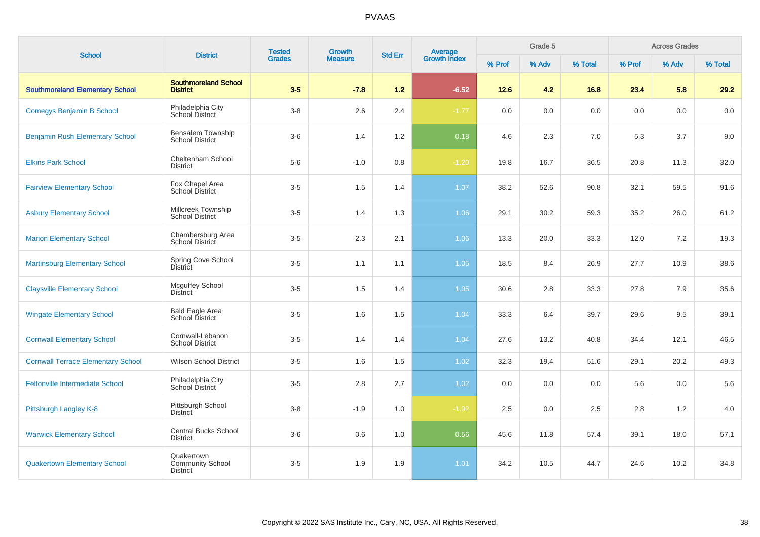# PVAAS

| School | District | Tested Grades | Growth Measure | Std Err | Average Growth Index | Grade 5 | | | Across Grades | | |
|---|---|---|---|---|---|---|---|---|---|---|---|
| | | | | | | % Prof | % Adv | % Total | % Prof | % Adv | % Total |
| **Southmoreland Elementary School** | **Southmoreland School District** | **3-5** | **-7.8** | **1.2** | **-6.52** | **12.6** | **4.2** | **16.8** | **23.4** | **5.8** | **29.2** |
| Comegys Benjamin B School | Philadelphia City School District | 3-8 | 2.6 | 2.4 | -1.77 | 0.0 | 0.0 | 0.0 | 0.0 | 0.0 | 0.0 |
| Benjamin Rush Elementary School | Bensalem Township School District | 3-6 | 1.4 | 1.2 | 0.18 | 4.6 | 2.3 | 7.0 | 5.3 | 3.7 | 9.0 |
| Elkins Park School | Cheltenham School District | 5-6 | -1.0 | 0.8 | -1.20 | 19.8 | 16.7 | 36.5 | 20.8 | 11.3 | 32.0 |
| Fairview Elementary School | Fox Chapel Area School District | 3-5 | 1.5 | 1.4 | 1.07 | 38.2 | 52.6 | 90.8 | 32.1 | 59.5 | 91.6 |
| Asbury Elementary School | Millcreek Township School District | 3-5 | 1.4 | 1.3 | 1.06 | 29.1 | 30.2 | 59.3 | 35.2 | 26.0 | 61.2 |
| Marion Elementary School | Chambersburg Area School District | 3-5 | 2.3 | 2.1 | 1.06 | 13.3 | 20.0 | 33.3 | 12.0 | 7.2 | 19.3 |
| Martinsburg Elementary School | Spring Cove School District | 3-5 | 1.1 | 1.1 | 1.05 | 18.5 | 8.4 | 26.9 | 27.7 | 10.9 | 38.6 |
| Claysville Elementary School | Mcguffey School District | 3-5 | 1.5 | 1.4 | 1.05 | 30.6 | 2.8 | 33.3 | 27.8 | 7.9 | 35.6 |
| Wingate Elementary School | Bald Eagle Area School District | 3-5 | 1.6 | 1.5 | 1.04 | 33.3 | 6.4 | 39.7 | 29.6 | 9.5 | 39.1 |
| Cornwall Elementary School | Cornwall-Lebanon School District | 3-5 | 1.4 | 1.4 | 1.04 | 27.6 | 13.2 | 40.8 | 34.4 | 12.1 | 46.5 |
| Cornwall Terrace Elementary School | Wilson School District | 3-5 | 1.6 | 1.5 | 1.02 | 32.3 | 19.4 | 51.6 | 29.1 | 20.2 | 49.3 |
| Feltonville Intermediate School | Philadelphia City School District | 3-5 | 2.8 | 2.7 | 1.02 | 0.0 | 0.0 | 0.0 | 5.6 | 0.0 | 5.6 |
| Pittsburgh Langley K-8 | Pittsburgh School District | 3-8 | -1.9 | 1.0 | -1.92 | 2.5 | 0.0 | 2.5 | 2.8 | 1.2 | 4.0 |
| Warwick Elementary School | Central Bucks School District | 3-6 | 0.6 | 1.0 | 0.56 | 45.6 | 11.8 | 57.4 | 39.1 | 18.0 | 57.1 |
| Quakertown Elementary School | Quakertown Community School District | 3-5 | 1.9 | 1.9 | 1.01 | 34.2 | 10.5 | 44.7 | 24.6 | 10.2 | 34.8 |

Copyright © 2022 SAS Institute Inc., Cary, NC, USA. All Rights Reserved.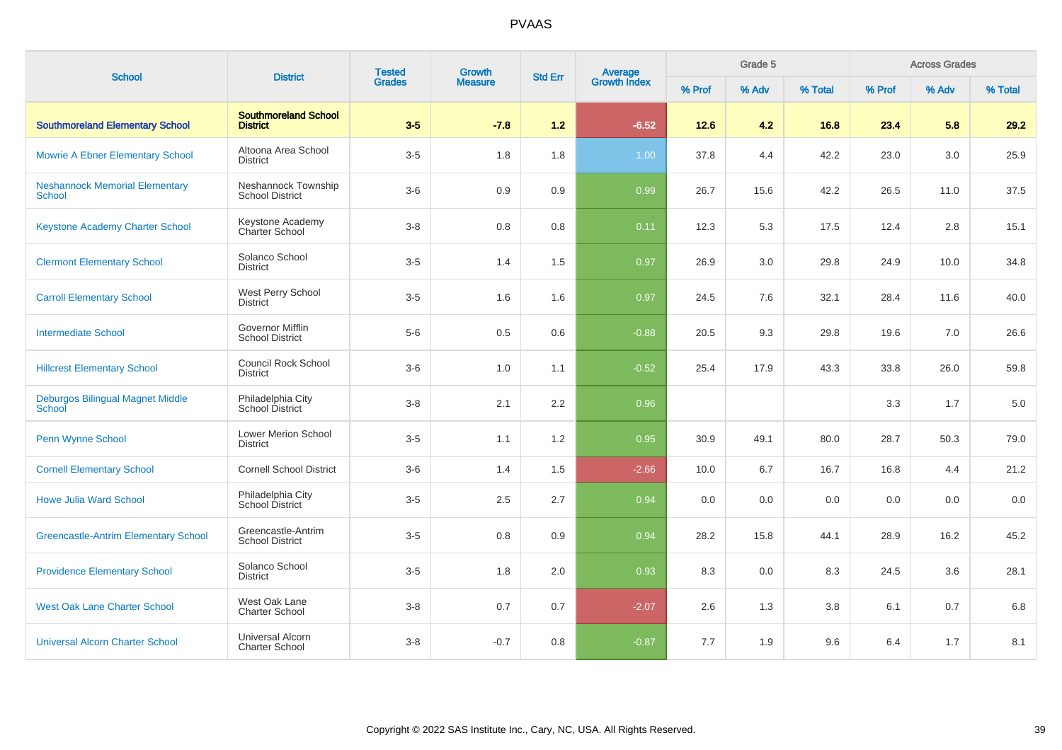PVAAS

| School | District | Tested Grades | Growth Measure | Std Err | Average Growth Index | Grade 5 | | | Across Grades | | |
|---|---|---|---|---|---|---|---|---|---|---|---|
| | | | | | | % Prof | % Adv | % Total | % Prof | % Adv | % Total |
| **Southmoreland Elementary School** | **Southmoreland School District** | **3-5** | **-7.8** | **1.2** | **-6.52** | **12.6** | **4.2** | **16.8** | **23.4** | **5.8** | **29.2** |
| Mowrie A Ebner Elementary School | Altoona Area School District | 3-5 | 1.8 | 1.8 | 1.00 | 37.8 | 4.4 | 42.2 | 23.0 | 3.0 | 25.9 |
| Neshannock Memorial Elementary School | Neshannock Township School District | 3-6 | 0.9 | 0.9 | 0.99 | 26.7 | 15.6 | 42.2 | 26.5 | 11.0 | 37.5 |
| Keystone Academy Charter School | Keystone Academy Charter School | 3-8 | 0.8 | 0.8 | 0.11 | 12.3 | 5.3 | 17.5 | 12.4 | 2.8 | 15.1 |
| Clermont Elementary School | Solanco School District | 3-5 | 1.4 | 1.5 | 0.97 | 26.9 | 3.0 | 29.8 | 24.9 | 10.0 | 34.8 |
| Carroll Elementary School | West Perry School District | 3-5 | 1.6 | 1.6 | 0.97 | 24.5 | 7.6 | 32.1 | 28.4 | 11.6 | 40.0 |
| Intermediate School | Governor Mifflin School District | 5-6 | 0.5 | 0.6 | -0.88 | 20.5 | 9.3 | 29.8 | 19.6 | 7.0 | 26.6 |
| Hillcrest Elementary School | Council Rock School District | 3-6 | 1.0 | 1.1 | -0.52 | 25.4 | 17.9 | 43.3 | 33.8 | 26.0 | 59.8 |
| Deburgos Bilingual Magnet Middle School | Philadelphia City School District | 3-8 | 2.1 | 2.2 | 0.96 | | | | 3.3 | 1.7 | 5.0 |
| Penn Wynne School | Lower Merion School District | 3-5 | 1.1 | 1.2 | 0.95 | 30.9 | 49.1 | 80.0 | 28.7 | 50.3 | 79.0 |
| Cornell Elementary School | Cornell School District | 3-6 | 1.4 | 1.5 | -2.66 | 10.0 | 6.7 | 16.7 | 16.8 | 4.4 | 21.2 |
| Howe Julia Ward School | Philadelphia City School District | 3-5 | 2.5 | 2.7 | 0.94 | 0.0 | 0.0 | 0.0 | 0.0 | 0.0 | 0.0 |
| Greencastle-Antrim Elementary School | Greencastle-Antrim School District | 3-5 | 0.8 | 0.9 | 0.94 | 28.2 | 15.8 | 44.1 | 28.9 | 16.2 | 45.2 |
| Providence Elementary School | Solanco School District | 3-5 | 1.8 | 2.0 | 0.93 | 8.3 | 0.0 | 8.3 | 24.5 | 3.6 | 28.1 |
| West Oak Lane Charter School | West Oak Lane Charter School | 3-8 | 0.7 | 0.7 | -2.07 | 2.6 | 1.3 | 3.8 | 6.1 | 0.7 | 6.8 |
| Universal Alcorn Charter School | Universal Alcorn Charter School | 3-8 | -0.7 | 0.8 | -0.87 | 7.7 | 1.9 | 9.6 | 6.4 | 1.7 | 8.1 |

Copyright © 2022 SAS Institute Inc., Cary, NC, USA. All Rights Reserved.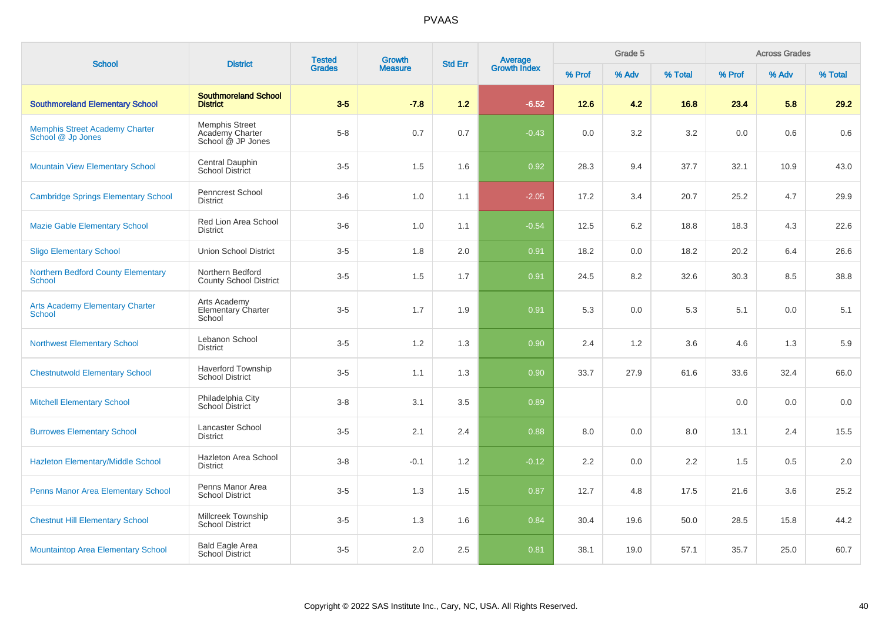# PVAAS

| School | District | Tested Grades | Growth Measure | Std Err | Average Growth Index | Grade 5 | | | Across Grades | | |
|---|---|---|---|---|---|---|---|---|---|---|---|
| | | | | | | % Prof | % Adv | % Total | % Prof | % Adv | % Total |
| **Southmoreland Elementary School** | **Southmoreland School District** | **3-5** | **-7.8** | **1.2** | **-6.52** | **12.6** | **4.2** | **16.8** | **23.4** | **5.8** | **29.2** |
| Memphis Street Academy Charter School @ Jp Jones | Memphis Street Academy Charter School @ JP Jones | 5-8 | 0.7 | 0.7 | -0.43 | 0.0 | 3.2 | 3.2 | 0.0 | 0.6 | 0.6 |
| Mountain View Elementary School | Central Dauphin School District | 3-5 | 1.5 | 1.6 | 0.92 | 28.3 | 9.4 | 37.7 | 32.1 | 10.9 | 43.0 |
| Cambridge Springs Elementary School | Penncrest School District | 3-6 | 1.0 | 1.1 | -2.05 | 17.2 | 3.4 | 20.7 | 25.2 | 4.7 | 29.9 |
| Mazie Gable Elementary School | Red Lion Area School District | 3-6 | 1.0 | 1.1 | -0.54 | 12.5 | 6.2 | 18.8 | 18.3 | 4.3 | 22.6 |
| Sligo Elementary School | Union School District | 3-5 | 1.8 | 2.0 | 0.91 | 18.2 | 0.0 | 18.2 | 20.2 | 6.4 | 26.6 |
| Northern Bedford County Elementary School | Northern Bedford County School District | 3-5 | 1.5 | 1.7 | 0.91 | 24.5 | 8.2 | 32.6 | 30.3 | 8.5 | 38.8 |
| Arts Academy Elementary Charter School | Arts Academy Elementary Charter School | 3-5 | 1.7 | 1.9 | 0.91 | 5.3 | 0.0 | 5.3 | 5.1 | 0.0 | 5.1 |
| Northwest Elementary School | Lebanon School District | 3-5 | 1.2 | 1.3 | 0.90 | 2.4 | 1.2 | 3.6 | 4.6 | 1.3 | 5.9 |
| Chestnutwold Elementary School | Haverford Township School District | 3-5 | 1.1 | 1.3 | 0.90 | 33.7 | 27.9 | 61.6 | 33.6 | 32.4 | 66.0 |
| Mitchell Elementary School | Philadelphia City School District | 3-8 | 3.1 | 3.5 | 0.89 | | | | 0.0 | 0.0 | 0.0 |
| Burrowes Elementary School | Lancaster School District | 3-5 | 2.1 | 2.4 | 0.88 | 8.0 | 0.0 | 8.0 | 13.1 | 2.4 | 15.5 |
| Hazleton Elementary/Middle School | Hazleton Area School District | 3-8 | -0.1 | 1.2 | -0.12 | 2.2 | 0.0 | 2.2 | 1.5 | 0.5 | 2.0 |
| Penns Manor Area Elementary School | Penns Manor Area School District | 3-5 | 1.3 | 1.5 | 0.87 | 12.7 | 4.8 | 17.5 | 21.6 | 3.6 | 25.2 |
| Chestnut Hill Elementary School | Millcreek Township School District | 3-5 | 1.3 | 1.6 | 0.84 | 30.4 | 19.6 | 50.0 | 28.5 | 15.8 | 44.2 |
| Mountaintop Area Elementary School | Bald Eagle Area School District | 3-5 | 2.0 | 2.5 | 0.81 | 38.1 | 19.0 | 57.1 | 35.7 | 25.0 | 60.7 |

Copyright © 2022 SAS Institute Inc., Cary, NC, USA. All Rights Reserved.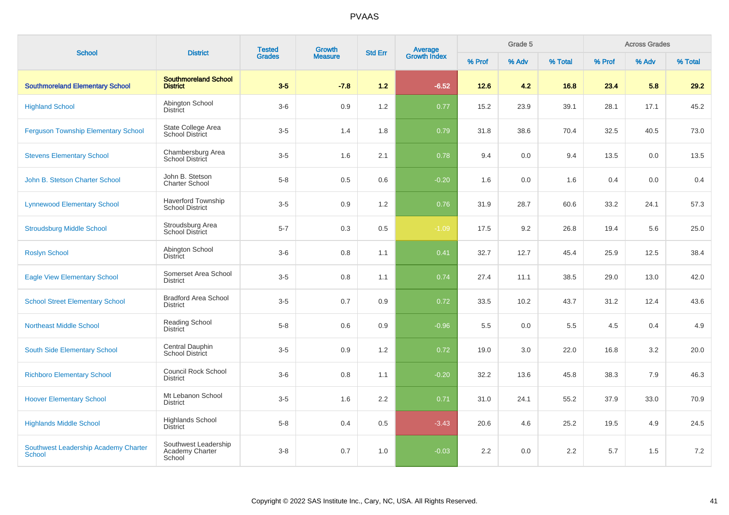# PVAAS

| School | District | Tested Grades | Growth Measure | Std Err | Average Growth Index | Grade 5 | | | Across Grades | | |
|---|---|---|---|---|---|---|---|---|---|---|---|
| | | | | | | % Prof | % Adv | % Total | % Prof | % Adv | % Total |
| **Southmoreland Elementary School** | **Southmoreland School District** | **3-5** | **-7.8** | **1.2** | **-6.52** | **12.6** | **4.2** | **16.8** | **23.4** | **5.8** | **29.2** |
| Highland School | Abington School District | 3-6 | 0.9 | 1.2 | 0.77 | 15.2 | 23.9 | 39.1 | 28.1 | 17.1 | 45.2 |
| Ferguson Township Elementary School | State College Area School District | 3-5 | 1.4 | 1.8 | 0.79 | 31.8 | 38.6 | 70.4 | 32.5 | 40.5 | 73.0 |
| Stevens Elementary School | Chambersburg Area School District | 3-5 | 1.6 | 2.1 | 0.78 | 9.4 | 0.0 | 9.4 | 13.5 | 0.0 | 13.5 |
| John B. Stetson Charter School | John B. Stetson Charter School | 5-8 | 0.5 | 0.6 | -0.20 | 1.6 | 0.0 | 1.6 | 0.4 | 0.0 | 0.4 |
| Lynnewood Elementary School | Haverford Township School District | 3-5 | 0.9 | 1.2 | 0.76 | 31.9 | 28.7 | 60.6 | 33.2 | 24.1 | 57.3 |
| Stroudsburg Middle School | Stroudsburg Area School District | 5-7 | 0.3 | 0.5 | -1.09 | 17.5 | 9.2 | 26.8 | 19.4 | 5.6 | 25.0 |
| Roslyn School | Abington School District | 3-6 | 0.8 | 1.1 | 0.41 | 32.7 | 12.7 | 45.4 | 25.9 | 12.5 | 38.4 |
| Eagle View Elementary School | Somerset Area School District | 3-5 | 0.8 | 1.1 | 0.74 | 27.4 | 11.1 | 38.5 | 29.0 | 13.0 | 42.0 |
| School Street Elementary School | Bradford Area School District | 3-5 | 0.7 | 0.9 | 0.72 | 33.5 | 10.2 | 43.7 | 31.2 | 12.4 | 43.6 |
| Northeast Middle School | Reading School District | 5-8 | 0.6 | 0.9 | -0.96 | 5.5 | 0.0 | 5.5 | 4.5 | 0.4 | 4.9 |
| South Side Elementary School | Central Dauphin School District | 3-5 | 0.9 | 1.2 | 0.72 | 19.0 | 3.0 | 22.0 | 16.8 | 3.2 | 20.0 |
| Richboro Elementary School | Council Rock School District | 3-6 | 0.8 | 1.1 | -0.20 | 32.2 | 13.6 | 45.8 | 38.3 | 7.9 | 46.3 |
| Hoover Elementary School | Mt Lebanon School District | 3-5 | 1.6 | 2.2 | 0.71 | 31.0 | 24.1 | 55.2 | 37.9 | 33.0 | 70.9 |
| Highlands Middle School | Highlands School District | 5-8 | 0.4 | 0.5 | -3.43 | 20.6 | 4.6 | 25.2 | 19.5 | 4.9 | 24.5 |
| Southwest Leadership Academy Charter School | Southwest Leadership Academy Charter School | 3-8 | 0.7 | 1.0 | -0.03 | 2.2 | 0.0 | 2.2 | 5.7 | 1.5 | 7.2 |

Copyright © 2022 SAS Institute Inc., Cary, NC, USA. All Rights Reserved.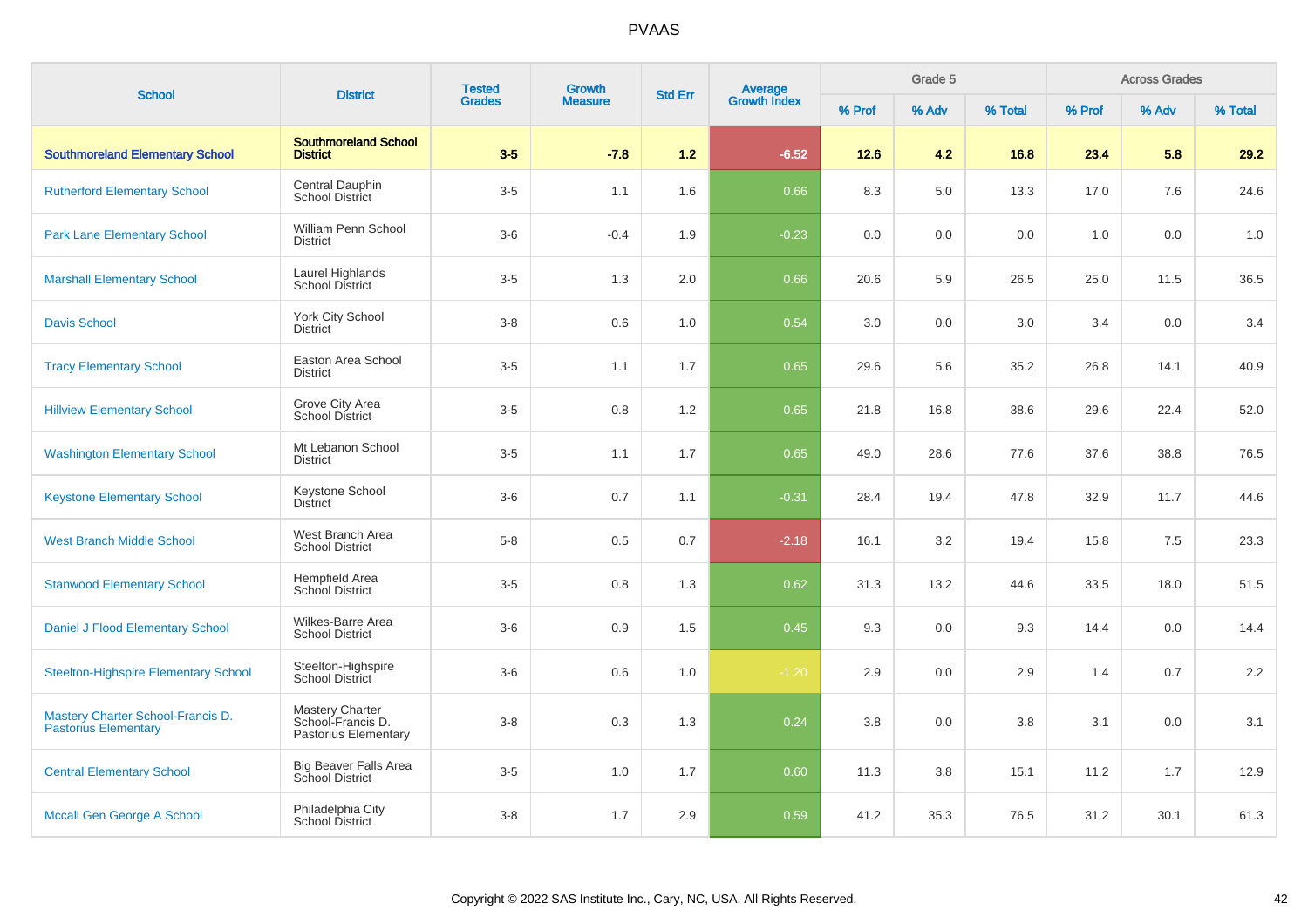# PVAAS

| School | District | Tested Grades | Growth Measure | Std Err | Average Growth Index | Grade 5 | | | Across Grades | | |
|---|---|---|---|---|---|---|---|---|---|---|---|
| | | | | | | % Prof | % Adv | % Total | % Prof | % Adv | % Total |
| **Southmoreland Elementary School** | **Southmoreland School District** | **3-5** | **-7.8** | **1.2** | **-6.52** | **12.6** | **4.2** | **16.8** | **23.4** | **5.8** | **29.2** |
| Rutherford Elementary School | Central Dauphin School District | 3-5 | 1.1 | 1.6 | 0.66 | 8.3 | 5.0 | 13.3 | 17.0 | 7.6 | 24.6 |
| Park Lane Elementary School | William Penn School District | 3-6 | -0.4 | 1.9 | -0.23 | 0.0 | 0.0 | 0.0 | 1.0 | 0.0 | 1.0 |
| Marshall Elementary School | Laurel Highlands School District | 3-5 | 1.3 | 2.0 | 0.66 | 20.6 | 5.9 | 26.5 | 25.0 | 11.5 | 36.5 |
| Davis School | York City School District | 3-8 | 0.6 | 1.0 | 0.54 | 3.0 | 0.0 | 3.0 | 3.4 | 0.0 | 3.4 |
| Tracy Elementary School | Easton Area School District | 3-5 | 1.1 | 1.7 | 0.65 | 29.6 | 5.6 | 35.2 | 26.8 | 14.1 | 40.9 |
| Hillview Elementary School | Grove City Area School District | 3-5 | 0.8 | 1.2 | 0.65 | 21.8 | 16.8 | 38.6 | 29.6 | 22.4 | 52.0 |
| Washington Elementary School | Mt Lebanon School District | 3-5 | 1.1 | 1.7 | 0.65 | 49.0 | 28.6 | 77.6 | 37.6 | 38.8 | 76.5 |
| Keystone Elementary School | Keystone School District | 3-6 | 0.7 | 1.1 | -0.31 | 28.4 | 19.4 | 47.8 | 32.9 | 11.7 | 44.6 |
| West Branch Middle School | West Branch Area School District | 5-8 | 0.5 | 0.7 | -2.18 | 16.1 | 3.2 | 19.4 | 15.8 | 7.5 | 23.3 |
| Stanwood Elementary School | Hempfield Area School District | 3-5 | 0.8 | 1.3 | 0.62 | 31.3 | 13.2 | 44.6 | 33.5 | 18.0 | 51.5 |
| Daniel J Flood Elementary School | Wilkes-Barre Area School District | 3-6 | 0.9 | 1.5 | 0.45 | 9.3 | 0.0 | 9.3 | 14.4 | 0.0 | 14.4 |
| Steelton-Highspire Elementary School | Steelton-Highspire School District | 3-6 | 0.6 | 1.0 | -1.20 | 2.9 | 0.0 | 2.9 | 1.4 | 0.7 | 2.2 |
| Mastery Charter School-Francis D. Pastorius Elementary | Mastery Charter School-Francis D. Pastorius Elementary | 3-8 | 0.3 | 1.3 | 0.24 | 3.8 | 0.0 | 3.8 | 3.1 | 0.0 | 3.1 |
| Central Elementary School | Big Beaver Falls Area School District | 3-5 | 1.0 | 1.7 | 0.60 | 11.3 | 3.8 | 15.1 | 11.2 | 1.7 | 12.9 |
| Mccall Gen George A School | Philadelphia City School District | 3-8 | 1.7 | 2.9 | 0.59 | 41.2 | 35.3 | 76.5 | 31.2 | 30.1 | 61.3 |

Copyright © 2022 SAS Institute Inc., Cary, NC, USA. All Rights Reserved.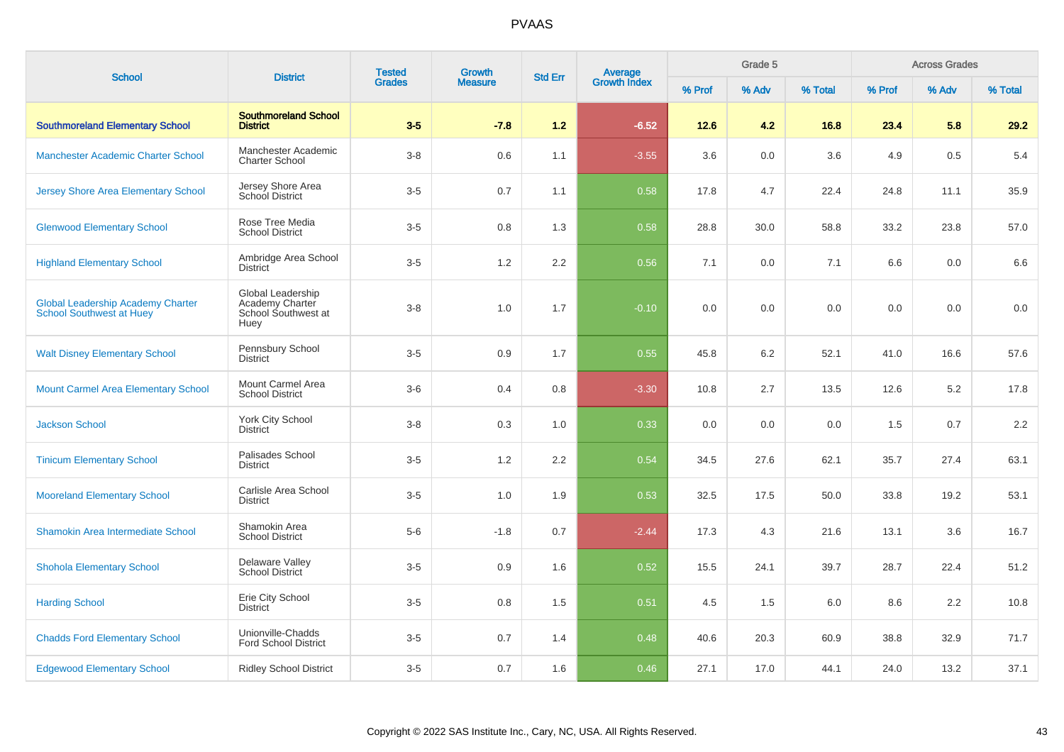# PVAAS

| School | District | Tested Grades | Growth Measure | Std Err | Average Growth Index | Grade 5 | | | Across Grades | | |
|---|---|---|---|---|---|---|---|---|---|---|---|
| | | | | | | % Prof | % Adv | % Total | % Prof | % Adv | % Total |
| **Southmoreland Elementary School** | **Southmoreland School District** | **3-5** | **-7.8** | **1.2** | **-6.52** | **12.6** | **4.2** | **16.8** | **23.4** | **5.8** | **29.2** |
| Manchester Academic Charter School | Manchester Academic Charter School | 3-8 | 0.6 | 1.1 | -3.55 | 3.6 | 0.0 | 3.6 | 4.9 | 0.5 | 5.4 |
| Jersey Shore Area Elementary School | Jersey Shore Area School District | 3-5 | 0.7 | 1.1 | 0.58 | 17.8 | 4.7 | 22.4 | 24.8 | 11.1 | 35.9 |
| Glenwood Elementary School | Rose Tree Media School District | 3-5 | 0.8 | 1.3 | 0.58 | 28.8 | 30.0 | 58.8 | 33.2 | 23.8 | 57.0 |
| Highland Elementary School | Ambridge Area School District | 3-5 | 1.2 | 2.2 | 0.56 | 7.1 | 0.0 | 7.1 | 6.6 | 0.0 | 6.6 |
| Global Leadership Academy Charter School Southwest at Huey | Global Leadership Academy Charter School Southwest at Huey | 3-8 | 1.0 | 1.7 | -0.10 | 0.0 | 0.0 | 0.0 | 0.0 | 0.0 | 0.0 |
| Walt Disney Elementary School | Pennsbury School District | 3-5 | 0.9 | 1.7 | 0.55 | 45.8 | 6.2 | 52.1 | 41.0 | 16.6 | 57.6 |
| Mount Carmel Area Elementary School | Mount Carmel Area School District | 3-6 | 0.4 | 0.8 | -3.30 | 10.8 | 2.7 | 13.5 | 12.6 | 5.2 | 17.8 |
| Jackson School | York City School District | 3-8 | 0.3 | 1.0 | 0.33 | 0.0 | 0.0 | 0.0 | 1.5 | 0.7 | 2.2 |
| Tinicum Elementary School | Palisades School District | 3-5 | 1.2 | 2.2 | 0.54 | 34.5 | 27.6 | 62.1 | 35.7 | 27.4 | 63.1 |
| Mooreland Elementary School | Carlisle Area School District | 3-5 | 1.0 | 1.9 | 0.53 | 32.5 | 17.5 | 50.0 | 33.8 | 19.2 | 53.1 |
| Shamokin Area Intermediate School | Shamokin Area School District | 5-6 | -1.8 | 0.7 | -2.44 | 17.3 | 4.3 | 21.6 | 13.1 | 3.6 | 16.7 |
| Shohola Elementary School | Delaware Valley School District | 3-5 | 0.9 | 1.6 | 0.52 | 15.5 | 24.1 | 39.7 | 28.7 | 22.4 | 51.2 |
| Harding School | Erie City School District | 3-5 | 0.8 | 1.5 | 0.51 | 4.5 | 1.5 | 6.0 | 8.6 | 2.2 | 10.8 |
| Chadds Ford Elementary School | Unionville-Chadds Ford School District | 3-5 | 0.7 | 1.4 | 0.48 | 40.6 | 20.3 | 60.9 | 38.8 | 32.9 | 71.7 |
| Edgewood Elementary School | Ridley School District | 3-5 | 0.7 | 1.6 | 0.46 | 27.1 | 17.0 | 44.1 | 24.0 | 13.2 | 37.1 |

Copyright © 2022 SAS Institute Inc., Cary, NC, USA. All Rights Reserved.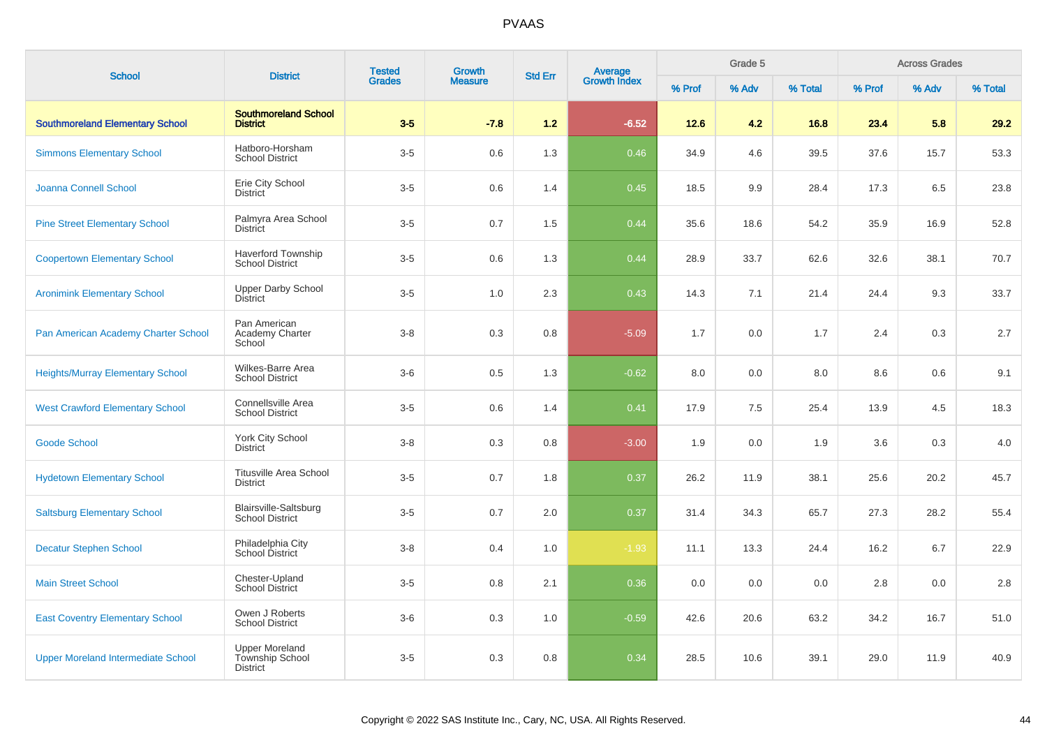| School | District | Tested Grades | Growth Measure | Std Err | Average Growth Index | Grade 5 | | | Across Grades | | |
|---|---|---|---|---|---|---|---|---|---|---|---|
| | | | | | | % Prof | % Adv | % Total | % Prof | % Adv | % Total |
| **Southmoreland Elementary School** | **Southmoreland School District** | **3-5** | **-7.8** | **1.2** | **-6.52** | **12.6** | **4.2** | **16.8** | **23.4** | **5.8** | **29.2** |
| Simmons Elementary School | Hatboro-Horsham School District | 3-5 | 0.6 | 1.3 | 0.46 | 34.9 | 4.6 | 39.5 | 37.6 | 15.7 | 53.3 |
| Joanna Connell School | Erie City School District | 3-5 | 0.6 | 1.4 | 0.45 | 18.5 | 9.9 | 28.4 | 17.3 | 6.5 | 23.8 |
| Pine Street Elementary School | Palmyra Area School District | 3-5 | 0.7 | 1.5 | 0.44 | 35.6 | 18.6 | 54.2 | 35.9 | 16.9 | 52.8 |
| Coopertown Elementary School | Haverford Township School District | 3-5 | 0.6 | 1.3 | 0.44 | 28.9 | 33.7 | 62.6 | 32.6 | 38.1 | 70.7 |
| Aronimink Elementary School | Upper Darby School District | 3-5 | 1.0 | 2.3 | 0.43 | 14.3 | 7.1 | 21.4 | 24.4 | 9.3 | 33.7 |
| Pan American Academy Charter School | Pan American Academy Charter School | 3-8 | 0.3 | 0.8 | -5.09 | 1.7 | 0.0 | 1.7 | 2.4 | 0.3 | 2.7 |
| Heights/Murray Elementary School | Wilkes-Barre Area School District | 3-6 | 0.5 | 1.3 | -0.62 | 8.0 | 0.0 | 8.0 | 8.6 | 0.6 | 9.1 |
| West Crawford Elementary School | Connellsville Area School District | 3-5 | 0.6 | 1.4 | 0.41 | 17.9 | 7.5 | 25.4 | 13.9 | 4.5 | 18.3 |
| Goode School | York City School District | 3-8 | 0.3 | 0.8 | -3.00 | 1.9 | 0.0 | 1.9 | 3.6 | 0.3 | 4.0 |
| Hydetown Elementary School | Titusville Area School District | 3-5 | 0.7 | 1.8 | 0.37 | 26.2 | 11.9 | 38.1 | 25.6 | 20.2 | 45.7 |
| Saltsburg Elementary School | Blairsville-Saltsburg School District | 3-5 | 0.7 | 2.0 | 0.37 | 31.4 | 34.3 | 65.7 | 27.3 | 28.2 | 55.4 |
| Decatur Stephen School | Philadelphia City School District | 3-8 | 0.4 | 1.0 | -1.93 | 11.1 | 13.3 | 24.4 | 16.2 | 6.7 | 22.9 |
| Main Street School | Chester-Upland School District | 3-5 | 0.8 | 2.1 | 0.36 | 0.0 | 0.0 | 0.0 | 2.8 | 0.0 | 2.8 |
| East Coventry Elementary School | Owen J Roberts School District | 3-6 | 0.3 | 1.0 | -0.59 | 42.6 | 20.6 | 63.2 | 34.2 | 16.7 | 51.0 |
| Upper Moreland Intermediate School | Upper Moreland Township School District | 3-5 | 0.3 | 0.8 | 0.34 | 28.5 | 10.6 | 39.1 | 29.0 | 11.9 | 40.9 |

Copyright © 2022 SAS Institute Inc., Cary, NC, USA. All Rights Reserved.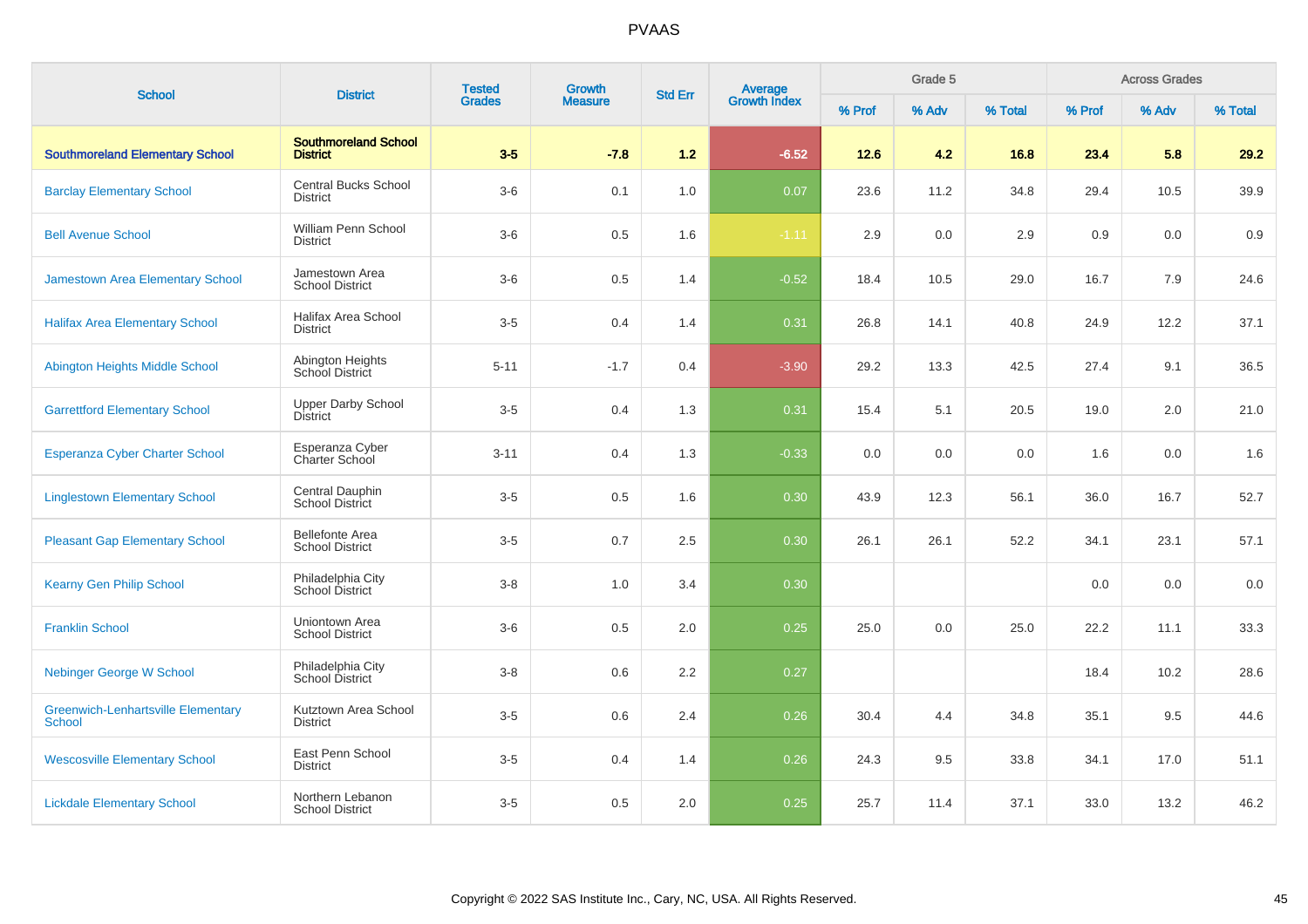# PVAAS

| School | District | Tested Grades | Growth Measure | Std Err | Average Growth Index | Grade 5 | | | Across Grades | | |
|---|---|---|---|---|---|---|---|---|---|---|---|
| | | | | | | % Prof | % Adv | % Total | % Prof | % Adv | % Total |
| **Southmoreland Elementary School** | **Southmoreland School District** | **3-5** | **-7.8** | **1.2** | **-6.52** | **12.6** | **4.2** | **16.8** | **23.4** | **5.8** | **29.2** |
| Barclay Elementary School | Central Bucks School District | 3-6 | 0.1 | 1.0 | 0.07 | 23.6 | 11.2 | 34.8 | 29.4 | 10.5 | 39.9 |
| Bell Avenue School | William Penn School District | 3-6 | 0.5 | 1.6 | -1.11 | 2.9 | 0.0 | 2.9 | 0.9 | 0.0 | 0.9 |
| Jamestown Area Elementary School | Jamestown Area School District | 3-6 | 0.5 | 1.4 | -0.52 | 18.4 | 10.5 | 29.0 | 16.7 | 7.9 | 24.6 |
| Halifax Area Elementary School | Halifax Area School District | 3-5 | 0.4 | 1.4 | 0.31 | 26.8 | 14.1 | 40.8 | 24.9 | 12.2 | 37.1 |
| Abington Heights Middle School | Abington Heights School District | 5-11 | -1.7 | 0.4 | -3.90 | 29.2 | 13.3 | 42.5 | 27.4 | 9.1 | 36.5 |
| Garrettford Elementary School | Upper Darby School District | 3-5 | 0.4 | 1.3 | 0.31 | 15.4 | 5.1 | 20.5 | 19.0 | 2.0 | 21.0 |
| Esperanza Cyber Charter School | Esperanza Cyber Charter School | 3-11 | 0.4 | 1.3 | -0.33 | 0.0 | 0.0 | 0.0 | 1.6 | 0.0 | 1.6 |
| Linglestown Elementary School | Central Dauphin School District | 3-5 | 0.5 | 1.6 | 0.30 | 43.9 | 12.3 | 56.1 | 36.0 | 16.7 | 52.7 |
| Pleasant Gap Elementary School | Bellefonte Area School District | 3-5 | 0.7 | 2.5 | 0.30 | 26.1 | 26.1 | 52.2 | 34.1 | 23.1 | 57.1 |
| Kearny Gen Philip School | Philadelphia City School District | 3-8 | 1.0 | 3.4 | 0.30 | | | | 0.0 | 0.0 | 0.0 |
| Franklin School | Uniontown Area School District | 3-6 | 0.5 | 2.0 | 0.25 | 25.0 | 0.0 | 25.0 | 22.2 | 11.1 | 33.3 |
| Nebinger George W School | Philadelphia City School District | 3-8 | 0.6 | 2.2 | 0.27 | | | | 18.4 | 10.2 | 28.6 |
| Greenwich-Lenhartsville Elementary School | Kutztown Area School District | 3-5 | 0.6 | 2.4 | 0.26 | 30.4 | 4.4 | 34.8 | 35.1 | 9.5 | 44.6 |
| Wescosville Elementary School | East Penn School District | 3-5 | 0.4 | 1.4 | 0.26 | 24.3 | 9.5 | 33.8 | 34.1 | 17.0 | 51.1 |
| Lickdale Elementary School | Northern Lebanon School District | 3-5 | 0.5 | 2.0 | 0.25 | 25.7 | 11.4 | 37.1 | 33.0 | 13.2 | 46.2 |

Copyright © 2022 SAS Institute Inc., Cary, NC, USA. All Rights Reserved.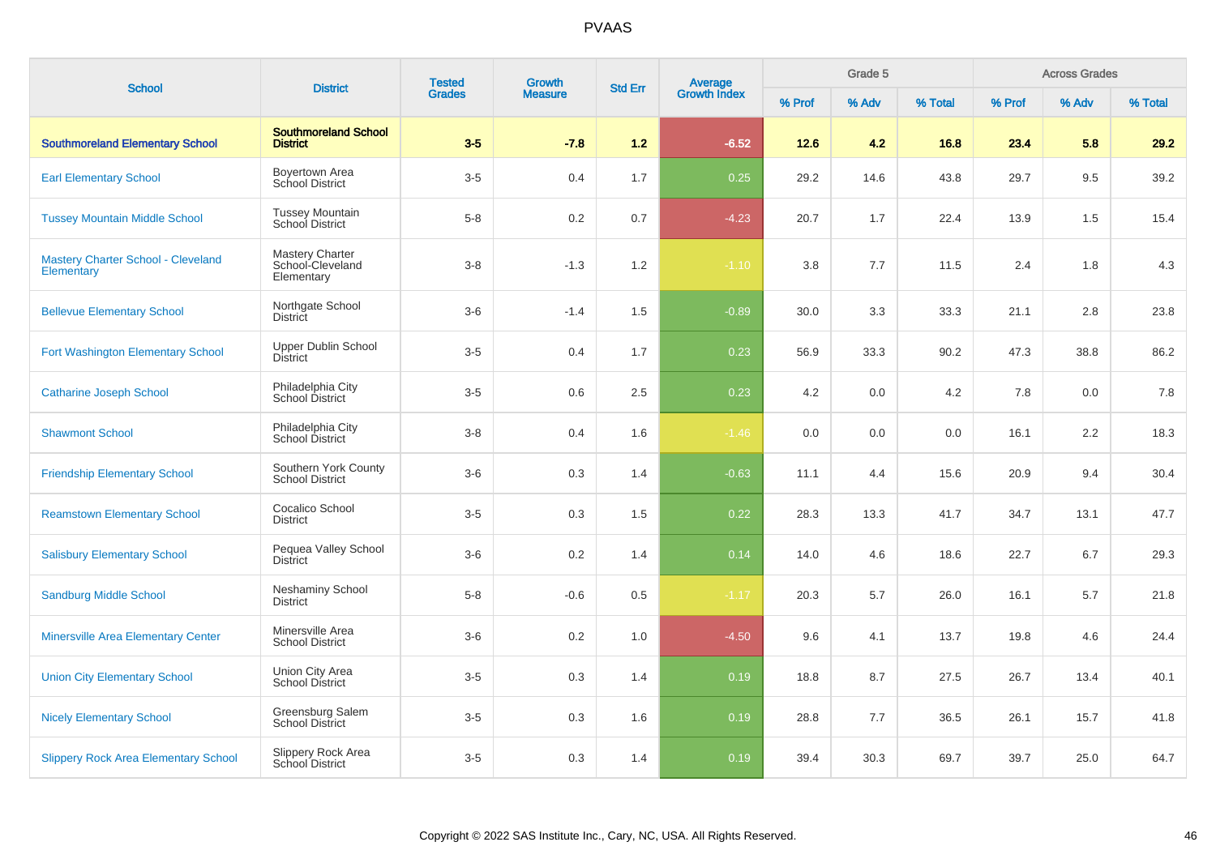PVAAS

| School | District | Tested Grades | Growth Measure | Std Err | Average Growth Index | Grade 5 | | | Across Grades | | |
|---|---|---|---|---|---|---|---|---|---|---|---|
| | | | | | | % Prof | % Adv | % Total | % Prof | % Adv | % Total |
| **Southmoreland Elementary School** | **Southmoreland School District** | **3-5** | **-7.8** | **1.2** | **-6.52** | **12.6** | **4.2** | **16.8** | **23.4** | **5.8** | **29.2** |
| Earl Elementary School | Boyertown Area School District | 3-5 | 0.4 | 1.7 | 0.25 | 29.2 | 14.6 | 43.8 | 29.7 | 9.5 | 39.2 |
| Tussey Mountain Middle School | Tussey Mountain School District | 5-8 | 0.2 | 0.7 | -4.23 | 20.7 | 1.7 | 22.4 | 13.9 | 1.5 | 15.4 |
| Mastery Charter School - Cleveland Elementary | Mastery Charter School-Cleveland Elementary | 3-8 | -1.3 | 1.2 | -1.10 | 3.8 | 7.7 | 11.5 | 2.4 | 1.8 | 4.3 |
| Bellevue Elementary School | Northgate School District | 3-6 | -1.4 | 1.5 | -0.89 | 30.0 | 3.3 | 33.3 | 21.1 | 2.8 | 23.8 |
| Fort Washington Elementary School | Upper Dublin School District | 3-5 | 0.4 | 1.7 | 0.23 | 56.9 | 33.3 | 90.2 | 47.3 | 38.8 | 86.2 |
| Catharine Joseph School | Philadelphia City School District | 3-5 | 0.6 | 2.5 | 0.23 | 4.2 | 0.0 | 4.2 | 7.8 | 0.0 | 7.8 |
| Shawmont School | Philadelphia City School District | 3-8 | 0.4 | 1.6 | -1.46 | 0.0 | 0.0 | 0.0 | 16.1 | 2.2 | 18.3 |
| Friendship Elementary School | Southern York County School District | 3-6 | 0.3 | 1.4 | -0.63 | 11.1 | 4.4 | 15.6 | 20.9 | 9.4 | 30.4 |
| Reamstown Elementary School | Cocalico School District | 3-5 | 0.3 | 1.5 | 0.22 | 28.3 | 13.3 | 41.7 | 34.7 | 13.1 | 47.7 |
| Salisbury Elementary School | Pequea Valley School District | 3-6 | 0.2 | 1.4 | 0.14 | 14.0 | 4.6 | 18.6 | 22.7 | 6.7 | 29.3 |
| Sandburg Middle School | Neshaminy School District | 5-8 | -0.6 | 0.5 | -1.17 | 20.3 | 5.7 | 26.0 | 16.1 | 5.7 | 21.8 |
| Minersville Area Elementary Center | Minersville Area School District | 3-6 | 0.2 | 1.0 | -4.50 | 9.6 | 4.1 | 13.7 | 19.8 | 4.6 | 24.4 |
| Union City Elementary School | Union City Area School District | 3-5 | 0.3 | 1.4 | 0.19 | 18.8 | 8.7 | 27.5 | 26.7 | 13.4 | 40.1 |
| Nicely Elementary School | Greensburg Salem School District | 3-5 | 0.3 | 1.6 | 0.19 | 28.8 | 7.7 | 36.5 | 26.1 | 15.7 | 41.8 |
| Slippery Rock Area Elementary School | Slippery Rock Area School District | 3-5 | 0.3 | 1.4 | 0.19 | 39.4 | 30.3 | 69.7 | 39.7 | 25.0 | 64.7 |

Copyright © 2022 SAS Institute Inc., Cary, NC, USA. All Rights Reserved.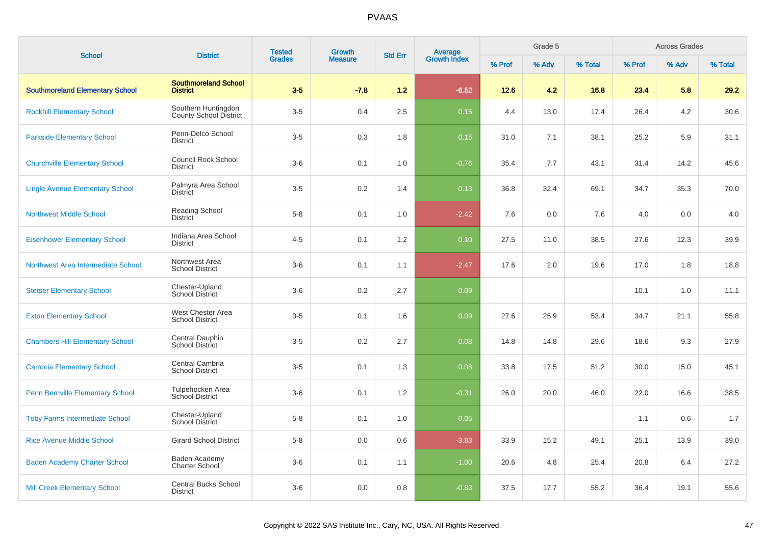# PVAAS

| School | District | Tested Grades | Growth Measure | Std Err | Average Growth Index | Grade 5 | | | Across Grades | | |
|---|---|---|---|---|---|---|---|---|---|---|---|
| | | | | | | % Prof | % Adv | % Total | % Prof | % Adv | % Total |
| **Southmoreland Elementary School** | **Southmoreland School District** | **3-5** | **-7.8** | **1.2** | **-6.52** | **12.6** | **4.2** | **16.8** | **23.4** | **5.8** | **29.2** |
| Rockhill Elementary School | Southern Huntingdon County School District | 3-5 | 0.4 | 2.5 | 0.15 | 4.4 | 13.0 | 17.4 | 26.4 | 4.2 | 30.6 |
| Parkside Elementary School | Penn-Delco School District | 3-5 | 0.3 | 1.8 | 0.15 | 31.0 | 7.1 | 38.1 | 25.2 | 5.9 | 31.1 |
| Churchville Elementary School | Council Rock School District | 3-6 | 0.1 | 1.0 | -0.76 | 35.4 | 7.7 | 43.1 | 31.4 | 14.2 | 45.6 |
| Lingle Avenue Elementary School | Palmyra Area School District | 3-5 | 0.2 | 1.4 | 0.13 | 36.8 | 32.4 | 69.1 | 34.7 | 35.3 | 70.0 |
| Northwest Middle School | Reading School District | 5-8 | 0.1 | 1.0 | -2.42 | 7.6 | 0.0 | 7.6 | 4.0 | 0.0 | 4.0 |
| Eisenhower Elementary School | Indiana Area School District | 4-5 | 0.1 | 1.2 | 0.10 | 27.5 | 11.0 | 38.5 | 27.6 | 12.3 | 39.9 |
| Northwest Area Intermediate School | Northwest Area School District | 3-6 | 0.1 | 1.1 | -2.47 | 17.6 | 2.0 | 19.6 | 17.0 | 1.8 | 18.8 |
| Stetser Elementary School | Chester-Upland School District | 3-6 | 0.2 | 2.7 | 0.09 | | | | 10.1 | 1.0 | 11.1 |
| Exton Elementary School | West Chester Area School District | 3-5 | 0.1 | 1.6 | 0.09 | 27.6 | 25.9 | 53.4 | 34.7 | 21.1 | 55.8 |
| Chambers Hill Elementary School | Central Dauphin School District | 3-5 | 0.2 | 2.7 | 0.08 | 14.8 | 14.8 | 29.6 | 18.6 | 9.3 | 27.9 |
| Cambria Elementary School | Central Cambria School District | 3-5 | 0.1 | 1.3 | 0.08 | 33.8 | 17.5 | 51.2 | 30.0 | 15.0 | 45.1 |
| Penn Bernville Elementary School | Tulpehocken Area School District | 3-6 | 0.1 | 1.2 | -0.31 | 26.0 | 20.0 | 46.0 | 22.0 | 16.6 | 38.5 |
| Toby Farms Intermediate School | Chester-Upland School District | 5-8 | 0.1 | 1.0 | 0.05 | | | | 1.1 | 0.6 | 1.7 |
| Rice Avenue Middle School | Girard School District | 5-8 | 0.0 | 0.6 | -3.83 | 33.9 | 15.2 | 49.1 | 25.1 | 13.9 | 39.0 |
| Baden Academy Charter School | Baden Academy Charter School | 3-6 | 0.1 | 1.1 | -1.00 | 20.6 | 4.8 | 25.4 | 20.8 | 6.4 | 27.2 |
| Mill Creek Elementary School | Central Bucks School District | 3-6 | 0.0 | 0.8 | -0.83 | 37.5 | 17.7 | 55.2 | 36.4 | 19.1 | 55.6 |

Copyright © 2022 SAS Institute Inc., Cary, NC, USA. All Rights Reserved.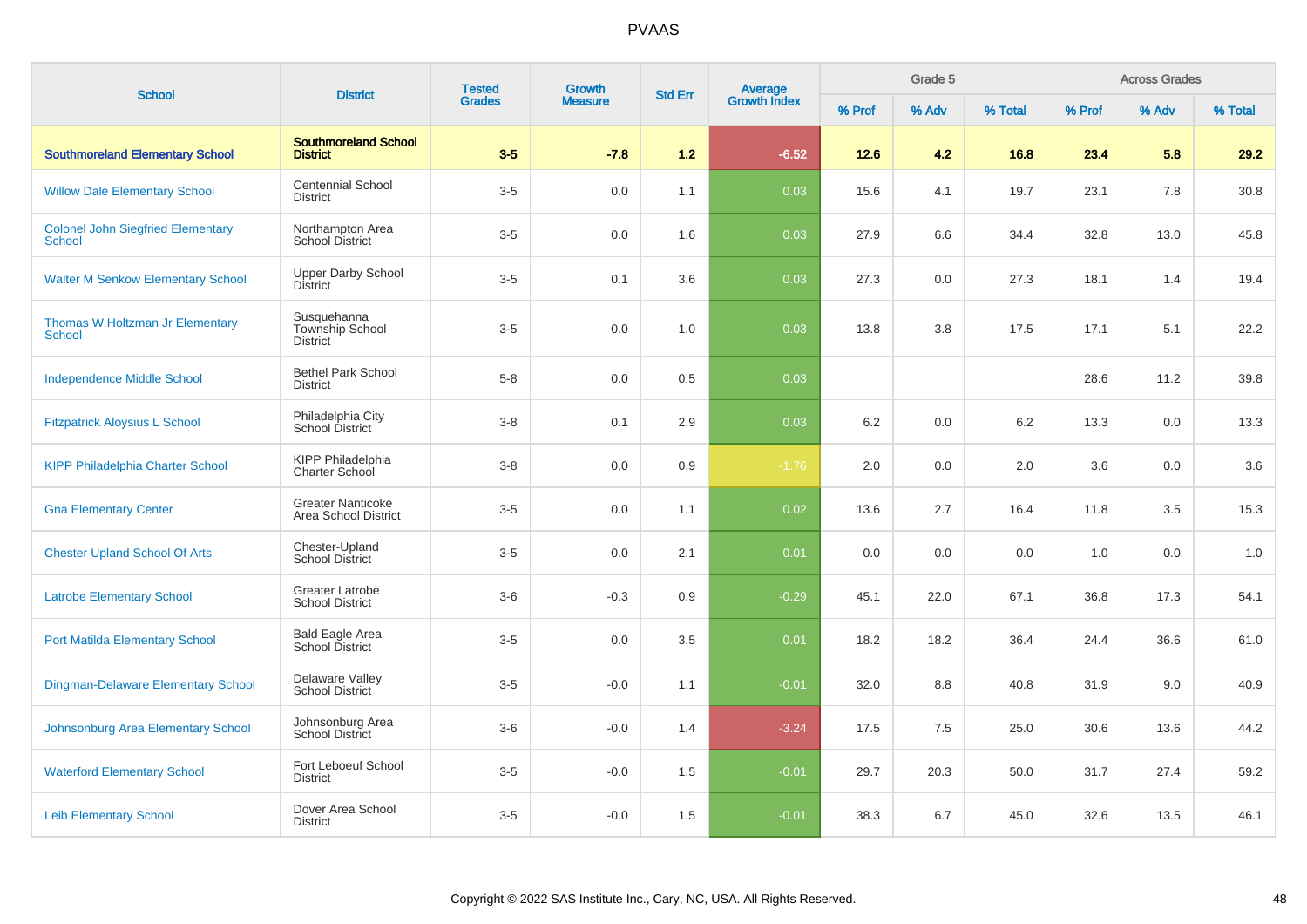# PVAAS

| School | District | Tested Grades | Growth Measure | Std Err | Average Growth Index | Grade 5 | | | Across Grades | | |
|---|---|---|---|---|---|---|---|---|---|---|---|
| | | | | | | % Prof | % Adv | % Total | % Prof | % Adv | % Total |
| **Southmoreland Elementary School** | **Southmoreland School District** | **3-5** | **-7.8** | **1.2** | **-6.52** | **12.6** | **4.2** | **16.8** | **23.4** | **5.8** | **29.2** |
| Willow Dale Elementary School | Centennial School District | 3-5 | 0.0 | 1.1 | 0.03 | 15.6 | 4.1 | 19.7 | 23.1 | 7.8 | 30.8 |
| Colonel John Siegfried Elementary School | Northampton Area School District | 3-5 | 0.0 | 1.6 | 0.03 | 27.9 | 6.6 | 34.4 | 32.8 | 13.0 | 45.8 |
| Walter M Senkow Elementary School | Upper Darby School District | 3-5 | 0.1 | 3.6 | 0.03 | 27.3 | 0.0 | 27.3 | 18.1 | 1.4 | 19.4 |
| Thomas W Holtzman Jr Elementary School | Susquehanna Township School District | 3-5 | 0.0 | 1.0 | 0.03 | 13.8 | 3.8 | 17.5 | 17.1 | 5.1 | 22.2 |
| Independence Middle School | Bethel Park School District | 5-8 | 0.0 | 0.5 | 0.03 | | | | 28.6 | 11.2 | 39.8 |
| Fitzpatrick Aloysius L School | Philadelphia City School District | 3-8 | 0.1 | 2.9 | 0.03 | 6.2 | 0.0 | 6.2 | 13.3 | 0.0 | 13.3 |
| KIPP Philadelphia Charter School | KIPP Philadelphia Charter School | 3-8 | 0.0 | 0.9 | -1.76 | 2.0 | 0.0 | 2.0 | 3.6 | 0.0 | 3.6 |
| Gna Elementary Center | Greater Nanticoke Area School District | 3-5 | 0.0 | 1.1 | 0.02 | 13.6 | 2.7 | 16.4 | 11.8 | 3.5 | 15.3 |
| Chester Upland School Of Arts | Chester-Upland School District | 3-5 | 0.0 | 2.1 | 0.01 | 0.0 | 0.0 | 0.0 | 1.0 | 0.0 | 1.0 |
| Latrobe Elementary School | Greater Latrobe School District | 3-6 | -0.3 | 0.9 | -0.29 | 45.1 | 22.0 | 67.1 | 36.8 | 17.3 | 54.1 |
| Port Matilda Elementary School | Bald Eagle Area School District | 3-5 | 0.0 | 3.5 | 0.01 | 18.2 | 18.2 | 36.4 | 24.4 | 36.6 | 61.0 |
| Dingman-Delaware Elementary School | Delaware Valley School District | 3-5 | -0.0 | 1.1 | -0.01 | 32.0 | 8.8 | 40.8 | 31.9 | 9.0 | 40.9 |
| Johnsonburg Area Elementary School | Johnsonburg Area School District | 3-6 | -0.0 | 1.4 | -3.24 | 17.5 | 7.5 | 25.0 | 30.6 | 13.6 | 44.2 |
| Waterford Elementary School | Fort Leboeuf School District | 3-5 | -0.0 | 1.5 | -0.01 | 29.7 | 20.3 | 50.0 | 31.7 | 27.4 | 59.2 |
| Leib Elementary School | Dover Area School District | 3-5 | -0.0 | 1.5 | -0.01 | 38.3 | 6.7 | 45.0 | 32.6 | 13.5 | 46.1 |

Copyright © 2022 SAS Institute Inc., Cary, NC, USA. All Rights Reserved.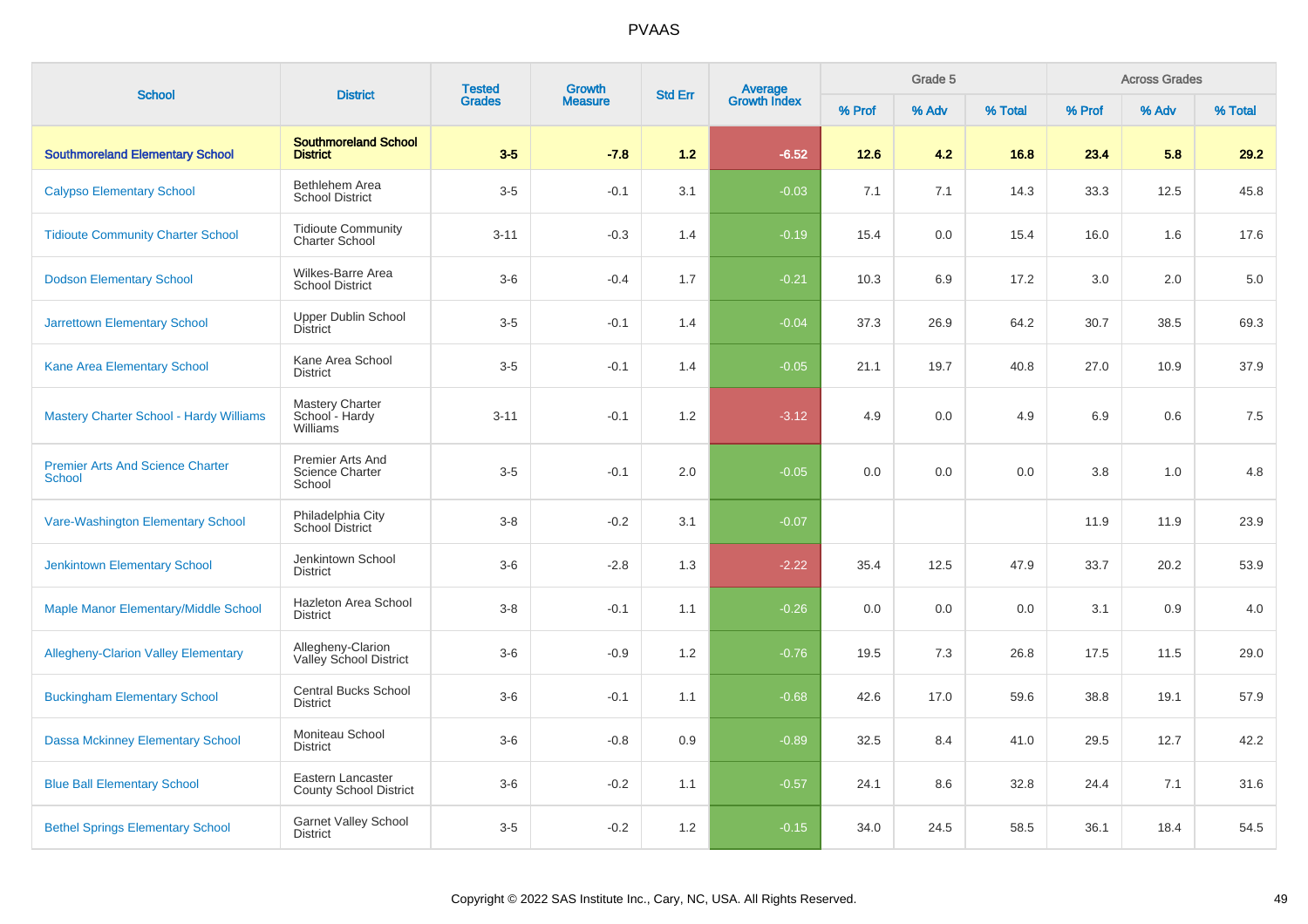| School | District | Tested Grades | Growth Measure | Std Err | Average Growth Index | Grade 5 | | | Across Grades | | |
|---|---|---|---|---|---|---|---|---|---|---|---|
| | | | | | | % Prof | % Adv | % Total | % Prof | % Adv | % Total |
| **Southmoreland Elementary School** | **Southmoreland School District** | **3-5** | **-7.8** | **1.2** | **-6.52** | **12.6** | **4.2** | **16.8** | **23.4** | **5.8** | **29.2** |
| Calypso Elementary School | Bethlehem Area School District | 3-5 | -0.1 | 3.1 | -0.03 | 7.1 | 7.1 | 14.3 | 33.3 | 12.5 | 45.8 |
| Tidioute Community Charter School | Tidioute Community Charter School | 3-11 | -0.3 | 1.4 | -0.19 | 15.4 | 0.0 | 15.4 | 16.0 | 1.6 | 17.6 |
| Dodson Elementary School | Wilkes-Barre Area School District | 3-6 | -0.4 | 1.7 | -0.21 | 10.3 | 6.9 | 17.2 | 3.0 | 2.0 | 5.0 |
| Jarrettown Elementary School | Upper Dublin School District | 3-5 | -0.1 | 1.4 | -0.04 | 37.3 | 26.9 | 64.2 | 30.7 | 38.5 | 69.3 |
| Kane Area Elementary School | Kane Area School District | 3-5 | -0.1 | 1.4 | -0.05 | 21.1 | 19.7 | 40.8 | 27.0 | 10.9 | 37.9 |
| Mastery Charter School - Hardy Williams | Mastery Charter School - Hardy Williams | 3-11 | -0.1 | 1.2 | -3.12 | 4.9 | 0.0 | 4.9 | 6.9 | 0.6 | 7.5 |
| Premier Arts And Science Charter School | Premier Arts And Science Charter School | 3-5 | -0.1 | 2.0 | -0.05 | 0.0 | 0.0 | 0.0 | 3.8 | 1.0 | 4.8 |
| Vare-Washington Elementary School | Philadelphia City School District | 3-8 | -0.2 | 3.1 | -0.07 | | | | 11.9 | 11.9 | 23.9 |
| Jenkintown Elementary School | Jenkintown School District | 3-6 | -2.8 | 1.3 | -2.22 | 35.4 | 12.5 | 47.9 | 33.7 | 20.2 | 53.9 |
| Maple Manor Elementary/Middle School | Hazleton Area School District | 3-8 | -0.1 | 1.1 | -0.26 | 0.0 | 0.0 | 0.0 | 3.1 | 0.9 | 4.0 |
| Allegheny-Clarion Valley Elementary | Allegheny-Clarion Valley School District | 3-6 | -0.9 | 1.2 | -0.76 | 19.5 | 7.3 | 26.8 | 17.5 | 11.5 | 29.0 |
| Buckingham Elementary School | Central Bucks School District | 3-6 | -0.1 | 1.1 | -0.68 | 42.6 | 17.0 | 59.6 | 38.8 | 19.1 | 57.9 |
| Dassa Mckinney Elementary School | Moniteau School District | 3-6 | -0.8 | 0.9 | -0.89 | 32.5 | 8.4 | 41.0 | 29.5 | 12.7 | 42.2 |
| Blue Ball Elementary School | Eastern Lancaster County School District | 3-6 | -0.2 | 1.1 | -0.57 | 24.1 | 8.6 | 32.8 | 24.4 | 7.1 | 31.6 |
| Bethel Springs Elementary School | Garnet Valley School District | 3-5 | -0.2 | 1.2 | -0.15 | 34.0 | 24.5 | 58.5 | 36.1 | 18.4 | 54.5 |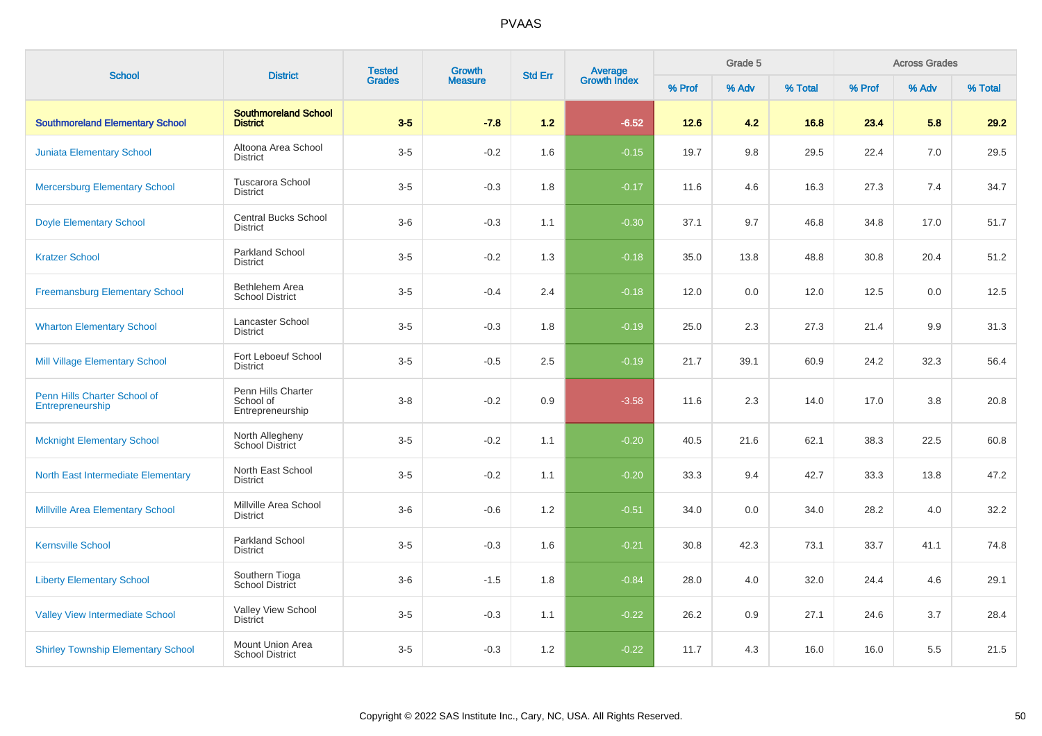# PVAAS

| School | District | Tested Grades | Growth Measure | Std Err | Average Growth Index | Grade 5 | | | Across Grades | | |
|---|---|---|---|---|---|---|---|---|---|---|---|
| | | | | | | % Prof | % Adv | % Total | % Prof | % Adv | % Total |
| **Southmoreland Elementary School** | **Southmoreland School District** | **3-5** | **-7.8** | **1.2** | **-6.52** | **12.6** | **4.2** | **16.8** | **23.4** | **5.8** | **29.2** |
| Juniata Elementary School | Altoona Area School District | 3-5 | -0.2 | 1.6 | -0.15 | 19.7 | 9.8 | 29.5 | 22.4 | 7.0 | 29.5 |
| Mercersburg Elementary School | Tuscarora School District | 3-5 | -0.3 | 1.8 | -0.17 | 11.6 | 4.6 | 16.3 | 27.3 | 7.4 | 34.7 |
| Doyle Elementary School | Central Bucks School District | 3-6 | -0.3 | 1.1 | -0.30 | 37.1 | 9.7 | 46.8 | 34.8 | 17.0 | 51.7 |
| Kratzer School | Parkland School District | 3-5 | -0.2 | 1.3 | -0.18 | 35.0 | 13.8 | 48.8 | 30.8 | 20.4 | 51.2 |
| Freemansburg Elementary School | Bethlehem Area School District | 3-5 | -0.4 | 2.4 | -0.18 | 12.0 | 0.0 | 12.0 | 12.5 | 0.0 | 12.5 |
| Wharton Elementary School | Lancaster School District | 3-5 | -0.3 | 1.8 | -0.19 | 25.0 | 2.3 | 27.3 | 21.4 | 9.9 | 31.3 |
| Mill Village Elementary School | Fort Leboeuf School District | 3-5 | -0.5 | 2.5 | -0.19 | 21.7 | 39.1 | 60.9 | 24.2 | 32.3 | 56.4 |
| Penn Hills Charter School of Entrepreneurship | Penn Hills Charter School of Entrepreneurship | 3-8 | -0.2 | 0.9 | -3.58 | 11.6 | 2.3 | 14.0 | 17.0 | 3.8 | 20.8 |
| Mcknight Elementary School | North Allegheny School District | 3-5 | -0.2 | 1.1 | -0.20 | 40.5 | 21.6 | 62.1 | 38.3 | 22.5 | 60.8 |
| North East Intermediate Elementary | North East School District | 3-5 | -0.2 | 1.1 | -0.20 | 33.3 | 9.4 | 42.7 | 33.3 | 13.8 | 47.2 |
| Millville Area Elementary School | Millville Area School District | 3-6 | -0.6 | 1.2 | -0.51 | 34.0 | 0.0 | 34.0 | 28.2 | 4.0 | 32.2 |
| Kernsville School | Parkland School District | 3-5 | -0.3 | 1.6 | -0.21 | 30.8 | 42.3 | 73.1 | 33.7 | 41.1 | 74.8 |
| Liberty Elementary School | Southern Tioga School District | 3-6 | -1.5 | 1.8 | -0.84 | 28.0 | 4.0 | 32.0 | 24.4 | 4.6 | 29.1 |
| Valley View Intermediate School | Valley View School District | 3-5 | -0.3 | 1.1 | -0.22 | 26.2 | 0.9 | 27.1 | 24.6 | 3.7 | 28.4 |
| Shirley Township Elementary School | Mount Union Area School District | 3-5 | -0.3 | 1.2 | -0.22 | 11.7 | 4.3 | 16.0 | 16.0 | 5.5 | 21.5 |

Copyright © 2022 SAS Institute Inc., Cary, NC, USA. All Rights Reserved.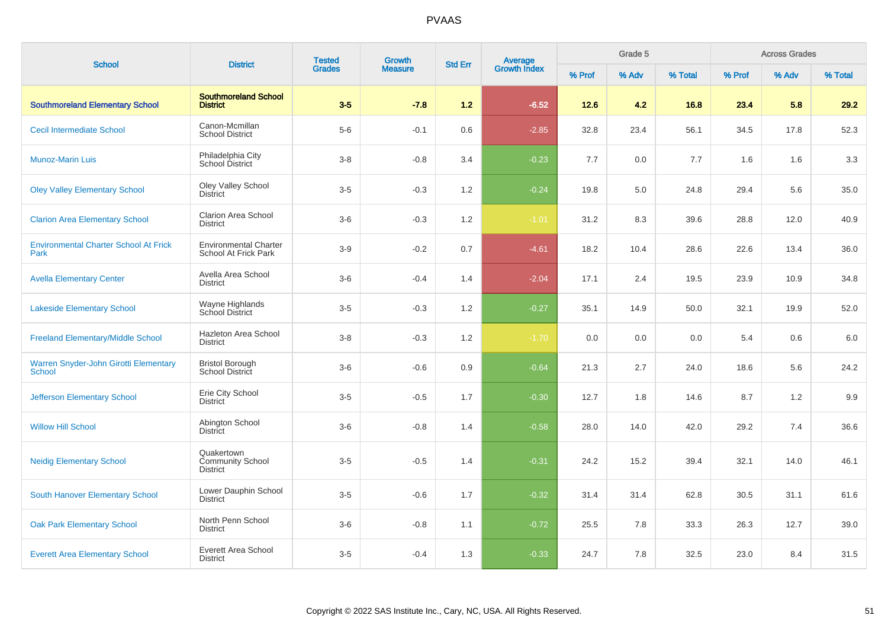# PVAAS

| School | District | Tested Grades | Growth Measure | Std Err | Average Growth Index | Grade 5 | | | Across Grades | | |
|---|---|---|---|---|---|---|---|---|---|---|---|
| | | | | | | % Prof | % Adv | % Total | % Prof | % Adv | % Total |
| **Southmoreland Elementary School** | **Southmoreland School District** | **3-5** | **-7.8** | **1.2** | **-6.52** | **12.6** | **4.2** | **16.8** | **23.4** | **5.8** | **29.2** |
| Cecil Intermediate School | Canon-Mcmillan School District | 5-6 | -0.1 | 0.6 | -2.85 | 32.8 | 23.4 | 56.1 | 34.5 | 17.8 | 52.3 |
| Munoz-Marin Luis | Philadelphia City School District | 3-8 | -0.8 | 3.4 | -0.23 | 7.7 | 0.0 | 7.7 | 1.6 | 1.6 | 3.3 |
| Oley Valley Elementary School | Oley Valley School District | 3-5 | -0.3 | 1.2 | -0.24 | 19.8 | 5.0 | 24.8 | 29.4 | 5.6 | 35.0 |
| Clarion Area Elementary School | Clarion Area School District | 3-6 | -0.3 | 1.2 | -1.01 | 31.2 | 8.3 | 39.6 | 28.8 | 12.0 | 40.9 |
| Environmental Charter School At Frick Park | Environmental Charter School At Frick Park | 3-9 | -0.2 | 0.7 | -4.61 | 18.2 | 10.4 | 28.6 | 22.6 | 13.4 | 36.0 |
| Avella Elementary Center | Avella Area School District | 3-6 | -0.4 | 1.4 | -2.04 | 17.1 | 2.4 | 19.5 | 23.9 | 10.9 | 34.8 |
| Lakeside Elementary School | Wayne Highlands School District | 3-5 | -0.3 | 1.2 | -0.27 | 35.1 | 14.9 | 50.0 | 32.1 | 19.9 | 52.0 |
| Freeland Elementary/Middle School | Hazleton Area School District | 3-8 | -0.3 | 1.2 | -1.70 | 0.0 | 0.0 | 0.0 | 5.4 | 0.6 | 6.0 |
| Warren Snyder-John Girotti Elementary School | Bristol Borough School District | 3-6 | -0.6 | 0.9 | -0.64 | 21.3 | 2.7 | 24.0 | 18.6 | 5.6 | 24.2 |
| Jefferson Elementary School | Erie City School District | 3-5 | -0.5 | 1.7 | -0.30 | 12.7 | 1.8 | 14.6 | 8.7 | 1.2 | 9.9 |
| Willow Hill School | Abington School District | 3-6 | -0.8 | 1.4 | -0.58 | 28.0 | 14.0 | 42.0 | 29.2 | 7.4 | 36.6 |
| Neidig Elementary School | Quakertown Community School District | 3-5 | -0.5 | 1.4 | -0.31 | 24.2 | 15.2 | 39.4 | 32.1 | 14.0 | 46.1 |
| South Hanover Elementary School | Lower Dauphin School District | 3-5 | -0.6 | 1.7 | -0.32 | 31.4 | 31.4 | 62.8 | 30.5 | 31.1 | 61.6 |
| Oak Park Elementary School | North Penn School District | 3-6 | -0.8 | 1.1 | -0.72 | 25.5 | 7.8 | 33.3 | 26.3 | 12.7 | 39.0 |
| Everett Area Elementary School | Everett Area School District | 3-5 | -0.4 | 1.3 | -0.33 | 24.7 | 7.8 | 32.5 | 23.0 | 8.4 | 31.5 |

Copyright © 2022 SAS Institute Inc., Cary, NC, USA. All Rights Reserved.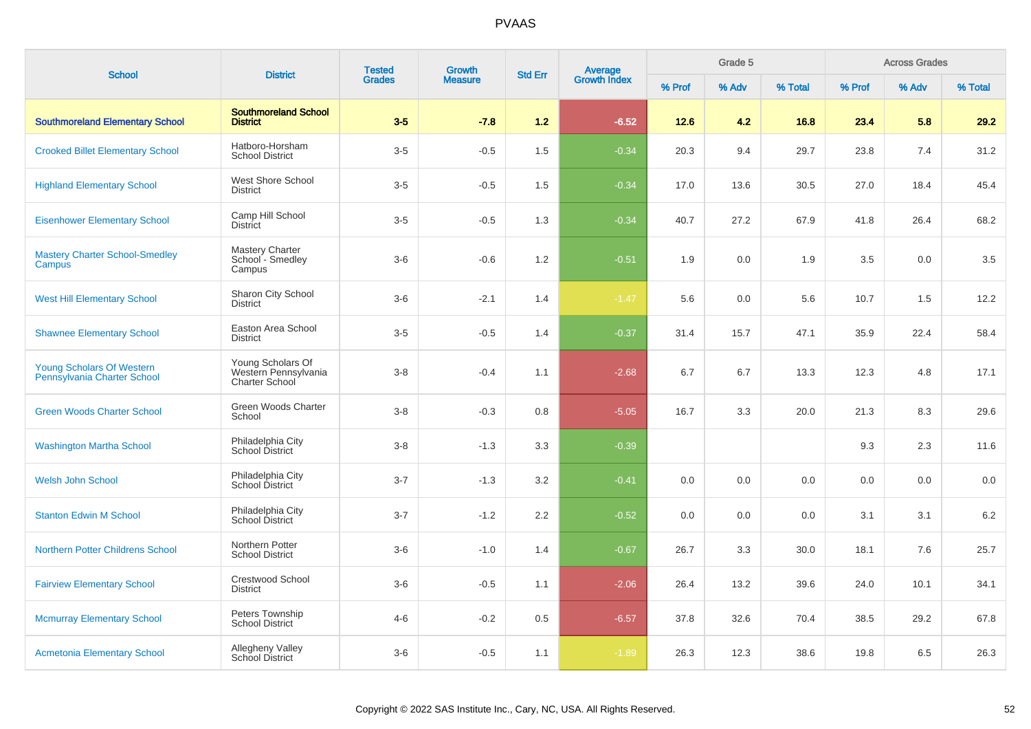# PVAAS

| School | District | Tested Grades | Growth Measure | Std Err | Average Growth Index | Grade 5 | | | Across Grades | | |
|---|---|---|---|---|---|---|---|---|---|---|---|
| | | | | | | % Prof | % Adv | % Total | % Prof | % Adv | % Total |
| **Southmoreland Elementary School** | **Southmoreland School District** | **3-5** | **-7.8** | **1.2** | **-6.52** | **12.6** | **4.2** | **16.8** | **23.4** | **5.8** | **29.2** |
| Crooked Billet Elementary School | Hatboro-Horsham School District | 3-5 | -0.5 | 1.5 | -0.34 | 20.3 | 9.4 | 29.7 | 23.8 | 7.4 | 31.2 |
| Highland Elementary School | West Shore School District | 3-5 | -0.5 | 1.5 | -0.34 | 17.0 | 13.6 | 30.5 | 27.0 | 18.4 | 45.4 |
| Eisenhower Elementary School | Camp Hill School District | 3-5 | -0.5 | 1.3 | -0.34 | 40.7 | 27.2 | 67.9 | 41.8 | 26.4 | 68.2 |
| Mastery Charter School-Smedley Campus | Mastery Charter School - Smedley Campus | 3-6 | -0.6 | 1.2 | -0.51 | 1.9 | 0.0 | 1.9 | 3.5 | 0.0 | 3.5 |
| West Hill Elementary School | Sharon City School District | 3-6 | -2.1 | 1.4 | -1.47 | 5.6 | 0.0 | 5.6 | 10.7 | 1.5 | 12.2 |
| Shawnee Elementary School | Easton Area School District | 3-5 | -0.5 | 1.4 | -0.37 | 31.4 | 15.7 | 47.1 | 35.9 | 22.4 | 58.4 |
| Young Scholars Of Western Pennsylvania Charter School | Young Scholars Of Western Pennsylvania Charter School | 3-8 | -0.4 | 1.1 | -2.68 | 6.7 | 6.7 | 13.3 | 12.3 | 4.8 | 17.1 |
| Green Woods Charter School | Green Woods Charter School | 3-8 | -0.3 | 0.8 | -5.05 | 16.7 | 3.3 | 20.0 | 21.3 | 8.3 | 29.6 |
| Washington Martha School | Philadelphia City School District | 3-8 | -1.3 | 3.3 | -0.39 | | | | 9.3 | 2.3 | 11.6 |
| Welsh John School | Philadelphia City School District | 3-7 | -1.3 | 3.2 | -0.41 | 0.0 | 0.0 | 0.0 | 0.0 | 0.0 | 0.0 |
| Stanton Edwin M School | Philadelphia City School District | 3-7 | -1.2 | 2.2 | -0.52 | 0.0 | 0.0 | 0.0 | 3.1 | 3.1 | 6.2 |
| Northern Potter Childrens School | Northern Potter School District | 3-6 | -1.0 | 1.4 | -0.67 | 26.7 | 3.3 | 30.0 | 18.1 | 7.6 | 25.7 |
| Fairview Elementary School | Crestwood School District | 3-6 | -0.5 | 1.1 | -2.06 | 26.4 | 13.2 | 39.6 | 24.0 | 10.1 | 34.1 |
| Mcmurray Elementary School | Peters Township School District | 4-6 | -0.2 | 0.5 | -6.57 | 37.8 | 32.6 | 70.4 | 38.5 | 29.2 | 67.8 |
| Acmetonia Elementary School | Allegheny Valley School District | 3-6 | -0.5 | 1.1 | -1.89 | 26.3 | 12.3 | 38.6 | 19.8 | 6.5 | 26.3 |

Copyright © 2022 SAS Institute Inc., Cary, NC, USA. All Rights Reserved.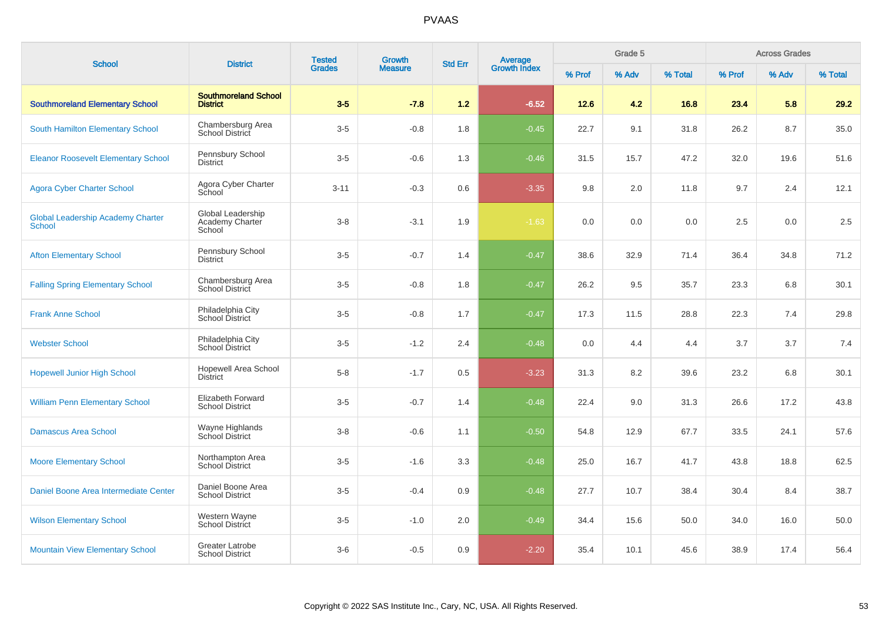## PVAAS

| School | District | Tested Grades | Growth Measure | Std Err | Average Growth Index | Grade 5 | | | Across Grades | | |
|---|---|---|---|---|---|---|---|---|---|---|---|
| | | | | | | % Prof | % Adv | % Total | % Prof | % Adv | % Total |
| **Southmoreland Elementary School** | **Southmoreland School District** | **3-5** | **-7.8** | **1.2** | **-6.52** | **12.6** | **4.2** | **16.8** | **23.4** | **5.8** | **29.2** |
| South Hamilton Elementary School | Chambersburg Area School District | 3-5 | -0.8 | 1.8 | -0.45 | 22.7 | 9.1 | 31.8 | 26.2 | 8.7 | 35.0 |
| Eleanor Roosevelt Elementary School | Pennsbury School District | 3-5 | -0.6 | 1.3 | -0.46 | 31.5 | 15.7 | 47.2 | 32.0 | 19.6 | 51.6 |
| Agora Cyber Charter School | Agora Cyber Charter School | 3-11 | -0.3 | 0.6 | -3.35 | 9.8 | 2.0 | 11.8 | 9.7 | 2.4 | 12.1 |
| Global Leadership Academy Charter School | Global Leadership Academy Charter School | 3-8 | -3.1 | 1.9 | -1.63 | 0.0 | 0.0 | 0.0 | 2.5 | 0.0 | 2.5 |
| Afton Elementary School | Pennsbury School District | 3-5 | -0.7 | 1.4 | -0.47 | 38.6 | 32.9 | 71.4 | 36.4 | 34.8 | 71.2 |
| Falling Spring Elementary School | Chambersburg Area School District | 3-5 | -0.8 | 1.8 | -0.47 | 26.2 | 9.5 | 35.7 | 23.3 | 6.8 | 30.1 |
| Frank Anne School | Philadelphia City School District | 3-5 | -0.8 | 1.7 | -0.47 | 17.3 | 11.5 | 28.8 | 22.3 | 7.4 | 29.8 |
| Webster School | Philadelphia City School District | 3-5 | -1.2 | 2.4 | -0.48 | 0.0 | 4.4 | 4.4 | 3.7 | 3.7 | 7.4 |
| Hopewell Junior High School | Hopewell Area School District | 5-8 | -1.7 | 0.5 | -3.23 | 31.3 | 8.2 | 39.6 | 23.2 | 6.8 | 30.1 |
| William Penn Elementary School | Elizabeth Forward School District | 3-5 | -0.7 | 1.4 | -0.48 | 22.4 | 9.0 | 31.3 | 26.6 | 17.2 | 43.8 |
| Damascus Area School | Wayne Highlands School District | 3-8 | -0.6 | 1.1 | -0.50 | 54.8 | 12.9 | 67.7 | 33.5 | 24.1 | 57.6 |
| Moore Elementary School | Northampton Area School District | 3-5 | -1.6 | 3.3 | -0.48 | 25.0 | 16.7 | 41.7 | 43.8 | 18.8 | 62.5 |
| Daniel Boone Area Intermediate Center | Daniel Boone Area School District | 3-5 | -0.4 | 0.9 | -0.48 | 27.7 | 10.7 | 38.4 | 30.4 | 8.4 | 38.7 |
| Wilson Elementary School | Western Wayne School District | 3-5 | -1.0 | 2.0 | -0.49 | 34.4 | 15.6 | 50.0 | 34.0 | 16.0 | 50.0 |
| Mountain View Elementary School | Greater Latrobe School District | 3-6 | -0.5 | 0.9 | -2.20 | 35.4 | 10.1 | 45.6 | 38.9 | 17.4 | 56.4 |

Copyright © 2022 SAS Institute Inc., Cary, NC, USA. All Rights Reserved.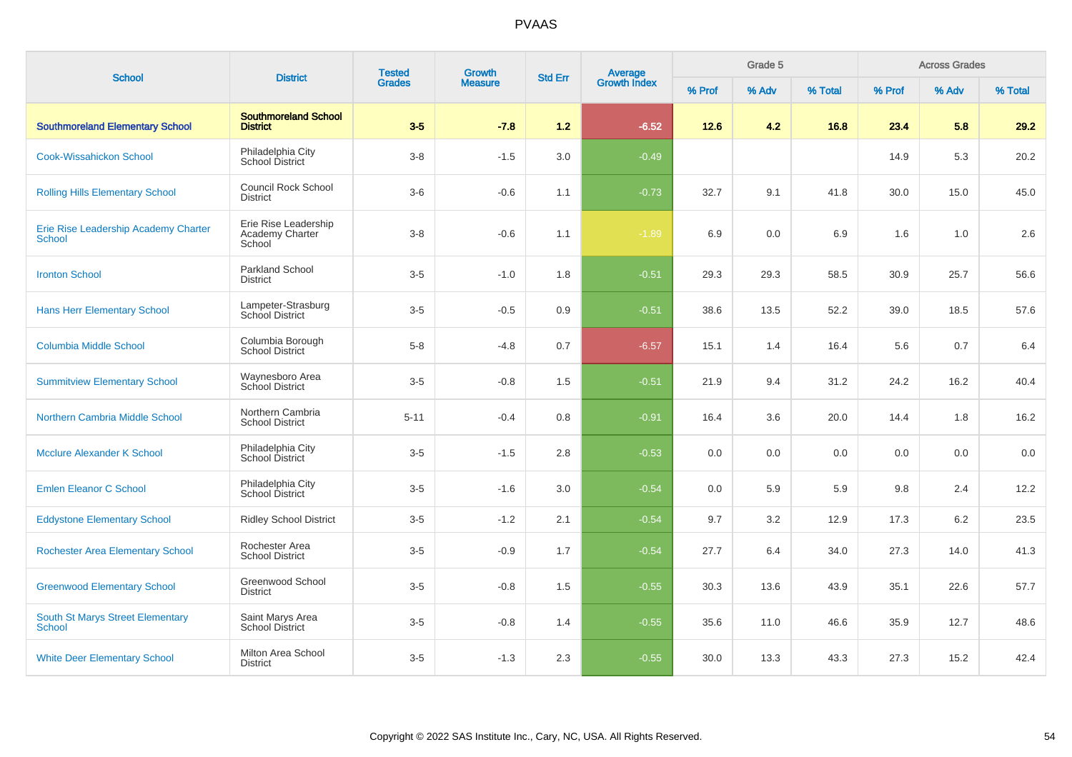# PVAAS

| School | District | Tested Grades | Growth Measure | Std Err | Average Growth Index | Grade 5 | | | Across Grades | | |
|---|---|---|---|---|---|---|---|---|---|---|---|
| | | | | | | % Prof | % Adv | % Total | % Prof | % Adv | % Total |
| **Southmoreland Elementary School** | **Southmoreland School District** | **3-5** | **-7.8** | **1.2** | **-6.52** | **12.6** | **4.2** | **16.8** | **23.4** | **5.8** | **29.2** |
| Cook-Wissahickon School | Philadelphia City School District | 3-8 | -1.5 | 3.0 | -0.49 | | | | 14.9 | 5.3 | 20.2 |
| Rolling Hills Elementary School | Council Rock School District | 3-6 | -0.6 | 1.1 | -0.73 | 32.7 | 9.1 | 41.8 | 30.0 | 15.0 | 45.0 |
| Erie Rise Leadership Academy Charter School | Erie Rise Leadership Academy Charter School | 3-8 | -0.6 | 1.1 | -1.89 | 6.9 | 0.0 | 6.9 | 1.6 | 1.0 | 2.6 |
| Ironton School | Parkland School District | 3-5 | -1.0 | 1.8 | -0.51 | 29.3 | 29.3 | 58.5 | 30.9 | 25.7 | 56.6 |
| Hans Herr Elementary School | Lampeter-Strasburg School District | 3-5 | -0.5 | 0.9 | -0.51 | 38.6 | 13.5 | 52.2 | 39.0 | 18.5 | 57.6 |
| Columbia Middle School | Columbia Borough School District | 5-8 | -4.8 | 0.7 | -6.57 | 15.1 | 1.4 | 16.4 | 5.6 | 0.7 | 6.4 |
| Summitview Elementary School | Waynesboro Area School District | 3-5 | -0.8 | 1.5 | -0.51 | 21.9 | 9.4 | 31.2 | 24.2 | 16.2 | 40.4 |
| Northern Cambria Middle School | Northern Cambria School District | 5-11 | -0.4 | 0.8 | -0.91 | 16.4 | 3.6 | 20.0 | 14.4 | 1.8 | 16.2 |
| Mcclure Alexander K School | Philadelphia City School District | 3-5 | -1.5 | 2.8 | -0.53 | 0.0 | 0.0 | 0.0 | 0.0 | 0.0 | 0.0 |
| Emlen Eleanor C School | Philadelphia City School District | 3-5 | -1.6 | 3.0 | -0.54 | 0.0 | 5.9 | 5.9 | 9.8 | 2.4 | 12.2 |
| Eddystone Elementary School | Ridley School District | 3-5 | -1.2 | 2.1 | -0.54 | 9.7 | 3.2 | 12.9 | 17.3 | 6.2 | 23.5 |
| Rochester Area Elementary School | Rochester Area School District | 3-5 | -0.9 | 1.7 | -0.54 | 27.7 | 6.4 | 34.0 | 27.3 | 14.0 | 41.3 |
| Greenwood Elementary School | Greenwood School District | 3-5 | -0.8 | 1.5 | -0.55 | 30.3 | 13.6 | 43.9 | 35.1 | 22.6 | 57.7 |
| South St Marys Street Elementary School | Saint Marys Area School District | 3-5 | -0.8 | 1.4 | -0.55 | 35.6 | 11.0 | 46.6 | 35.9 | 12.7 | 48.6 |
| White Deer Elementary School | Milton Area School District | 3-5 | -1.3 | 2.3 | -0.55 | 30.0 | 13.3 | 43.3 | 27.3 | 15.2 | 42.4 |

Copyright © 2022 SAS Institute Inc., Cary, NC, USA. All Rights Reserved.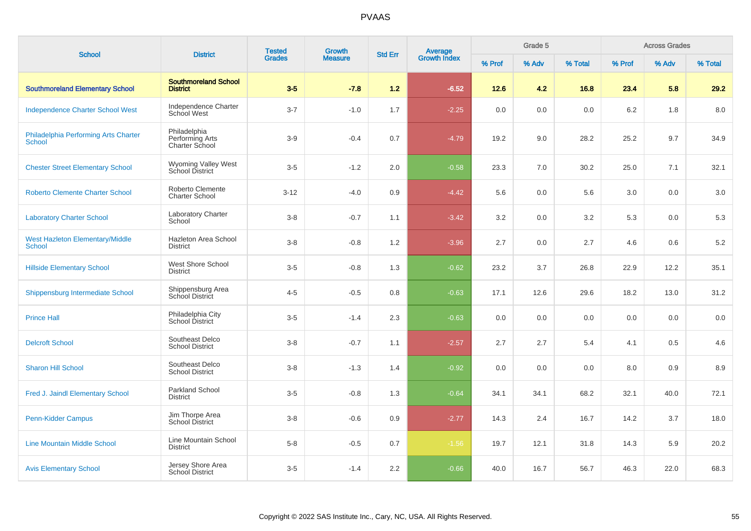# PVAAS

| School | District | Tested Grades | Growth Measure | Std Err | Average Growth Index | Grade 5 | | | Across Grades | | |
|---|---|---|---|---|---|---|---|---|---|---|---|
| | | | | | | % Prof | % Adv | % Total | % Prof | % Adv | % Total |
| **Southmoreland Elementary School** | **Southmoreland School District** | **3-5** | **-7.8** | **1.2** | **-6.52** | **12.6** | **4.2** | **16.8** | **23.4** | **5.8** | **29.2** |
| Independence Charter School West | Independence Charter School West | 3-7 | -1.0 | 1.7 | -2.25 | 0.0 | 0.0 | 0.0 | 6.2 | 1.8 | 8.0 |
| Philadelphia Performing Arts Charter School | Philadelphia Performing Arts Charter School | 3-9 | -0.4 | 0.7 | -4.79 | 19.2 | 9.0 | 28.2 | 25.2 | 9.7 | 34.9 |
| Chester Street Elementary School | Wyoming Valley West School District | 3-5 | -1.2 | 2.0 | -0.58 | 23.3 | 7.0 | 30.2 | 25.0 | 7.1 | 32.1 |
| Roberto Clemente Charter School | Roberto Clemente Charter School | 3-12 | -4.0 | 0.9 | -4.42 | 5.6 | 0.0 | 5.6 | 3.0 | 0.0 | 3.0 |
| Laboratory Charter School | Laboratory Charter School | 3-8 | -0.7 | 1.1 | -3.42 | 3.2 | 0.0 | 3.2 | 5.3 | 0.0 | 5.3 |
| West Hazleton Elementary/Middle School | Hazleton Area School District | 3-8 | -0.8 | 1.2 | -3.96 | 2.7 | 0.0 | 2.7 | 4.6 | 0.6 | 5.2 |
| Hillside Elementary School | West Shore School District | 3-5 | -0.8 | 1.3 | -0.62 | 23.2 | 3.7 | 26.8 | 22.9 | 12.2 | 35.1 |
| Shippensburg Intermediate School | Shippensburg Area School District | 4-5 | -0.5 | 0.8 | -0.63 | 17.1 | 12.6 | 29.6 | 18.2 | 13.0 | 31.2 |
| Prince Hall | Philadelphia City School District | 3-5 | -1.4 | 2.3 | -0.63 | 0.0 | 0.0 | 0.0 | 0.0 | 0.0 | 0.0 |
| Delcroft School | Southeast Delco School District | 3-8 | -0.7 | 1.1 | -2.57 | 2.7 | 2.7 | 5.4 | 4.1 | 0.5 | 4.6 |
| Sharon Hill School | Southeast Delco School District | 3-8 | -1.3 | 1.4 | -0.92 | 0.0 | 0.0 | 0.0 | 8.0 | 0.9 | 8.9 |
| Fred J. Jaindl Elementary School | Parkland School District | 3-5 | -0.8 | 1.3 | -0.64 | 34.1 | 34.1 | 68.2 | 32.1 | 40.0 | 72.1 |
| Penn-Kidder Campus | Jim Thorpe Area School District | 3-8 | -0.6 | 0.9 | -2.77 | 14.3 | 2.4 | 16.7 | 14.2 | 3.7 | 18.0 |
| Line Mountain Middle School | Line Mountain School District | 5-8 | -0.5 | 0.7 | -1.56 | 19.7 | 12.1 | 31.8 | 14.3 | 5.9 | 20.2 |
| Avis Elementary School | Jersey Shore Area School District | 3-5 | -1.4 | 2.2 | -0.66 | 40.0 | 16.7 | 56.7 | 46.3 | 22.0 | 68.3 |

Copyright © 2022 SAS Institute Inc., Cary, NC, USA. All Rights Reserved.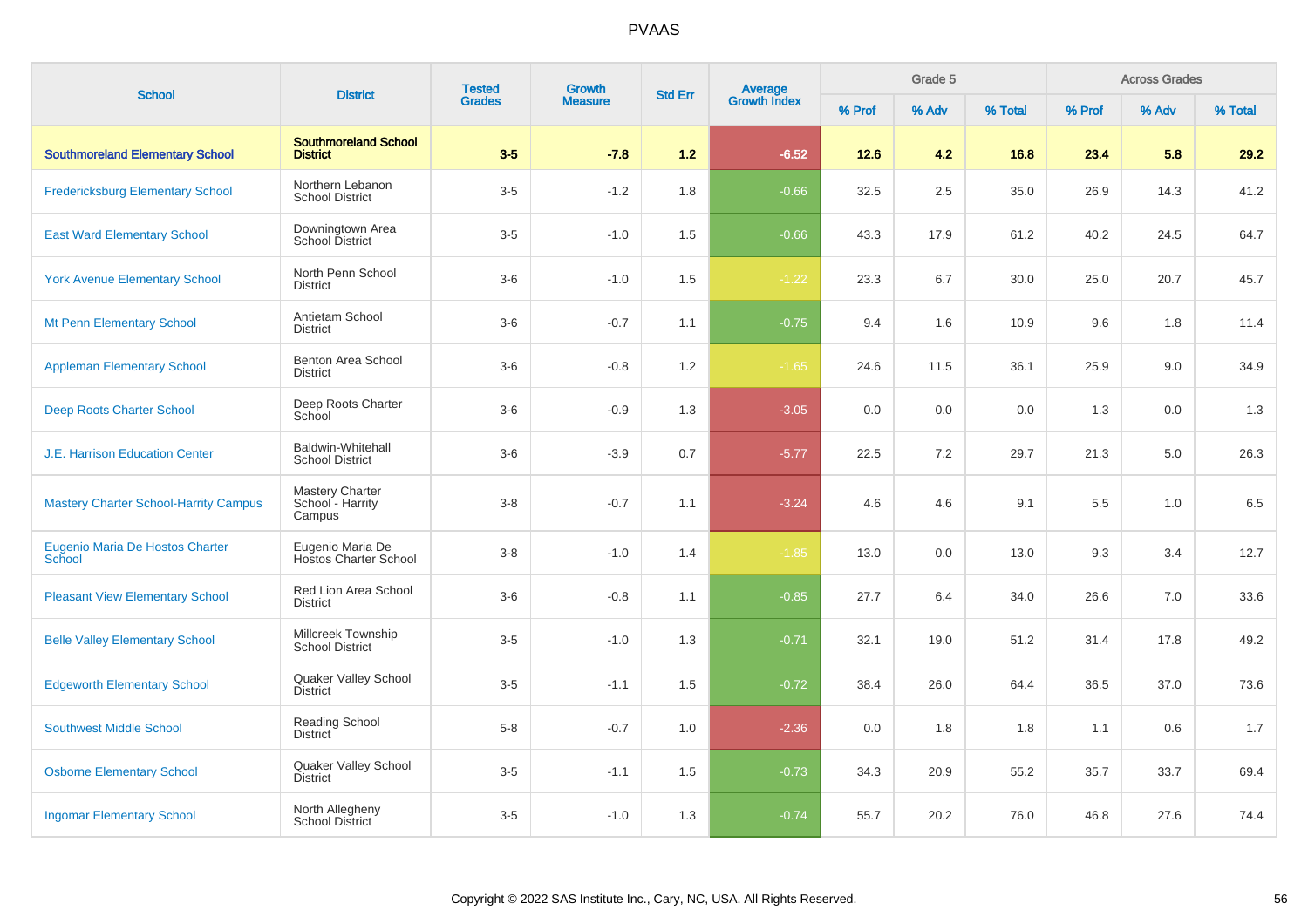# PVAAS

| School | District | Tested Grades | Growth Measure | Std Err | Average Growth Index | Grade 5 | | | Across Grades | | |
|---|---|---|---|---|---|---|---|---|---|---|---|
| | | | | | | % Prof | % Adv | % Total | % Prof | % Adv | % Total |
| **Southmoreland Elementary School** | **Southmoreland School District** | **3-5** | **-7.8** | **1.2** | **-6.52** | **12.6** | **4.2** | **16.8** | **23.4** | **5.8** | **29.2** |
| Fredericksburg Elementary School | Northern Lebanon School District | 3-5 | -1.2 | 1.8 | -0.66 | 32.5 | 2.5 | 35.0 | 26.9 | 14.3 | 41.2 |
| East Ward Elementary School | Downingtown Area School District | 3-5 | -1.0 | 1.5 | -0.66 | 43.3 | 17.9 | 61.2 | 40.2 | 24.5 | 64.7 |
| York Avenue Elementary School | North Penn School District | 3-6 | -1.0 | 1.5 | -1.22 | 23.3 | 6.7 | 30.0 | 25.0 | 20.7 | 45.7 |
| Mt Penn Elementary School | Antietam School District | 3-6 | -0.7 | 1.1 | -0.75 | 9.4 | 1.6 | 10.9 | 9.6 | 1.8 | 11.4 |
| Appleman Elementary School | Benton Area School District | 3-6 | -0.8 | 1.2 | -1.65 | 24.6 | 11.5 | 36.1 | 25.9 | 9.0 | 34.9 |
| Deep Roots Charter School | Deep Roots Charter School | 3-6 | -0.9 | 1.3 | -3.05 | 0.0 | 0.0 | 0.0 | 1.3 | 0.0 | 1.3 |
| J.E. Harrison Education Center | Baldwin-Whitehall School District | 3-6 | -3.9 | 0.7 | -5.77 | 22.5 | 7.2 | 29.7 | 21.3 | 5.0 | 26.3 |
| Mastery Charter School-Harrity Campus | Mastery Charter School - Harrity Campus | 3-8 | -0.7 | 1.1 | -3.24 | 4.6 | 4.6 | 9.1 | 5.5 | 1.0 | 6.5 |
| Eugenio Maria De Hostos Charter School | Eugenio Maria De Hostos Charter School | 3-8 | -1.0 | 1.4 | -1.85 | 13.0 | 0.0 | 13.0 | 9.3 | 3.4 | 12.7 |
| Pleasant View Elementary School | Red Lion Area School District | 3-6 | -0.8 | 1.1 | -0.85 | 27.7 | 6.4 | 34.0 | 26.6 | 7.0 | 33.6 |
| Belle Valley Elementary School | Millcreek Township School District | 3-5 | -1.0 | 1.3 | -0.71 | 32.1 | 19.0 | 51.2 | 31.4 | 17.8 | 49.2 |
| Edgeworth Elementary School | Quaker Valley School District | 3-5 | -1.1 | 1.5 | -0.72 | 38.4 | 26.0 | 64.4 | 36.5 | 37.0 | 73.6 |
| Southwest Middle School | Reading School District | 5-8 | -0.7 | 1.0 | -2.36 | 0.0 | 1.8 | 1.8 | 1.1 | 0.6 | 1.7 |
| Osborne Elementary School | Quaker Valley School District | 3-5 | -1.1 | 1.5 | -0.73 | 34.3 | 20.9 | 55.2 | 35.7 | 33.7 | 69.4 |
| Ingomar Elementary School | North Allegheny School District | 3-5 | -1.0 | 1.3 | -0.74 | 55.7 | 20.2 | 76.0 | 46.8 | 27.6 | 74.4 |

Copyright © 2022 SAS Institute Inc., Cary, NC, USA. All Rights Reserved.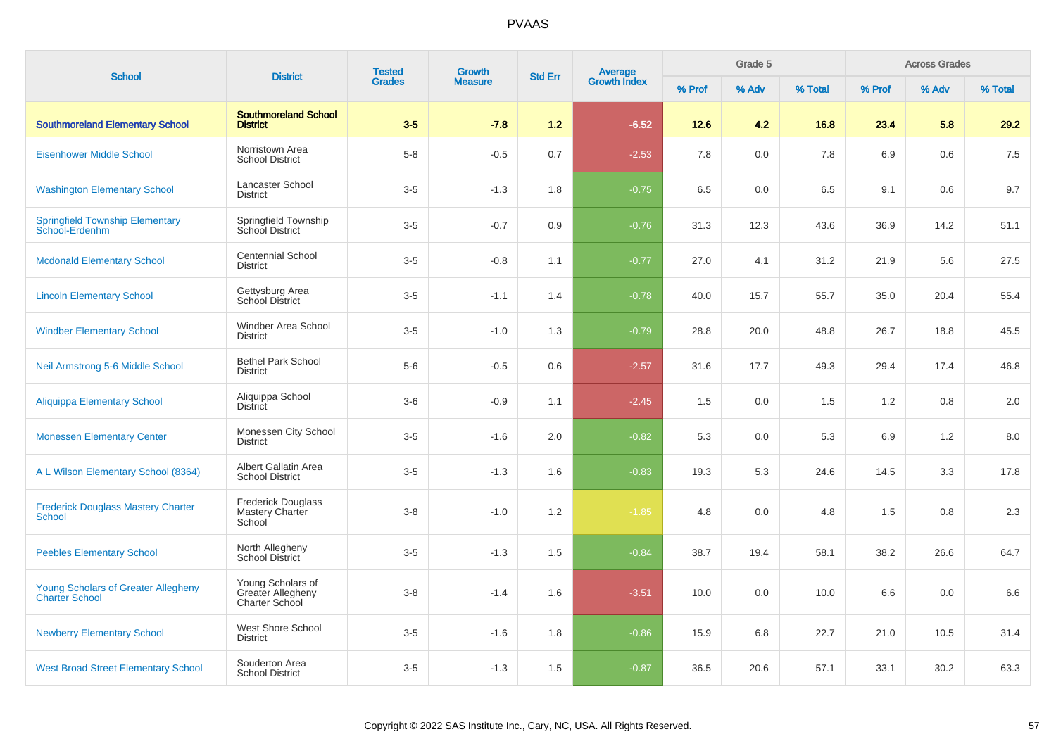# PVAAS

| School | District | Tested Grades | Growth Measure | Std Err | Average Growth Index | Grade 5 | | | Across Grades | | |
|---|---|---|---|---|---|---|---|---|---|---|---|
| | | | | | | % Prof | % Adv | % Total | % Prof | % Adv | % Total |
| **Southmoreland Elementary School** | **Southmoreland School District** | **3-5** | **-7.8** | **1.2** | **-6.52** | **12.6** | **4.2** | **16.8** | **23.4** | **5.8** | **29.2** |
| Eisenhower Middle School | Norristown Area School District | 5-8 | -0.5 | 0.7 | -2.53 | 7.8 | 0.0 | 7.8 | 6.9 | 0.6 | 7.5 |
| Washington Elementary School | Lancaster School District | 3-5 | -1.3 | 1.8 | -0.75 | 6.5 | 0.0 | 6.5 | 9.1 | 0.6 | 9.7 |
| Springfield Township Elementary School-Erdenhm | Springfield Township School District | 3-5 | -0.7 | 0.9 | -0.76 | 31.3 | 12.3 | 43.6 | 36.9 | 14.2 | 51.1 |
| Mcdonald Elementary School | Centennial School District | 3-5 | -0.8 | 1.1 | -0.77 | 27.0 | 4.1 | 31.2 | 21.9 | 5.6 | 27.5 |
| Lincoln Elementary School | Gettysburg Area School District | 3-5 | -1.1 | 1.4 | -0.78 | 40.0 | 15.7 | 55.7 | 35.0 | 20.4 | 55.4 |
| Windber Elementary School | Windber Area School District | 3-5 | -1.0 | 1.3 | -0.79 | 28.8 | 20.0 | 48.8 | 26.7 | 18.8 | 45.5 |
| Neil Armstrong 5-6 Middle School | Bethel Park School District | 5-6 | -0.5 | 0.6 | -2.57 | 31.6 | 17.7 | 49.3 | 29.4 | 17.4 | 46.8 |
| Aliquippa Elementary School | Aliquippa School District | 3-6 | -0.9 | 1.1 | -2.45 | 1.5 | 0.0 | 1.5 | 1.2 | 0.8 | 2.0 |
| Monessen Elementary Center | Monessen City School District | 3-5 | -1.6 | 2.0 | -0.82 | 5.3 | 0.0 | 5.3 | 6.9 | 1.2 | 8.0 |
| A L Wilson Elementary School (8364) | Albert Gallatin Area School District | 3-5 | -1.3 | 1.6 | -0.83 | 19.3 | 5.3 | 24.6 | 14.5 | 3.3 | 17.8 |
| Frederick Douglass Mastery Charter School | Frederick Douglass Mastery Charter School | 3-8 | -1.0 | 1.2 | -1.85 | 4.8 | 0.0 | 4.8 | 1.5 | 0.8 | 2.3 |
| Peebles Elementary School | North Allegheny School District | 3-5 | -1.3 | 1.5 | -0.84 | 38.7 | 19.4 | 58.1 | 38.2 | 26.6 | 64.7 |
| Young Scholars of Greater Allegheny Charter School | Young Scholars of Greater Allegheny Charter School | 3-8 | -1.4 | 1.6 | -3.51 | 10.0 | 0.0 | 10.0 | 6.6 | 0.0 | 6.6 |
| Newberry Elementary School | West Shore School District | 3-5 | -1.6 | 1.8 | -0.86 | 15.9 | 6.8 | 22.7 | 21.0 | 10.5 | 31.4 |
| West Broad Street Elementary School | Souderton Area School District | 3-5 | -1.3 | 1.5 | -0.87 | 36.5 | 20.6 | 57.1 | 33.1 | 30.2 | 63.3 |

Copyright © 2022 SAS Institute Inc., Cary, NC, USA. All Rights Reserved.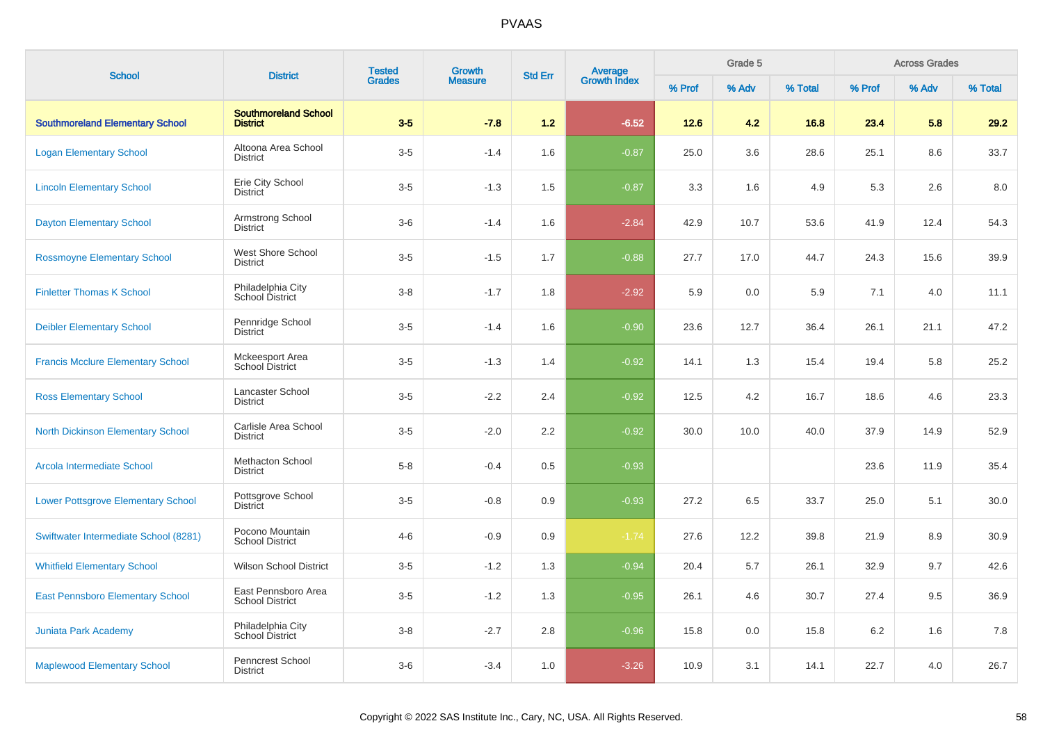PVAAS

| School | District | Tested Grades | Growth Measure | Std Err | Average Growth Index | Grade 5 | | | Across Grades | | |
|---|---|---|---|---|---|---|---|---|---|---|---|
| | | | | | | % Prof | % Adv | % Total | % Prof | % Adv | % Total |
| **Southmoreland Elementary School** | **Southmoreland School District** | **3-5** | **-7.8** | **1.2** | **-6.52** | **12.6** | **4.2** | **16.8** | **23.4** | **5.8** | **29.2** |
| Logan Elementary School | Altoona Area School District | 3-5 | -1.4 | 1.6 | -0.87 | 25.0 | 3.6 | 28.6 | 25.1 | 8.6 | 33.7 |
| Lincoln Elementary School | Erie City School District | 3-5 | -1.3 | 1.5 | -0.87 | 3.3 | 1.6 | 4.9 | 5.3 | 2.6 | 8.0 |
| Dayton Elementary School | Armstrong School District | 3-6 | -1.4 | 1.6 | -2.84 | 42.9 | 10.7 | 53.6 | 41.9 | 12.4 | 54.3 |
| Rossmoyne Elementary School | West Shore School District | 3-5 | -1.5 | 1.7 | -0.88 | 27.7 | 17.0 | 44.7 | 24.3 | 15.6 | 39.9 |
| Finletter Thomas K School | Philadelphia City School District | 3-8 | -1.7 | 1.8 | -2.92 | 5.9 | 0.0 | 5.9 | 7.1 | 4.0 | 11.1 |
| Deibler Elementary School | Pennridge School District | 3-5 | -1.4 | 1.6 | -0.90 | 23.6 | 12.7 | 36.4 | 26.1 | 21.1 | 47.2 |
| Francis Mcclure Elementary School | Mckeesport Area School District | 3-5 | -1.3 | 1.4 | -0.92 | 14.1 | 1.3 | 15.4 | 19.4 | 5.8 | 25.2 |
| Ross Elementary School | Lancaster School District | 3-5 | -2.2 | 2.4 | -0.92 | 12.5 | 4.2 | 16.7 | 18.6 | 4.6 | 23.3 |
| North Dickinson Elementary School | Carlisle Area School District | 3-5 | -2.0 | 2.2 | -0.92 | 30.0 | 10.0 | 40.0 | 37.9 | 14.9 | 52.9 |
| Arcola Intermediate School | Methacton School District | 5-8 | -0.4 | 0.5 | -0.93 | | | | 23.6 | 11.9 | 35.4 |
| Lower Pottsgrove Elementary School | Pottsgrove School District | 3-5 | -0.8 | 0.9 | -0.93 | 27.2 | 6.5 | 33.7 | 25.0 | 5.1 | 30.0 |
| Swiftwater Intermediate School (8281) | Pocono Mountain School District | 4-6 | -0.9 | 0.9 | -1.74 | 27.6 | 12.2 | 39.8 | 21.9 | 8.9 | 30.9 |
| Whitfield Elementary School | Wilson School District | 3-5 | -1.2 | 1.3 | -0.94 | 20.4 | 5.7 | 26.1 | 32.9 | 9.7 | 42.6 |
| East Pennsboro Elementary School | East Pennsboro Area School District | 3-5 | -1.2 | 1.3 | -0.95 | 26.1 | 4.6 | 30.7 | 27.4 | 9.5 | 36.9 |
| Juniata Park Academy | Philadelphia City School District | 3-8 | -2.7 | 2.8 | -0.96 | 15.8 | 0.0 | 15.8 | 6.2 | 1.6 | 7.8 |
| Maplewood Elementary School | Penncrest School District | 3-6 | -3.4 | 1.0 | -3.26 | 10.9 | 3.1 | 14.1 | 22.7 | 4.0 | 26.7 |

Copyright © 2022 SAS Institute Inc., Cary, NC, USA. All Rights Reserved.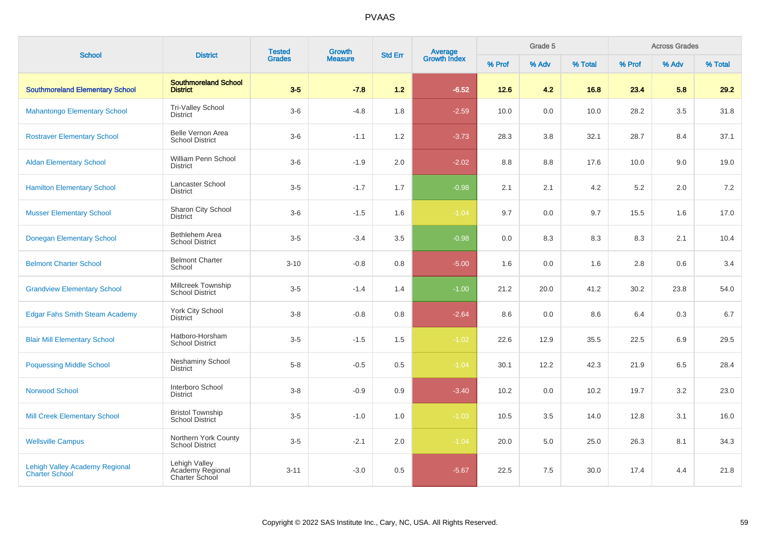# PVAAS

| School | District | Tested Grades | Growth Measure | Std Err | Average Growth Index | Grade 5 | | | Across Grades | | |
|---|---|---|---|---|---|---|---|---|---|---|---|
| | | | | | | % Prof | % Adv | % Total | % Prof | % Adv | % Total |
| **Southmoreland Elementary School** | **Southmoreland School District** | **3-5** | **-7.8** | **1.2** | **-6.52** | **12.6** | **4.2** | **16.8** | **23.4** | **5.8** | **29.2** |
| Mahantongo Elementary School | Tri-Valley School District | 3-6 | -4.8 | 1.8 | -2.59 | 10.0 | 0.0 | 10.0 | 28.2 | 3.5 | 31.8 |
| Rostraver Elementary School | Belle Vernon Area School District | 3-6 | -1.1 | 1.2 | -3.73 | 28.3 | 3.8 | 32.1 | 28.7 | 8.4 | 37.1 |
| Aldan Elementary School | William Penn School District | 3-6 | -1.9 | 2.0 | -2.02 | 8.8 | 8.8 | 17.6 | 10.0 | 9.0 | 19.0 |
| Hamilton Elementary School | Lancaster School District | 3-5 | -1.7 | 1.7 | -0.98 | 2.1 | 2.1 | 4.2 | 5.2 | 2.0 | 7.2 |
| Musser Elementary School | Sharon City School District | 3-6 | -1.5 | 1.6 | -1.04 | 9.7 | 0.0 | 9.7 | 15.5 | 1.6 | 17.0 |
| Donegan Elementary School | Bethlehem Area School District | 3-5 | -3.4 | 3.5 | -0.98 | 0.0 | 8.3 | 8.3 | 8.3 | 2.1 | 10.4 |
| Belmont Charter School | Belmont Charter School | 3-10 | -0.8 | 0.8 | -5.00 | 1.6 | 0.0 | 1.6 | 2.8 | 0.6 | 3.4 |
| Grandview Elementary School | Millcreek Township School District | 3-5 | -1.4 | 1.4 | -1.00 | 21.2 | 20.0 | 41.2 | 30.2 | 23.8 | 54.0 |
| Edgar Fahs Smith Steam Academy | York City School District | 3-8 | -0.8 | 0.8 | -2.64 | 8.6 | 0.0 | 8.6 | 6.4 | 0.3 | 6.7 |
| Blair Mill Elementary School | Hatboro-Horsham School District | 3-5 | -1.5 | 1.5 | -1.02 | 22.6 | 12.9 | 35.5 | 22.5 | 6.9 | 29.5 |
| Poquessing Middle School | Neshaminy School District | 5-8 | -0.5 | 0.5 | -1.04 | 30.1 | 12.2 | 42.3 | 21.9 | 6.5 | 28.4 |
| Norwood School | Interboro School District | 3-8 | -0.9 | 0.9 | -3.40 | 10.2 | 0.0 | 10.2 | 19.7 | 3.2 | 23.0 |
| Mill Creek Elementary School | Bristol Township School District | 3-5 | -1.0 | 1.0 | -1.03 | 10.5 | 3.5 | 14.0 | 12.8 | 3.1 | 16.0 |
| Wellsville Campus | Northern York County School District | 3-5 | -2.1 | 2.0 | -1.04 | 20.0 | 5.0 | 25.0 | 26.3 | 8.1 | 34.3 |
| Lehigh Valley Academy Regional Charter School | Lehigh Valley Academy Regional Charter School | 3-11 | -3.0 | 0.5 | -5.67 | 22.5 | 7.5 | 30.0 | 17.4 | 4.4 | 21.8 |

Copyright © 2022 SAS Institute Inc., Cary, NC, USA. All Rights Reserved.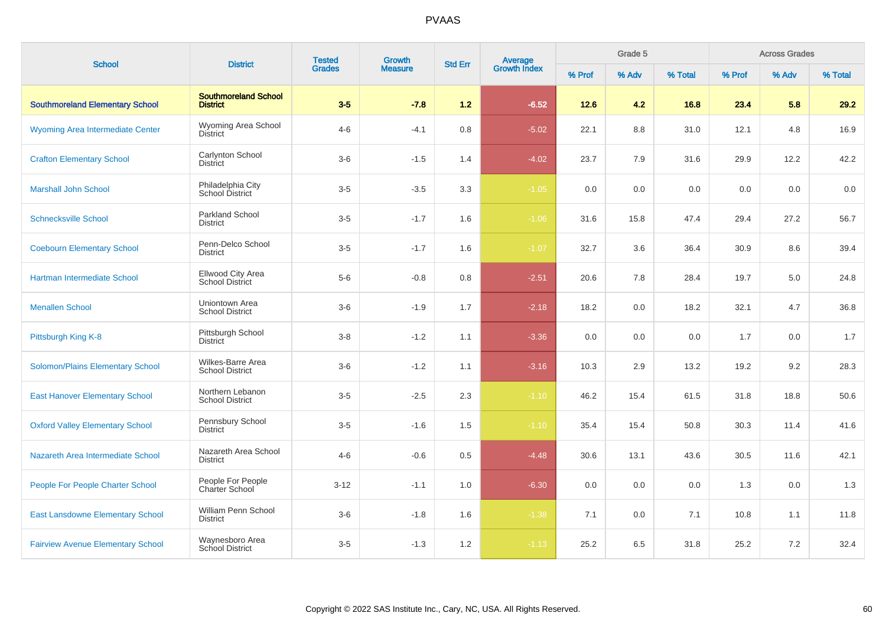PVAAS

| School | District | Tested Grades | Growth Measure | Std Err | Average Growth Index | Grade 5 | | | Across Grades | | |
|---|---|---|---|---|---|---|---|---|---|---|---|
| | | | | | | % Prof | % Adv | % Total | % Prof | % Adv | % Total |
| **Southmoreland Elementary School** | **Southmoreland School District** | **3-5** | **-7.8** | **1.2** | **-6.52** | **12.6** | **4.2** | **16.8** | **23.4** | **5.8** | **29.2** |
| Wyoming Area Intermediate Center | Wyoming Area School District | 4-6 | -4.1 | 0.8 | -5.02 | 22.1 | 8.8 | 31.0 | 12.1 | 4.8 | 16.9 |
| Crafton Elementary School | Carlynton School District | 3-6 | -1.5 | 1.4 | -4.02 | 23.7 | 7.9 | 31.6 | 29.9 | 12.2 | 42.2 |
| Marshall John School | Philadelphia City School District | 3-5 | -3.5 | 3.3 | -1.05 | 0.0 | 0.0 | 0.0 | 0.0 | 0.0 | 0.0 |
| Schnecksville School | Parkland School District | 3-5 | -1.7 | 1.6 | -1.06 | 31.6 | 15.8 | 47.4 | 29.4 | 27.2 | 56.7 |
| Coebourn Elementary School | Penn-Delco School District | 3-5 | -1.7 | 1.6 | -1.07 | 32.7 | 3.6 | 36.4 | 30.9 | 8.6 | 39.4 |
| Hartman Intermediate School | Ellwood City Area School District | 5-6 | -0.8 | 0.8 | -2.51 | 20.6 | 7.8 | 28.4 | 19.7 | 5.0 | 24.8 |
| Menallen School | Uniontown Area School District | 3-6 | -1.9 | 1.7 | -2.18 | 18.2 | 0.0 | 18.2 | 32.1 | 4.7 | 36.8 |
| Pittsburgh King K-8 | Pittsburgh School District | 3-8 | -1.2 | 1.1 | -3.36 | 0.0 | 0.0 | 0.0 | 1.7 | 0.0 | 1.7 |
| Solomon/Plains Elementary School | Wilkes-Barre Area School District | 3-6 | -1.2 | 1.1 | -3.16 | 10.3 | 2.9 | 13.2 | 19.2 | 9.2 | 28.3 |
| East Hanover Elementary School | Northern Lebanon School District | 3-5 | -2.5 | 2.3 | -1.10 | 46.2 | 15.4 | 61.5 | 31.8 | 18.8 | 50.6 |
| Oxford Valley Elementary School | Pennsbury School District | 3-5 | -1.6 | 1.5 | -1.10 | 35.4 | 15.4 | 50.8 | 30.3 | 11.4 | 41.6 |
| Nazareth Area Intermediate School | Nazareth Area School District | 4-6 | -0.6 | 0.5 | -4.48 | 30.6 | 13.1 | 43.6 | 30.5 | 11.6 | 42.1 |
| People For People Charter School | People For People Charter School | 3-12 | -1.1 | 1.0 | -6.30 | 0.0 | 0.0 | 0.0 | 1.3 | 0.0 | 1.3 |
| East Lansdowne Elementary School | William Penn School District | 3-6 | -1.8 | 1.6 | -1.38 | 7.1 | 0.0 | 7.1 | 10.8 | 1.1 | 11.8 |
| Fairview Avenue Elementary School | Waynesboro Area School District | 3-5 | -1.3 | 1.2 | -1.13 | 25.2 | 6.5 | 31.8 | 25.2 | 7.2 | 32.4 |

Copyright © 2022 SAS Institute Inc., Cary, NC, USA. All Rights Reserved.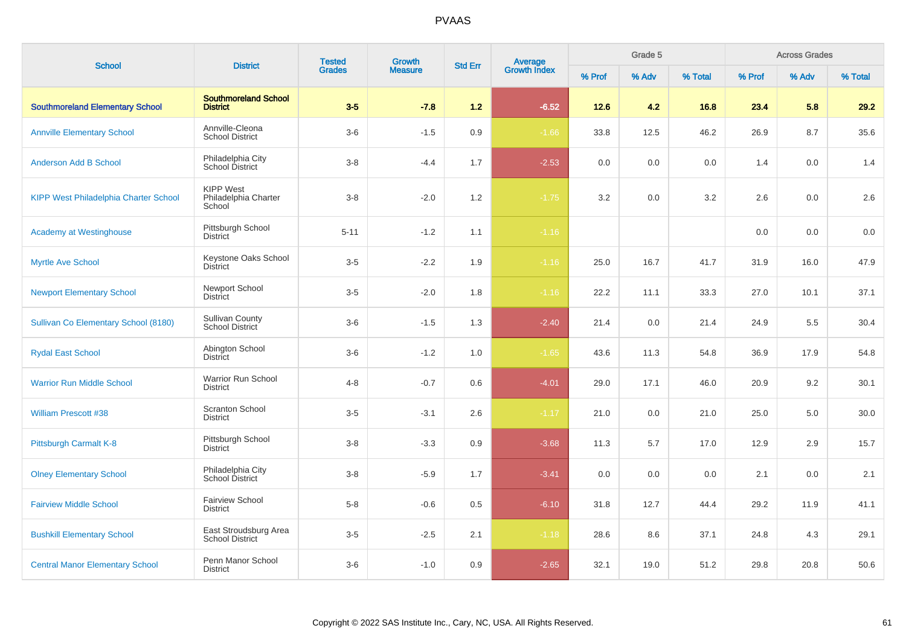PVAAS

| School | District | Tested Grades | Growth Measure | Std Err | Average Growth Index | Grade 5 | | | Across Grades | | |
|---|---|---|---|---|---|---|---|---|---|---|---|
| | | | | | | % Prof | % Adv | % Total | % Prof | % Adv | % Total |
| **Southmoreland Elementary School** | **Southmoreland School District** | **3-5** | **-7.8** | **1.2** | **-6.52** | **12.6** | **4.2** | **16.8** | **23.4** | **5.8** | **29.2** |
| Annville Elementary School | Annville-Cleona School District | 3-6 | -1.5 | 0.9 | -1.66 | 33.8 | 12.5 | 46.2 | 26.9 | 8.7 | 35.6 |
| Anderson Add B School | Philadelphia City School District | 3-8 | -4.4 | 1.7 | -2.53 | 0.0 | 0.0 | 0.0 | 1.4 | 0.0 | 1.4 |
| KIPP West Philadelphia Charter School | KIPP West Philadelphia Charter School | 3-8 | -2.0 | 1.2 | -1.75 | 3.2 | 0.0 | 3.2 | 2.6 | 0.0 | 2.6 |
| Academy at Westinghouse | Pittsburgh School District | 5-11 | -1.2 | 1.1 | -1.16 | | | | 0.0 | 0.0 | 0.0 |
| Myrtle Ave School | Keystone Oaks School District | 3-5 | -2.2 | 1.9 | -1.16 | 25.0 | 16.7 | 41.7 | 31.9 | 16.0 | 47.9 |
| Newport Elementary School | Newport School District | 3-5 | -2.0 | 1.8 | -1.16 | 22.2 | 11.1 | 33.3 | 27.0 | 10.1 | 37.1 |
| Sullivan Co Elementary School (8180) | Sullivan County School District | 3-6 | -1.5 | 1.3 | -2.40 | 21.4 | 0.0 | 21.4 | 24.9 | 5.5 | 30.4 |
| Rydal East School | Abington School District | 3-6 | -1.2 | 1.0 | -1.65 | 43.6 | 11.3 | 54.8 | 36.9 | 17.9 | 54.8 |
| Warrior Run Middle School | Warrior Run School District | 4-8 | -0.7 | 0.6 | -4.01 | 29.0 | 17.1 | 46.0 | 20.9 | 9.2 | 30.1 |
| William Prescott #38 | Scranton School District | 3-5 | -3.1 | 2.6 | -1.17 | 21.0 | 0.0 | 21.0 | 25.0 | 5.0 | 30.0 |
| Pittsburgh Carmalt K-8 | Pittsburgh School District | 3-8 | -3.3 | 0.9 | -3.68 | 11.3 | 5.7 | 17.0 | 12.9 | 2.9 | 15.7 |
| Olney Elementary School | Philadelphia City School District | 3-8 | -5.9 | 1.7 | -3.41 | 0.0 | 0.0 | 0.0 | 2.1 | 0.0 | 2.1 |
| Fairview Middle School | Fairview School District | 5-8 | -0.6 | 0.5 | -6.10 | 31.8 | 12.7 | 44.4 | 29.2 | 11.9 | 41.1 |
| Bushkill Elementary School | East Stroudsburg Area School District | 3-5 | -2.5 | 2.1 | -1.18 | 28.6 | 8.6 | 37.1 | 24.8 | 4.3 | 29.1 |
| Central Manor Elementary School | Penn Manor School District | 3-6 | -1.0 | 0.9 | -2.65 | 32.1 | 19.0 | 51.2 | 29.8 | 20.8 | 50.6 |

Copyright © 2022 SAS Institute Inc., Cary, NC, USA. All Rights Reserved.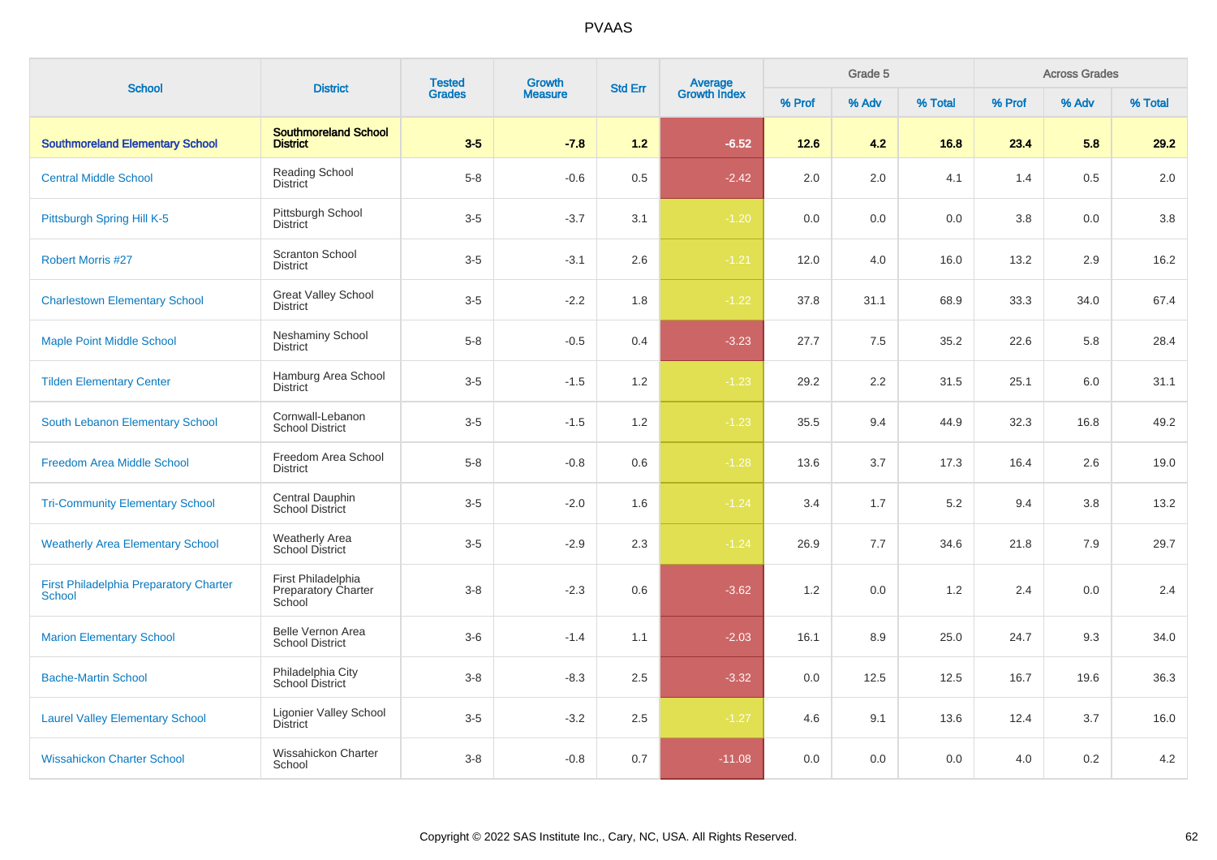# PVAAS

| School | District | Tested Grades | Growth Measure | Std Err | Average Growth Index | Grade 5 | | | Across Grades | | |
|---|---|---|---|---|---|---|---|---|---|---|---|
| | | | | | | % Prof | % Adv | % Total | % Prof | % Adv | % Total |
| **Southmoreland Elementary School** | **Southmoreland School District** | **3-5** | **-7.8** | **1.2** | **-6.52** | **12.6** | **4.2** | **16.8** | **23.4** | **5.8** | **29.2** |
| Central Middle School | Reading School District | 5-8 | -0.6 | 0.5 | -2.42 | 2.0 | 2.0 | 4.1 | 1.4 | 0.5 | 2.0 |
| Pittsburgh Spring Hill K-5 | Pittsburgh School District | 3-5 | -3.7 | 3.1 | -1.20 | 0.0 | 0.0 | 0.0 | 3.8 | 0.0 | 3.8 |
| Robert Morris #27 | Scranton School District | 3-5 | -3.1 | 2.6 | -1.21 | 12.0 | 4.0 | 16.0 | 13.2 | 2.9 | 16.2 |
| Charlestown Elementary School | Great Valley School District | 3-5 | -2.2 | 1.8 | -1.22 | 37.8 | 31.1 | 68.9 | 33.3 | 34.0 | 67.4 |
| Maple Point Middle School | Neshaminy School District | 5-8 | -0.5 | 0.4 | -3.23 | 27.7 | 7.5 | 35.2 | 22.6 | 5.8 | 28.4 |
| Tilden Elementary Center | Hamburg Area School District | 3-5 | -1.5 | 1.2 | -1.23 | 29.2 | 2.2 | 31.5 | 25.1 | 6.0 | 31.1 |
| South Lebanon Elementary School | Cornwall-Lebanon School District | 3-5 | -1.5 | 1.2 | -1.23 | 35.5 | 9.4 | 44.9 | 32.3 | 16.8 | 49.2 |
| Freedom Area Middle School | Freedom Area School District | 5-8 | -0.8 | 0.6 | -1.28 | 13.6 | 3.7 | 17.3 | 16.4 | 2.6 | 19.0 |
| Tri-Community Elementary School | Central Dauphin School District | 3-5 | -2.0 | 1.6 | -1.24 | 3.4 | 1.7 | 5.2 | 9.4 | 3.8 | 13.2 |
| Weatherly Area Elementary School | Weatherly Area School District | 3-5 | -2.9 | 2.3 | -1.24 | 26.9 | 7.7 | 34.6 | 21.8 | 7.9 | 29.7 |
| First Philadelphia Preparatory Charter School | First Philadelphia Preparatory Charter School | 3-8 | -2.3 | 0.6 | -3.62 | 1.2 | 0.0 | 1.2 | 2.4 | 0.0 | 2.4 |
| Marion Elementary School | Belle Vernon Area School District | 3-6 | -1.4 | 1.1 | -2.03 | 16.1 | 8.9 | 25.0 | 24.7 | 9.3 | 34.0 |
| Bache-Martin School | Philadelphia City School District | 3-8 | -8.3 | 2.5 | -3.32 | 0.0 | 12.5 | 12.5 | 16.7 | 19.6 | 36.3 |
| Laurel Valley Elementary School | Ligonier Valley School District | 3-5 | -3.2 | 2.5 | -1.27 | 4.6 | 9.1 | 13.6 | 12.4 | 3.7 | 16.0 |
| Wissahickon Charter School | Wissahickon Charter School | 3-8 | -0.8 | 0.7 | -11.08 | 0.0 | 0.0 | 0.0 | 4.0 | 0.2 | 4.2 |

Copyright © 2022 SAS Institute Inc., Cary, NC, USA. All Rights Reserved.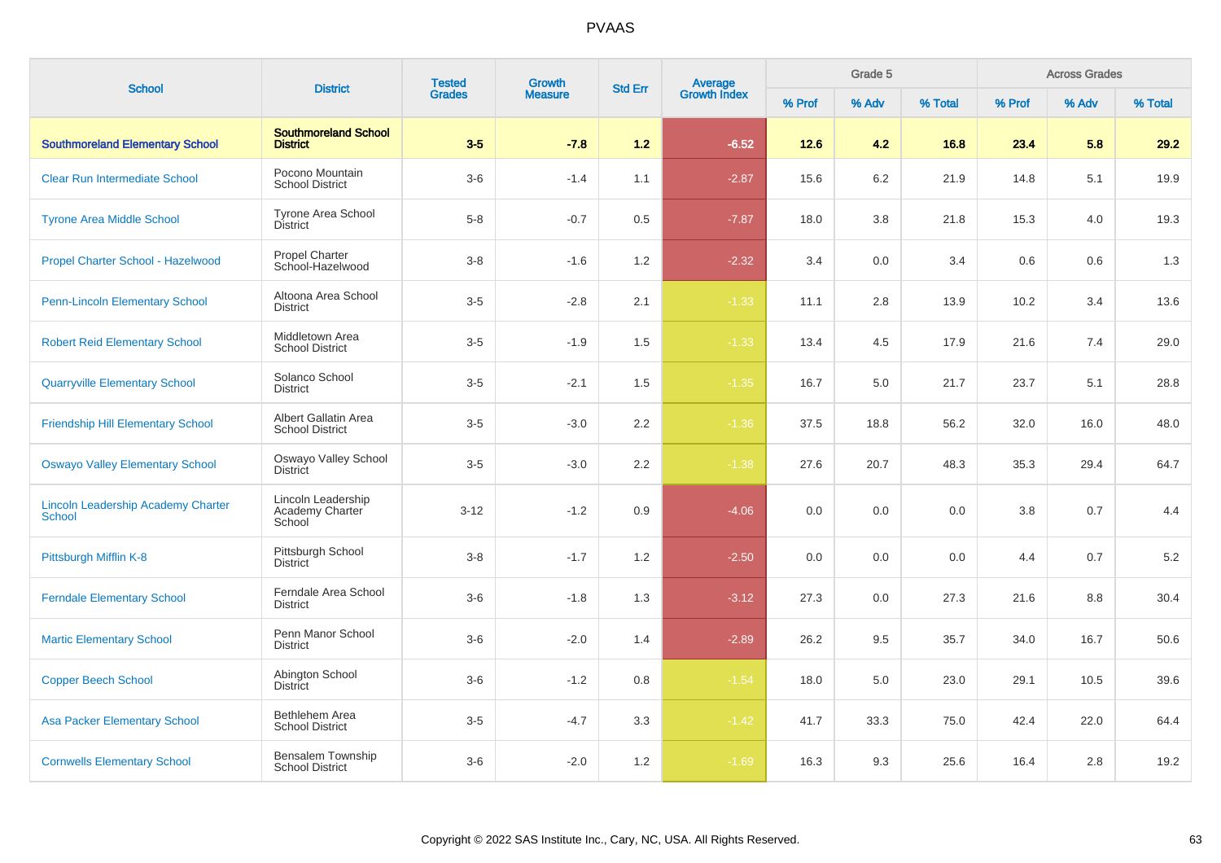# PVAAS

| School | District | Tested Grades | Growth Measure | Std Err | Average Growth Index | Grade 5 | | | Across Grades | | |
|---|---|---|---|---|---|---|---|---|---|---|---|
| | | | | | | % Prof | % Adv | % Total | % Prof | % Adv | % Total |
| **Southmoreland Elementary School** | **Southmoreland School District** | **3-5** | **-7.8** | **1.2** | **-6.52** | **12.6** | **4.2** | **16.8** | **23.4** | **5.8** | **29.2** |
| Clear Run Intermediate School | Pocono Mountain School District | 3-6 | -1.4 | 1.1 | -2.87 | 15.6 | 6.2 | 21.9 | 14.8 | 5.1 | 19.9 |
| Tyrone Area Middle School | Tyrone Area School District | 5-8 | -0.7 | 0.5 | -7.87 | 18.0 | 3.8 | 21.8 | 15.3 | 4.0 | 19.3 |
| Propel Charter School - Hazelwood | Propel Charter School-Hazelwood | 3-8 | -1.6 | 1.2 | -2.32 | 3.4 | 0.0 | 3.4 | 0.6 | 0.6 | 1.3 |
| Penn-Lincoln Elementary School | Altoona Area School District | 3-5 | -2.8 | 2.1 | -1.33 | 11.1 | 2.8 | 13.9 | 10.2 | 3.4 | 13.6 |
| Robert Reid Elementary School | Middletown Area School District | 3-5 | -1.9 | 1.5 | -1.33 | 13.4 | 4.5 | 17.9 | 21.6 | 7.4 | 29.0 |
| Quarryville Elementary School | Solanco School District | 3-5 | -2.1 | 1.5 | -1.35 | 16.7 | 5.0 | 21.7 | 23.7 | 5.1 | 28.8 |
| Friendship Hill Elementary School | Albert Gallatin Area School District | 3-5 | -3.0 | 2.2 | -1.36 | 37.5 | 18.8 | 56.2 | 32.0 | 16.0 | 48.0 |
| Oswayo Valley Elementary School | Oswayo Valley School District | 3-5 | -3.0 | 2.2 | -1.38 | 27.6 | 20.7 | 48.3 | 35.3 | 29.4 | 64.7 |
| Lincoln Leadership Academy Charter School | Lincoln Leadership Academy Charter School | 3-12 | -1.2 | 0.9 | -4.06 | 0.0 | 0.0 | 0.0 | 3.8 | 0.7 | 4.4 |
| Pittsburgh Mifflin K-8 | Pittsburgh School District | 3-8 | -1.7 | 1.2 | -2.50 | 0.0 | 0.0 | 0.0 | 4.4 | 0.7 | 5.2 |
| Ferndale Elementary School | Ferndale Area School District | 3-6 | -1.8 | 1.3 | -3.12 | 27.3 | 0.0 | 27.3 | 21.6 | 8.8 | 30.4 |
| Martic Elementary School | Penn Manor School District | 3-6 | -2.0 | 1.4 | -2.89 | 26.2 | 9.5 | 35.7 | 34.0 | 16.7 | 50.6 |
| Copper Beech School | Abington School District | 3-6 | -1.2 | 0.8 | -1.54 | 18.0 | 5.0 | 23.0 | 29.1 | 10.5 | 39.6 |
| Asa Packer Elementary School | Bethlehem Area School District | 3-5 | -4.7 | 3.3 | -1.42 | 41.7 | 33.3 | 75.0 | 42.4 | 22.0 | 64.4 |
| Cornwells Elementary School | Bensalem Township School District | 3-6 | -2.0 | 1.2 | -1.69 | 16.3 | 9.3 | 25.6 | 16.4 | 2.8 | 19.2 |

Copyright © 2022 SAS Institute Inc., Cary, NC, USA. All Rights Reserved.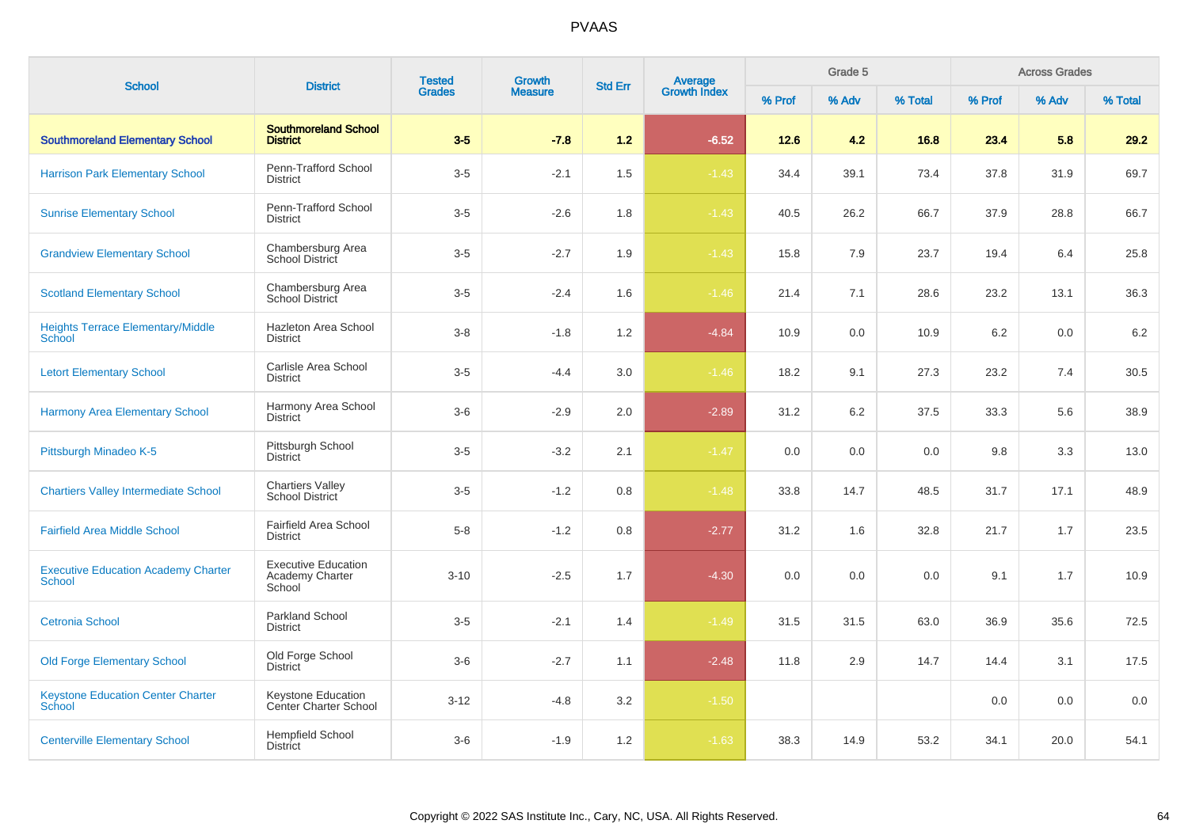# PVAAS

| School | District | Tested Grades | Growth Measure | Std Err | Average Growth Index | Grade 5 | | | Across Grades | | |
|---|---|---|---|---|---|---|---|---|---|---|---|
| | | | | | | % Prof | % Adv | % Total | % Prof | % Adv | % Total |
| **Southmoreland Elementary School** | **Southmoreland School District** | **3-5** | **-7.8** | **1.2** | **-6.52** | **12.6** | **4.2** | **16.8** | **23.4** | **5.8** | **29.2** |
| Harrison Park Elementary School | Penn-Trafford School District | 3-5 | -2.1 | 1.5 | -1.43 | 34.4 | 39.1 | 73.4 | 37.8 | 31.9 | 69.7 |
| Sunrise Elementary School | Penn-Trafford School District | 3-5 | -2.6 | 1.8 | -1.43 | 40.5 | 26.2 | 66.7 | 37.9 | 28.8 | 66.7 |
| Grandview Elementary School | Chambersburg Area School District | 3-5 | -2.7 | 1.9 | -1.43 | 15.8 | 7.9 | 23.7 | 19.4 | 6.4 | 25.8 |
| Scotland Elementary School | Chambersburg Area School District | 3-5 | -2.4 | 1.6 | -1.46 | 21.4 | 7.1 | 28.6 | 23.2 | 13.1 | 36.3 |
| Heights Terrace Elementary/Middle School | Hazleton Area School District | 3-8 | -1.8 | 1.2 | -4.84 | 10.9 | 0.0 | 10.9 | 6.2 | 0.0 | 6.2 |
| Letort Elementary School | Carlisle Area School District | 3-5 | -4.4 | 3.0 | -1.46 | 18.2 | 9.1 | 27.3 | 23.2 | 7.4 | 30.5 |
| Harmony Area Elementary School | Harmony Area School District | 3-6 | -2.9 | 2.0 | -2.89 | 31.2 | 6.2 | 37.5 | 33.3 | 5.6 | 38.9 |
| Pittsburgh Minadeo K-5 | Pittsburgh School District | 3-5 | -3.2 | 2.1 | -1.47 | 0.0 | 0.0 | 0.0 | 9.8 | 3.3 | 13.0 |
| Chartiers Valley Intermediate School | Chartiers Valley School District | 3-5 | -1.2 | 0.8 | -1.48 | 33.8 | 14.7 | 48.5 | 31.7 | 17.1 | 48.9 |
| Fairfield Area Middle School | Fairfield Area School District | 5-8 | -1.2 | 0.8 | -2.77 | 31.2 | 1.6 | 32.8 | 21.7 | 1.7 | 23.5 |
| Executive Education Academy Charter School | Executive Education Academy Charter School | 3-10 | -2.5 | 1.7 | -4.30 | 0.0 | 0.0 | 0.0 | 9.1 | 1.7 | 10.9 |
| Cetronia School | Parkland School District | 3-5 | -2.1 | 1.4 | -1.49 | 31.5 | 31.5 | 63.0 | 36.9 | 35.6 | 72.5 |
| Old Forge Elementary School | Old Forge School District | 3-6 | -2.7 | 1.1 | -2.48 | 11.8 | 2.9 | 14.7 | 14.4 | 3.1 | 17.5 |
| Keystone Education Center Charter School | Keystone Education Center Charter School | 3-12 | -4.8 | 3.2 | -1.50 | | | | 0.0 | 0.0 | 0.0 |
| Centerville Elementary School | Hempfield School District | 3-6 | -1.9 | 1.2 | -1.63 | 38.3 | 14.9 | 53.2 | 34.1 | 20.0 | 54.1 |

Copyright © 2022 SAS Institute Inc., Cary, NC, USA. All Rights Reserved.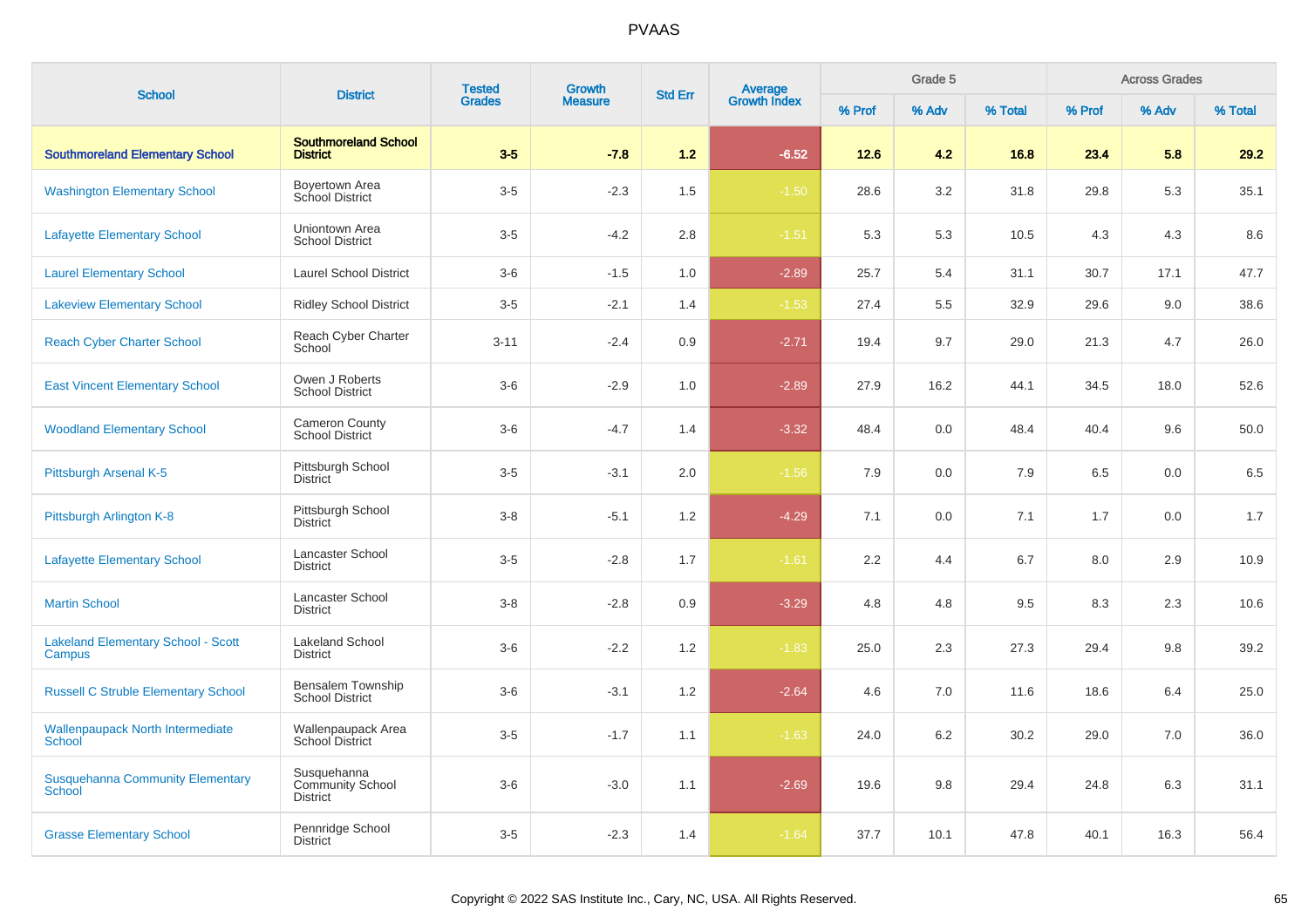# PVAAS

| School | District | Tested Grades | Growth Measure | Std Err | Average Growth Index | Grade 5 | | | Across Grades | | |
|---|---|---|---|---|---|---|---|---|---|---|---|
| | | | | | | % Prof | % Adv | % Total | % Prof | % Adv | % Total |
| **Southmoreland Elementary School** | **Southmoreland School District** | **3-5** | **-7.8** | **1.2** | **-6.52** | **12.6** | **4.2** | **16.8** | **23.4** | **5.8** | **29.2** |
| Washington Elementary School | Boyertown Area School District | 3-5 | -2.3 | 1.5 | -1.50 | 28.6 | 3.2 | 31.8 | 29.8 | 5.3 | 35.1 |
| Lafayette Elementary School | Uniontown Area School District | 3-5 | -4.2 | 2.8 | -1.51 | 5.3 | 5.3 | 10.5 | 4.3 | 4.3 | 8.6 |
| Laurel Elementary School | Laurel School District | 3-6 | -1.5 | 1.0 | -2.89 | 25.7 | 5.4 | 31.1 | 30.7 | 17.1 | 47.7 |
| Lakeview Elementary School | Ridley School District | 3-5 | -2.1 | 1.4 | -1.53 | 27.4 | 5.5 | 32.9 | 29.6 | 9.0 | 38.6 |
| Reach Cyber Charter School | Reach Cyber Charter School | 3-11 | -2.4 | 0.9 | -2.71 | 19.4 | 9.7 | 29.0 | 21.3 | 4.7 | 26.0 |
| East Vincent Elementary School | Owen J Roberts School District | 3-6 | -2.9 | 1.0 | -2.89 | 27.9 | 16.2 | 44.1 | 34.5 | 18.0 | 52.6 |
| Woodland Elementary School | Cameron County School District | 3-6 | -4.7 | 1.4 | -3.32 | 48.4 | 0.0 | 48.4 | 40.4 | 9.6 | 50.0 |
| Pittsburgh Arsenal K-5 | Pittsburgh School District | 3-5 | -3.1 | 2.0 | -1.56 | 7.9 | 0.0 | 7.9 | 6.5 | 0.0 | 6.5 |
| Pittsburgh Arlington K-8 | Pittsburgh School District | 3-8 | -5.1 | 1.2 | -4.29 | 7.1 | 0.0 | 7.1 | 1.7 | 0.0 | 1.7 |
| Lafayette Elementary School | Lancaster School District | 3-5 | -2.8 | 1.7 | -1.61 | 2.2 | 4.4 | 6.7 | 8.0 | 2.9 | 10.9 |
| Martin School | Lancaster School District | 3-8 | -2.8 | 0.9 | -3.29 | 4.8 | 4.8 | 9.5 | 8.3 | 2.3 | 10.6 |
| Lakeland Elementary School - Scott Campus | Lakeland School District | 3-6 | -2.2 | 1.2 | -1.83 | 25.0 | 2.3 | 27.3 | 29.4 | 9.8 | 39.2 |
| Russell C Struble Elementary School | Bensalem Township School District | 3-6 | -3.1 | 1.2 | -2.64 | 4.6 | 7.0 | 11.6 | 18.6 | 6.4 | 25.0 |
| Wallenpaupack North Intermediate School | Wallenpaupack Area School District | 3-5 | -1.7 | 1.1 | -1.63 | 24.0 | 6.2 | 30.2 | 29.0 | 7.0 | 36.0 |
| Susquehanna Community Elementary School | Susquehanna Community School District | 3-6 | -3.0 | 1.1 | -2.69 | 19.6 | 9.8 | 29.4 | 24.8 | 6.3 | 31.1 |
| Grasse Elementary School | Pennridge School District | 3-5 | -2.3 | 1.4 | -1.64 | 37.7 | 10.1 | 47.8 | 40.1 | 16.3 | 56.4 |

Copyright © 2022 SAS Institute Inc., Cary, NC, USA. All Rights Reserved.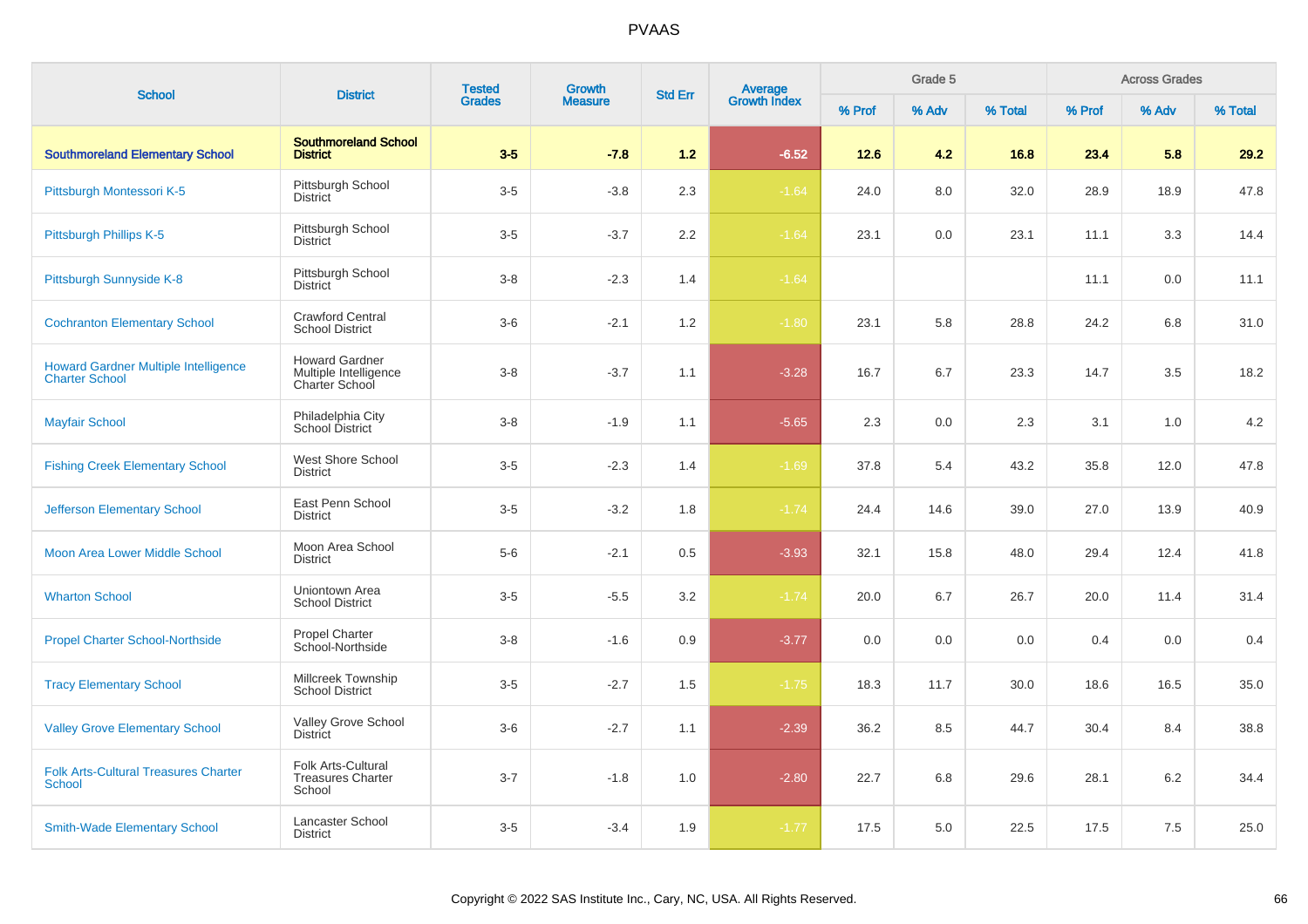PVAAS

| School | District | Tested Grades | Growth Measure | Std Err | Average Growth Index | Grade 5 | | | Across Grades | | |
|---|---|---|---|---|---|---|---|---|---|---|---|
| | | | | | | % Prof | % Adv | % Total | % Prof | % Adv | % Total |
| **Southmoreland Elementary School** | **Southmoreland School District** | **3-5** | **-7.8** | **1.2** | **-6.52** | **12.6** | **4.2** | **16.8** | **23.4** | **5.8** | **29.2** |
| Pittsburgh Montessori K-5 | Pittsburgh School District | 3-5 | -3.8 | 2.3 | -1.64 | 24.0 | 8.0 | 32.0 | 28.9 | 18.9 | 47.8 |
| Pittsburgh Phillips K-5 | Pittsburgh School District | 3-5 | -3.7 | 2.2 | -1.64 | 23.1 | 0.0 | 23.1 | 11.1 | 3.3 | 14.4 |
| Pittsburgh Sunnyside K-8 | Pittsburgh School District | 3-8 | -2.3 | 1.4 | -1.64 | | | | 11.1 | 0.0 | 11.1 |
| Cochranton Elementary School | Crawford Central School District | 3-6 | -2.1 | 1.2 | -1.80 | 23.1 | 5.8 | 28.8 | 24.2 | 6.8 | 31.0 |
| Howard Gardner Multiple Intelligence Charter School | Howard Gardner Multiple Intelligence Charter School | 3-8 | -3.7 | 1.1 | -3.28 | 16.7 | 6.7 | 23.3 | 14.7 | 3.5 | 18.2 |
| Mayfair School | Philadelphia City School District | 3-8 | -1.9 | 1.1 | -5.65 | 2.3 | 0.0 | 2.3 | 3.1 | 1.0 | 4.2 |
| Fishing Creek Elementary School | West Shore School District | 3-5 | -2.3 | 1.4 | -1.69 | 37.8 | 5.4 | 43.2 | 35.8 | 12.0 | 47.8 |
| Jefferson Elementary School | East Penn School District | 3-5 | -3.2 | 1.8 | -1.74 | 24.4 | 14.6 | 39.0 | 27.0 | 13.9 | 40.9 |
| Moon Area Lower Middle School | Moon Area School District | 5-6 | -2.1 | 0.5 | -3.93 | 32.1 | 15.8 | 48.0 | 29.4 | 12.4 | 41.8 |
| Wharton School | Uniontown Area School District | 3-5 | -5.5 | 3.2 | -1.74 | 20.0 | 6.7 | 26.7 | 20.0 | 11.4 | 31.4 |
| Propel Charter School-Northside | Propel Charter School-Northside | 3-8 | -1.6 | 0.9 | -3.77 | 0.0 | 0.0 | 0.0 | 0.4 | 0.0 | 0.4 |
| Tracy Elementary School | Millcreek Township School District | 3-5 | -2.7 | 1.5 | -1.75 | 18.3 | 11.7 | 30.0 | 18.6 | 16.5 | 35.0 |
| Valley Grove Elementary School | Valley Grove School District | 3-6 | -2.7 | 1.1 | -2.39 | 36.2 | 8.5 | 44.7 | 30.4 | 8.4 | 38.8 |
| Folk Arts-Cultural Treasures Charter School | Folk Arts-Cultural Treasures Charter School | 3-7 | -1.8 | 1.0 | -2.80 | 22.7 | 6.8 | 29.6 | 28.1 | 6.2 | 34.4 |
| Smith-Wade Elementary School | Lancaster School District | 3-5 | -3.4 | 1.9 | -1.77 | 17.5 | 5.0 | 22.5 | 17.5 | 7.5 | 25.0 |

Copyright © 2022 SAS Institute Inc., Cary, NC, USA. All Rights Reserved.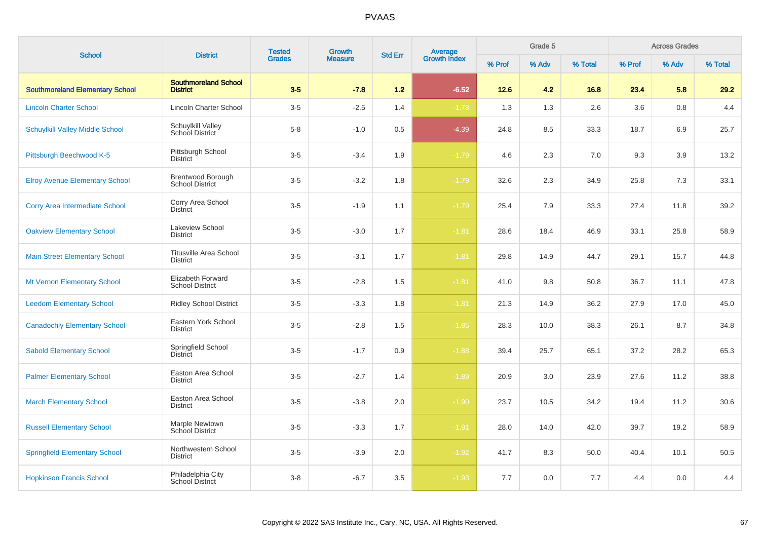# PVAAS

| School | District | Tested Grades | Growth Measure | Std Err | Average Growth Index | Grade 5 | | | Across Grades | | |
|---|---|---|---|---|---|---|---|---|---|---|---|
| | | | | | | % Prof | % Adv | % Total | % Prof | % Adv | % Total |
| **Southmoreland Elementary School** | **Southmoreland School District** | **3-5** | **-7.8** | **1.2** | **-6.52** | **12.6** | **4.2** | **16.8** | **23.4** | **5.8** | **29.2** |
| Lincoln Charter School | Lincoln Charter School | 3-5 | -2.5 | 1.4 | -1.78 | 1.3 | 1.3 | 2.6 | 3.6 | 0.8 | 4.4 |
| Schuylkill Valley Middle School | Schuylkill Valley School District | 5-8 | -1.0 | 0.5 | -4.39 | 24.8 | 8.5 | 33.3 | 18.7 | 6.9 | 25.7 |
| Pittsburgh Beechwood K-5 | Pittsburgh School District | 3-5 | -3.4 | 1.9 | -1.79 | 4.6 | 2.3 | 7.0 | 9.3 | 3.9 | 13.2 |
| Elroy Avenue Elementary School | Brentwood Borough School District | 3-5 | -3.2 | 1.8 | -1.79 | 32.6 | 2.3 | 34.9 | 25.8 | 7.3 | 33.1 |
| Corry Area Intermediate School | Corry Area School District | 3-5 | -1.9 | 1.1 | -1.79 | 25.4 | 7.9 | 33.3 | 27.4 | 11.8 | 39.2 |
| Oakview Elementary School | Lakeview School District | 3-5 | -3.0 | 1.7 | -1.81 | 28.6 | 18.4 | 46.9 | 33.1 | 25.8 | 58.9 |
| Main Street Elementary School | Titusville Area School District | 3-5 | -3.1 | 1.7 | -1.81 | 29.8 | 14.9 | 44.7 | 29.1 | 15.7 | 44.8 |
| Mt Vernon Elementary School | Elizabeth Forward School District | 3-5 | -2.8 | 1.5 | -1.81 | 41.0 | 9.8 | 50.8 | 36.7 | 11.1 | 47.8 |
| Leedom Elementary School | Ridley School District | 3-5 | -3.3 | 1.8 | -1.81 | 21.3 | 14.9 | 36.2 | 27.9 | 17.0 | 45.0 |
| Canadochly Elementary School | Eastern York School District | 3-5 | -2.8 | 1.5 | -1.85 | 28.3 | 10.0 | 38.3 | 26.1 | 8.7 | 34.8 |
| Sabold Elementary School | Springfield School District | 3-5 | -1.7 | 0.9 | -1.88 | 39.4 | 25.7 | 65.1 | 37.2 | 28.2 | 65.3 |
| Palmer Elementary School | Easton Area School District | 3-5 | -2.7 | 1.4 | -1.89 | 20.9 | 3.0 | 23.9 | 27.6 | 11.2 | 38.8 |
| March Elementary School | Easton Area School District | 3-5 | -3.8 | 2.0 | -1.90 | 23.7 | 10.5 | 34.2 | 19.4 | 11.2 | 30.6 |
| Russell Elementary School | Marple Newtown School District | 3-5 | -3.3 | 1.7 | -1.91 | 28.0 | 14.0 | 42.0 | 39.7 | 19.2 | 58.9 |
| Springfield Elementary School | Northwestern School District | 3-5 | -3.9 | 2.0 | -1.92 | 41.7 | 8.3 | 50.0 | 40.4 | 10.1 | 50.5 |
| Hopkinson Francis School | Philadelphia City School District | 3-8 | -6.7 | 3.5 | -1.93 | 7.7 | 0.0 | 7.7 | 4.4 | 0.0 | 4.4 |

Copyright © 2022 SAS Institute Inc., Cary, NC, USA. All Rights Reserved.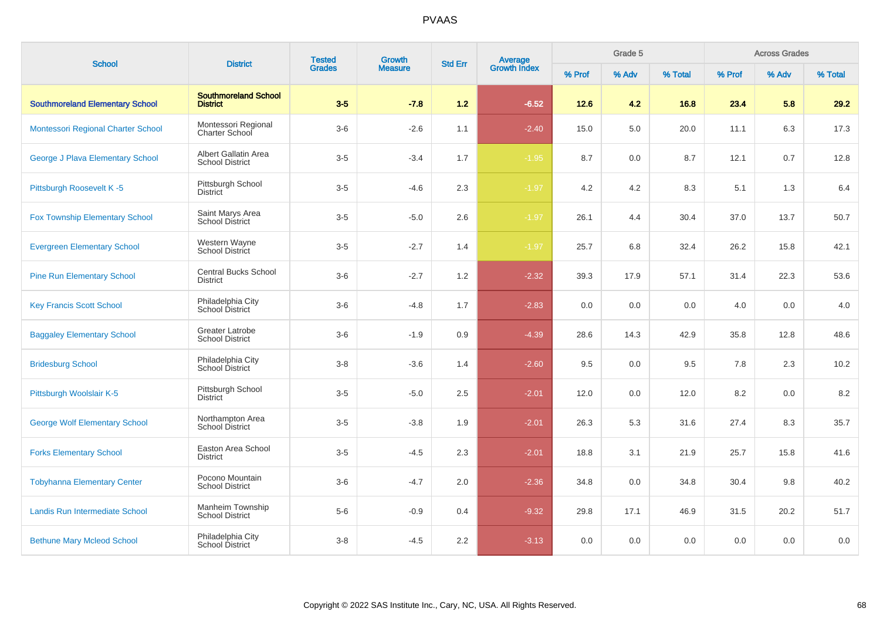# PVAAS

| School | District | Tested Grades | Growth Measure | Std Err | Average Growth Index | Grade 5 | | | Across Grades | | |
|---|---|---|---|---|---|---|---|---|---|---|---|
| | | | | | | % Prof | % Adv | % Total | % Prof | % Adv | % Total |
| **Southmoreland Elementary School** | **Southmoreland School District** | **3-5** | **-7.8** | **1.2** | **-6.52** | **12.6** | **4.2** | **16.8** | **23.4** | **5.8** | **29.2** |
| Montessori Regional Charter School | Montessori Regional Charter School | 3-6 | -2.6 | 1.1 | -2.40 | 15.0 | 5.0 | 20.0 | 11.1 | 6.3 | 17.3 |
| George J Plava Elementary School | Albert Gallatin Area School District | 3-5 | -3.4 | 1.7 | -1.95 | 8.7 | 0.0 | 8.7 | 12.1 | 0.7 | 12.8 |
| Pittsburgh Roosevelt K -5 | Pittsburgh School District | 3-5 | -4.6 | 2.3 | -1.97 | 4.2 | 4.2 | 8.3 | 5.1 | 1.3 | 6.4 |
| Fox Township Elementary School | Saint Marys Area School District | 3-5 | -5.0 | 2.6 | -1.97 | 26.1 | 4.4 | 30.4 | 37.0 | 13.7 | 50.7 |
| Evergreen Elementary School | Western Wayne School District | 3-5 | -2.7 | 1.4 | -1.97 | 25.7 | 6.8 | 32.4 | 26.2 | 15.8 | 42.1 |
| Pine Run Elementary School | Central Bucks School District | 3-6 | -2.7 | 1.2 | -2.32 | 39.3 | 17.9 | 57.1 | 31.4 | 22.3 | 53.6 |
| Key Francis Scott School | Philadelphia City School District | 3-6 | -4.8 | 1.7 | -2.83 | 0.0 | 0.0 | 0.0 | 4.0 | 0.0 | 4.0 |
| Baggaley Elementary School | Greater Latrobe School District | 3-6 | -1.9 | 0.9 | -4.39 | 28.6 | 14.3 | 42.9 | 35.8 | 12.8 | 48.6 |
| Bridesburg School | Philadelphia City School District | 3-8 | -3.6 | 1.4 | -2.60 | 9.5 | 0.0 | 9.5 | 7.8 | 2.3 | 10.2 |
| Pittsburgh Woolslair K-5 | Pittsburgh School District | 3-5 | -5.0 | 2.5 | -2.01 | 12.0 | 0.0 | 12.0 | 8.2 | 0.0 | 8.2 |
| George Wolf Elementary School | Northampton Area School District | 3-5 | -3.8 | 1.9 | -2.01 | 26.3 | 5.3 | 31.6 | 27.4 | 8.3 | 35.7 |
| Forks Elementary School | Easton Area School District | 3-5 | -4.5 | 2.3 | -2.01 | 18.8 | 3.1 | 21.9 | 25.7 | 15.8 | 41.6 |
| Tobyhanna Elementary Center | Pocono Mountain School District | 3-6 | -4.7 | 2.0 | -2.36 | 34.8 | 0.0 | 34.8 | 30.4 | 9.8 | 40.2 |
| Landis Run Intermediate School | Manheim Township School District | 5-6 | -0.9 | 0.4 | -9.32 | 29.8 | 17.1 | 46.9 | 31.5 | 20.2 | 51.7 |
| Bethune Mary Mcleod School | Philadelphia City School District | 3-8 | -4.5 | 2.2 | -3.13 | 0.0 | 0.0 | 0.0 | 0.0 | 0.0 | 0.0 |

Copyright © 2022 SAS Institute Inc., Cary, NC, USA. All Rights Reserved.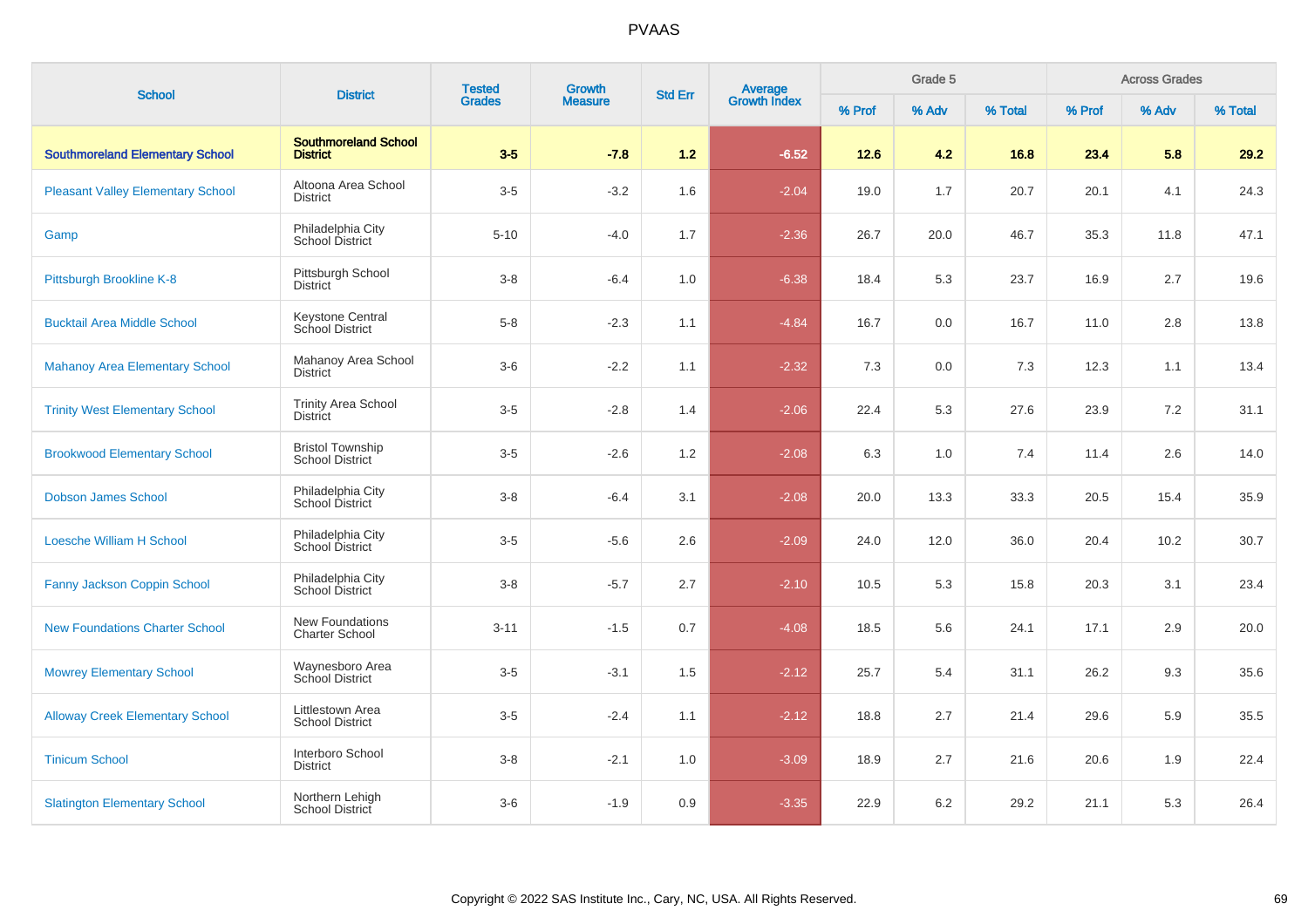# PVAAS

| School | District | Tested Grades | Growth Measure | Std Err | Average Growth Index | Grade 5 | | | Across Grades | | |
|---|---|---|---|---|---|---|---|---|---|---|---|
| | | | | | | % Prof | % Adv | % Total | % Prof | % Adv | % Total |
| **Southmoreland Elementary School** | **Southmoreland School District** | **3-5** | **-7.8** | **1.2** | **-6.52** | **12.6** | **4.2** | **16.8** | **23.4** | **5.8** | **29.2** |
| Pleasant Valley Elementary School | Altoona Area School District | 3-5 | -3.2 | 1.6 | -2.04 | 19.0 | 1.7 | 20.7 | 20.1 | 4.1 | 24.3 |
| Gamp | Philadelphia City School District | 5-10 | -4.0 | 1.7 | -2.36 | 26.7 | 20.0 | 46.7 | 35.3 | 11.8 | 47.1 |
| Pittsburgh Brookline K-8 | Pittsburgh School District | 3-8 | -6.4 | 1.0 | -6.38 | 18.4 | 5.3 | 23.7 | 16.9 | 2.7 | 19.6 |
| Bucktail Area Middle School | Keystone Central School District | 5-8 | -2.3 | 1.1 | -4.84 | 16.7 | 0.0 | 16.7 | 11.0 | 2.8 | 13.8 |
| Mahanoy Area Elementary School | Mahanoy Area School District | 3-6 | -2.2 | 1.1 | -2.32 | 7.3 | 0.0 | 7.3 | 12.3 | 1.1 | 13.4 |
| Trinity West Elementary School | Trinity Area School District | 3-5 | -2.8 | 1.4 | -2.06 | 22.4 | 5.3 | 27.6 | 23.9 | 7.2 | 31.1 |
| Brookwood Elementary School | Bristol Township School District | 3-5 | -2.6 | 1.2 | -2.08 | 6.3 | 1.0 | 7.4 | 11.4 | 2.6 | 14.0 |
| Dobson James School | Philadelphia City School District | 3-8 | -6.4 | 3.1 | -2.08 | 20.0 | 13.3 | 33.3 | 20.5 | 15.4 | 35.9 |
| Loesche William H School | Philadelphia City School District | 3-5 | -5.6 | 2.6 | -2.09 | 24.0 | 12.0 | 36.0 | 20.4 | 10.2 | 30.7 |
| Fanny Jackson Coppin School | Philadelphia City School District | 3-8 | -5.7 | 2.7 | -2.10 | 10.5 | 5.3 | 15.8 | 20.3 | 3.1 | 23.4 |
| New Foundations Charter School | New Foundations Charter School | 3-11 | -1.5 | 0.7 | -4.08 | 18.5 | 5.6 | 24.1 | 17.1 | 2.9 | 20.0 |
| Mowrey Elementary School | Waynesboro Area School District | 3-5 | -3.1 | 1.5 | -2.12 | 25.7 | 5.4 | 31.1 | 26.2 | 9.3 | 35.6 |
| Alloway Creek Elementary School | Littlestown Area School District | 3-5 | -2.4 | 1.1 | -2.12 | 18.8 | 2.7 | 21.4 | 29.6 | 5.9 | 35.5 |
| Tinicum School | Interboro School District | 3-8 | -2.1 | 1.0 | -3.09 | 18.9 | 2.7 | 21.6 | 20.6 | 1.9 | 22.4 |
| Slatington Elementary School | Northern Lehigh School District | 3-6 | -1.9 | 0.9 | -3.35 | 22.9 | 6.2 | 29.2 | 21.1 | 5.3 | 26.4 |

Copyright © 2022 SAS Institute Inc., Cary, NC, USA. All Rights Reserved.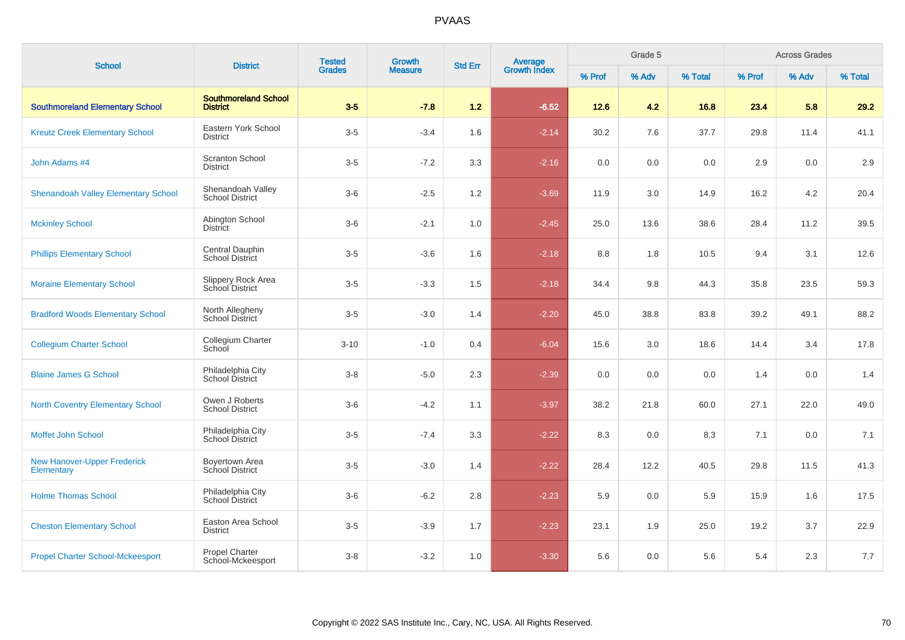PVAAS

| School | District | Tested Grades | Growth Measure | Std Err | Average Growth Index | Grade 5 | | | Across Grades | | |
|---|---|---|---|---|---|---|---|---|---|---|---|
| | | | | | | % Prof | % Adv | % Total | % Prof | % Adv | % Total |
| **Southmoreland Elementary School** | **Southmoreland School District** | **3-5** | **-7.8** | **1.2** | **-6.52** | **12.6** | **4.2** | **16.8** | **23.4** | **5.8** | **29.2** |
| Kreutz Creek Elementary School | Eastern York School District | 3-5 | -3.4 | 1.6 | -2.14 | 30.2 | 7.6 | 37.7 | 29.8 | 11.4 | 41.1 |
| John Adams #4 | Scranton School District | 3-5 | -7.2 | 3.3 | -2.16 | 0.0 | 0.0 | 0.0 | 2.9 | 0.0 | 2.9 |
| Shenandoah Valley Elementary School | Shenandoah Valley School District | 3-6 | -2.5 | 1.2 | -3.69 | 11.9 | 3.0 | 14.9 | 16.2 | 4.2 | 20.4 |
| Mckinley School | Abington School District | 3-6 | -2.1 | 1.0 | -2.45 | 25.0 | 13.6 | 38.6 | 28.4 | 11.2 | 39.5 |
| Phillips Elementary School | Central Dauphin School District | 3-5 | -3.6 | 1.6 | -2.18 | 8.8 | 1.8 | 10.5 | 9.4 | 3.1 | 12.6 |
| Moraine Elementary School | Slippery Rock Area School District | 3-5 | -3.3 | 1.5 | -2.18 | 34.4 | 9.8 | 44.3 | 35.8 | 23.5 | 59.3 |
| Bradford Woods Elementary School | North Allegheny School District | 3-5 | -3.0 | 1.4 | -2.20 | 45.0 | 38.8 | 83.8 | 39.2 | 49.1 | 88.2 |
| Collegium Charter School | Collegium Charter School | 3-10 | -1.0 | 0.4 | -6.04 | 15.6 | 3.0 | 18.6 | 14.4 | 3.4 | 17.8 |
| Blaine James G School | Philadelphia City School District | 3-8 | -5.0 | 2.3 | -2.39 | 0.0 | 0.0 | 0.0 | 1.4 | 0.0 | 1.4 |
| North Coventry Elementary School | Owen J Roberts School District | 3-6 | -4.2 | 1.1 | -3.97 | 38.2 | 21.8 | 60.0 | 27.1 | 22.0 | 49.0 |
| Moffet John School | Philadelphia City School District | 3-5 | -7.4 | 3.3 | -2.22 | 8.3 | 0.0 | 8.3 | 7.1 | 0.0 | 7.1 |
| New Hanover-Upper Frederick Elementary | Boyertown Area School District | 3-5 | -3.0 | 1.4 | -2.22 | 28.4 | 12.2 | 40.5 | 29.8 | 11.5 | 41.3 |
| Holme Thomas School | Philadelphia City School District | 3-6 | -6.2 | 2.8 | -2.23 | 5.9 | 0.0 | 5.9 | 15.9 | 1.6 | 17.5 |
| Cheston Elementary School | Easton Area School District | 3-5 | -3.9 | 1.7 | -2.23 | 23.1 | 1.9 | 25.0 | 19.2 | 3.7 | 22.9 |
| Propel Charter School-Mckeesport | Propel Charter School-Mckeesport | 3-8 | -3.2 | 1.0 | -3.30 | 5.6 | 0.0 | 5.6 | 5.4 | 2.3 | 7.7 |

Copyright © 2022 SAS Institute Inc., Cary, NC, USA. All Rights Reserved.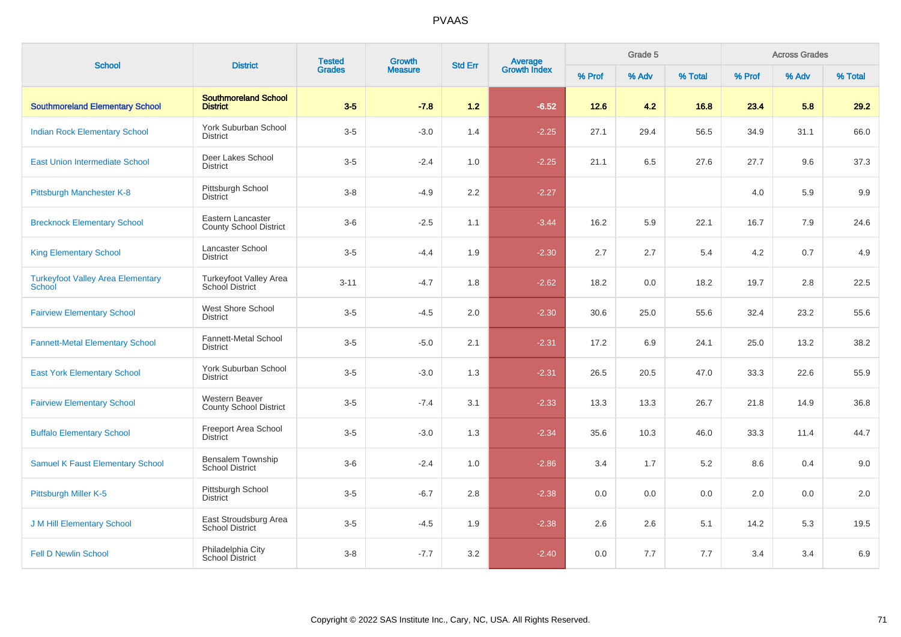# PVAAS

| School | District | Tested Grades | Growth Measure | Std Err | Average Growth Index | Grade 5 | | | Across Grades | | |
|---|---|---|---|---|---|---|---|---|---|---|---|
| | | | | | | % Prof | % Adv | % Total | % Prof | % Adv | % Total |
| **Southmoreland Elementary School** | **Southmoreland School District** | **3-5** | **-7.8** | **1.2** | **-6.52** | **12.6** | **4.2** | **16.8** | **23.4** | **5.8** | **29.2** |
| Indian Rock Elementary School | York Suburban School District | 3-5 | -3.0 | 1.4 | -2.25 | 27.1 | 29.4 | 56.5 | 34.9 | 31.1 | 66.0 |
| East Union Intermediate School | Deer Lakes School District | 3-5 | -2.4 | 1.0 | -2.25 | 21.1 | 6.5 | 27.6 | 27.7 | 9.6 | 37.3 |
| Pittsburgh Manchester K-8 | Pittsburgh School District | 3-8 | -4.9 | 2.2 | -2.27 | | | | 4.0 | 5.9 | 9.9 |
| Brecknock Elementary School | Eastern Lancaster County School District | 3-6 | -2.5 | 1.1 | -3.44 | 16.2 | 5.9 | 22.1 | 16.7 | 7.9 | 24.6 |
| King Elementary School | Lancaster School District | 3-5 | -4.4 | 1.9 | -2.30 | 2.7 | 2.7 | 5.4 | 4.2 | 0.7 | 4.9 |
| Turkeyfoot Valley Area Elementary School | Turkeyfoot Valley Area School District | 3-11 | -4.7 | 1.8 | -2.62 | 18.2 | 0.0 | 18.2 | 19.7 | 2.8 | 22.5 |
| Fairview Elementary School | West Shore School District | 3-5 | -4.5 | 2.0 | -2.30 | 30.6 | 25.0 | 55.6 | 32.4 | 23.2 | 55.6 |
| Fannett-Metal Elementary School | Fannett-Metal School District | 3-5 | -5.0 | 2.1 | -2.31 | 17.2 | 6.9 | 24.1 | 25.0 | 13.2 | 38.2 |
| East York Elementary School | York Suburban School District | 3-5 | -3.0 | 1.3 | -2.31 | 26.5 | 20.5 | 47.0 | 33.3 | 22.6 | 55.9 |
| Fairview Elementary School | Western Beaver County School District | 3-5 | -7.4 | 3.1 | -2.33 | 13.3 | 13.3 | 26.7 | 21.8 | 14.9 | 36.8 |
| Buffalo Elementary School | Freeport Area School District | 3-5 | -3.0 | 1.3 | -2.34 | 35.6 | 10.3 | 46.0 | 33.3 | 11.4 | 44.7 |
| Samuel K Faust Elementary School | Bensalem Township School District | 3-6 | -2.4 | 1.0 | -2.86 | 3.4 | 1.7 | 5.2 | 8.6 | 0.4 | 9.0 |
| Pittsburgh Miller K-5 | Pittsburgh School District | 3-5 | -6.7 | 2.8 | -2.38 | 0.0 | 0.0 | 0.0 | 2.0 | 0.0 | 2.0 |
| J M Hill Elementary School | East Stroudsburg Area School District | 3-5 | -4.5 | 1.9 | -2.38 | 2.6 | 2.6 | 5.1 | 14.2 | 5.3 | 19.5 |
| Fell D Newlin School | Philadelphia City School District | 3-8 | -7.7 | 3.2 | -2.40 | 0.0 | 7.7 | 7.7 | 3.4 | 3.4 | 6.9 |

Copyright © 2022 SAS Institute Inc., Cary, NC, USA. All Rights Reserved.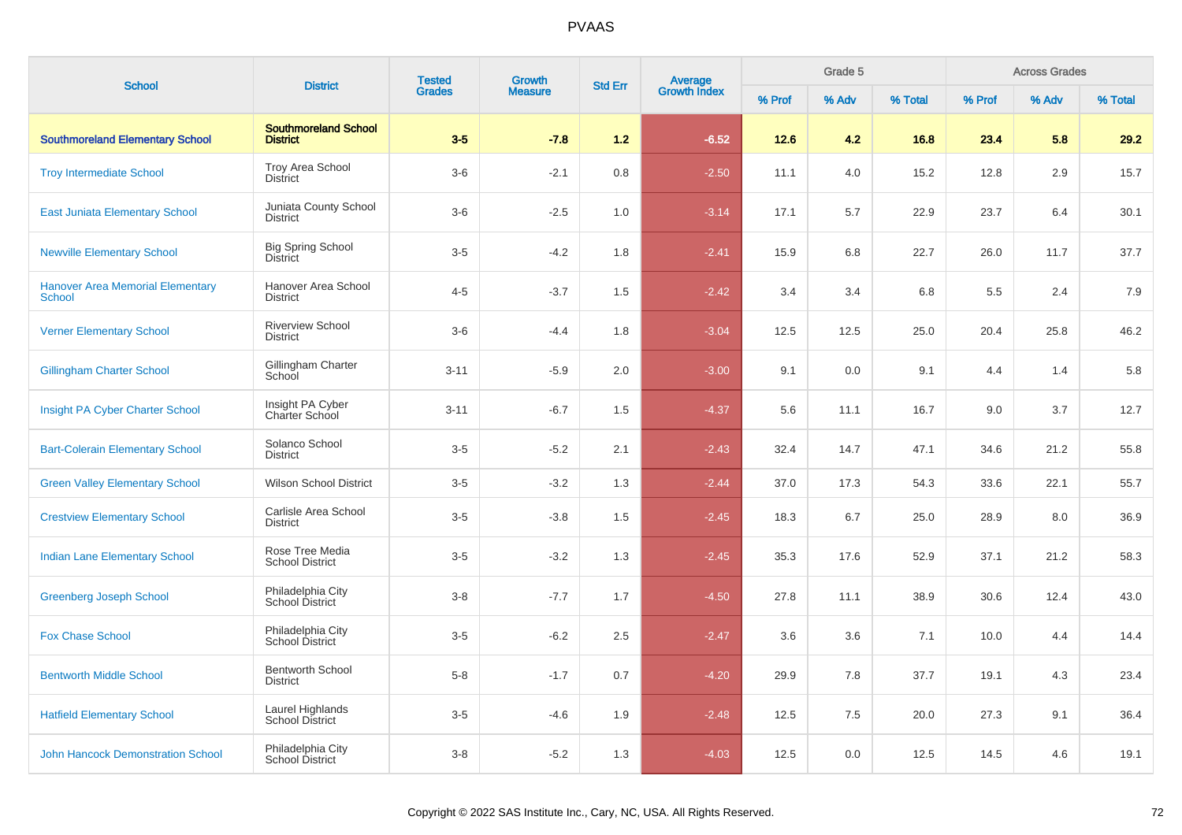# PVAAS

| School | District | Tested Grades | Growth Measure | Std Err | Average Growth Index | Grade 5 | | | Across Grades | | |
|---|---|---|---|---|---|---|---|---|---|---|---|
| | | | | | | % Prof | % Adv | % Total | % Prof | % Adv | % Total |
| **Southmoreland Elementary School** | **Southmoreland School District** | **3-5** | **-7.8** | **1.2** | **-6.52** | **12.6** | **4.2** | **16.8** | **23.4** | **5.8** | **29.2** |
| Troy Intermediate School | Troy Area School District | 3-6 | -2.1 | 0.8 | -2.50 | 11.1 | 4.0 | 15.2 | 12.8 | 2.9 | 15.7 |
| East Juniata Elementary School | Juniata County School District | 3-6 | -2.5 | 1.0 | -3.14 | 17.1 | 5.7 | 22.9 | 23.7 | 6.4 | 30.1 |
| Newville Elementary School | Big Spring School District | 3-5 | -4.2 | 1.8 | -2.41 | 15.9 | 6.8 | 22.7 | 26.0 | 11.7 | 37.7 |
| Hanover Area Memorial Elementary School | Hanover Area School District | 4-5 | -3.7 | 1.5 | -2.42 | 3.4 | 3.4 | 6.8 | 5.5 | 2.4 | 7.9 |
| Verner Elementary School | Riverview School District | 3-6 | -4.4 | 1.8 | -3.04 | 12.5 | 12.5 | 25.0 | 20.4 | 25.8 | 46.2 |
| Gillingham Charter School | Gillingham Charter School | 3-11 | -5.9 | 2.0 | -3.00 | 9.1 | 0.0 | 9.1 | 4.4 | 1.4 | 5.8 |
| Insight PA Cyber Charter School | Insight PA Cyber Charter School | 3-11 | -6.7 | 1.5 | -4.37 | 5.6 | 11.1 | 16.7 | 9.0 | 3.7 | 12.7 |
| Bart-Colerain Elementary School | Solanco School District | 3-5 | -5.2 | 2.1 | -2.43 | 32.4 | 14.7 | 47.1 | 34.6 | 21.2 | 55.8 |
| Green Valley Elementary School | Wilson School District | 3-5 | -3.2 | 1.3 | -2.44 | 37.0 | 17.3 | 54.3 | 33.6 | 22.1 | 55.7 |
| Crestview Elementary School | Carlisle Area School District | 3-5 | -3.8 | 1.5 | -2.45 | 18.3 | 6.7 | 25.0 | 28.9 | 8.0 | 36.9 |
| Indian Lane Elementary School | Rose Tree Media School District | 3-5 | -3.2 | 1.3 | -2.45 | 35.3 | 17.6 | 52.9 | 37.1 | 21.2 | 58.3 |
| Greenberg Joseph School | Philadelphia City School District | 3-8 | -7.7 | 1.7 | -4.50 | 27.8 | 11.1 | 38.9 | 30.6 | 12.4 | 43.0 |
| Fox Chase School | Philadelphia City School District | 3-5 | -6.2 | 2.5 | -2.47 | 3.6 | 3.6 | 7.1 | 10.0 | 4.4 | 14.4 |
| Bentworth Middle School | Bentworth School District | 5-8 | -1.7 | 0.7 | -4.20 | 29.9 | 7.8 | 37.7 | 19.1 | 4.3 | 23.4 |
| Hatfield Elementary School | Laurel Highlands School District | 3-5 | -4.6 | 1.9 | -2.48 | 12.5 | 7.5 | 20.0 | 27.3 | 9.1 | 36.4 |
| John Hancock Demonstration School | Philadelphia City School District | 3-8 | -5.2 | 1.3 | -4.03 | 12.5 | 0.0 | 12.5 | 14.5 | 4.6 | 19.1 |

Copyright © 2022 SAS Institute Inc., Cary, NC, USA. All Rights Reserved.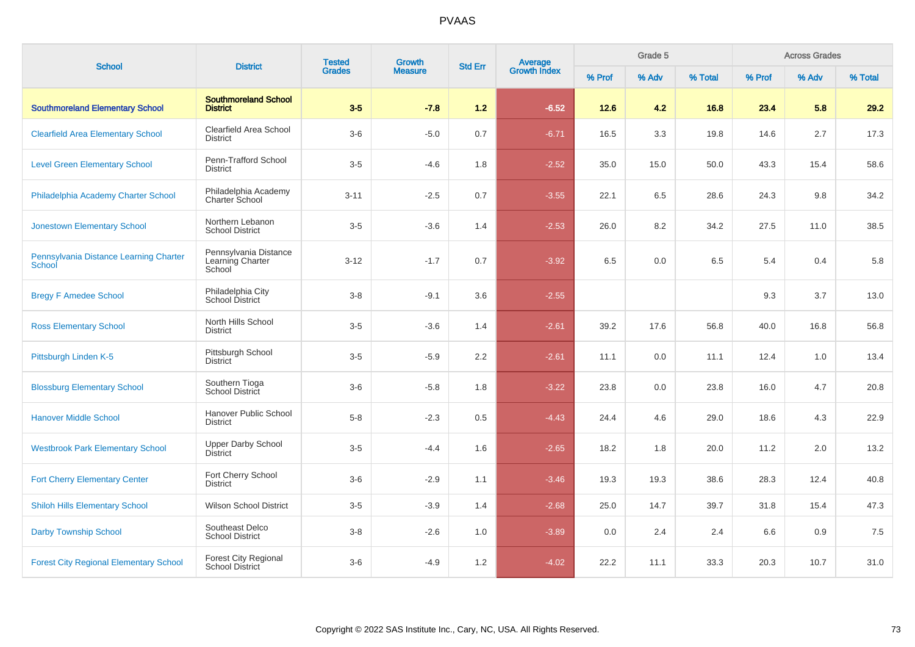# PVAAS

| School | District | Tested Grades | Growth Measure | Std Err | Average Growth Index | Grade 5 | | | Across Grades | | |
|---|---|---|---|---|---|---|---|---|---|---|---|
| | | | | | | % Prof | % Adv | % Total | % Prof | % Adv | % Total |
| **Southmoreland Elementary School** | **Southmoreland School District** | **3-5** | **-7.8** | **1.2** | **-6.52** | **12.6** | **4.2** | **16.8** | **23.4** | **5.8** | **29.2** |
| Clearfield Area Elementary School | Clearfield Area School District | 3-6 | -5.0 | 0.7 | -6.71 | 16.5 | 3.3 | 19.8 | 14.6 | 2.7 | 17.3 |
| Level Green Elementary School | Penn-Trafford School District | 3-5 | -4.6 | 1.8 | -2.52 | 35.0 | 15.0 | 50.0 | 43.3 | 15.4 | 58.6 |
| Philadelphia Academy Charter School | Philadelphia Academy Charter School | 3-11 | -2.5 | 0.7 | -3.55 | 22.1 | 6.5 | 28.6 | 24.3 | 9.8 | 34.2 |
| Jonestown Elementary School | Northern Lebanon School District | 3-5 | -3.6 | 1.4 | -2.53 | 26.0 | 8.2 | 34.2 | 27.5 | 11.0 | 38.5 |
| Pennsylvania Distance Learning Charter School | Pennsylvania Distance Learning Charter School | 3-12 | -1.7 | 0.7 | -3.92 | 6.5 | 0.0 | 6.5 | 5.4 | 0.4 | 5.8 |
| Bregy F Amedee School | Philadelphia City School District | 3-8 | -9.1 | 3.6 | -2.55 | | | | 9.3 | 3.7 | 13.0 |
| Ross Elementary School | North Hills School District | 3-5 | -3.6 | 1.4 | -2.61 | 39.2 | 17.6 | 56.8 | 40.0 | 16.8 | 56.8 |
| Pittsburgh Linden K-5 | Pittsburgh School District | 3-5 | -5.9 | 2.2 | -2.61 | 11.1 | 0.0 | 11.1 | 12.4 | 1.0 | 13.4 |
| Blossburg Elementary School | Southern Tioga School District | 3-6 | -5.8 | 1.8 | -3.22 | 23.8 | 0.0 | 23.8 | 16.0 | 4.7 | 20.8 |
| Hanover Middle School | Hanover Public School District | 5-8 | -2.3 | 0.5 | -4.43 | 24.4 | 4.6 | 29.0 | 18.6 | 4.3 | 22.9 |
| Westbrook Park Elementary School | Upper Darby School District | 3-5 | -4.4 | 1.6 | -2.65 | 18.2 | 1.8 | 20.0 | 11.2 | 2.0 | 13.2 |
| Fort Cherry Elementary Center | Fort Cherry School District | 3-6 | -2.9 | 1.1 | -3.46 | 19.3 | 19.3 | 38.6 | 28.3 | 12.4 | 40.8 |
| Shiloh Hills Elementary School | Wilson School District | 3-5 | -3.9 | 1.4 | -2.68 | 25.0 | 14.7 | 39.7 | 31.8 | 15.4 | 47.3 |
| Darby Township School | Southeast Delco School District | 3-8 | -2.6 | 1.0 | -3.89 | 0.0 | 2.4 | 2.4 | 6.6 | 0.9 | 7.5 |
| Forest City Regional Elementary School | Forest City Regional School District | 3-6 | -4.9 | 1.2 | -4.02 | 22.2 | 11.1 | 33.3 | 20.3 | 10.7 | 31.0 |

Copyright © 2022 SAS Institute Inc., Cary, NC, USA. All Rights Reserved.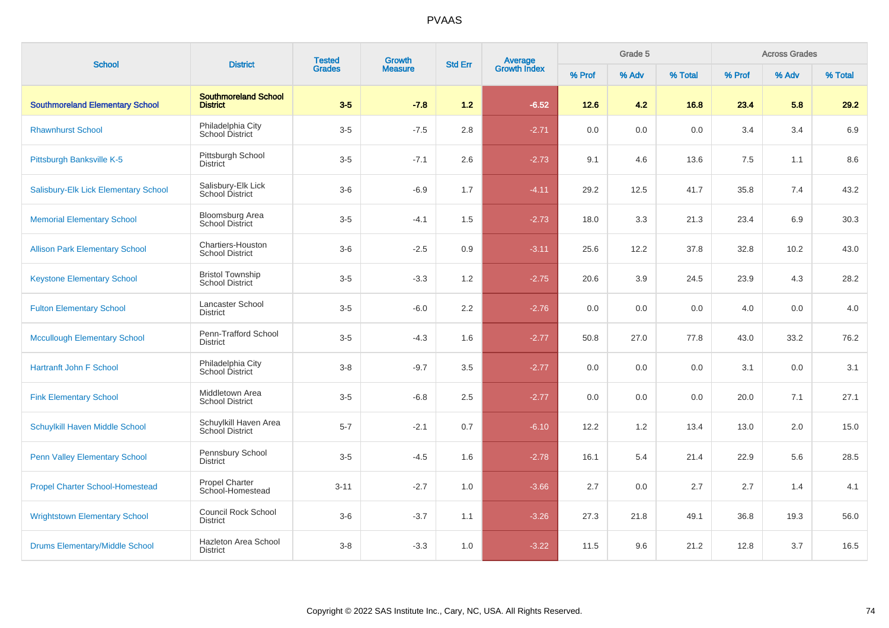# PVAAS

| School | District | Tested Grades | Growth Measure | Std Err | Average Growth Index | Grade 5 | | | Across Grades | | |
|---|---|---|---|---|---|---|---|---|---|---|---|
| | | | | | | % Prof | % Adv | % Total | % Prof | % Adv | % Total |
| **Southmoreland Elementary School** | **Southmoreland School District** | **3-5** | **-7.8** | **1.2** | **-6.52** | **12.6** | **4.2** | **16.8** | **23.4** | **5.8** | **29.2** |
| Rhawnhurst School | Philadelphia City School District | 3-5 | -7.5 | 2.8 | -2.71 | 0.0 | 0.0 | 0.0 | 3.4 | 3.4 | 6.9 |
| Pittsburgh Banksville K-5 | Pittsburgh School District | 3-5 | -7.1 | 2.6 | -2.73 | 9.1 | 4.6 | 13.6 | 7.5 | 1.1 | 8.6 |
| Salisbury-Elk Lick Elementary School | Salisbury-Elk Lick School District | 3-6 | -6.9 | 1.7 | -4.11 | 29.2 | 12.5 | 41.7 | 35.8 | 7.4 | 43.2 |
| Memorial Elementary School | Bloomsburg Area School District | 3-5 | -4.1 | 1.5 | -2.73 | 18.0 | 3.3 | 21.3 | 23.4 | 6.9 | 30.3 |
| Allison Park Elementary School | Chartiers-Houston School District | 3-6 | -2.5 | 0.9 | -3.11 | 25.6 | 12.2 | 37.8 | 32.8 | 10.2 | 43.0 |
| Keystone Elementary School | Bristol Township School District | 3-5 | -3.3 | 1.2 | -2.75 | 20.6 | 3.9 | 24.5 | 23.9 | 4.3 | 28.2 |
| Fulton Elementary School | Lancaster School District | 3-5 | -6.0 | 2.2 | -2.76 | 0.0 | 0.0 | 0.0 | 4.0 | 0.0 | 4.0 |
| Mccullough Elementary School | Penn-Trafford School District | 3-5 | -4.3 | 1.6 | -2.77 | 50.8 | 27.0 | 77.8 | 43.0 | 33.2 | 76.2 |
| Hartranft John F School | Philadelphia City School District | 3-8 | -9.7 | 3.5 | -2.77 | 0.0 | 0.0 | 0.0 | 3.1 | 0.0 | 3.1 |
| Fink Elementary School | Middletown Area School District | 3-5 | -6.8 | 2.5 | -2.77 | 0.0 | 0.0 | 0.0 | 20.0 | 7.1 | 27.1 |
| Schuylkill Haven Middle School | Schuylkill Haven Area School District | 5-7 | -2.1 | 0.7 | -6.10 | 12.2 | 1.2 | 13.4 | 13.0 | 2.0 | 15.0 |
| Penn Valley Elementary School | Pennsbury School District | 3-5 | -4.5 | 1.6 | -2.78 | 16.1 | 5.4 | 21.4 | 22.9 | 5.6 | 28.5 |
| Propel Charter School-Homestead | Propel Charter School-Homestead | 3-11 | -2.7 | 1.0 | -3.66 | 2.7 | 0.0 | 2.7 | 2.7 | 1.4 | 4.1 |
| Wrightstown Elementary School | Council Rock School District | 3-6 | -3.7 | 1.1 | -3.26 | 27.3 | 21.8 | 49.1 | 36.8 | 19.3 | 56.0 |
| Drums Elementary/Middle School | Hazleton Area School District | 3-8 | -3.3 | 1.0 | -3.22 | 11.5 | 9.6 | 21.2 | 12.8 | 3.7 | 16.5 |

Copyright © 2022 SAS Institute Inc., Cary, NC, USA. All Rights Reserved.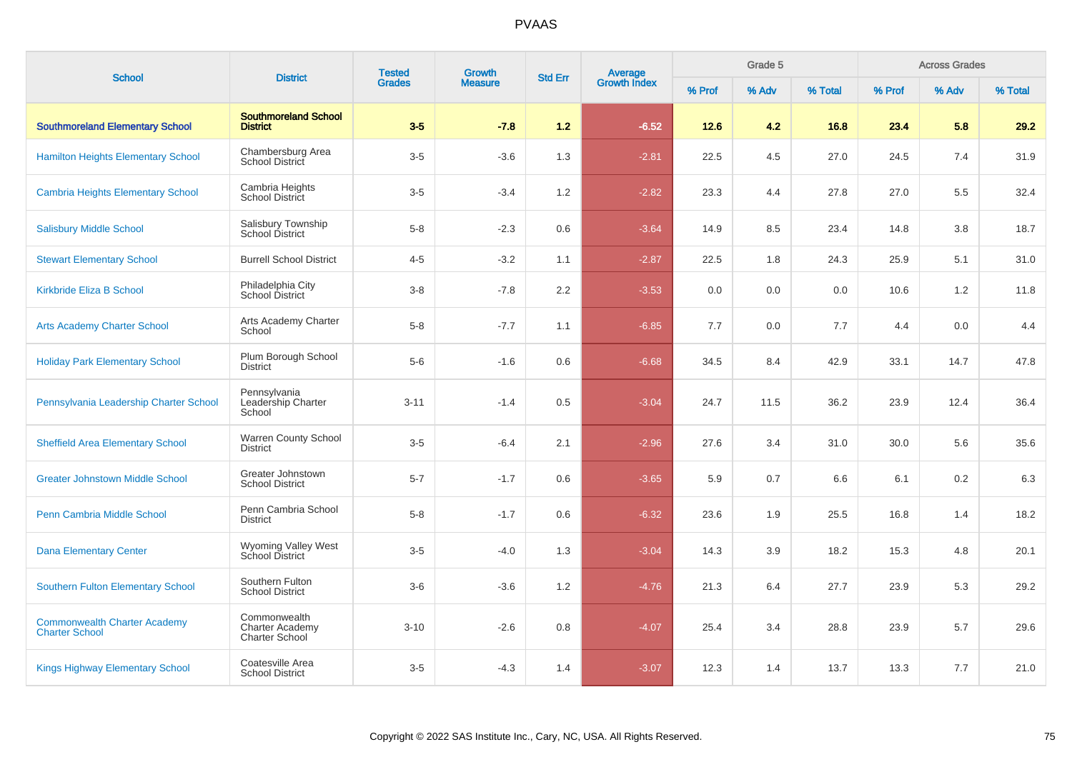# PVAAS

| School | District | Tested Grades | Growth Measure | Std Err | Average Growth Index | Grade 5 | | | Across Grades | | |
|---|---|---|---|---|---|---|---|---|---|---|---|
| | | | | | | % Prof | % Adv | % Total | % Prof | % Adv | % Total |
| **Southmoreland Elementary School** | **Southmoreland School District** | **3-5** | **-7.8** | **1.2** | **-6.52** | **12.6** | **4.2** | **16.8** | **23.4** | **5.8** | **29.2** |
| Hamilton Heights Elementary School | Chambersburg Area School District | 3-5 | -3.6 | 1.3 | -2.81 | 22.5 | 4.5 | 27.0 | 24.5 | 7.4 | 31.9 |
| Cambria Heights Elementary School | Cambria Heights School District | 3-5 | -3.4 | 1.2 | -2.82 | 23.3 | 4.4 | 27.8 | 27.0 | 5.5 | 32.4 |
| Salisbury Middle School | Salisbury Township School District | 5-8 | -2.3 | 0.6 | -3.64 | 14.9 | 8.5 | 23.4 | 14.8 | 3.8 | 18.7 |
| Stewart Elementary School | Burrell School District | 4-5 | -3.2 | 1.1 | -2.87 | 22.5 | 1.8 | 24.3 | 25.9 | 5.1 | 31.0 |
| Kirkbride Eliza B School | Philadelphia City School District | 3-8 | -7.8 | 2.2 | -3.53 | 0.0 | 0.0 | 0.0 | 10.6 | 1.2 | 11.8 |
| Arts Academy Charter School | Arts Academy Charter School | 5-8 | -7.7 | 1.1 | -6.85 | 7.7 | 0.0 | 7.7 | 4.4 | 0.0 | 4.4 |
| Holiday Park Elementary School | Plum Borough School District | 5-6 | -1.6 | 0.6 | -6.68 | 34.5 | 8.4 | 42.9 | 33.1 | 14.7 | 47.8 |
| Pennsylvania Leadership Charter School | Pennsylvania Leadership Charter School | 3-11 | -1.4 | 0.5 | -3.04 | 24.7 | 11.5 | 36.2 | 23.9 | 12.4 | 36.4 |
| Sheffield Area Elementary School | Warren County School District | 3-5 | -6.4 | 2.1 | -2.96 | 27.6 | 3.4 | 31.0 | 30.0 | 5.6 | 35.6 |
| Greater Johnstown Middle School | Greater Johnstown School District | 5-7 | -1.7 | 0.6 | -3.65 | 5.9 | 0.7 | 6.6 | 6.1 | 0.2 | 6.3 |
| Penn Cambria Middle School | Penn Cambria School District | 5-8 | -1.7 | 0.6 | -6.32 | 23.6 | 1.9 | 25.5 | 16.8 | 1.4 | 18.2 |
| Dana Elementary Center | Wyoming Valley West School District | 3-5 | -4.0 | 1.3 | -3.04 | 14.3 | 3.9 | 18.2 | 15.3 | 4.8 | 20.1 |
| Southern Fulton Elementary School | Southern Fulton School District | 3-6 | -3.6 | 1.2 | -4.76 | 21.3 | 6.4 | 27.7 | 23.9 | 5.3 | 29.2 |
| Commonwealth Charter Academy Charter School | Commonwealth Charter Academy Charter School | 3-10 | -2.6 | 0.8 | -4.07 | 25.4 | 3.4 | 28.8 | 23.9 | 5.7 | 29.6 |
| Kings Highway Elementary School | Coatesville Area School District | 3-5 | -4.3 | 1.4 | -3.07 | 12.3 | 1.4 | 13.7 | 13.3 | 7.7 | 21.0 |

Copyright © 2022 SAS Institute Inc., Cary, NC, USA. All Rights Reserved.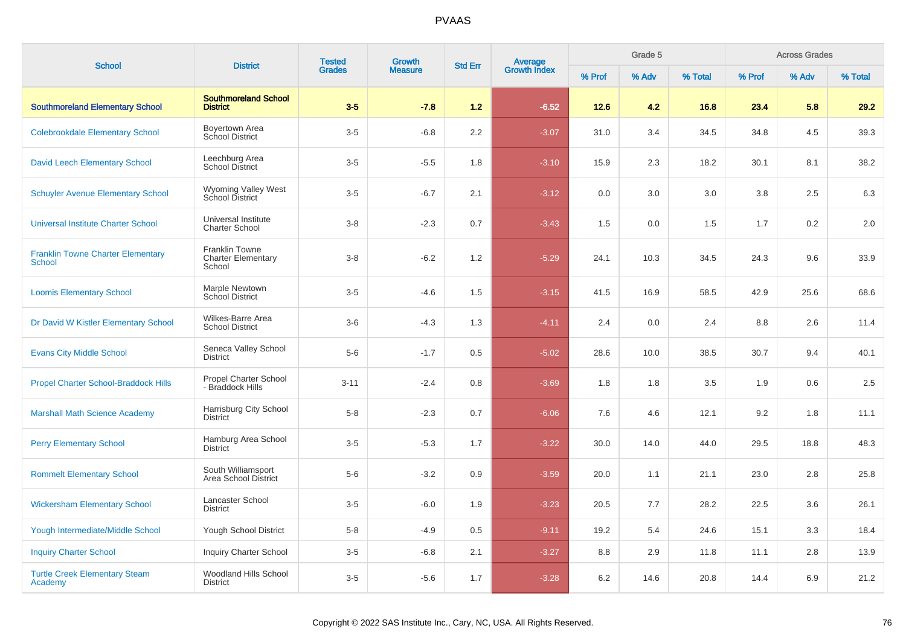# PVAAS

| School | District | Tested Grades | Growth Measure | Std Err | Average Growth Index | Grade 5 | | | Across Grades | | |
|---|---|---|---|---|---|---|---|---|---|---|---|
| | | | | | | % Prof | % Adv | % Total | % Prof | % Adv | % Total |
| **Southmoreland Elementary School** | **Southmoreland School District** | **3-5** | **-7.8** | **1.2** | **-6.52** | **12.6** | **4.2** | **16.8** | **23.4** | **5.8** | **29.2** |
| Colebrookdale Elementary School | Boyertown Area School District | 3-5 | -6.8 | 2.2 | -3.07 | 31.0 | 3.4 | 34.5 | 34.8 | 4.5 | 39.3 |
| David Leech Elementary School | Leechburg Area School District | 3-5 | -5.5 | 1.8 | -3.10 | 15.9 | 2.3 | 18.2 | 30.1 | 8.1 | 38.2 |
| Schuyler Avenue Elementary School | Wyoming Valley West School District | 3-5 | -6.7 | 2.1 | -3.12 | 0.0 | 3.0 | 3.0 | 3.8 | 2.5 | 6.3 |
| Universal Institute Charter School | Universal Institute Charter School | 3-8 | -2.3 | 0.7 | -3.43 | 1.5 | 0.0 | 1.5 | 1.7 | 0.2 | 2.0 |
| Franklin Towne Charter Elementary School | Franklin Towne Charter Elementary School | 3-8 | -6.2 | 1.2 | -5.29 | 24.1 | 10.3 | 34.5 | 24.3 | 9.6 | 33.9 |
| Loomis Elementary School | Marple Newtown School District | 3-5 | -4.6 | 1.5 | -3.15 | 41.5 | 16.9 | 58.5 | 42.9 | 25.6 | 68.6 |
| Dr David W Kistler Elementary School | Wilkes-Barre Area School District | 3-6 | -4.3 | 1.3 | -4.11 | 2.4 | 0.0 | 2.4 | 8.8 | 2.6 | 11.4 |
| Evans City Middle School | Seneca Valley School District | 5-6 | -1.7 | 0.5 | -5.02 | 28.6 | 10.0 | 38.5 | 30.7 | 9.4 | 40.1 |
| Propel Charter School-Braddock Hills | Propel Charter School - Braddock Hills | 3-11 | -2.4 | 0.8 | -3.69 | 1.8 | 1.8 | 3.5 | 1.9 | 0.6 | 2.5 |
| Marshall Math Science Academy | Harrisburg City School District | 5-8 | -2.3 | 0.7 | -6.06 | 7.6 | 4.6 | 12.1 | 9.2 | 1.8 | 11.1 |
| Perry Elementary School | Hamburg Area School District | 3-5 | -5.3 | 1.7 | -3.22 | 30.0 | 14.0 | 44.0 | 29.5 | 18.8 | 48.3 |
| Rommelt Elementary School | South Williamsport Area School District | 5-6 | -3.2 | 0.9 | -3.59 | 20.0 | 1.1 | 21.1 | 23.0 | 2.8 | 25.8 |
| Wickersham Elementary School | Lancaster School District | 3-5 | -6.0 | 1.9 | -3.23 | 20.5 | 7.7 | 28.2 | 22.5 | 3.6 | 26.1 |
| Yough Intermediate/Middle School | Yough School District | 5-8 | -4.9 | 0.5 | -9.11 | 19.2 | 5.4 | 24.6 | 15.1 | 3.3 | 18.4 |
| Inquiry Charter School | Inquiry Charter School | 3-5 | -6.8 | 2.1 | -3.27 | 8.8 | 2.9 | 11.8 | 11.1 | 2.8 | 13.9 |
| Turtle Creek Elementary Steam Academy | Woodland Hills School District | 3-5 | -5.6 | 1.7 | -3.28 | 6.2 | 14.6 | 20.8 | 14.4 | 6.9 | 21.2 |

Copyright © 2022 SAS Institute Inc., Cary, NC, USA. All Rights Reserved.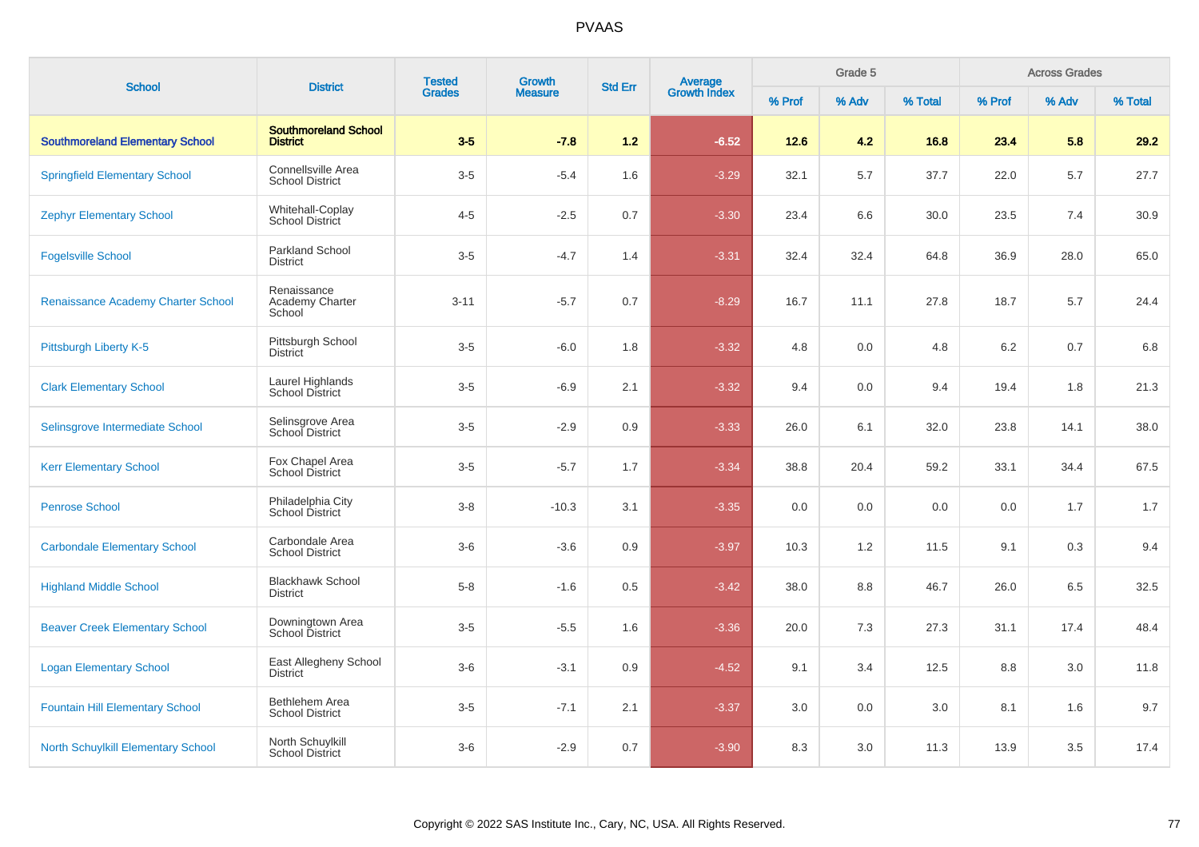# PVAAS

| School | District | Tested Grades | Growth Measure | Std Err | Average Growth Index | Grade 5 | | | Across Grades | | |
|---|---|---|---|---|---|---|---|---|---|---|---|
| | | | | | | % Prof | % Adv | % Total | % Prof | % Adv | % Total |
| **Southmoreland Elementary School** | **Southmoreland School District** | **3-5** | **-7.8** | **1.2** | **-6.52** | **12.6** | **4.2** | **16.8** | **23.4** | **5.8** | **29.2** |
| Springfield Elementary School | Connellsville Area School District | 3-5 | -5.4 | 1.6 | -3.29 | 32.1 | 5.7 | 37.7 | 22.0 | 5.7 | 27.7 |
| Zephyr Elementary School | Whitehall-Coplay School District | 4-5 | -2.5 | 0.7 | -3.30 | 23.4 | 6.6 | 30.0 | 23.5 | 7.4 | 30.9 |
| Fogelsville School | Parkland School District | 3-5 | -4.7 | 1.4 | -3.31 | 32.4 | 32.4 | 64.8 | 36.9 | 28.0 | 65.0 |
| Renaissance Academy Charter School | Renaissance Academy Charter School | 3-11 | -5.7 | 0.7 | -8.29 | 16.7 | 11.1 | 27.8 | 18.7 | 5.7 | 24.4 |
| Pittsburgh Liberty K-5 | Pittsburgh School District | 3-5 | -6.0 | 1.8 | -3.32 | 4.8 | 0.0 | 4.8 | 6.2 | 0.7 | 6.8 |
| Clark Elementary School | Laurel Highlands School District | 3-5 | -6.9 | 2.1 | -3.32 | 9.4 | 0.0 | 9.4 | 19.4 | 1.8 | 21.3 |
| Selinsgrove Intermediate School | Selinsgrove Area School District | 3-5 | -2.9 | 0.9 | -3.33 | 26.0 | 6.1 | 32.0 | 23.8 | 14.1 | 38.0 |
| Kerr Elementary School | Fox Chapel Area School District | 3-5 | -5.7 | 1.7 | -3.34 | 38.8 | 20.4 | 59.2 | 33.1 | 34.4 | 67.5 |
| Penrose School | Philadelphia City School District | 3-8 | -10.3 | 3.1 | -3.35 | 0.0 | 0.0 | 0.0 | 0.0 | 1.7 | 1.7 |
| Carbondale Elementary School | Carbondale Area School District | 3-6 | -3.6 | 0.9 | -3.97 | 10.3 | 1.2 | 11.5 | 9.1 | 0.3 | 9.4 |
| Highland Middle School | Blackhawk School District | 5-8 | -1.6 | 0.5 | -3.42 | 38.0 | 8.8 | 46.7 | 26.0 | 6.5 | 32.5 |
| Beaver Creek Elementary School | Downingtown Area School District | 3-5 | -5.5 | 1.6 | -3.36 | 20.0 | 7.3 | 27.3 | 31.1 | 17.4 | 48.4 |
| Logan Elementary School | East Allegheny School District | 3-6 | -3.1 | 0.9 | -4.52 | 9.1 | 3.4 | 12.5 | 8.8 | 3.0 | 11.8 |
| Fountain Hill Elementary School | Bethlehem Area School District | 3-5 | -7.1 | 2.1 | -3.37 | 3.0 | 0.0 | 3.0 | 8.1 | 1.6 | 9.7 |
| North Schuylkill Elementary School | North Schuylkill School District | 3-6 | -2.9 | 0.7 | -3.90 | 8.3 | 3.0 | 11.3 | 13.9 | 3.5 | 17.4 |

Copyright © 2022 SAS Institute Inc., Cary, NC, USA. All Rights Reserved.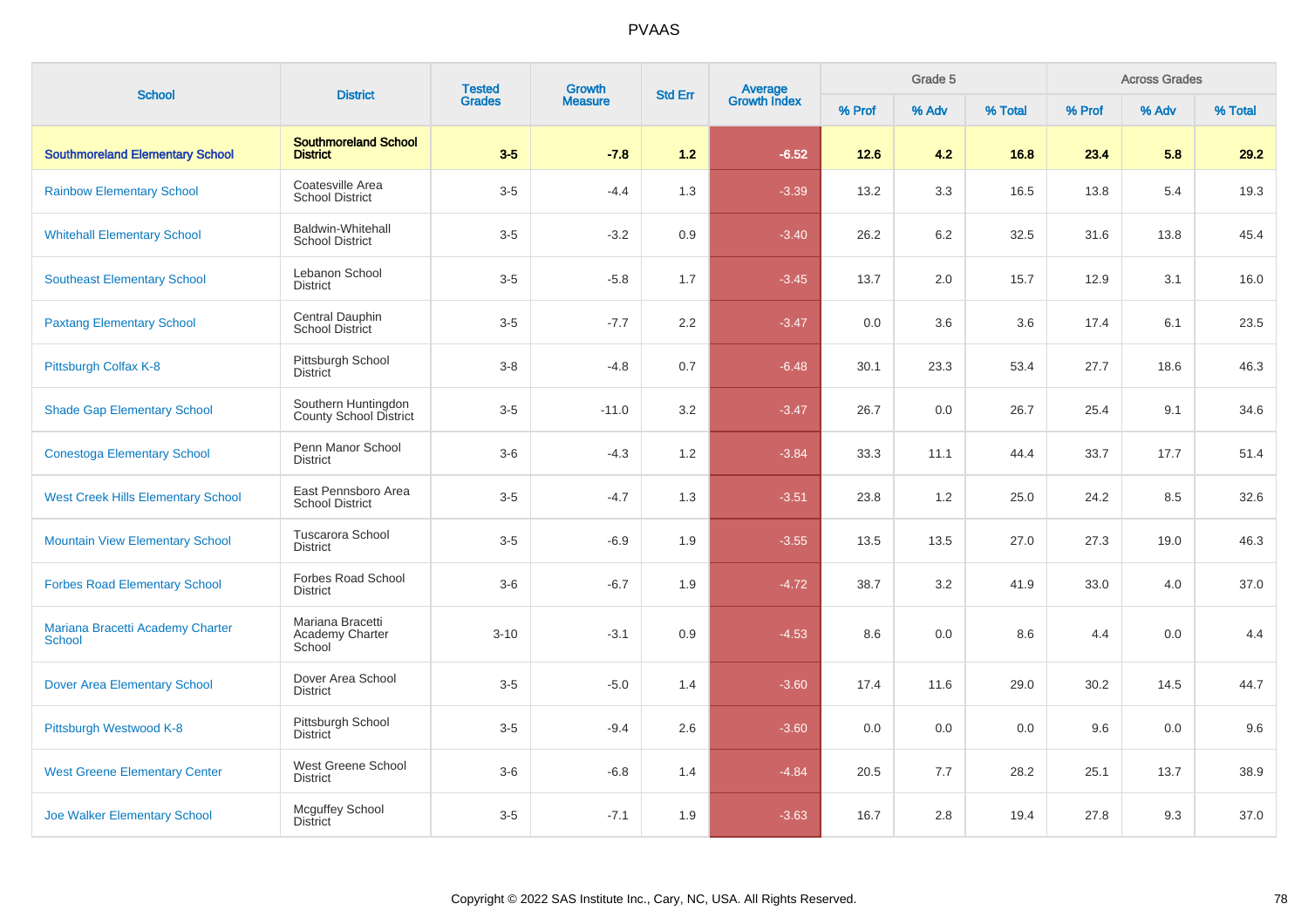# PVAAS

| School | District | Tested Grades | Growth Measure | Std Err | Average Growth Index | Grade 5 | | | Across Grades | | |
|---|---|---|---|---|---|---|---|---|---|---|---|
| | | | | | | % Prof | % Adv | % Total | % Prof | % Adv | % Total |
| **Southmoreland Elementary School** | **Southmoreland School District** | **3-5** | **-7.8** | **1.2** | **-6.52** | **12.6** | **4.2** | **16.8** | **23.4** | **5.8** | **29.2** |
| Rainbow Elementary School | Coatesville Area School District | 3-5 | -4.4 | 1.3 | -3.39 | 13.2 | 3.3 | 16.5 | 13.8 | 5.4 | 19.3 |
| Whitehall Elementary School | Baldwin-Whitehall School District | 3-5 | -3.2 | 0.9 | -3.40 | 26.2 | 6.2 | 32.5 | 31.6 | 13.8 | 45.4 |
| Southeast Elementary School | Lebanon School District | 3-5 | -5.8 | 1.7 | -3.45 | 13.7 | 2.0 | 15.7 | 12.9 | 3.1 | 16.0 |
| Paxtang Elementary School | Central Dauphin School District | 3-5 | -7.7 | 2.2 | -3.47 | 0.0 | 3.6 | 3.6 | 17.4 | 6.1 | 23.5 |
| Pittsburgh Colfax K-8 | Pittsburgh School District | 3-8 | -4.8 | 0.7 | -6.48 | 30.1 | 23.3 | 53.4 | 27.7 | 18.6 | 46.3 |
| Shade Gap Elementary School | Southern Huntingdon County School District | 3-5 | -11.0 | 3.2 | -3.47 | 26.7 | 0.0 | 26.7 | 25.4 | 9.1 | 34.6 |
| Conestoga Elementary School | Penn Manor School District | 3-6 | -4.3 | 1.2 | -3.84 | 33.3 | 11.1 | 44.4 | 33.7 | 17.7 | 51.4 |
| West Creek Hills Elementary School | East Pennsboro Area School District | 3-5 | -4.7 | 1.3 | -3.51 | 23.8 | 1.2 | 25.0 | 24.2 | 8.5 | 32.6 |
| Mountain View Elementary School | Tuscarora School District | 3-5 | -6.9 | 1.9 | -3.55 | 13.5 | 13.5 | 27.0 | 27.3 | 19.0 | 46.3 |
| Forbes Road Elementary School | Forbes Road School District | 3-6 | -6.7 | 1.9 | -4.72 | 38.7 | 3.2 | 41.9 | 33.0 | 4.0 | 37.0 |
| Mariana Bracetti Academy Charter School | Mariana Bracetti Academy Charter School | 3-10 | -3.1 | 0.9 | -4.53 | 8.6 | 0.0 | 8.6 | 4.4 | 0.0 | 4.4 |
| Dover Area Elementary School | Dover Area School District | 3-5 | -5.0 | 1.4 | -3.60 | 17.4 | 11.6 | 29.0 | 30.2 | 14.5 | 44.7 |
| Pittsburgh Westwood K-8 | Pittsburgh School District | 3-5 | -9.4 | 2.6 | -3.60 | 0.0 | 0.0 | 0.0 | 9.6 | 0.0 | 9.6 |
| West Greene Elementary Center | West Greene School District | 3-6 | -6.8 | 1.4 | -4.84 | 20.5 | 7.7 | 28.2 | 25.1 | 13.7 | 38.9 |
| Joe Walker Elementary School | Mcguffey School District | 3-5 | -7.1 | 1.9 | -3.63 | 16.7 | 2.8 | 19.4 | 27.8 | 9.3 | 37.0 |

Copyright © 2022 SAS Institute Inc., Cary, NC, USA. All Rights Reserved.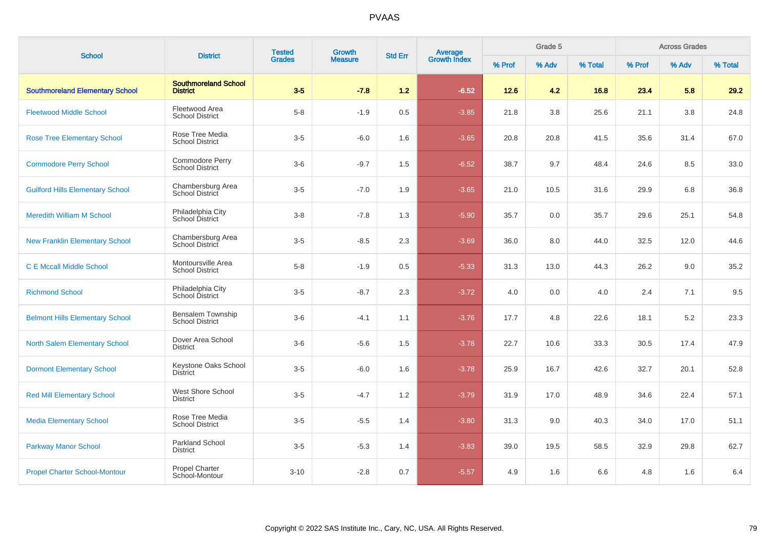# PVAAS

| School | District | Tested Grades | Growth Measure | Std Err | Average Growth Index | Grade 5 | | | Across Grades | | |
|---|---|---|---|---|---|---|---|---|---|---|---|
| | | | | | | % Prof | % Adv | % Total | % Prof | % Adv | % Total |
| **Southmoreland Elementary School** | **Southmoreland School District** | **3-5** | **-7.8** | **1.2** | **-6.52** | **12.6** | **4.2** | **16.8** | **23.4** | **5.8** | **29.2** |
| Fleetwood Middle School | Fleetwood Area School District | 5-8 | -1.9 | 0.5 | -3.85 | 21.8 | 3.8 | 25.6 | 21.1 | 3.8 | 24.8 |
| Rose Tree Elementary School | Rose Tree Media School District | 3-5 | -6.0 | 1.6 | -3.65 | 20.8 | 20.8 | 41.5 | 35.6 | 31.4 | 67.0 |
| Commodore Perry School | Commodore Perry School District | 3-6 | -9.7 | 1.5 | -6.52 | 38.7 | 9.7 | 48.4 | 24.6 | 8.5 | 33.0 |
| Guilford Hills Elementary School | Chambersburg Area School District | 3-5 | -7.0 | 1.9 | -3.65 | 21.0 | 10.5 | 31.6 | 29.9 | 6.8 | 36.8 |
| Meredith William M School | Philadelphia City School District | 3-8 | -7.8 | 1.3 | -5.90 | 35.7 | 0.0 | 35.7 | 29.6 | 25.1 | 54.8 |
| New Franklin Elementary School | Chambersburg Area School District | 3-5 | -8.5 | 2.3 | -3.69 | 36.0 | 8.0 | 44.0 | 32.5 | 12.0 | 44.6 |
| C E Mccall Middle School | Montoursville Area School District | 5-8 | -1.9 | 0.5 | -5.33 | 31.3 | 13.0 | 44.3 | 26.2 | 9.0 | 35.2 |
| Richmond School | Philadelphia City School District | 3-5 | -8.7 | 2.3 | -3.72 | 4.0 | 0.0 | 4.0 | 2.4 | 7.1 | 9.5 |
| Belmont Hills Elementary School | Bensalem Township School District | 3-6 | -4.1 | 1.1 | -3.76 | 17.7 | 4.8 | 22.6 | 18.1 | 5.2 | 23.3 |
| North Salem Elementary School | Dover Area School District | 3-6 | -5.6 | 1.5 | -3.78 | 22.7 | 10.6 | 33.3 | 30.5 | 17.4 | 47.9 |
| Dormont Elementary School | Keystone Oaks School District | 3-5 | -6.0 | 1.6 | -3.78 | 25.9 | 16.7 | 42.6 | 32.7 | 20.1 | 52.8 |
| Red Mill Elementary School | West Shore School District | 3-5 | -4.7 | 1.2 | -3.79 | 31.9 | 17.0 | 48.9 | 34.6 | 22.4 | 57.1 |
| Media Elementary School | Rose Tree Media School District | 3-5 | -5.5 | 1.4 | -3.80 | 31.3 | 9.0 | 40.3 | 34.0 | 17.0 | 51.1 |
| Parkway Manor School | Parkland School District | 3-5 | -5.3 | 1.4 | -3.83 | 39.0 | 19.5 | 58.5 | 32.9 | 29.8 | 62.7 |
| Propel Charter School-Montour | Propel Charter School-Montour | 3-10 | -2.8 | 0.7 | -5.57 | 4.9 | 1.6 | 6.6 | 4.8 | 1.6 | 6.4 |

Copyright © 2022 SAS Institute Inc., Cary, NC, USA. All Rights Reserved.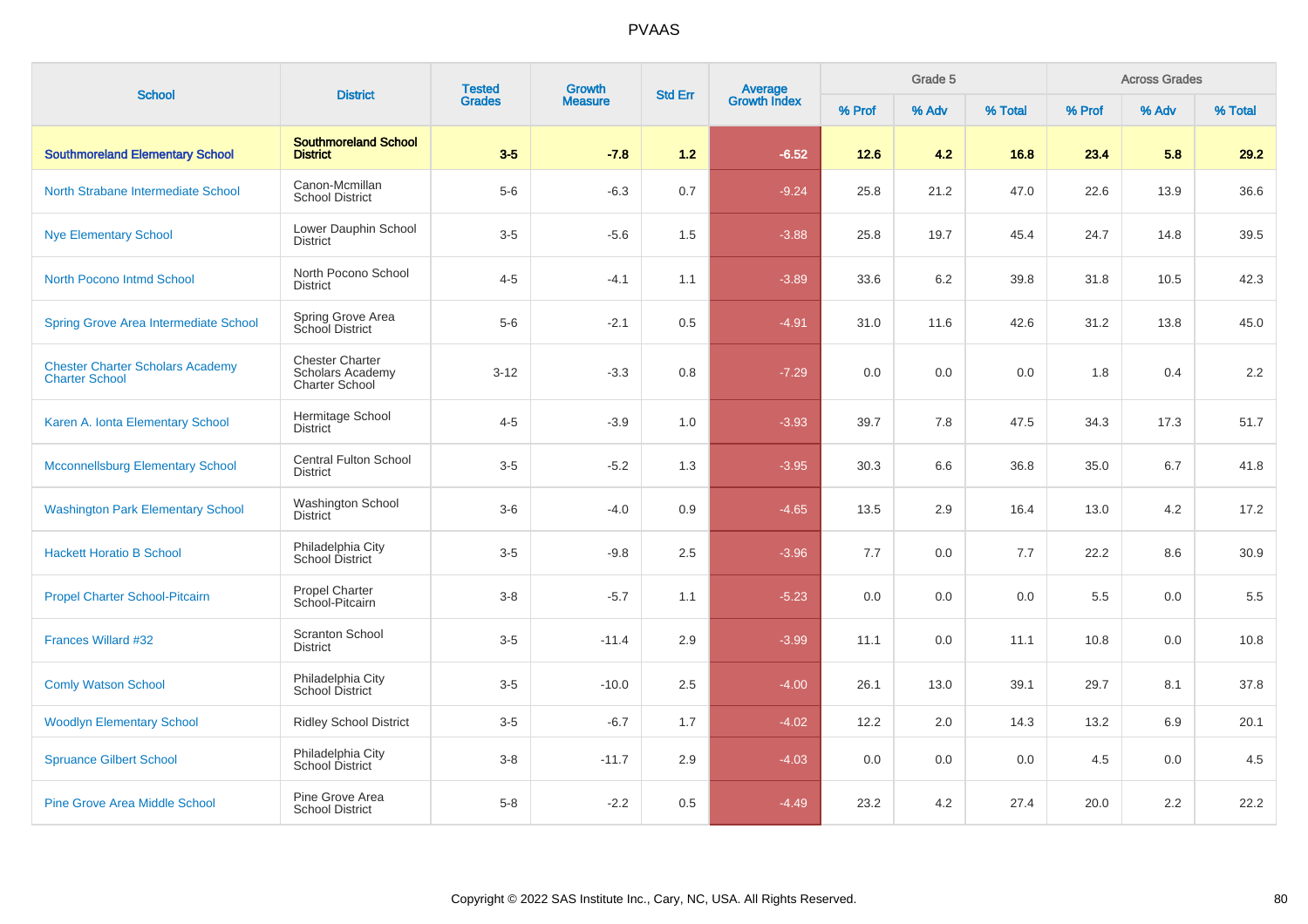# PVAAS

| School | District | Tested Grades | Growth Measure | Std Err | Average Growth Index | Grade 5 | | | Across Grades | | |
|---|---|---|---|---|---|---|---|---|---|---|---|
| | | | | | | % Prof | % Adv | % Total | % Prof | % Adv | % Total |
| **Southmoreland Elementary School** | **Southmoreland School District** | **3-5** | **-7.8** | **1.2** | **-6.52** | **12.6** | **4.2** | **16.8** | **23.4** | **5.8** | **29.2** |
| North Strabane Intermediate School | Canon-Mcmillan School District | 5-6 | -6.3 | 0.7 | -9.24 | 25.8 | 21.2 | 47.0 | 22.6 | 13.9 | 36.6 |
| Nye Elementary School | Lower Dauphin School District | 3-5 | -5.6 | 1.5 | -3.88 | 25.8 | 19.7 | 45.4 | 24.7 | 14.8 | 39.5 |
| North Pocono Intmd School | North Pocono School District | 4-5 | -4.1 | 1.1 | -3.89 | 33.6 | 6.2 | 39.8 | 31.8 | 10.5 | 42.3 |
| Spring Grove Area Intermediate School | Spring Grove Area School District | 5-6 | -2.1 | 0.5 | -4.91 | 31.0 | 11.6 | 42.6 | 31.2 | 13.8 | 45.0 |
| Chester Charter Scholars Academy Charter School | Chester Charter Scholars Academy Charter School | 3-12 | -3.3 | 0.8 | -7.29 | 0.0 | 0.0 | 0.0 | 1.8 | 0.4 | 2.2 |
| Karen A. Ionta Elementary School | Hermitage School District | 4-5 | -3.9 | 1.0 | -3.93 | 39.7 | 7.8 | 47.5 | 34.3 | 17.3 | 51.7 |
| Mcconnellsburg Elementary School | Central Fulton School District | 3-5 | -5.2 | 1.3 | -3.95 | 30.3 | 6.6 | 36.8 | 35.0 | 6.7 | 41.8 |
| Washington Park Elementary School | Washington School District | 3-6 | -4.0 | 0.9 | -4.65 | 13.5 | 2.9 | 16.4 | 13.0 | 4.2 | 17.2 |
| Hackett Horatio B School | Philadelphia City School District | 3-5 | -9.8 | 2.5 | -3.96 | 7.7 | 0.0 | 7.7 | 22.2 | 8.6 | 30.9 |
| Propel Charter School-Pitcairn | Propel Charter School-Pitcairn | 3-8 | -5.7 | 1.1 | -5.23 | 0.0 | 0.0 | 0.0 | 5.5 | 0.0 | 5.5 |
| Frances Willard #32 | Scranton School District | 3-5 | -11.4 | 2.9 | -3.99 | 11.1 | 0.0 | 11.1 | 10.8 | 0.0 | 10.8 |
| Comly Watson School | Philadelphia City School District | 3-5 | -10.0 | 2.5 | -4.00 | 26.1 | 13.0 | 39.1 | 29.7 | 8.1 | 37.8 |
| Woodlyn Elementary School | Ridley School District | 3-5 | -6.7 | 1.7 | -4.02 | 12.2 | 2.0 | 14.3 | 13.2 | 6.9 | 20.1 |
| Spruance Gilbert School | Philadelphia City School District | 3-8 | -11.7 | 2.9 | -4.03 | 0.0 | 0.0 | 0.0 | 4.5 | 0.0 | 4.5 |
| Pine Grove Area Middle School | Pine Grove Area School District | 5-8 | -2.2 | 0.5 | -4.49 | 23.2 | 4.2 | 27.4 | 20.0 | 2.2 | 22.2 |

Copyright © 2022 SAS Institute Inc., Cary, NC, USA. All Rights Reserved.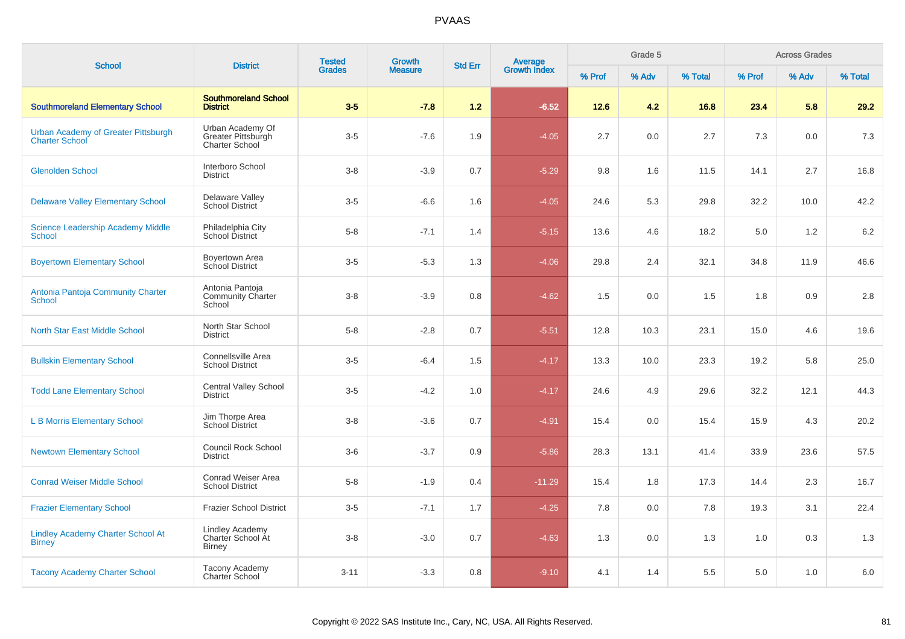# PVAAS

| School | District | Tested Grades | Growth Measure | Std Err | Average Growth Index | Grade 5 | | | Across Grades | | |
|---|---|---|---|---|---|---|---|---|---|---|---|
| | | | | | | % Prof | % Adv | % Total | % Prof | % Adv | % Total |
| **Southmoreland Elementary School** | **Southmoreland School District** | **3-5** | **-7.8** | **1.2** | **-6.52** | **12.6** | **4.2** | **16.8** | **23.4** | **5.8** | **29.2** |
| Urban Academy of Greater Pittsburgh Charter School | Urban Academy Of Greater Pittsburgh Charter School | 3-5 | -7.6 | 1.9 | -4.05 | 2.7 | 0.0 | 2.7 | 7.3 | 0.0 | 7.3 |
| Glenolden School | Interboro School District | 3-8 | -3.9 | 0.7 | -5.29 | 9.8 | 1.6 | 11.5 | 14.1 | 2.7 | 16.8 |
| Delaware Valley Elementary School | Delaware Valley School District | 3-5 | -6.6 | 1.6 | -4.05 | 24.6 | 5.3 | 29.8 | 32.2 | 10.0 | 42.2 |
| Science Leadership Academy Middle School | Philadelphia City School District | 5-8 | -7.1 | 1.4 | -5.15 | 13.6 | 4.6 | 18.2 | 5.0 | 1.2 | 6.2 |
| Boyertown Elementary School | Boyertown Area School District | 3-5 | -5.3 | 1.3 | -4.06 | 29.8 | 2.4 | 32.1 | 34.8 | 11.9 | 46.6 |
| Antonia Pantoja Community Charter School | Antonia Pantoja Community Charter School | 3-8 | -3.9 | 0.8 | -4.62 | 1.5 | 0.0 | 1.5 | 1.8 | 0.9 | 2.8 |
| North Star East Middle School | North Star School District | 5-8 | -2.8 | 0.7 | -5.51 | 12.8 | 10.3 | 23.1 | 15.0 | 4.6 | 19.6 |
| Bullskin Elementary School | Connellsville Area School District | 3-5 | -6.4 | 1.5 | -4.17 | 13.3 | 10.0 | 23.3 | 19.2 | 5.8 | 25.0 |
| Todd Lane Elementary School | Central Valley School District | 3-5 | -4.2 | 1.0 | -4.17 | 24.6 | 4.9 | 29.6 | 32.2 | 12.1 | 44.3 |
| L B Morris Elementary School | Jim Thorpe Area School District | 3-8 | -3.6 | 0.7 | -4.91 | 15.4 | 0.0 | 15.4 | 15.9 | 4.3 | 20.2 |
| Newtown Elementary School | Council Rock School District | 3-6 | -3.7 | 0.9 | -5.86 | 28.3 | 13.1 | 41.4 | 33.9 | 23.6 | 57.5 |
| Conrad Weiser Middle School | Conrad Weiser Area School District | 5-8 | -1.9 | 0.4 | -11.29 | 15.4 | 1.8 | 17.3 | 14.4 | 2.3 | 16.7 |
| Frazier Elementary School | Frazier School District | 3-5 | -7.1 | 1.7 | -4.25 | 7.8 | 0.0 | 7.8 | 19.3 | 3.1 | 22.4 |
| Lindley Academy Charter School At Birney | Lindley Academy Charter School At Birney | 3-8 | -3.0 | 0.7 | -4.63 | 1.3 | 0.0 | 1.3 | 1.0 | 0.3 | 1.3 |
| Tacony Academy Charter School | Tacony Academy Charter School | 3-11 | -3.3 | 0.8 | -9.10 | 4.1 | 1.4 | 5.5 | 5.0 | 1.0 | 6.0 |

Copyright © 2022 SAS Institute Inc., Cary, NC, USA. All Rights Reserved.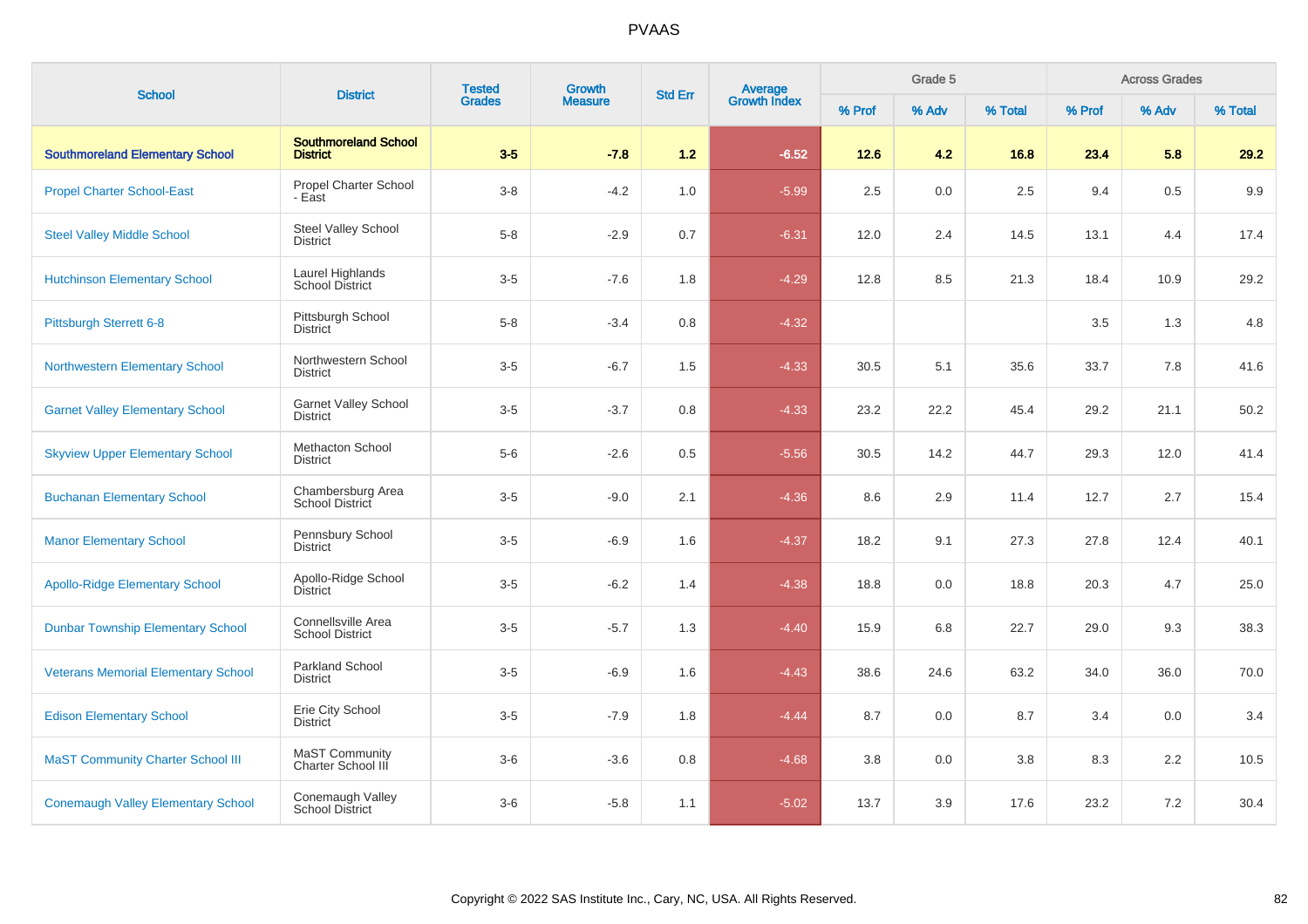# PVAAS

| School | District | Tested Grades | Growth Measure | Std Err | Average Growth Index | Grade 5 | | | Across Grades | | |
|---|---|---|---|---|---|---|---|---|---|---|---|
| | | | | | | % Prof | % Adv | % Total | % Prof | % Adv | % Total |
| **Southmoreland Elementary School** | **Southmoreland School District** | **3-5** | **-7.8** | **1.2** | **-6.52** | **12.6** | **4.2** | **16.8** | **23.4** | **5.8** | **29.2** |
| Propel Charter School-East | Propel Charter School - East | 3-8 | -4.2 | 1.0 | -5.99 | 2.5 | 0.0 | 2.5 | 9.4 | 0.5 | 9.9 |
| Steel Valley Middle School | Steel Valley School District | 5-8 | -2.9 | 0.7 | -6.31 | 12.0 | 2.4 | 14.5 | 13.1 | 4.4 | 17.4 |
| Hutchinson Elementary School | Laurel Highlands School District | 3-5 | -7.6 | 1.8 | -4.29 | 12.8 | 8.5 | 21.3 | 18.4 | 10.9 | 29.2 |
| Pittsburgh Sterrett 6-8 | Pittsburgh School District | 5-8 | -3.4 | 0.8 | -4.32 | | | | 3.5 | 1.3 | 4.8 |
| Northwestern Elementary School | Northwestern School District | 3-5 | -6.7 | 1.5 | -4.33 | 30.5 | 5.1 | 35.6 | 33.7 | 7.8 | 41.6 |
| Garnet Valley Elementary School | Garnet Valley School District | 3-5 | -3.7 | 0.8 | -4.33 | 23.2 | 22.2 | 45.4 | 29.2 | 21.1 | 50.2 |
| Skyview Upper Elementary School | Methacton School District | 5-6 | -2.6 | 0.5 | -5.56 | 30.5 | 14.2 | 44.7 | 29.3 | 12.0 | 41.4 |
| Buchanan Elementary School | Chambersburg Area School District | 3-5 | -9.0 | 2.1 | -4.36 | 8.6 | 2.9 | 11.4 | 12.7 | 2.7 | 15.4 |
| Manor Elementary School | Pennsbury School District | 3-5 | -6.9 | 1.6 | -4.37 | 18.2 | 9.1 | 27.3 | 27.8 | 12.4 | 40.1 |
| Apollo-Ridge Elementary School | Apollo-Ridge School District | 3-5 | -6.2 | 1.4 | -4.38 | 18.8 | 0.0 | 18.8 | 20.3 | 4.7 | 25.0 |
| Dunbar Township Elementary School | Connellsville Area School District | 3-5 | -5.7 | 1.3 | -4.40 | 15.9 | 6.8 | 22.7 | 29.0 | 9.3 | 38.3 |
| Veterans Memorial Elementary School | Parkland School District | 3-5 | -6.9 | 1.6 | -4.43 | 38.6 | 24.6 | 63.2 | 34.0 | 36.0 | 70.0 |
| Edison Elementary School | Erie City School District | 3-5 | -7.9 | 1.8 | -4.44 | 8.7 | 0.0 | 8.7 | 3.4 | 0.0 | 3.4 |
| MaST Community Charter School III | MaST Community Charter School III | 3-6 | -3.6 | 0.8 | -4.68 | 3.8 | 0.0 | 3.8 | 8.3 | 2.2 | 10.5 |
| Conemaugh Valley Elementary School | Conemaugh Valley School District | 3-6 | -5.8 | 1.1 | -5.02 | 13.7 | 3.9 | 17.6 | 23.2 | 7.2 | 30.4 |

Copyright © 2022 SAS Institute Inc., Cary, NC, USA. All Rights Reserved.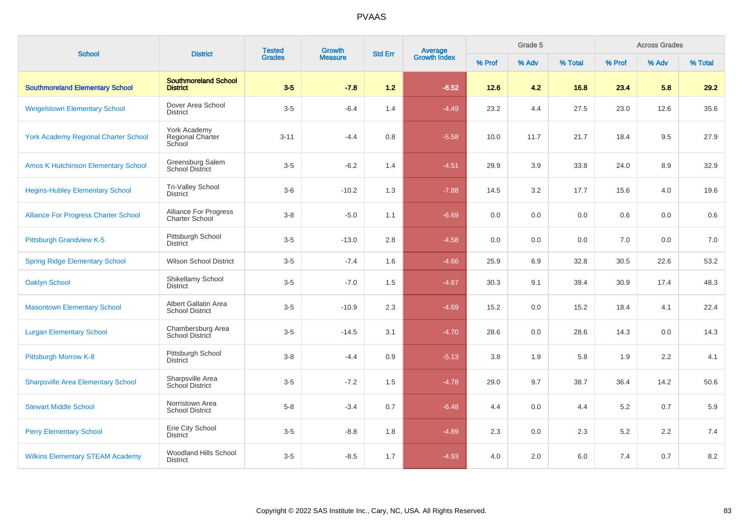# PVAAS

| School | District | Tested Grades | Growth Measure | Std Err | Average Growth Index | Grade 5 | | | Across Grades | | |
|---|---|---|---|---|---|---|---|---|---|---|---|
| | | | | | | % Prof | % Adv | % Total | % Prof | % Adv | % Total |
| **Southmoreland Elementary School** | **Southmoreland School District** | **3-5** | **-7.8** | **1.2** | **-6.52** | **12.6** | **4.2** | **16.8** | **23.4** | **5.8** | **29.2** |
| Weigelstown Elementary School | Dover Area School District | 3-5 | -6.4 | 1.4 | -4.49 | 23.2 | 4.4 | 27.5 | 23.0 | 12.6 | 35.6 |
| York Academy Regional Charter School | York Academy Regional Charter School | 3-11 | -4.4 | 0.8 | -5.58 | 10.0 | 11.7 | 21.7 | 18.4 | 9.5 | 27.9 |
| Amos K Hutchinson Elementary School | Greensburg Salem School District | 3-5 | -6.2 | 1.4 | -4.51 | 29.9 | 3.9 | 33.8 | 24.0 | 8.9 | 32.9 |
| Hegins-Hubley Elementary School | Tri-Valley School District | 3-6 | -10.2 | 1.3 | -7.88 | 14.5 | 3.2 | 17.7 | 15.6 | 4.0 | 19.6 |
| Alliance For Progress Charter School | Alliance For Progress Charter School | 3-8 | -5.0 | 1.1 | -6.69 | 0.0 | 0.0 | 0.0 | 0.6 | 0.0 | 0.6 |
| Pittsburgh Grandview K-5 | Pittsburgh School District | 3-5 | -13.0 | 2.8 | -4.58 | 0.0 | 0.0 | 0.0 | 7.0 | 0.0 | 7.0 |
| Spring Ridge Elementary School | Wilson School District | 3-5 | -7.4 | 1.6 | -4.66 | 25.9 | 6.9 | 32.8 | 30.5 | 22.6 | 53.2 |
| Oaklyn School | Shikellamy School District | 3-5 | -7.0 | 1.5 | -4.67 | 30.3 | 9.1 | 39.4 | 30.9 | 17.4 | 48.3 |
| Masontown Elementary School | Albert Gallatin Area School District | 3-5 | -10.9 | 2.3 | -4.69 | 15.2 | 0.0 | 15.2 | 18.4 | 4.1 | 22.4 |
| Lurgan Elementary School | Chambersburg Area School District | 3-5 | -14.5 | 3.1 | -4.70 | 28.6 | 0.0 | 28.6 | 14.3 | 0.0 | 14.3 |
| Pittsburgh Morrow K-8 | Pittsburgh School District | 3-8 | -4.4 | 0.9 | -5.13 | 3.8 | 1.9 | 5.8 | 1.9 | 2.2 | 4.1 |
| Sharpsville Area Elementary School | Sharpsville Area School District | 3-5 | -7.2 | 1.5 | -4.78 | 29.0 | 9.7 | 38.7 | 36.4 | 14.2 | 50.6 |
| Stewart Middle School | Norristown Area School District | 5-8 | -3.4 | 0.7 | -6.48 | 4.4 | 0.0 | 4.4 | 5.2 | 0.7 | 5.9 |
| Perry Elementary School | Erie City School District | 3-5 | -8.8 | 1.8 | -4.89 | 2.3 | 0.0 | 2.3 | 5.2 | 2.2 | 7.4 |
| Wilkins Elementary STEAM Academy | Woodland Hills School District | 3-5 | -8.5 | 1.7 | -4.93 | 4.0 | 2.0 | 6.0 | 7.4 | 0.7 | 8.2 |

Copyright © 2022 SAS Institute Inc., Cary, NC, USA. All Rights Reserved.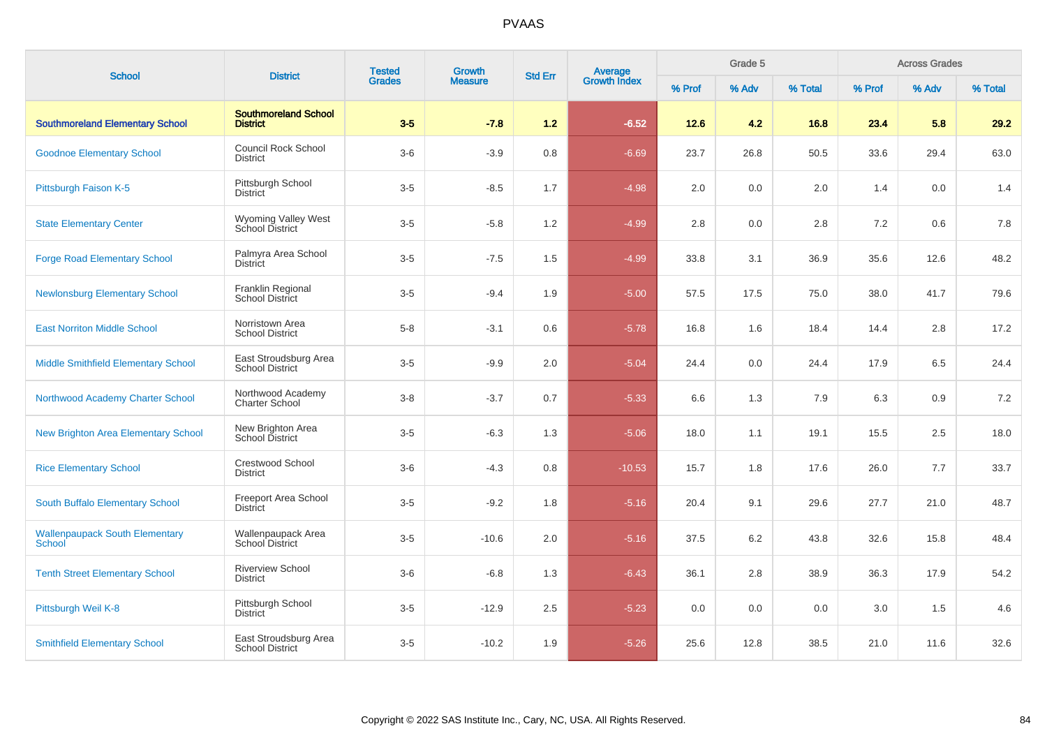# PVAAS

| School | District | Tested Grades | Growth Measure | Std Err | Average Growth Index | Grade 5 | | | Across Grades | | |
|---|---|---|---|---|---|---|---|---|---|---|---|
| | | | | | | % Prof | % Adv | % Total | % Prof | % Adv | % Total |
| **Southmoreland Elementary School** | **Southmoreland School District** | **3-5** | **-7.8** | **1.2** | **-6.52** | **12.6** | **4.2** | **16.8** | **23.4** | **5.8** | **29.2** |
| Goodnoe Elementary School | Council Rock School District | 3-6 | -3.9 | 0.8 | -6.69 | 23.7 | 26.8 | 50.5 | 33.6 | 29.4 | 63.0 |
| Pittsburgh Faison K-5 | Pittsburgh School District | 3-5 | -8.5 | 1.7 | -4.98 | 2.0 | 0.0 | 2.0 | 1.4 | 0.0 | 1.4 |
| State Elementary Center | Wyoming Valley West School District | 3-5 | -5.8 | 1.2 | -4.99 | 2.8 | 0.0 | 2.8 | 7.2 | 0.6 | 7.8 |
| Forge Road Elementary School | Palmyra Area School District | 3-5 | -7.5 | 1.5 | -4.99 | 33.8 | 3.1 | 36.9 | 35.6 | 12.6 | 48.2 |
| Newlonsburg Elementary School | Franklin Regional School District | 3-5 | -9.4 | 1.9 | -5.00 | 57.5 | 17.5 | 75.0 | 38.0 | 41.7 | 79.6 |
| East Norriton Middle School | Norristown Area School District | 5-8 | -3.1 | 0.6 | -5.78 | 16.8 | 1.6 | 18.4 | 14.4 | 2.8 | 17.2 |
| Middle Smithfield Elementary School | East Stroudsburg Area School District | 3-5 | -9.9 | 2.0 | -5.04 | 24.4 | 0.0 | 24.4 | 17.9 | 6.5 | 24.4 |
| Northwood Academy Charter School | Northwood Academy Charter School | 3-8 | -3.7 | 0.7 | -5.33 | 6.6 | 1.3 | 7.9 | 6.3 | 0.9 | 7.2 |
| New Brighton Area Elementary School | New Brighton Area School District | 3-5 | -6.3 | 1.3 | -5.06 | 18.0 | 1.1 | 19.1 | 15.5 | 2.5 | 18.0 |
| Rice Elementary School | Crestwood School District | 3-6 | -4.3 | 0.8 | -10.53 | 15.7 | 1.8 | 17.6 | 26.0 | 7.7 | 33.7 |
| South Buffalo Elementary School | Freeport Area School District | 3-5 | -9.2 | 1.8 | -5.16 | 20.4 | 9.1 | 29.6 | 27.7 | 21.0 | 48.7 |
| Wallenpaupack South Elementary School | Wallenpaupack Area School District | 3-5 | -10.6 | 2.0 | -5.16 | 37.5 | 6.2 | 43.8 | 32.6 | 15.8 | 48.4 |
| Tenth Street Elementary School | Riverview School District | 3-6 | -6.8 | 1.3 | -6.43 | 36.1 | 2.8 | 38.9 | 36.3 | 17.9 | 54.2 |
| Pittsburgh Weil K-8 | Pittsburgh School District | 3-5 | -12.9 | 2.5 | -5.23 | 0.0 | 0.0 | 0.0 | 3.0 | 1.5 | 4.6 |
| Smithfield Elementary School | East Stroudsburg Area School District | 3-5 | -10.2 | 1.9 | -5.26 | 25.6 | 12.8 | 38.5 | 21.0 | 11.6 | 32.6 |

Copyright © 2022 SAS Institute Inc., Cary, NC, USA. All Rights Reserved.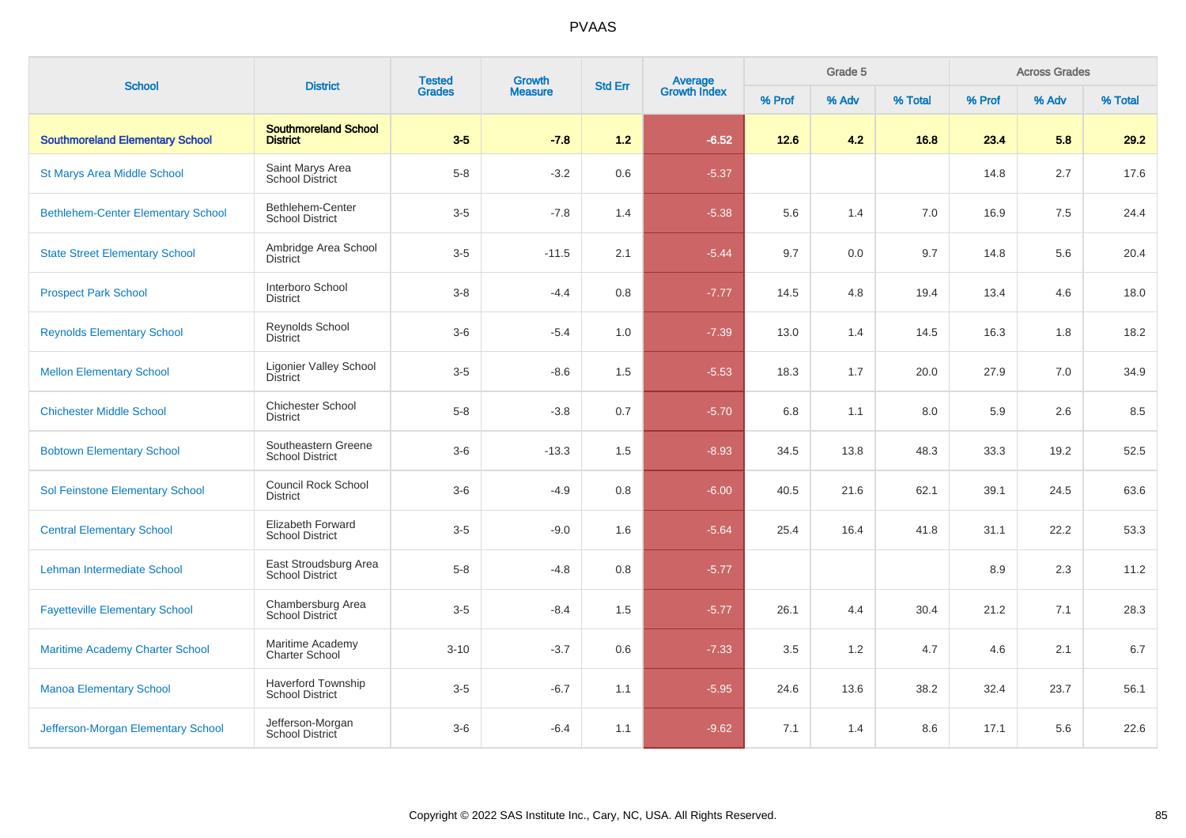# PVAAS

| School | District | Tested Grades | Growth Measure | Std Err | Average Growth Index | Grade 5 | | | Across Grades | | |
|---|---|---|---|---|---|---|---|---|---|---|---|
| | | | | | | % Prof | % Adv | % Total | % Prof | % Adv | % Total |
| **Southmoreland Elementary School** | **Southmoreland School District** | **3-5** | **-7.8** | **1.2** | **-6.52** | **12.6** | **4.2** | **16.8** | **23.4** | **5.8** | **29.2** |
| St Marys Area Middle School | Saint Marys Area School District | 5-8 | -3.2 | 0.6 | -5.37 | | | | 14.8 | 2.7 | 17.6 |
| Bethlehem-Center Elementary School | Bethlehem-Center School District | 3-5 | -7.8 | 1.4 | -5.38 | 5.6 | 1.4 | 7.0 | 16.9 | 7.5 | 24.4 |
| State Street Elementary School | Ambridge Area School District | 3-5 | -11.5 | 2.1 | -5.44 | 9.7 | 0.0 | 9.7 | 14.8 | 5.6 | 20.4 |
| Prospect Park School | Interboro School District | 3-8 | -4.4 | 0.8 | -7.77 | 14.5 | 4.8 | 19.4 | 13.4 | 4.6 | 18.0 |
| Reynolds Elementary School | Reynolds School District | 3-6 | -5.4 | 1.0 | -7.39 | 13.0 | 1.4 | 14.5 | 16.3 | 1.8 | 18.2 |
| Mellon Elementary School | Ligonier Valley School District | 3-5 | -8.6 | 1.5 | -5.53 | 18.3 | 1.7 | 20.0 | 27.9 | 7.0 | 34.9 |
| Chichester Middle School | Chichester School District | 5-8 | -3.8 | 0.7 | -5.70 | 6.8 | 1.1 | 8.0 | 5.9 | 2.6 | 8.5 |
| Bobtown Elementary School | Southeastern Greene School District | 3-6 | -13.3 | 1.5 | -8.93 | 34.5 | 13.8 | 48.3 | 33.3 | 19.2 | 52.5 |
| Sol Feinstone Elementary School | Council Rock School District | 3-6 | -4.9 | 0.8 | -6.00 | 40.5 | 21.6 | 62.1 | 39.1 | 24.5 | 63.6 |
| Central Elementary School | Elizabeth Forward School District | 3-5 | -9.0 | 1.6 | -5.64 | 25.4 | 16.4 | 41.8 | 31.1 | 22.2 | 53.3 |
| Lehman Intermediate School | East Stroudsburg Area School District | 5-8 | -4.8 | 0.8 | -5.77 | | | | 8.9 | 2.3 | 11.2 |
| Fayetteville Elementary School | Chambersburg Area School District | 3-5 | -8.4 | 1.5 | -5.77 | 26.1 | 4.4 | 30.4 | 21.2 | 7.1 | 28.3 |
| Maritime Academy Charter School | Maritime Academy Charter School | 3-10 | -3.7 | 0.6 | -7.33 | 3.5 | 1.2 | 4.7 | 4.6 | 2.1 | 6.7 |
| Manoa Elementary School | Haverford Township School District | 3-5 | -6.7 | 1.1 | -5.95 | 24.6 | 13.6 | 38.2 | 32.4 | 23.7 | 56.1 |
| Jefferson-Morgan Elementary School | Jefferson-Morgan School District | 3-6 | -6.4 | 1.1 | -9.62 | 7.1 | 1.4 | 8.6 | 17.1 | 5.6 | 22.6 |

Copyright © 2022 SAS Institute Inc., Cary, NC, USA. All Rights Reserved.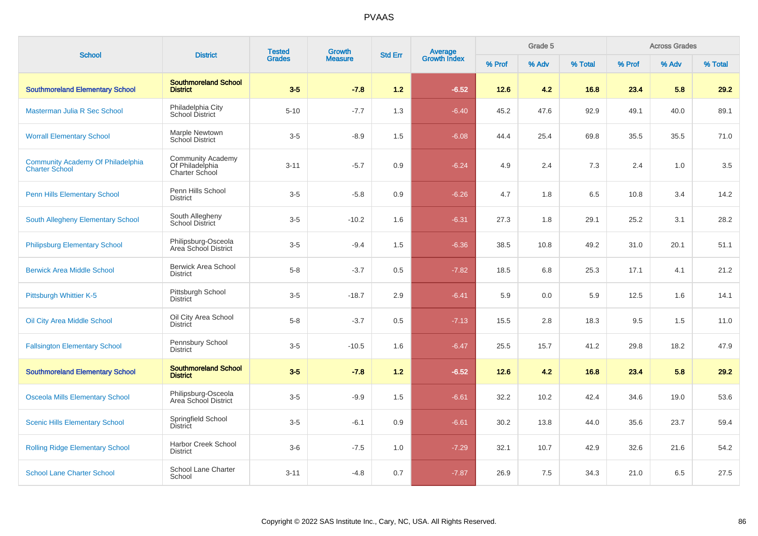PVAAS

| School | District | Tested Grades | Growth Measure | Std Err | Average Growth Index | Grade 5 | | | Across Grades | | |
|---|---|---|---|---|---|---|---|---|---|---|---|
| | | | | | | % Prof | % Adv | % Total | % Prof | % Adv | % Total |
| **Southmoreland Elementary School** | **Southmoreland School District** | **3-5** | **-7.8** | **1.2** | **-6.52** | **12.6** | **4.2** | **16.8** | **23.4** | **5.8** | **29.2** |
| Masterman Julia R Sec School | Philadelphia City School District | 5-10 | -7.7 | 1.3 | -6.40 | 45.2 | 47.6 | 92.9 | 49.1 | 40.0 | 89.1 |
| Worrall Elementary School | Marple Newtown School District | 3-5 | -8.9 | 1.5 | -6.08 | 44.4 | 25.4 | 69.8 | 35.5 | 35.5 | 71.0 |
| Community Academy Of Philadelphia Charter School | Community Academy Of Philadelphia Charter School | 3-11 | -5.7 | 0.9 | -6.24 | 4.9 | 2.4 | 7.3 | 2.4 | 1.0 | 3.5 |
| Penn Hills Elementary School | Penn Hills School District | 3-5 | -5.8 | 0.9 | -6.26 | 4.7 | 1.8 | 6.5 | 10.8 | 3.4 | 14.2 |
| South Allegheny Elementary School | South Allegheny School District | 3-5 | -10.2 | 1.6 | -6.31 | 27.3 | 1.8 | 29.1 | 25.2 | 3.1 | 28.2 |
| Philipsburg Elementary School | Philipsburg-Osceola Area School District | 3-5 | -9.4 | 1.5 | -6.36 | 38.5 | 10.8 | 49.2 | 31.0 | 20.1 | 51.1 |
| Berwick Area Middle School | Berwick Area School District | 5-8 | -3.7 | 0.5 | -7.82 | 18.5 | 6.8 | 25.3 | 17.1 | 4.1 | 21.2 |
| Pittsburgh Whittier K-5 | Pittsburgh School District | 3-5 | -18.7 | 2.9 | -6.41 | 5.9 | 0.0 | 5.9 | 12.5 | 1.6 | 14.1 |
| Oil City Area Middle School | Oil City Area School District | 5-8 | -3.7 | 0.5 | -7.13 | 15.5 | 2.8 | 18.3 | 9.5 | 1.5 | 11.0 |
| Fallsington Elementary School | Pennsbury School District | 3-5 | -10.5 | 1.6 | -6.47 | 25.5 | 15.7 | 41.2 | 29.8 | 18.2 | 47.9 |
| **Southmoreland Elementary School** | **Southmoreland School District** | **3-5** | **-7.8** | **1.2** | **-6.52** | **12.6** | **4.2** | **16.8** | **23.4** | **5.8** | **29.2** |
| Osceola Mills Elementary School | Philipsburg-Osceola Area School District | 3-5 | -9.9 | 1.5 | -6.61 | 32.2 | 10.2 | 42.4 | 34.6 | 19.0 | 53.6 |
| Scenic Hills Elementary School | Springfield School District | 3-5 | -6.1 | 0.9 | -6.61 | 30.2 | 13.8 | 44.0 | 35.6 | 23.7 | 59.4 |
| Rolling Ridge Elementary School | Harbor Creek School District | 3-6 | -7.5 | 1.0 | -7.29 | 32.1 | 10.7 | 42.9 | 32.6 | 21.6 | 54.2 |
| School Lane Charter School | School Lane Charter School | 3-11 | -4.8 | 0.7 | -7.87 | 26.9 | 7.5 | 34.3 | 21.0 | 6.5 | 27.5 |

Copyright © 2022 SAS Institute Inc., Cary, NC, USA. All Rights Reserved.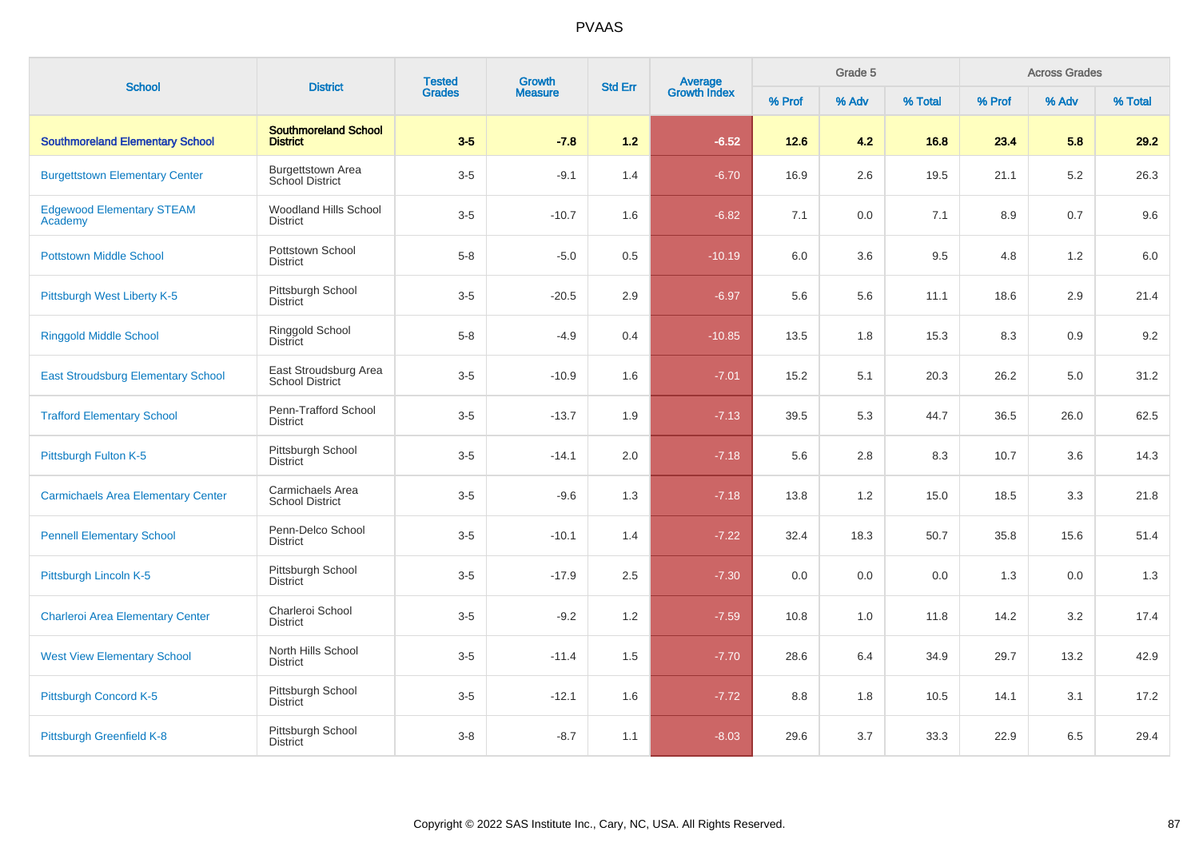PVAAS

| School | District | Tested Grades | Growth Measure | Std Err | Average Growth Index | Grade 5 | | | Across Grades | | |
|---|---|---|---|---|---|---|---|---|---|---|---|
| | | | | | | % Prof | % Adv | % Total | % Prof | % Adv | % Total |
| **Southmoreland Elementary School** | **Southmoreland School District** | **3-5** | **-7.8** | **1.2** | **-6.52** | **12.6** | **4.2** | **16.8** | **23.4** | **5.8** | **29.2** |
| Burgettstown Elementary Center | Burgettstown Area School District | 3-5 | -9.1 | 1.4 | -6.70 | 16.9 | 2.6 | 19.5 | 21.1 | 5.2 | 26.3 |
| Edgewood Elementary STEAM Academy | Woodland Hills School District | 3-5 | -10.7 | 1.6 | -6.82 | 7.1 | 0.0 | 7.1 | 8.9 | 0.7 | 9.6 |
| Pottstown Middle School | Pottstown School District | 5-8 | -5.0 | 0.5 | -10.19 | 6.0 | 3.6 | 9.5 | 4.8 | 1.2 | 6.0 |
| Pittsburgh West Liberty K-5 | Pittsburgh School District | 3-5 | -20.5 | 2.9 | -6.97 | 5.6 | 5.6 | 11.1 | 18.6 | 2.9 | 21.4 |
| Ringgold Middle School | Ringgold School District | 5-8 | -4.9 | 0.4 | -10.85 | 13.5 | 1.8 | 15.3 | 8.3 | 0.9 | 9.2 |
| East Stroudsburg Elementary School | East Stroudsburg Area School District | 3-5 | -10.9 | 1.6 | -7.01 | 15.2 | 5.1 | 20.3 | 26.2 | 5.0 | 31.2 |
| Trafford Elementary School | Penn-Trafford School District | 3-5 | -13.7 | 1.9 | -7.13 | 39.5 | 5.3 | 44.7 | 36.5 | 26.0 | 62.5 |
| Pittsburgh Fulton K-5 | Pittsburgh School District | 3-5 | -14.1 | 2.0 | -7.18 | 5.6 | 2.8 | 8.3 | 10.7 | 3.6 | 14.3 |
| Carmichaels Area Elementary Center | Carmichaels Area School District | 3-5 | -9.6 | 1.3 | -7.18 | 13.8 | 1.2 | 15.0 | 18.5 | 3.3 | 21.8 |
| Pennell Elementary School | Penn-Delco School District | 3-5 | -10.1 | 1.4 | -7.22 | 32.4 | 18.3 | 50.7 | 35.8 | 15.6 | 51.4 |
| Pittsburgh Lincoln K-5 | Pittsburgh School District | 3-5 | -17.9 | 2.5 | -7.30 | 0.0 | 0.0 | 0.0 | 1.3 | 0.0 | 1.3 |
| Charleroi Area Elementary Center | Charleroi School District | 3-5 | -9.2 | 1.2 | -7.59 | 10.8 | 1.0 | 11.8 | 14.2 | 3.2 | 17.4 |
| West View Elementary School | North Hills School District | 3-5 | -11.4 | 1.5 | -7.70 | 28.6 | 6.4 | 34.9 | 29.7 | 13.2 | 42.9 |
| Pittsburgh Concord K-5 | Pittsburgh School District | 3-5 | -12.1 | 1.6 | -7.72 | 8.8 | 1.8 | 10.5 | 14.1 | 3.1 | 17.2 |
| Pittsburgh Greenfield K-8 | Pittsburgh School District | 3-8 | -8.7 | 1.1 | -8.03 | 29.6 | 3.7 | 33.3 | 22.9 | 6.5 | 29.4 |

Copyright © 2022 SAS Institute Inc., Cary, NC, USA. All Rights Reserved.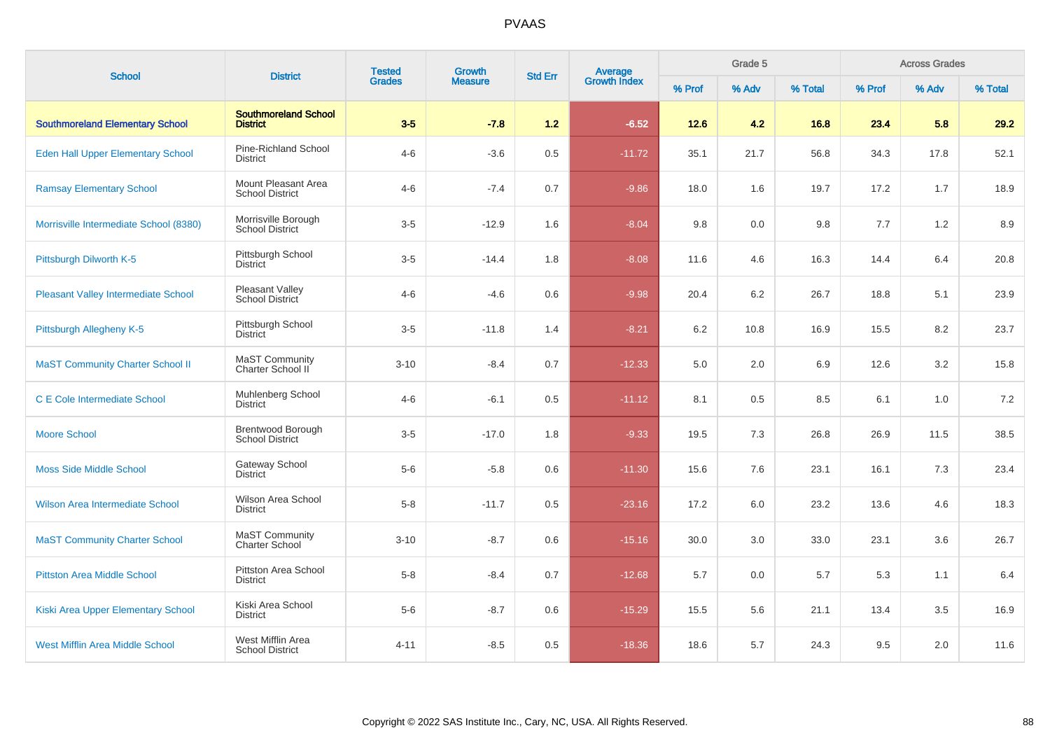# PVAAS

| School | District | Tested Grades | Growth Measure | Std Err | Average Growth Index | Grade 5 | | | Across Grades | | |
|---|---|---|---|---|---|---|---|---|---|---|---|
| | | | | | | % Prof | % Adv | % Total | % Prof | % Adv | % Total |
| **Southmoreland Elementary School** | **Southmoreland School District** | **3-5** | **-7.8** | **1.2** | **-6.52** | **12.6** | **4.2** | **16.8** | **23.4** | **5.8** | **29.2** |
| Eden Hall Upper Elementary School | Pine-Richland School District | 4-6 | -3.6 | 0.5 | -11.72 | 35.1 | 21.7 | 56.8 | 34.3 | 17.8 | 52.1 |
| Ramsay Elementary School | Mount Pleasant Area School District | 4-6 | -7.4 | 0.7 | -9.86 | 18.0 | 1.6 | 19.7 | 17.2 | 1.7 | 18.9 |
| Morrisville Intermediate School (8380) | Morrisville Borough School District | 3-5 | -12.9 | 1.6 | -8.04 | 9.8 | 0.0 | 9.8 | 7.7 | 1.2 | 8.9 |
| Pittsburgh Dilworth K-5 | Pittsburgh School District | 3-5 | -14.4 | 1.8 | -8.08 | 11.6 | 4.6 | 16.3 | 14.4 | 6.4 | 20.8 |
| Pleasant Valley Intermediate School | Pleasant Valley School District | 4-6 | -4.6 | 0.6 | -9.98 | 20.4 | 6.2 | 26.7 | 18.8 | 5.1 | 23.9 |
| Pittsburgh Allegheny K-5 | Pittsburgh School District | 3-5 | -11.8 | 1.4 | -8.21 | 6.2 | 10.8 | 16.9 | 15.5 | 8.2 | 23.7 |
| MaST Community Charter School II | MaST Community Charter School II | 3-10 | -8.4 | 0.7 | -12.33 | 5.0 | 2.0 | 6.9 | 12.6 | 3.2 | 15.8 |
| C E Cole Intermediate School | Muhlenberg School District | 4-6 | -6.1 | 0.5 | -11.12 | 8.1 | 0.5 | 8.5 | 6.1 | 1.0 | 7.2 |
| Moore School | Brentwood Borough School District | 3-5 | -17.0 | 1.8 | -9.33 | 19.5 | 7.3 | 26.8 | 26.9 | 11.5 | 38.5 |
| Moss Side Middle School | Gateway School District | 5-6 | -5.8 | 0.6 | -11.30 | 15.6 | 7.6 | 23.1 | 16.1 | 7.3 | 23.4 |
| Wilson Area Intermediate School | Wilson Area School District | 5-8 | -11.7 | 0.5 | -23.16 | 17.2 | 6.0 | 23.2 | 13.6 | 4.6 | 18.3 |
| MaST Community Charter School | MaST Community Charter School | 3-10 | -8.7 | 0.6 | -15.16 | 30.0 | 3.0 | 33.0 | 23.1 | 3.6 | 26.7 |
| Pittston Area Middle School | Pittston Area School District | 5-8 | -8.4 | 0.7 | -12.68 | 5.7 | 0.0 | 5.7 | 5.3 | 1.1 | 6.4 |
| Kiski Area Upper Elementary School | Kiski Area School District | 5-6 | -8.7 | 0.6 | -15.29 | 15.5 | 5.6 | 21.1 | 13.4 | 3.5 | 16.9 |
| West Mifflin Area Middle School | West Mifflin Area School District | 4-11 | -8.5 | 0.5 | -18.36 | 18.6 | 5.7 | 24.3 | 9.5 | 2.0 | 11.6 |

Copyright © 2022 SAS Institute Inc., Cary, NC, USA. All Rights Reserved.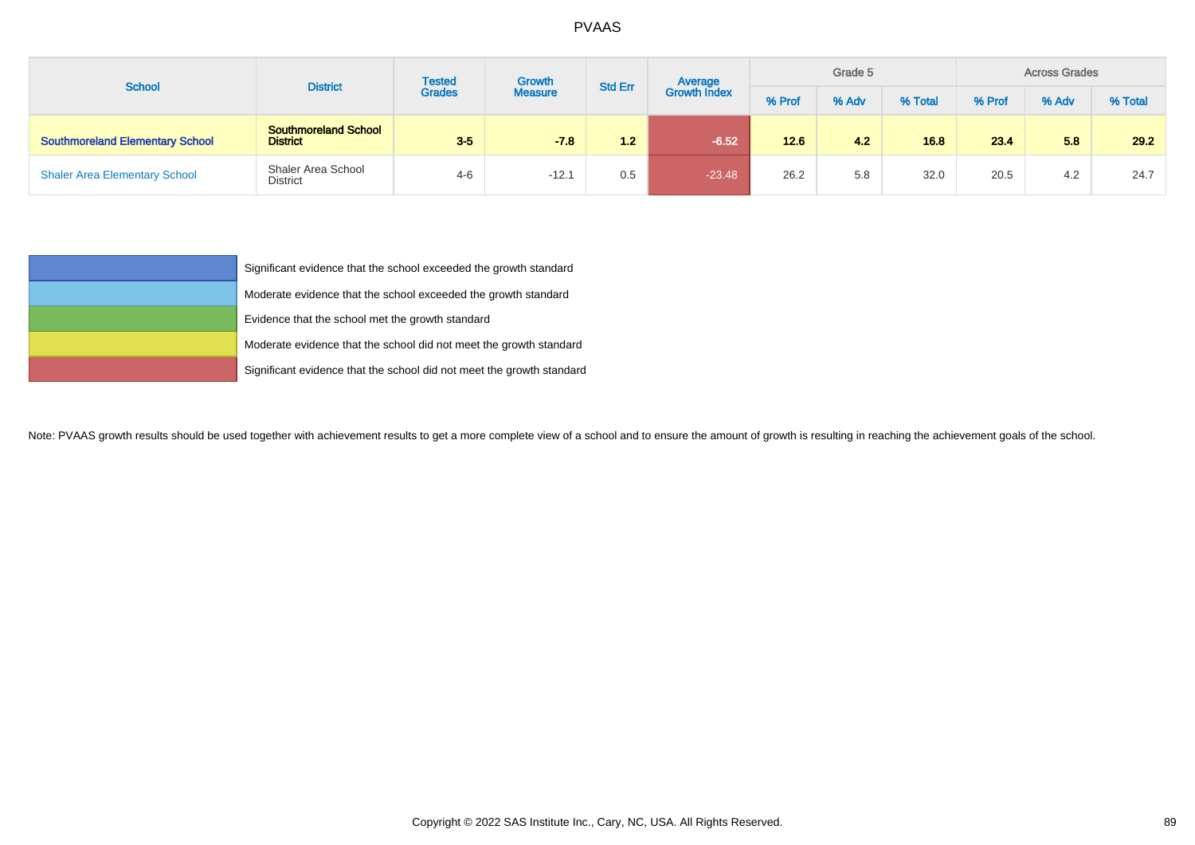# PVAAS

| School | District | Tested Grades | Growth Measure | Std Err | Average Growth Index | Grade 5 | | | Across Grades | | |
|---|---|---|---|---|---|---|---|---|---|---|---|
| | | | | | | % Prof | % Adv | % Total | % Prof | % Adv | % Total |
| **Southmoreland Elementary School** | **Southmoreland School District** | **3-5** | **-7.8** | **1.2** | **-6.52** | **12.6** | **4.2** | **16.8** | **23.4** | **5.8** | **29.2** |
| Shaler Area Elementary School | Shaler Area School District | 4-6 | -12.1 | 0.5 | -23.48 | 26.2 | 5.8 | 32.0 | 20.5 | 4.2 | 24.7 |

Significant evidence that the school exceeded the growth standard

Moderate evidence that the school exceeded the growth standard

Evidence that the school met the growth standard

Moderate evidence that the school did not meet the growth standard

Significant evidence that the school did not meet the growth standard

Note: PVAAS growth results should be used together with achievement results to get a more complete view of a school and to ensure the amount of growth is resulting in reaching the achievement goals of the school.

Copyright © 2022 SAS Institute Inc., Cary, NC, USA. All Rights Reserved.